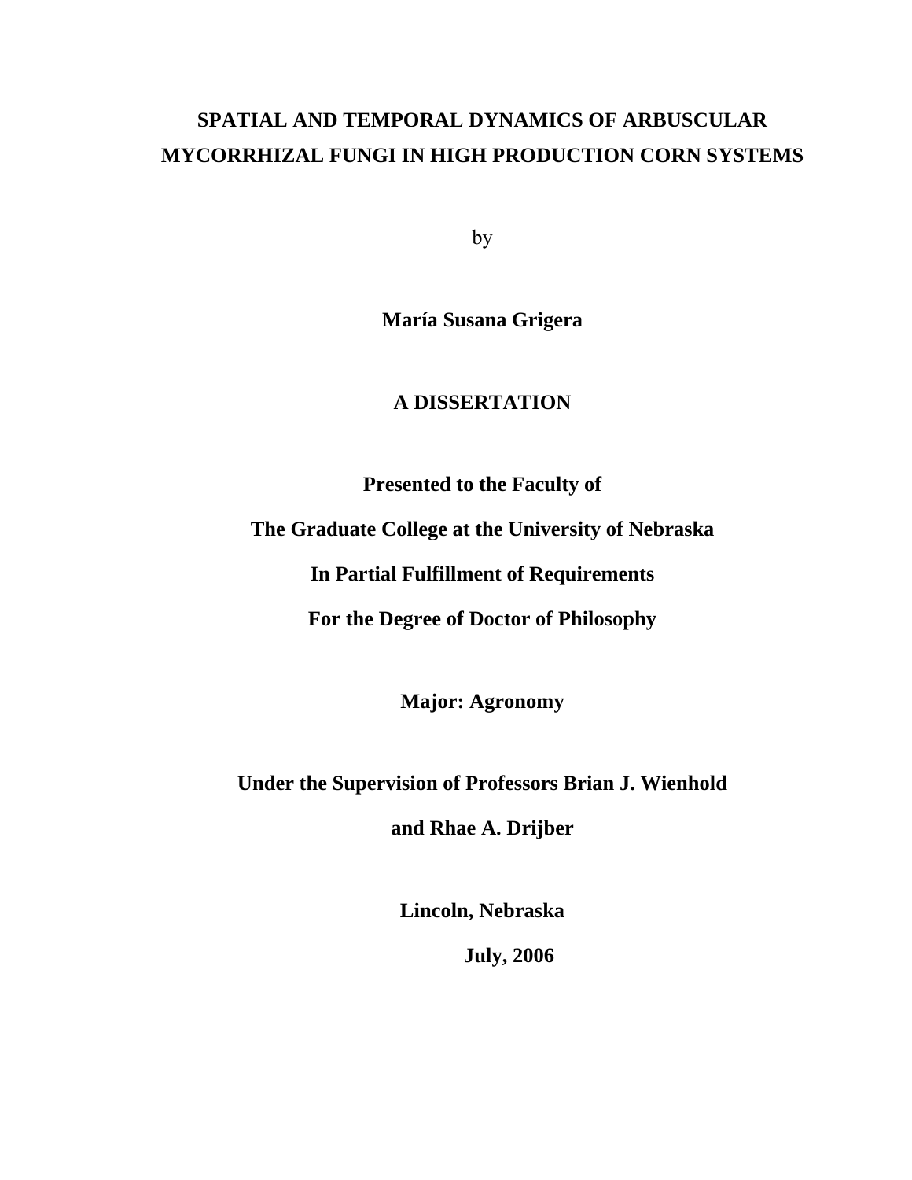# SPATIAL AND TEMPORAL DYNAMICS OF ARBUSCULAR MYCORRHIZAL FUNGI IN HIGH PRODUCTION CORN SYSTEMS

by

**María Susana Grigera**

**A DISSERTATION**

**Presented to the Faculty of**

**The Graduate College at the University of Nebraska**

**In Partial Fulfillment of Requirements**

**For the Degree of Doctor of Philosophy**

**Major: Agronomy**

**Under the Supervision of Professors Brian J. Wienhold**

**and Rhae A. Drijber**

**Lincoln, Nebraska**

**July, 2006**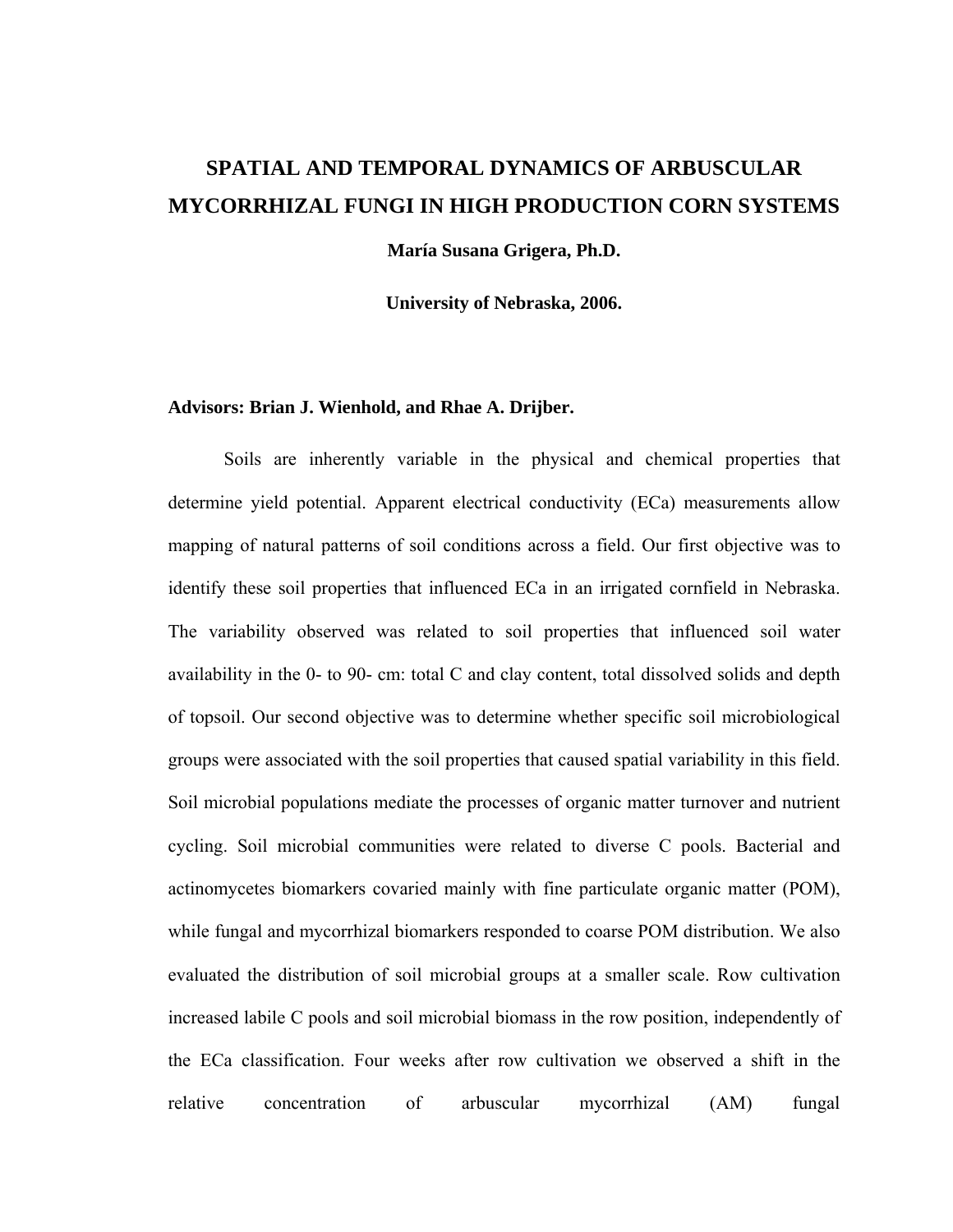# SPATIAL AND TEMPORAL DYNAMICS OF ARBUSCULAR MYCORRHIZAL FUNGI IN HIGH PRODUCTION CORN SYSTEMS

**María Susana Grigera, Ph.D.**

**University of Nebraska, 2006.**

**Advisors: Brian J. Wienhold, and Rhae A. Drijber.**

Soils are inherently variable in the physical and chemical properties that determine yield potential. Apparent electrical conductivity (ECa) measurements allow mapping of natural patterns of soil conditions across a field. Our first objective was to identify these soil properties that influenced ECa in an irrigated cornfield in Nebraska. The variability observed was related to soil properties that influenced soil water availability in the 0- to 90- cm: total C and clay content, total dissolved solids and depth of topsoil. Our second objective was to determine whether specific soil microbiological groups were associated with the soil properties that caused spatial variability in this field. Soil microbial populations mediate the processes of organic matter turnover and nutrient cycling. Soil microbial communities were related to diverse C pools. Bacterial and actinomycetes biomarkers covaried mainly with fine particulate organic matter (POM), while fungal and mycorrhizal biomarkers responded to coarse POM distribution. We also evaluated the distribution of soil microbial groups at a smaller scale. Row cultivation increased labile C pools and soil microbial biomass in the row position, independently of the ECa classification. Four weeks after row cultivation we observed a shift in the relative concentration of arbuscular mycorrhizal (AM) fungal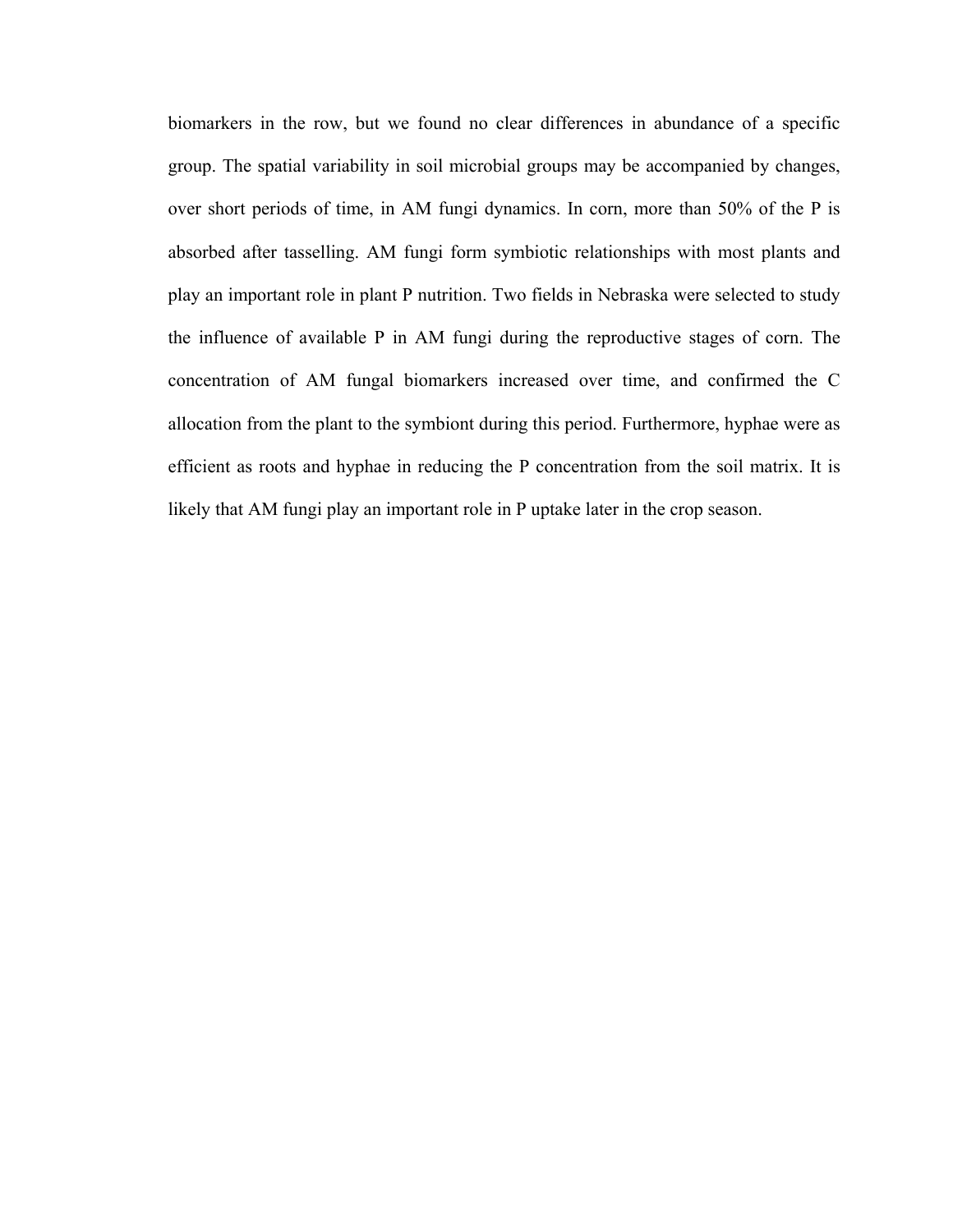biomarkers in the row, but we found no clear differences in abundance of a specific group. The spatial variability in soil microbial groups may be accompanied by changes, over short periods of time, in AM fungi dynamics. In corn, more than 50% of the P is absorbed after tasselling. AM fungi form symbiotic relationships with most plants and play an important role in plant P nutrition. Two fields in Nebraska were selected to study the influence of available P in AM fungi during the reproductive stages of corn. The concentration of AM fungal biomarkers increased over time, and confirmed the C allocation from the plant to the symbiont during this period. Furthermore, hyphae were as efficient as roots and hyphae in reducing the P concentration from the soil matrix. It is likely that AM fungi play an important role in P uptake later in the crop season.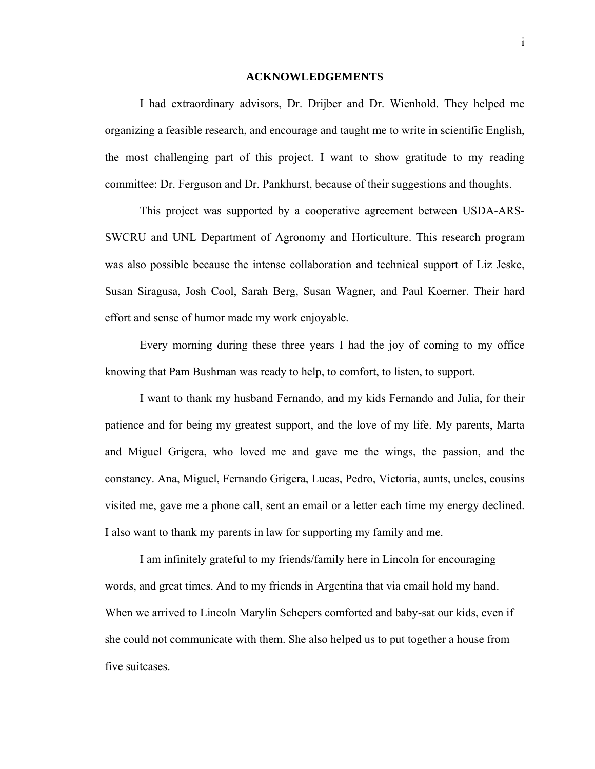## ACKNOWLEDGEMENTS

I had extraordinary advisors, Dr. Drijber and Dr. Wienhold. They helped me organizing a feasible research, and encourage and taught me to write in scientific English, the most challenging part of this project. I want to show gratitude to my reading committee: Dr. Ferguson and Dr. Pankhurst, because of their suggestions and thoughts.

This project was supported by a cooperative agreement between USDA-ARS-SWCRU and UNL Department of Agronomy and Horticulture. This research program was also possible because the intense collaboration and technical support of Liz Jeske, Susan Siragusa, Josh Cool, Sarah Berg, Susan Wagner, and Paul Koerner. Their hard effort and sense of humor made my work enjoyable.

Every morning during these three years I had the joy of coming to my office knowing that Pam Bushman was ready to help, to comfort, to listen, to support.

I want to thank my husband Fernando, and my kids Fernando and Julia, for their patience and for being my greatest support, and the love of my life. My parents, Marta and Miguel Grigera, who loved me and gave me the wings, the passion, and the constancy. Ana, Miguel, Fernando Grigera, Lucas, Pedro, Victoria, aunts, uncles, cousins visited me, gave me a phone call, sent an email or a letter each time my energy declined. I also want to thank my parents in law for supporting my family and me.

I am infinitely grateful to my friends/family here in Lincoln for encouraging words, and great times. And to my friends in Argentina that via email hold my hand. When we arrived to Lincoln Marylin Schepers comforted and baby-sat our kids, even if she could not communicate with them. She also helped us to put together a house from five suitcases.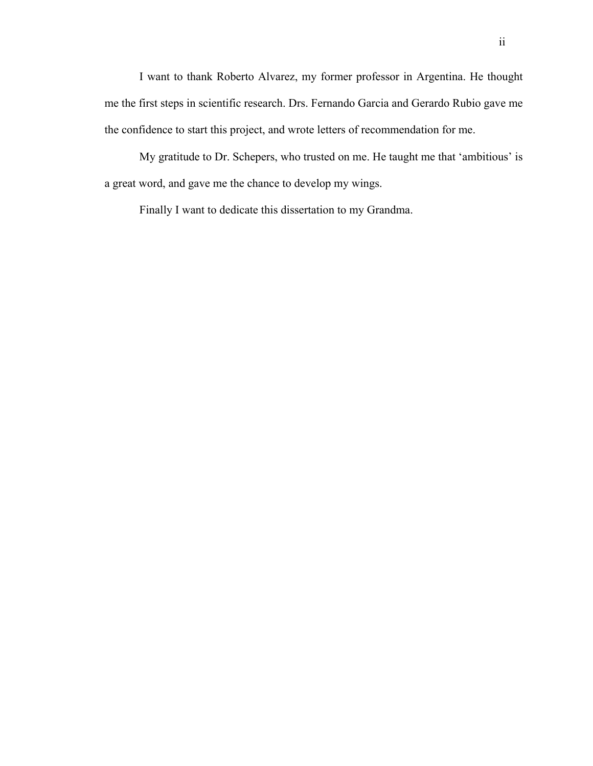I want to thank Roberto Alvarez, my former professor in Argentina. He thought me the first steps in scientific research. Drs. Fernando Garcia and Gerardo Rubio gave me the confidence to start this project, and wrote letters of recommendation for me.

My gratitude to Dr. Schepers, who trusted on me. He taught me that ‘ambitious’ is a great word, and gave me the chance to develop my wings.

Finally I want to dedicate this dissertation to my Grandma.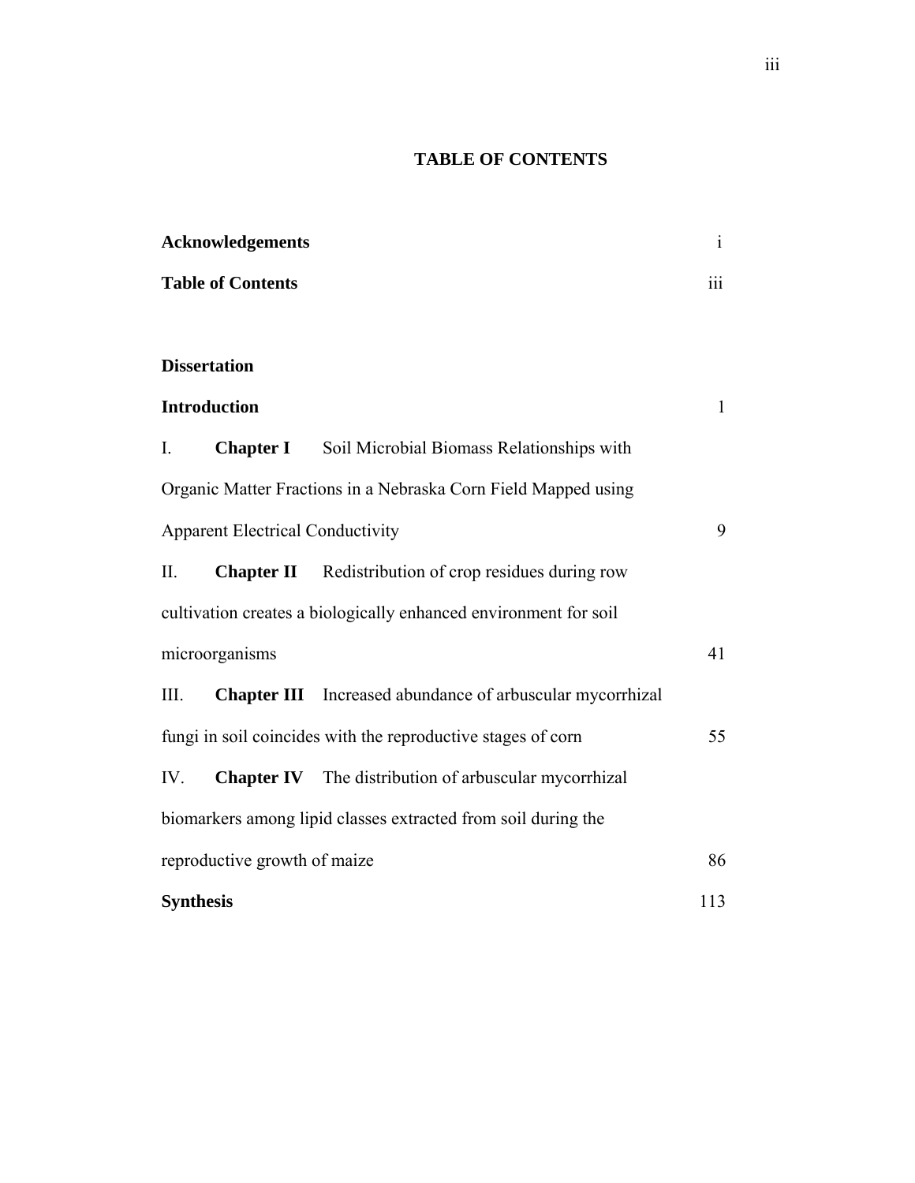# TABLE OF CONTENTS

| | |
|---|---|
| **Acknowledgements** | i |
| **Table of Contents** | iii |
| | |
| **Dissertation** | |
| **Introduction** | 1 |
| I. **Chapter I** Soil Microbial Biomass Relationships with Organic Matter Fractions in a Nebraska Corn Field Mapped using Apparent Electrical Conductivity | 9 |
| II. **Chapter II** Redistribution of crop residues during row cultivation creates a biologically enhanced environment for soil microorganisms | 41 |
| III. **Chapter III** Increased abundance of arbuscular mycorrhizal fungi in soil coincides with the reproductive stages of corn | 55 |
| IV. **Chapter IV** The distribution of arbuscular mycorrhizal biomarkers among lipid classes extracted from soil during the reproductive growth of maize | 86 |
| **Synthesis** | 113 |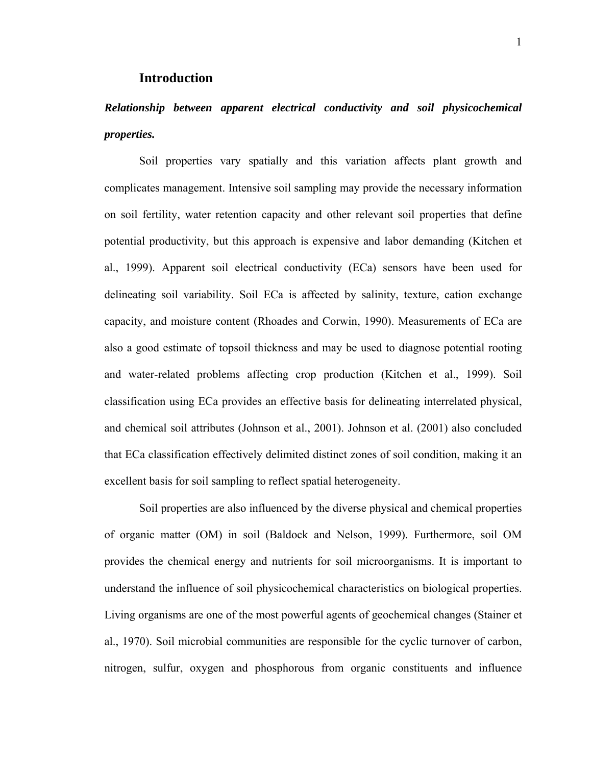# Introduction

***Relationship between apparent electrical conductivity and soil physicochemical properties.***

Soil properties vary spatially and this variation affects plant growth and complicates management. Intensive soil sampling may provide the necessary information on soil fertility, water retention capacity and other relevant soil properties that define potential productivity, but this approach is expensive and labor demanding (Kitchen et al., 1999). Apparent soil electrical conductivity (ECa) sensors have been used for delineating soil variability. Soil ECa is affected by salinity, texture, cation exchange capacity, and moisture content (Rhoades and Corwin, 1990). Measurements of ECa are also a good estimate of topsoil thickness and may be used to diagnose potential rooting and water-related problems affecting crop production (Kitchen et al., 1999). Soil classification using ECa provides an effective basis for delineating interrelated physical, and chemical soil attributes (Johnson et al., 2001). Johnson et al. (2001) also concluded that ECa classification effectively delimited distinct zones of soil condition, making it an excellent basis for soil sampling to reflect spatial heterogeneity.

Soil properties are also influenced by the diverse physical and chemical properties of organic matter (OM) in soil (Baldock and Nelson, 1999). Furthermore, soil OM provides the chemical energy and nutrients for soil microorganisms. It is important to understand the influence of soil physicochemical characteristics on biological properties. Living organisms are one of the most powerful agents of geochemical changes (Stainer et al., 1970). Soil microbial communities are responsible for the cyclic turnover of carbon, nitrogen, sulfur, oxygen and phosphorous from organic constituents and influence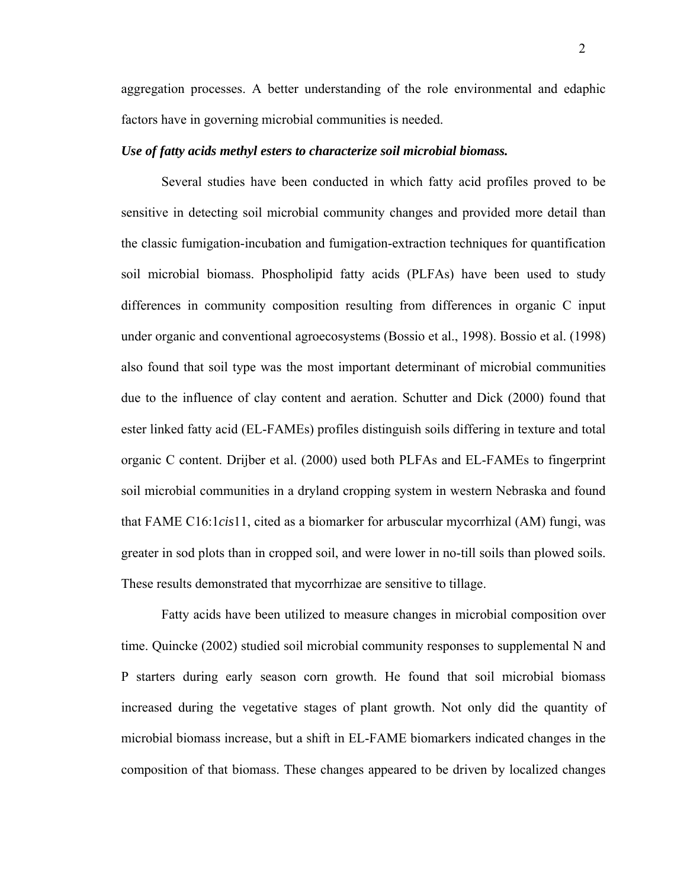aggregation processes. A better understanding of the role environmental and edaphic factors have in governing microbial communities is needed.

***Use of fatty acids methyl esters to characterize soil microbial biomass.***

Several studies have been conducted in which fatty acid profiles proved to be sensitive in detecting soil microbial community changes and provided more detail than the classic fumigation-incubation and fumigation-extraction techniques for quantification soil microbial biomass. Phospholipid fatty acids (PLFAs) have been used to study differences in community composition resulting from differences in organic C input under organic and conventional agroecosystems (Bossio et al., 1998). Bossio et al. (1998) also found that soil type was the most important determinant of microbial communities due to the influence of clay content and aeration. Schutter and Dick (2000) found that ester linked fatty acid (EL-FAMEs) profiles distinguish soils differing in texture and total organic C content. Drijber et al. (2000) used both PLFAs and EL-FAMEs to fingerprint soil microbial communities in a dryland cropping system in western Nebraska and found that FAME C16:1*cis*11, cited as a biomarker for arbuscular mycorrhizal (AM) fungi, was greater in sod plots than in cropped soil, and were lower in no-till soils than plowed soils. These results demonstrated that mycorrhizae are sensitive to tillage.

Fatty acids have been utilized to measure changes in microbial composition over time. Quincke (2002) studied soil microbial community responses to supplemental N and P starters during early season corn growth. He found that soil microbial biomass increased during the vegetative stages of plant growth. Not only did the quantity of microbial biomass increase, but a shift in EL-FAME biomarkers indicated changes in the composition of that biomass. These changes appeared to be driven by localized changes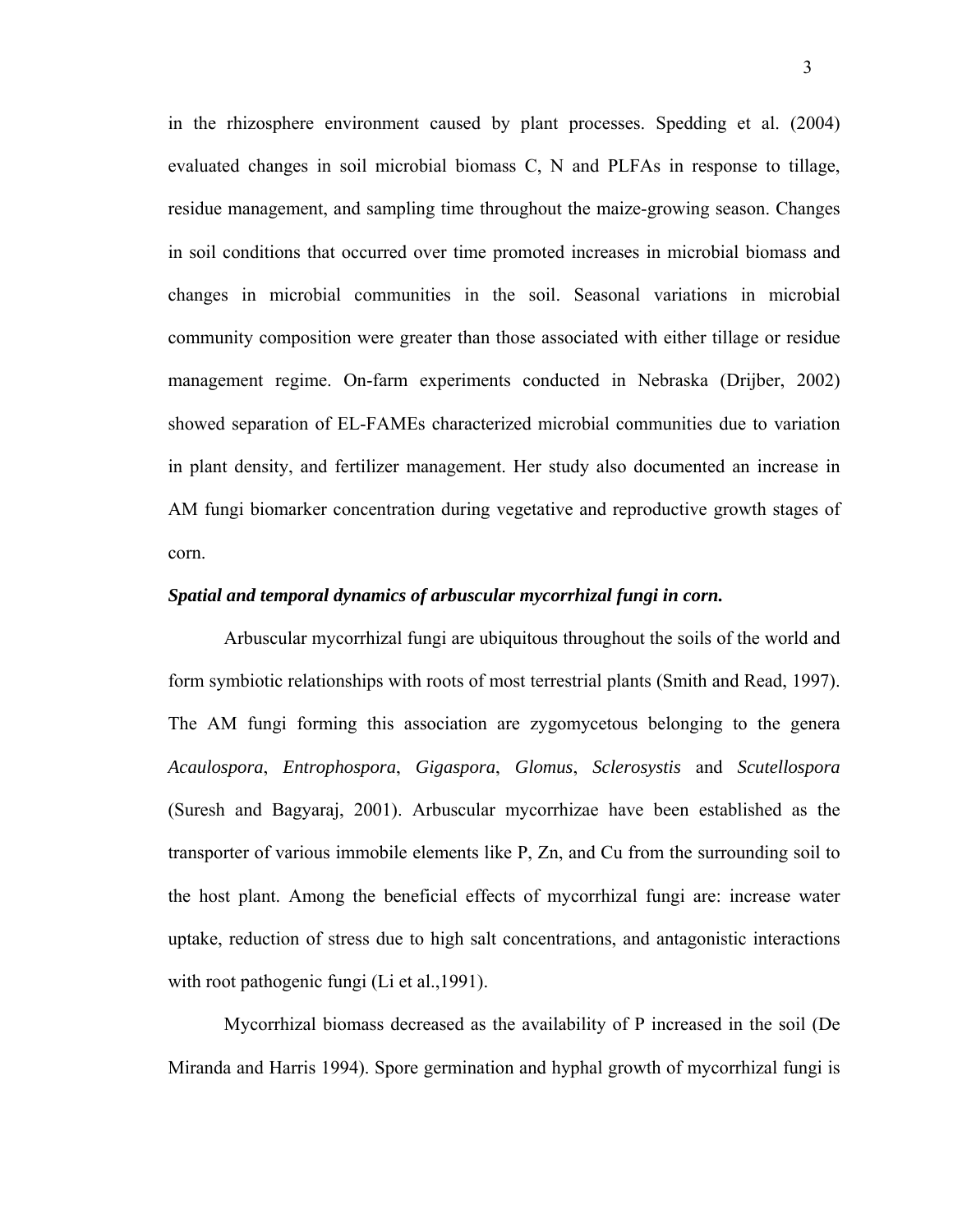in the rhizosphere environment caused by plant processes. Spedding et al. (2004) evaluated changes in soil microbial biomass C, N and PLFAs in response to tillage, residue management, and sampling time throughout the maize-growing season. Changes in soil conditions that occurred over time promoted increases in microbial biomass and changes in microbial communities in the soil. Seasonal variations in microbial community composition were greater than those associated with either tillage or residue management regime. On-farm experiments conducted in Nebraska (Drijber, 2002) showed separation of EL-FAMEs characterized microbial communities due to variation in plant density, and fertilizer management. Her study also documented an increase in AM fungi biomarker concentration during vegetative and reproductive growth stages of corn.

***Spatial and temporal dynamics of arbuscular mycorrhizal fungi in corn.***

Arbuscular mycorrhizal fungi are ubiquitous throughout the soils of the world and form symbiotic relationships with roots of most terrestrial plants (Smith and Read, 1997). The AM fungi forming this association are zygomycetous belonging to the genera *Acaulospora*, *Entrophospora*, *Gigaspora*, *Glomus*, *Sclerosystis* and *Scutellospora* (Suresh and Bagyaraj, 2001). Arbuscular mycorrhizae have been established as the transporter of various immobile elements like P, Zn, and Cu from the surrounding soil to the host plant. Among the beneficial effects of mycorrhizal fungi are: increase water uptake, reduction of stress due to high salt concentrations, and antagonistic interactions with root pathogenic fungi (Li et al.,1991).

Mycorrhizal biomass decreased as the availability of P increased in the soil (De Miranda and Harris 1994). Spore germination and hyphal growth of mycorrhizal fungi is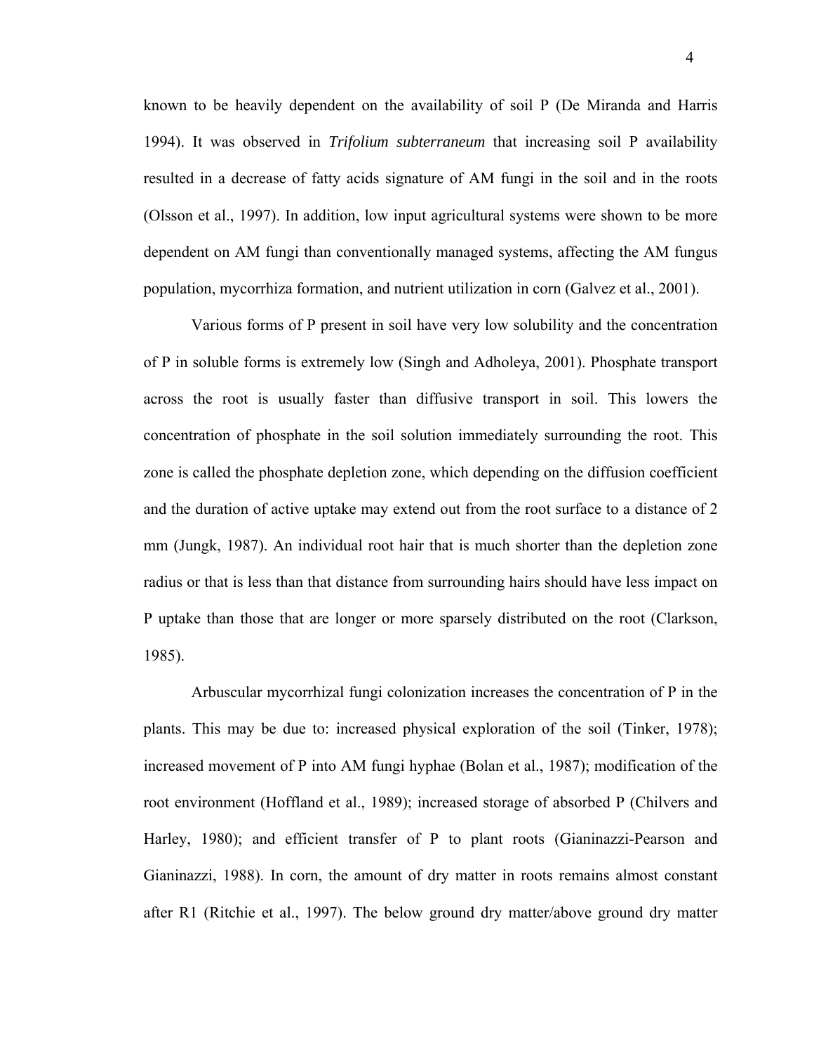known to be heavily dependent on the availability of soil P (De Miranda and Harris 1994). It was observed in *Trifolium subterraneum* that increasing soil P availability resulted in a decrease of fatty acids signature of AM fungi in the soil and in the roots (Olsson et al., 1997). In addition, low input agricultural systems were shown to be more dependent on AM fungi than conventionally managed systems, affecting the AM fungus population, mycorrhiza formation, and nutrient utilization in corn (Galvez et al., 2001).

Various forms of P present in soil have very low solubility and the concentration of P in soluble forms is extremely low (Singh and Adholeya, 2001). Phosphate transport across the root is usually faster than diffusive transport in soil. This lowers the concentration of phosphate in the soil solution immediately surrounding the root. This zone is called the phosphate depletion zone, which depending on the diffusion coefficient and the duration of active uptake may extend out from the root surface to a distance of 2 mm (Jungk, 1987). An individual root hair that is much shorter than the depletion zone radius or that is less than that distance from surrounding hairs should have less impact on P uptake than those that are longer or more sparsely distributed on the root (Clarkson, 1985).

Arbuscular mycorrhizal fungi colonization increases the concentration of P in the plants. This may be due to: increased physical exploration of the soil (Tinker, 1978); increased movement of P into AM fungi hyphae (Bolan et al., 1987); modification of the root environment (Hoffland et al., 1989); increased storage of absorbed P (Chilvers and Harley, 1980); and efficient transfer of P to plant roots (Gianinazzi-Pearson and Gianinazzi, 1988). In corn, the amount of dry matter in roots remains almost constant after R1 (Ritchie et al., 1997). The below ground dry matter/above ground dry matter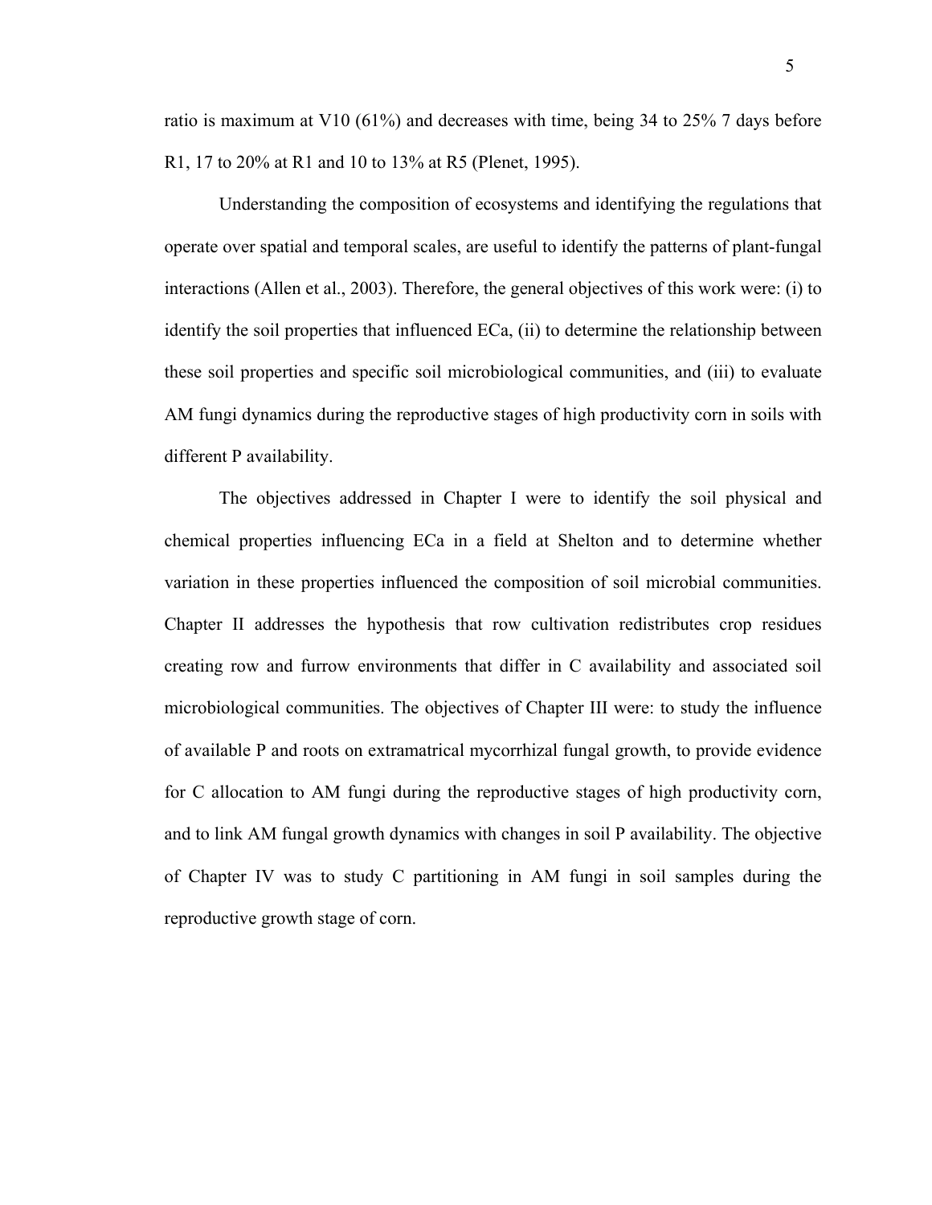ratio is maximum at V10 (61%) and decreases with time, being 34 to 25% 7 days before R1, 17 to 20% at R1 and 10 to 13% at R5 (Plenet, 1995).

Understanding the composition of ecosystems and identifying the regulations that operate over spatial and temporal scales, are useful to identify the patterns of plant-fungal interactions (Allen et al., 2003). Therefore, the general objectives of this work were: (i) to identify the soil properties that influenced ECa, (ii) to determine the relationship between these soil properties and specific soil microbiological communities, and (iii) to evaluate AM fungi dynamics during the reproductive stages of high productivity corn in soils with different P availability.

The objectives addressed in Chapter I were to identify the soil physical and chemical properties influencing ECa in a field at Shelton and to determine whether variation in these properties influenced the composition of soil microbial communities. Chapter II addresses the hypothesis that row cultivation redistributes crop residues creating row and furrow environments that differ in C availability and associated soil microbiological communities. The objectives of Chapter III were: to study the influence of available P and roots on extramatrical mycorrhizal fungal growth, to provide evidence for C allocation to AM fungi during the reproductive stages of high productivity corn, and to link AM fungal growth dynamics with changes in soil P availability. The objective of Chapter IV was to study C partitioning in AM fungi in soil samples during the reproductive growth stage of corn.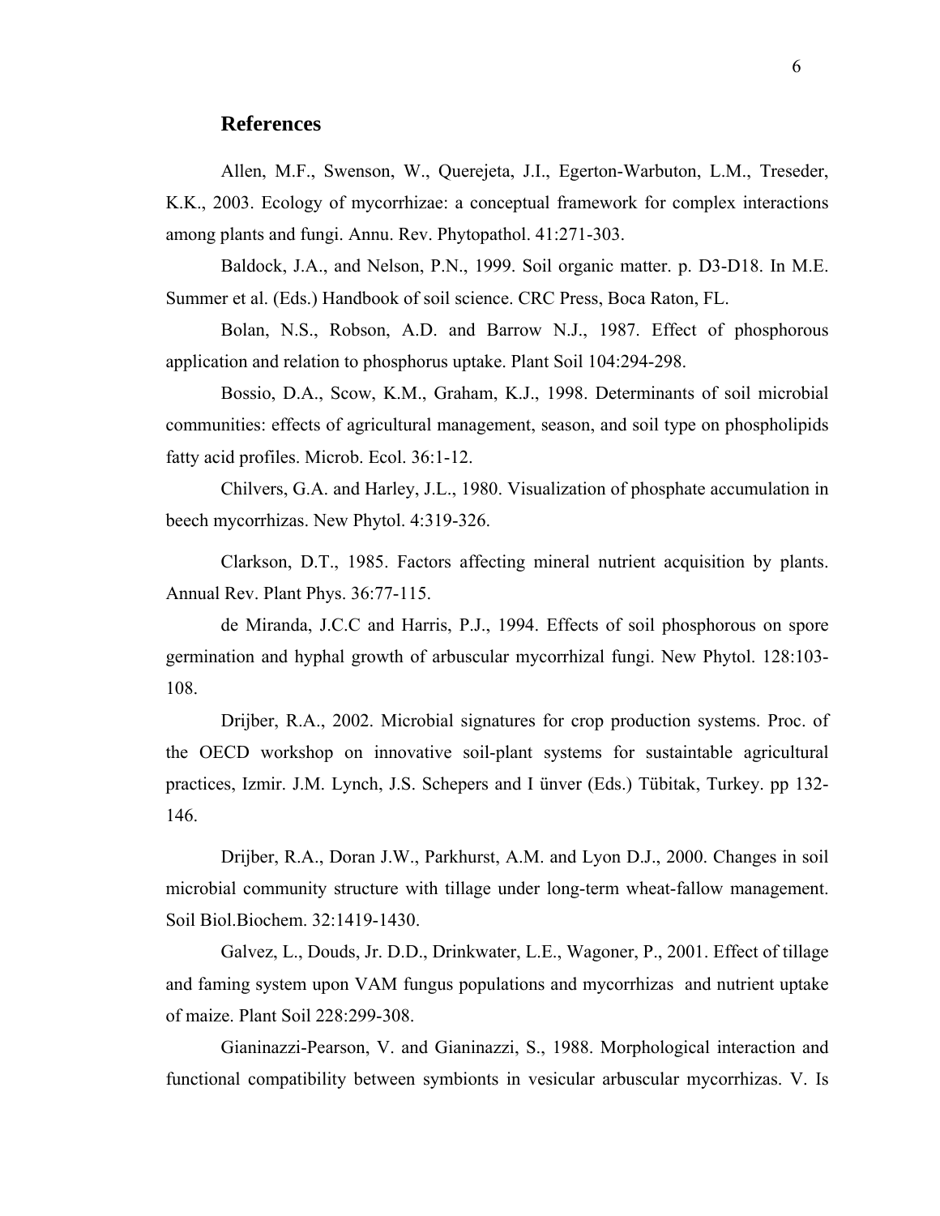## References

Allen, M.F., Swenson, W., Querejeta, J.I., Egerton-Warbuton, L.M., Treseder, K.K., 2003. Ecology of mycorrhizae: a conceptual framework for complex interactions among plants and fungi. Annu. Rev. Phytopathol. 41:271-303.

Baldock, J.A., and Nelson, P.N., 1999. Soil organic matter. p. D3-D18. In M.E. Summer et al. (Eds.) Handbook of soil science. CRC Press, Boca Raton, FL.

Bolan, N.S., Robson, A.D. and Barrow N.J., 1987. Effect of phosphorous application and relation to phosphorus uptake. Plant Soil 104:294-298.

Bossio, D.A., Scow, K.M., Graham, K.J., 1998. Determinants of soil microbial communities: effects of agricultural management, season, and soil type on phospholipids fatty acid profiles. Microb. Ecol. 36:1-12.

Chilvers, G.A. and Harley, J.L., 1980. Visualization of phosphate accumulation in beech mycorrhizas. New Phytol. 4:319-326.

Clarkson, D.T., 1985. Factors affecting mineral nutrient acquisition by plants. Annual Rev. Plant Phys. 36:77-115.

de Miranda, J.C.C and Harris, P.J., 1994. Effects of soil phosphorous on spore germination and hyphal growth of arbuscular mycorrhizal fungi. New Phytol. 128:103-108.

Drijber, R.A., 2002. Microbial signatures for crop production systems. Proc. of the OECD workshop on innovative soil-plant systems for sustaintable agricultural practices, Izmir. J.M. Lynch, J.S. Schepers and I ünver (Eds.) Tübitak, Turkey. pp 132-146.

Drijber, R.A., Doran J.W., Parkhurst, A.M. and Lyon D.J., 2000. Changes in soil microbial community structure with tillage under long-term wheat-fallow management. Soil Biol.Biochem. 32:1419-1430.

Galvez, L., Douds, Jr. D.D., Drinkwater, L.E., Wagoner, P., 2001. Effect of tillage and faming system upon VAM fungus populations and mycorrhizas and nutrient uptake of maize. Plant Soil 228:299-308.

Gianinazzi-Pearson, V. and Gianinazzi, S., 1988. Morphological interaction and functional compatibility between symbionts in vesicular arbuscular mycorrhizas. V. Is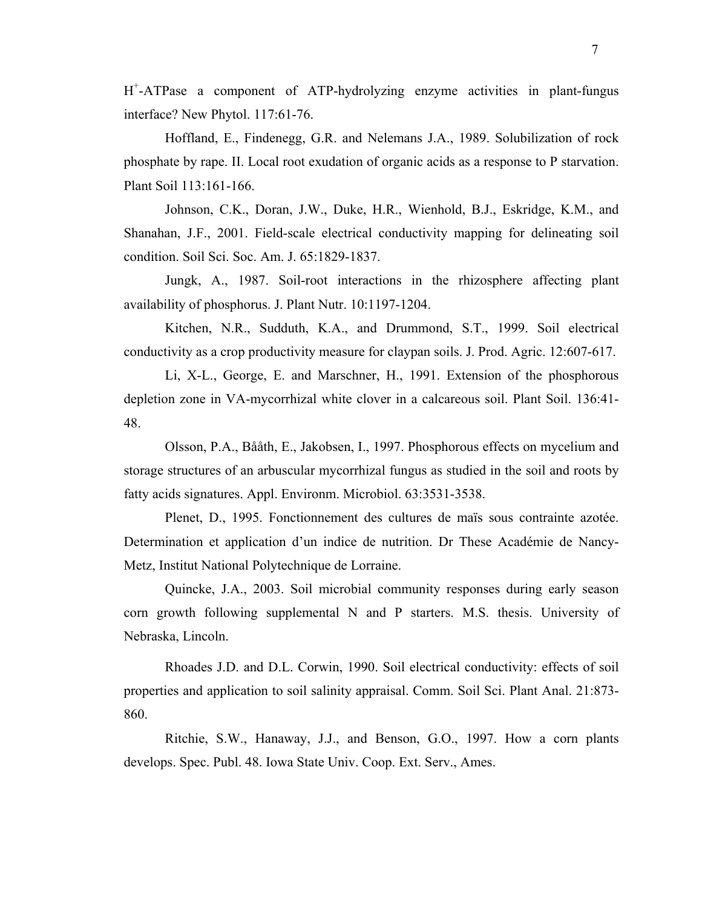$H^+$-ATPase a component of ATP-hydrolyzing enzyme activities in plant-fungus interface? New Phytol. 117:61-76.

Hoffland, E., Findenegg, G.R. and Nelemans J.A., 1989. Solubilization of rock phosphate by rape. II. Local root exudation of organic acids as a response to P starvation. Plant Soil 113:161-166.

Johnson, C.K., Doran, J.W., Duke, H.R., Wienhold, B.J., Eskridge, K.M., and Shanahan, J.F., 2001. Field-scale electrical conductivity mapping for delineating soil condition. Soil Sci. Soc. Am. J. 65:1829-1837.

Jungk, A., 1987. Soil-root interactions in the rhizosphere affecting plant availability of phosphorus. J. Plant Nutr. 10:1197-1204.

Kitchen, N.R., Sudduth, K.A., and Drummond, S.T., 1999. Soil electrical conductivity as a crop productivity measure for claypan soils. J. Prod. Agric. 12:607-617.

Li, X-L., George, E. and Marschner, H., 1991. Extension of the phosphorous depletion zone in VA-mycorrhizal white clover in a calcareous soil. Plant Soil. 136:41-48.

Olsson, P.A., Bååth, E., Jakobsen, I., 1997. Phosphorous effects on mycelium and storage structures of an arbuscular mycorrhizal fungus as studied in the soil and roots by fatty acids signatures. Appl. Environm. Microbiol. 63:3531-3538.

Plenet, D., 1995. Fonctionnement des cultures de maïs sous contrainte azotée. Determination et application d'un indice de nutrition. Dr These Académie de Nancy-Metz, Institut National Polytechnique de Lorraine.

Quincke, J.A., 2003. Soil microbial community responses during early season corn growth following supplemental N and P starters. M.S. thesis. University of Nebraska, Lincoln.

Rhoades J.D. and D.L. Corwin, 1990. Soil electrical conductivity: effects of soil properties and application to soil salinity appraisal. Comm. Soil Sci. Plant Anal. 21:873-860.

Ritchie, S.W., Hanaway, J.J., and Benson, G.O., 1997. How a corn plants develops. Spec. Publ. 48. Iowa State Univ. Coop. Ext. Serv., Ames.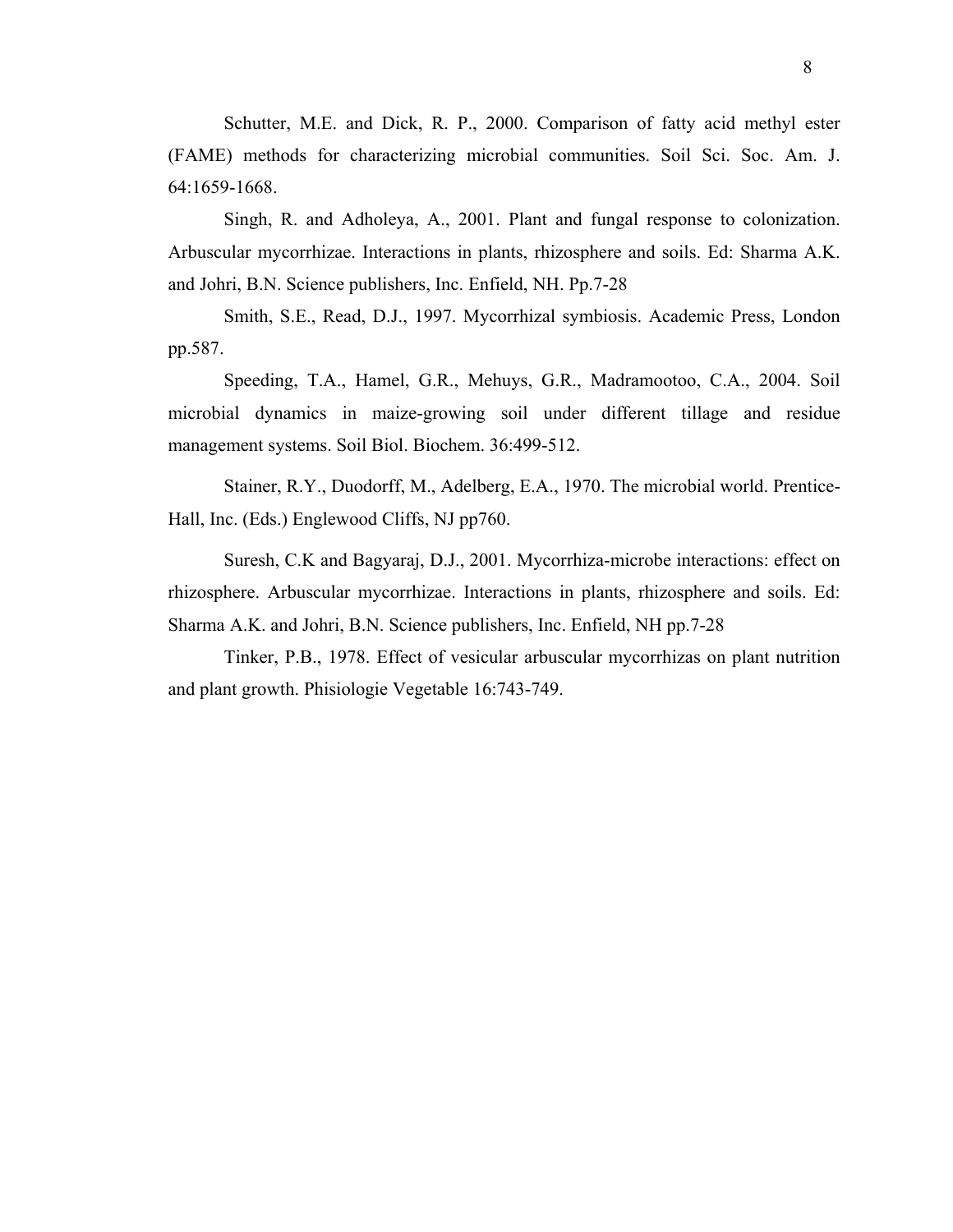Schutter, M.E. and Dick, R. P., 2000. Comparison of fatty acid methyl ester (FAME) methods for characterizing microbial communities. Soil Sci. Soc. Am. J. 64:1659-1668.

Singh, R. and Adholeya, A., 2001. Plant and fungal response to colonization. Arbuscular mycorrhizae. Interactions in plants, rhizosphere and soils. Ed: Sharma A.K. and Johri, B.N. Science publishers, Inc. Enfield, NH. Pp.7-28

Smith, S.E., Read, D.J., 1997. Mycorrhizal symbiosis. Academic Press, London pp.587.

Speeding, T.A., Hamel, G.R., Mehuys, G.R., Madramootoo, C.A., 2004. Soil microbial dynamics in maize-growing soil under different tillage and residue management systems. Soil Biol. Biochem. 36:499-512.

Stainer, R.Y., Duodorff, M., Adelberg, E.A., 1970. The microbial world. Prentice-Hall, Inc. (Eds.) Englewood Cliffs, NJ pp760.

Suresh, C.K and Bagyaraj, D.J., 2001. Mycorrhiza-microbe interactions: effect on rhizosphere. Arbuscular mycorrhizae. Interactions in plants, rhizosphere and soils. Ed: Sharma A.K. and Johri, B.N. Science publishers, Inc. Enfield, NH pp.7-28

Tinker, P.B., 1978. Effect of vesicular arbuscular mycorrhizas on plant nutrition and plant growth. Phisiologie Vegetable 16:743-749.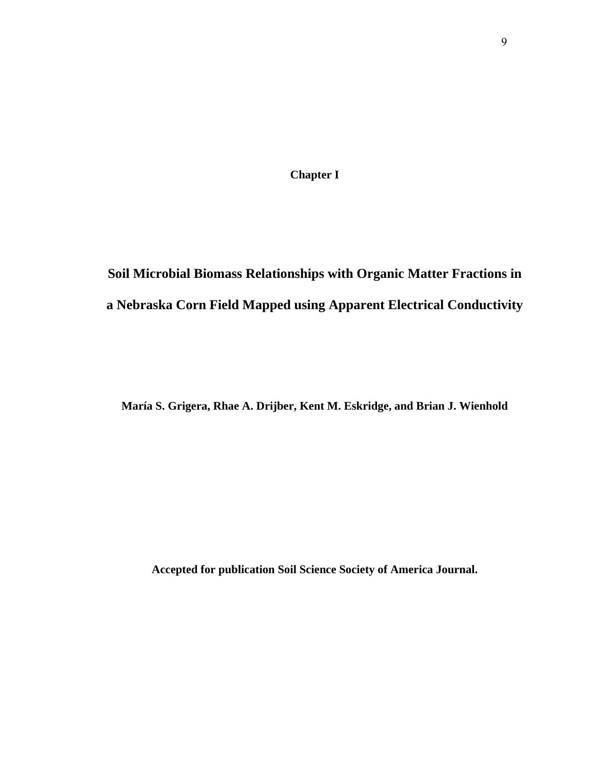# Chapter I

## Soil Microbial Biomass Relationships with Organic Matter Fractions in a Nebraska Corn Field Mapped using Apparent Electrical Conductivity

**María S. Grigera, Rhae A. Drijber, Kent M. Eskridge, and Brian J. Wienhold**

**Accepted for publication Soil Science Society of America Journal.**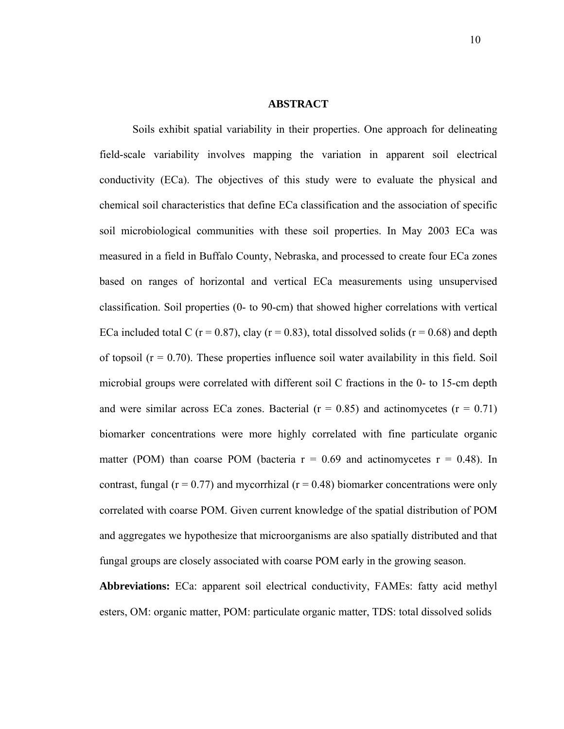## ABSTRACT

Soils exhibit spatial variability in their properties. One approach for delineating field-scale variability involves mapping the variation in apparent soil electrical conductivity (ECa). The objectives of this study were to evaluate the physical and chemical soil characteristics that define ECa classification and the association of specific soil microbiological communities with these soil properties. In May 2003 ECa was measured in a field in Buffalo County, Nebraska, and processed to create four ECa zones based on ranges of horizontal and vertical ECa measurements using unsupervised classification. Soil properties (0- to 90-cm) that showed higher correlations with vertical ECa included total C ($r = 0.87$), clay ($r = 0.83$), total dissolved solids ($r = 0.68$) and depth of topsoil ($r = 0.70$). These properties influence soil water availability in this field. Soil microbial groups were correlated with different soil C fractions in the 0- to 15-cm depth and were similar across ECa zones. Bacterial ($r = 0.85$) and actinomycetes ($r = 0.71$) biomarker concentrations were more highly correlated with fine particulate organic matter (POM) than coarse POM (bacteria $r = 0.69$ and actinomycetes $r = 0.48$). In contrast, fungal ($r = 0.77$) and mycorrhizal ($r = 0.48$) biomarker concentrations were only correlated with coarse POM. Given current knowledge of the spatial distribution of POM and aggregates we hypothesize that microorganisms are also spatially distributed and that fungal groups are closely associated with coarse POM early in the growing season.

**Abbreviations:** ECa: apparent soil electrical conductivity, FAMEs: fatty acid methyl esters, OM: organic matter, POM: particulate organic matter, TDS: total dissolved solids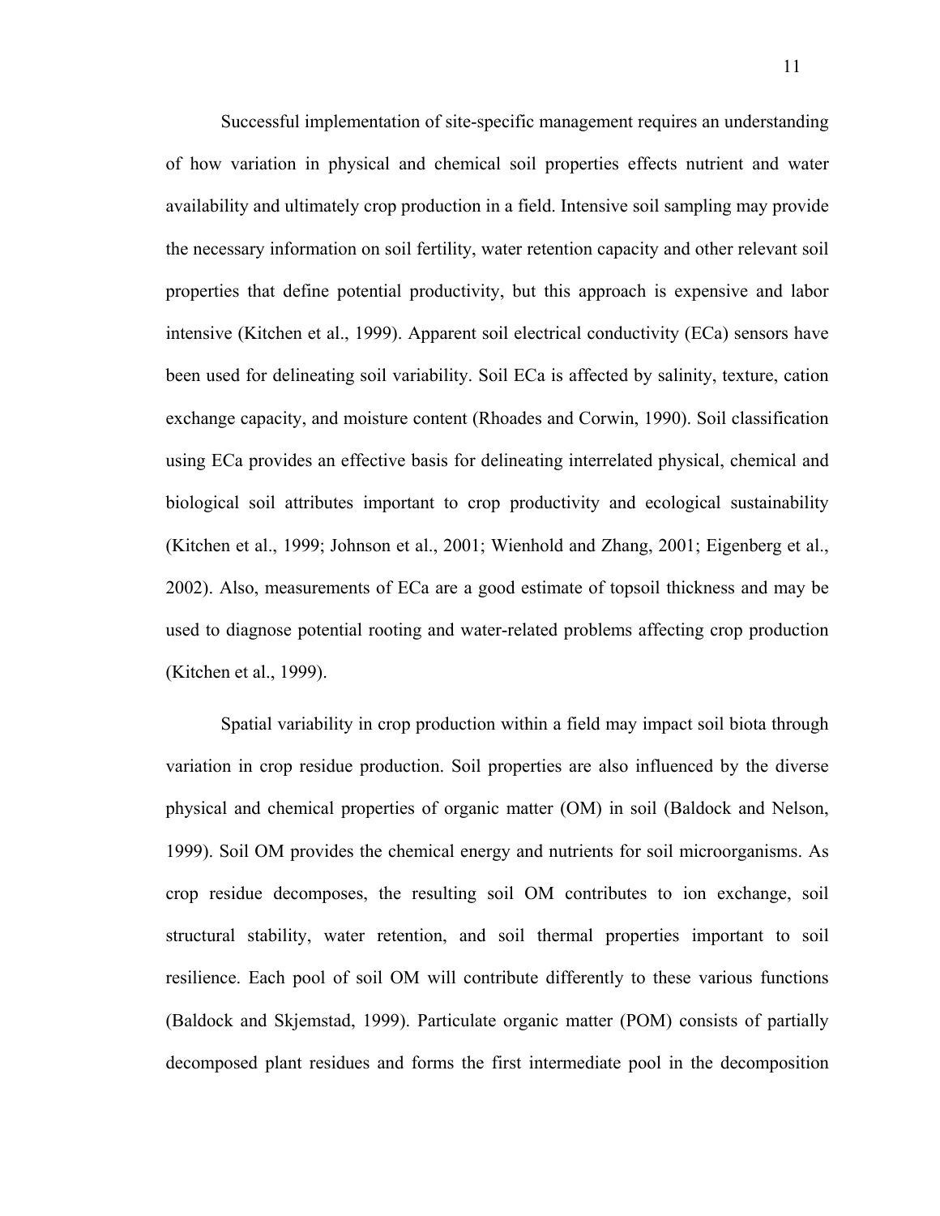Successful implementation of site-specific management requires an understanding of how variation in physical and chemical soil properties effects nutrient and water availability and ultimately crop production in a field. Intensive soil sampling may provide the necessary information on soil fertility, water retention capacity and other relevant soil properties that define potential productivity, but this approach is expensive and labor intensive (Kitchen et al., 1999). Apparent soil electrical conductivity (ECa) sensors have been used for delineating soil variability. Soil ECa is affected by salinity, texture, cation exchange capacity, and moisture content (Rhoades and Corwin, 1990). Soil classification using ECa provides an effective basis for delineating interrelated physical, chemical and biological soil attributes important to crop productivity and ecological sustainability (Kitchen et al., 1999; Johnson et al., 2001; Wienhold and Zhang, 2001; Eigenberg et al., 2002). Also, measurements of ECa are a good estimate of topsoil thickness and may be used to diagnose potential rooting and water-related problems affecting crop production (Kitchen et al., 1999).

Spatial variability in crop production within a field may impact soil biota through variation in crop residue production. Soil properties are also influenced by the diverse physical and chemical properties of organic matter (OM) in soil (Baldock and Nelson, 1999). Soil OM provides the chemical energy and nutrients for soil microorganisms. As crop residue decomposes, the resulting soil OM contributes to ion exchange, soil structural stability, water retention, and soil thermal properties important to soil resilience. Each pool of soil OM will contribute differently to these various functions (Baldock and Skjemstad, 1999). Particulate organic matter (POM) consists of partially decomposed plant residues and forms the first intermediate pool in the decomposition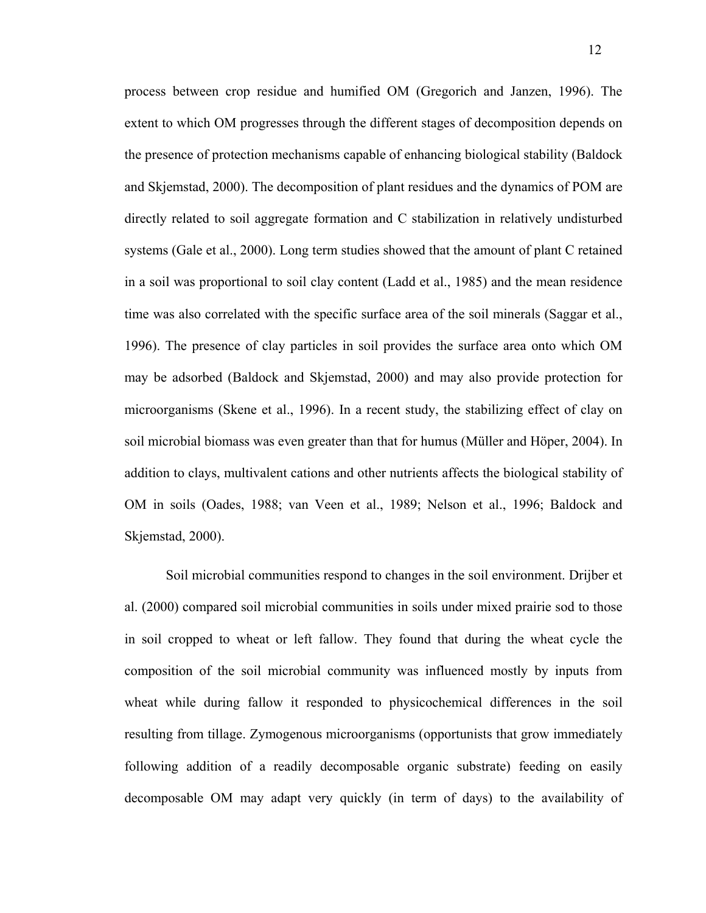process between crop residue and humified OM (Gregorich and Janzen, 1996). The extent to which OM progresses through the different stages of decomposition depends on the presence of protection mechanisms capable of enhancing biological stability (Baldock and Skjemstad, 2000). The decomposition of plant residues and the dynamics of POM are directly related to soil aggregate formation and C stabilization in relatively undisturbed systems (Gale et al., 2000). Long term studies showed that the amount of plant C retained in a soil was proportional to soil clay content (Ladd et al., 1985) and the mean residence time was also correlated with the specific surface area of the soil minerals (Saggar et al., 1996). The presence of clay particles in soil provides the surface area onto which OM may be adsorbed (Baldock and Skjemstad, 2000) and may also provide protection for microorganisms (Skene et al., 1996). In a recent study, the stabilizing effect of clay on soil microbial biomass was even greater than that for humus (Müller and Höper, 2004). In addition to clays, multivalent cations and other nutrients affects the biological stability of OM in soils (Oades, 1988; van Veen et al., 1989; Nelson et al., 1996; Baldock and Skjemstad, 2000).

Soil microbial communities respond to changes in the soil environment. Drijber et al. (2000) compared soil microbial communities in soils under mixed prairie sod to those in soil cropped to wheat or left fallow. They found that during the wheat cycle the composition of the soil microbial community was influenced mostly by inputs from wheat while during fallow it responded to physicochemical differences in the soil resulting from tillage. Zymogenous microorganisms (opportunists that grow immediately following addition of a readily decomposable organic substrate) feeding on easily decomposable OM may adapt very quickly (in term of days) to the availability of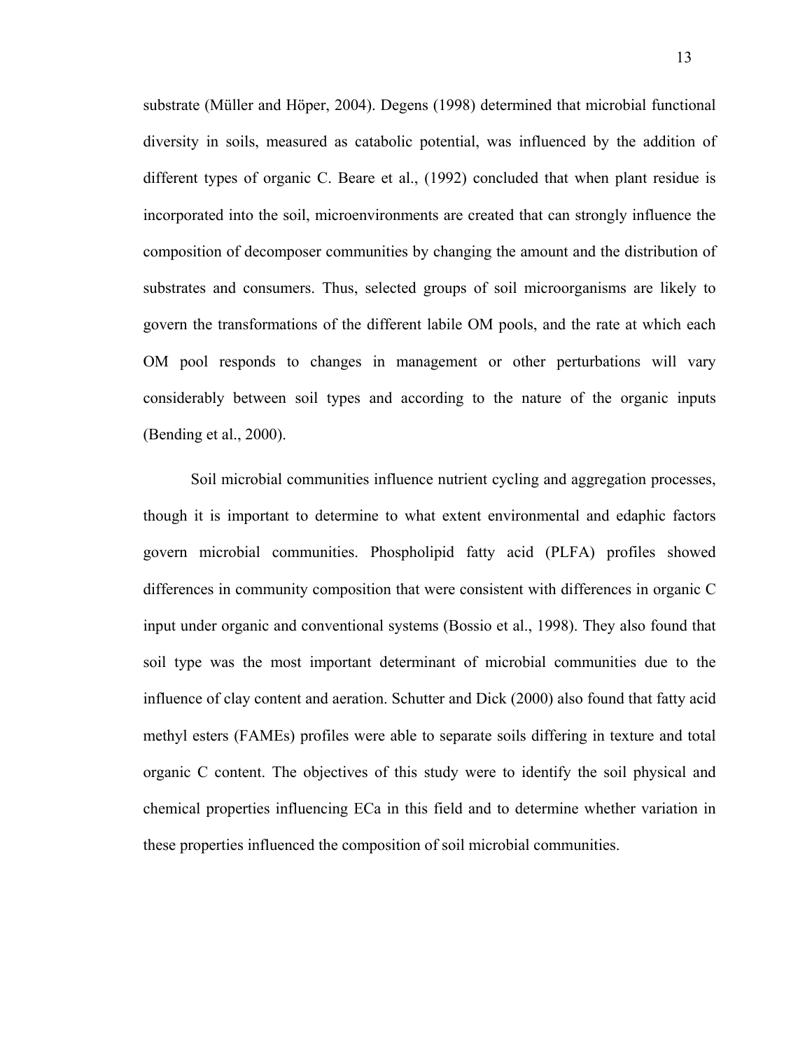substrate (Müller and Höper, 2004). Degens (1998) determined that microbial functional diversity in soils, measured as catabolic potential, was influenced by the addition of different types of organic C. Beare et al., (1992) concluded that when plant residue is incorporated into the soil, microenvironments are created that can strongly influence the composition of decomposer communities by changing the amount and the distribution of substrates and consumers. Thus, selected groups of soil microorganisms are likely to govern the transformations of the different labile OM pools, and the rate at which each OM pool responds to changes in management or other perturbations will vary considerably between soil types and according to the nature of the organic inputs (Bending et al., 2000).

Soil microbial communities influence nutrient cycling and aggregation processes, though it is important to determine to what extent environmental and edaphic factors govern microbial communities. Phospholipid fatty acid (PLFA) profiles showed differences in community composition that were consistent with differences in organic C input under organic and conventional systems (Bossio et al., 1998). They also found that soil type was the most important determinant of microbial communities due to the influence of clay content and aeration. Schutter and Dick (2000) also found that fatty acid methyl esters (FAMEs) profiles were able to separate soils differing in texture and total organic C content. The objectives of this study were to identify the soil physical and chemical properties influencing ECa in this field and to determine whether variation in these properties influenced the composition of soil microbial communities.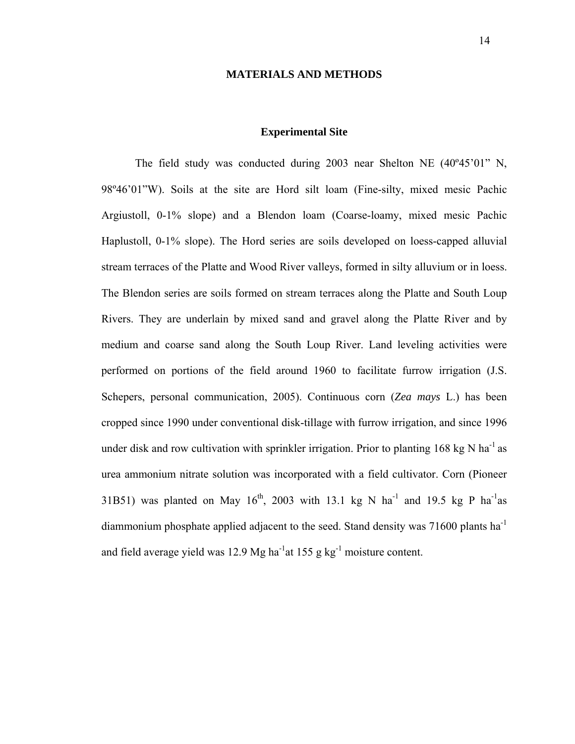# MATERIALS AND METHODS

## Experimental Site

The field study was conducted during 2003 near Shelton NE (40º45'01" N, 98º46'01"W). Soils at the site are Hord silt loam (Fine-silty, mixed mesic Pachic Argiustoll, 0-1% slope) and a Blendon loam (Coarse-loamy, mixed mesic Pachic Haplustoll, 0-1% slope). The Hord series are soils developed on loess-capped alluvial stream terraces of the Platte and Wood River valleys, formed in silty alluvium or in loess. The Blendon series are soils formed on stream terraces along the Platte and South Loup Rivers. They are underlain by mixed sand and gravel along the Platte River and by medium and coarse sand along the South Loup River. Land leveling activities were performed on portions of the field around 1960 to facilitate furrow irrigation (J.S. Schepers, personal communication, 2005). Continuous corn (*Zea mays* L.) has been cropped since 1990 under conventional disk-tillage with furrow irrigation, and since 1996 under disk and row cultivation with sprinkler irrigation. Prior to planting 168 kg N $ha^{-1}$ as urea ammonium nitrate solution was incorporated with a field cultivator. Corn (Pioneer 31B51) was planted on May 16$^{th}$, 2003 with 13.1 kg N $ha^{-1}$ and 19.5 kg P $ha^{-1}$as diammonium phosphate applied adjacent to the seed. Stand density was 71600 plants $ha^{-1}$ and field average yield was 12.9 Mg $ha^{-1}$at 155 g $kg^{-1}$ moisture content.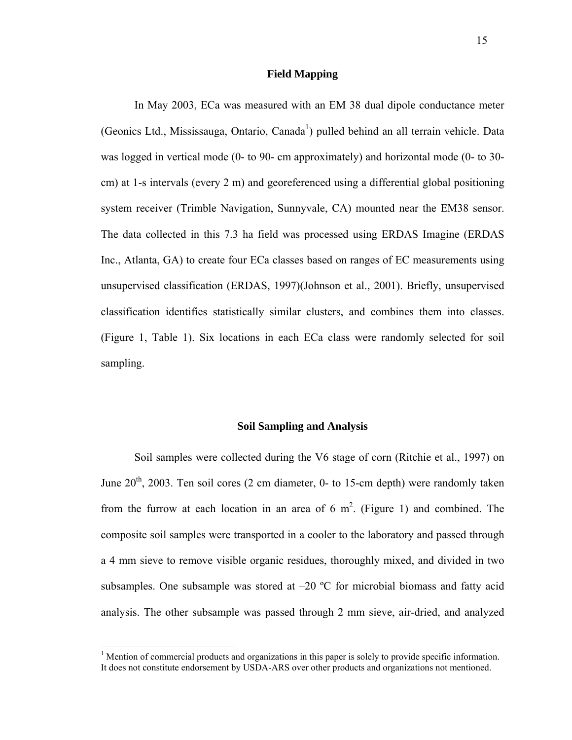## Field Mapping

In May 2003, ECa was measured with an EM 38 dual dipole conductance meter (Geonics Ltd., Mississauga, Ontario, Canada[1]) pulled behind an all terrain vehicle. Data was logged in vertical mode (0- to 90- cm approximately) and horizontal mode (0- to 30-cm) at 1-s intervals (every 2 m) and georeferenced using a differential global positioning system receiver (Trimble Navigation, Sunnyvale, CA) mounted near the EM38 sensor. The data collected in this 7.3 ha field was processed using ERDAS Imagine (ERDAS Inc., Atlanta, GA) to create four ECa classes based on ranges of EC measurements using unsupervised classification (ERDAS, 1997)(Johnson et al., 2001). Briefly, unsupervised classification identifies statistically similar clusters, and combines them into classes. (Figure 1, Table 1). Six locations in each ECa class were randomly selected for soil sampling.

## Soil Sampling and Analysis

Soil samples were collected during the V6 stage of corn (Ritchie et al., 1997) on June 20th, 2003. Ten soil cores (2 cm diameter, 0- to 15-cm depth) were randomly taken from the furrow at each location in an area of 6 $m^2$. (Figure 1) and combined. The composite soil samples were transported in a cooler to the laboratory and passed through a 4 mm sieve to remove visible organic residues, thoroughly mixed, and divided in two subsamples. One subsample was stored at –20 ºC for microbial biomass and fatty acid analysis. The other subsample was passed through 2 mm sieve, air-dried, and analyzed

[1] Mention of commercial products and organizations in this paper is solely to provide specific information. It does not constitute endorsement by USDA-ARS over other products and organizations not mentioned.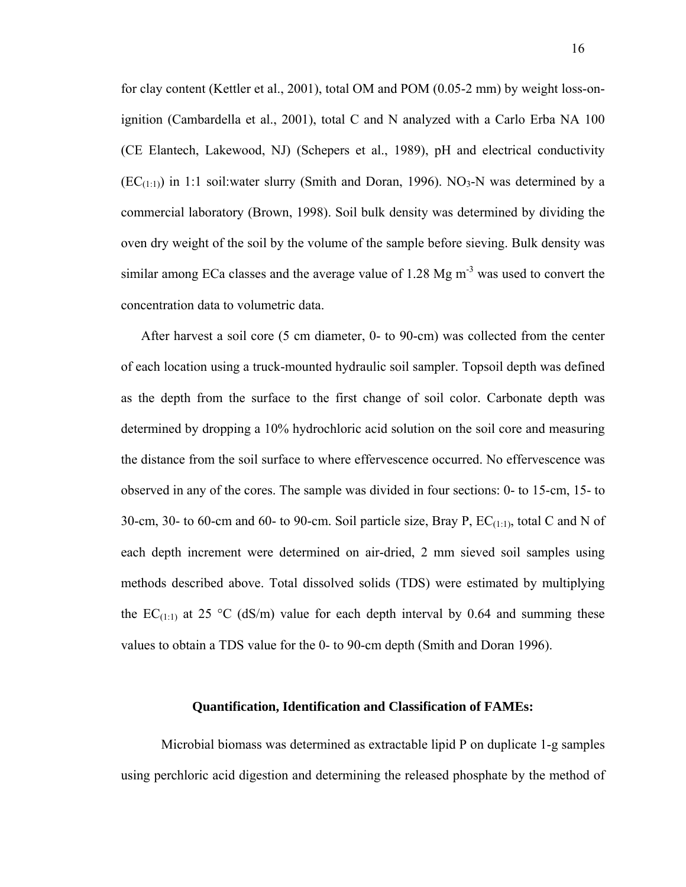for clay content (Kettler et al., 2001), total OM and POM (0.05-2 mm) by weight loss-on-ignition (Cambardella et al., 2001), total C and N analyzed with a Carlo Erba NA 100 (CE Elantech, Lakewood, NJ) (Schepers et al., 1989), pH and electrical conductivity ($EC_{(1:1)}$) in 1:1 soil:water slurry (Smith and Doran, 1996). $NO_3$-N was determined by a commercial laboratory (Brown, 1998). Soil bulk density was determined by dividing the oven dry weight of the soil by the volume of the sample before sieving. Bulk density was similar among ECa classes and the average value of 1.28 Mg $m^{-3}$ was used to convert the concentration data to volumetric data.

After harvest a soil core (5 cm diameter, 0- to 90-cm) was collected from the center of each location using a truck-mounted hydraulic soil sampler. Topsoil depth was defined as the depth from the surface to the first change of soil color. Carbonate depth was determined by dropping a 10% hydrochloric acid solution on the soil core and measuring the distance from the soil surface to where effervescence occurred. No effervescence was observed in any of the cores. The sample was divided in four sections: 0- to 15-cm, 15- to 30-cm, 30- to 60-cm and 60- to 90-cm. Soil particle size, Bray P, $EC_{(1:1)}$, total C and N of each depth increment were determined on air-dried, 2 mm sieved soil samples using methods described above. Total dissolved solids (TDS) were estimated by multiplying the $EC_{(1:1)}$ at 25 °C (dS/m) value for each depth interval by 0.64 and summing these values to obtain a TDS value for the 0- to 90-cm depth (Smith and Doran 1996).

### Quantification, Identification and Classification of FAMEs:

Microbial biomass was determined as extractable lipid P on duplicate 1-g samples using perchloric acid digestion and determining the released phosphate by the method of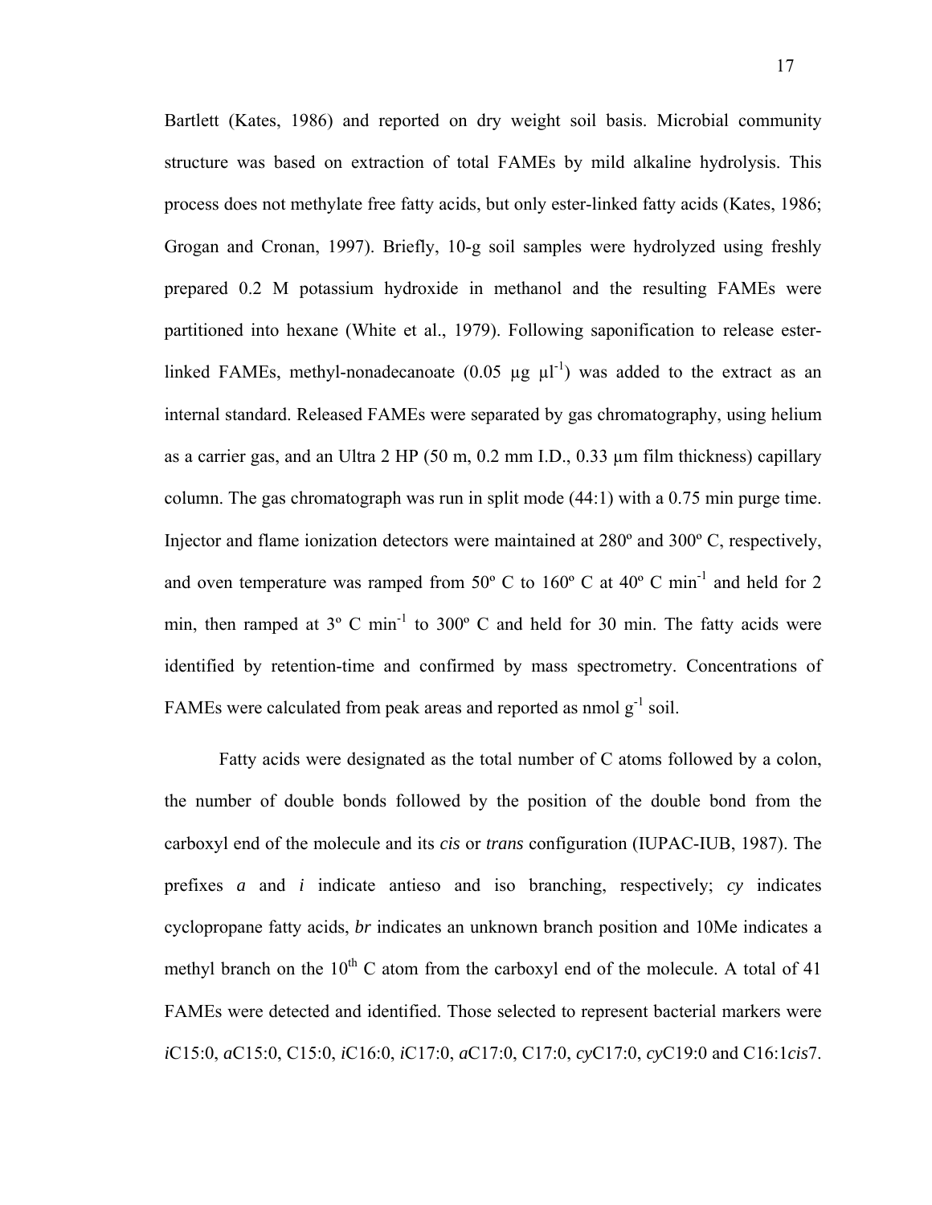Bartlett (Kates, 1986) and reported on dry weight soil basis. Microbial community structure was based on extraction of total FAMEs by mild alkaline hydrolysis. This process does not methylate free fatty acids, but only ester-linked fatty acids (Kates, 1986; Grogan and Cronan, 1997). Briefly, 10-g soil samples were hydrolyzed using freshly prepared 0.2 M potassium hydroxide in methanol and the resulting FAMEs were partitioned into hexane (White et al., 1979). Following saponification to release ester-linked FAMEs, methyl-nonadecanoate (0.05 μg $\mu l^{-1}$) was added to the extract as an internal standard. Released FAMEs were separated by gas chromatography, using helium as a carrier gas, and an Ultra 2 HP (50 m, 0.2 mm I.D., 0.33 μm film thickness) capillary column. The gas chromatograph was run in split mode (44:1) with a 0.75 min purge time. Injector and flame ionization detectors were maintained at 280º and 300º C, respectively, and oven temperature was ramped from 50º C to 160º C at 40º C $min^{-1}$ and held for 2 min, then ramped at 3º C $min^{-1}$ to 300º C and held for 30 min. The fatty acids were identified by retention-time and confirmed by mass spectrometry. Concentrations of FAMEs were calculated from peak areas and reported as nmol $g^{-1}$ soil.

Fatty acids were designated as the total number of C atoms followed by a colon, the number of double bonds followed by the position of the double bond from the carboxyl end of the molecule and its *cis* or *trans* configuration (IUPAC-IUB, 1987). The prefixes *a* and *i* indicate antieso and iso branching, respectively; *cy* indicates cyclopropane fatty acids, *br* indicates an unknown branch position and 10Me indicates a methyl branch on the 10$^{th}$ C atom from the carboxyl end of the molecule. A total of 41 FAMEs were detected and identified. Those selected to represent bacterial markers were *i*C15:0, *a*C15:0, C15:0, *i*C16:0, *i*C17:0, *a*C17:0, C17:0, *cy*C17:0, *cy*C19:0 and C16:1*cis*7.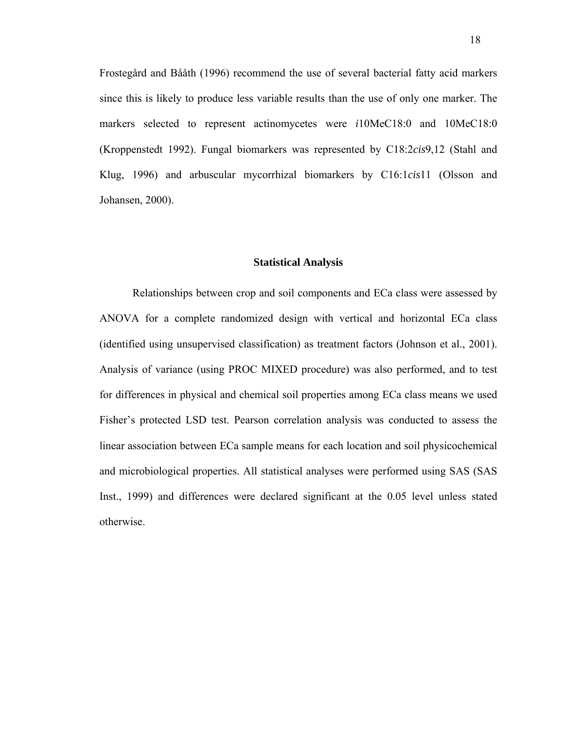Frostegård and Bååth (1996) recommend the use of several bacterial fatty acid markers since this is likely to produce less variable results than the use of only one marker. The markers selected to represent actinomycetes were *i*10MeC18:0 and 10MeC18:0 (Kroppenstedt 1992). Fungal biomarkers was represented by C18:2*cis*9,12 (Stahl and Klug, 1996) and arbuscular mycorrhizal biomarkers by C16:1*cis*11 (Olsson and Johansen, 2000).

## Statistical Analysis

Relationships between crop and soil components and ECa class were assessed by ANOVA for a complete randomized design with vertical and horizontal ECa class (identified using unsupervised classification) as treatment factors (Johnson et al., 2001). Analysis of variance (using PROC MIXED procedure) was also performed, and to test for differences in physical and chemical soil properties among ECa class means we used Fisher's protected LSD test. Pearson correlation analysis was conducted to assess the linear association between ECa sample means for each location and soil physicochemical and microbiological properties. All statistical analyses were performed using SAS (SAS Inst., 1999) and differences were declared significant at the 0.05 level unless stated otherwise.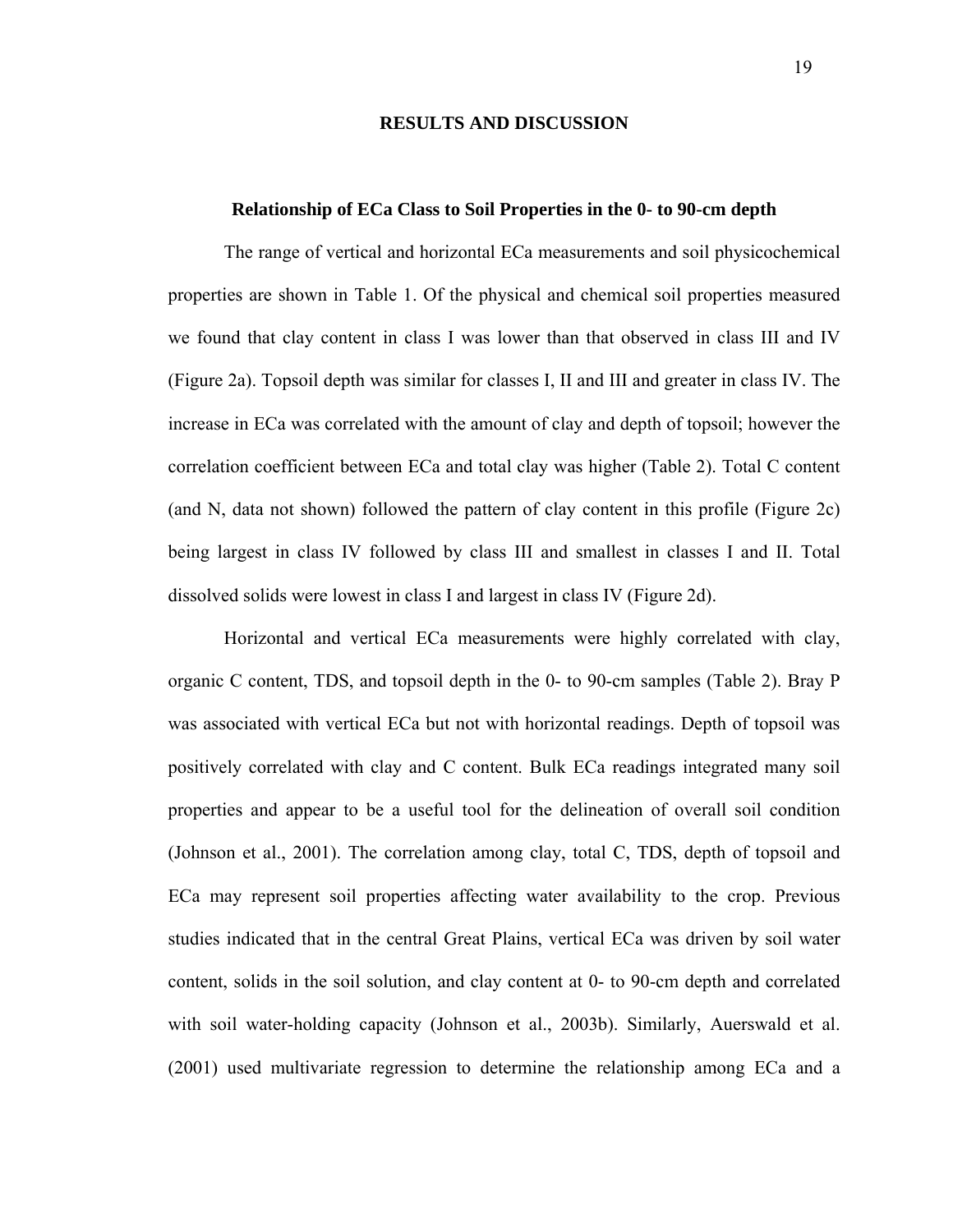## RESULTS AND DISCUSSION

### Relationship of ECa Class to Soil Properties in the 0- to 90-cm depth

The range of vertical and horizontal ECa measurements and soil physicochemical properties are shown in Table 1. Of the physical and chemical soil properties measured we found that clay content in class I was lower than that observed in class III and IV (Figure 2a). Topsoil depth was similar for classes I, II and III and greater in class IV. The increase in ECa was correlated with the amount of clay and depth of topsoil; however the correlation coefficient between ECa and total clay was higher (Table 2). Total C content (and N, data not shown) followed the pattern of clay content in this profile (Figure 2c) being largest in class IV followed by class III and smallest in classes I and II. Total dissolved solids were lowest in class I and largest in class IV (Figure 2d).

Horizontal and vertical ECa measurements were highly correlated with clay, organic C content, TDS, and topsoil depth in the 0- to 90-cm samples (Table 2). Bray P was associated with vertical ECa but not with horizontal readings. Depth of topsoil was positively correlated with clay and C content. Bulk ECa readings integrated many soil properties and appear to be a useful tool for the delineation of overall soil condition (Johnson et al., 2001). The correlation among clay, total C, TDS, depth of topsoil and ECa may represent soil properties affecting water availability to the crop. Previous studies indicated that in the central Great Plains, vertical ECa was driven by soil water content, solids in the soil solution, and clay content at 0- to 90-cm depth and correlated with soil water-holding capacity (Johnson et al., 2003b). Similarly, Auerswald et al. (2001) used multivariate regression to determine the relationship among ECa and a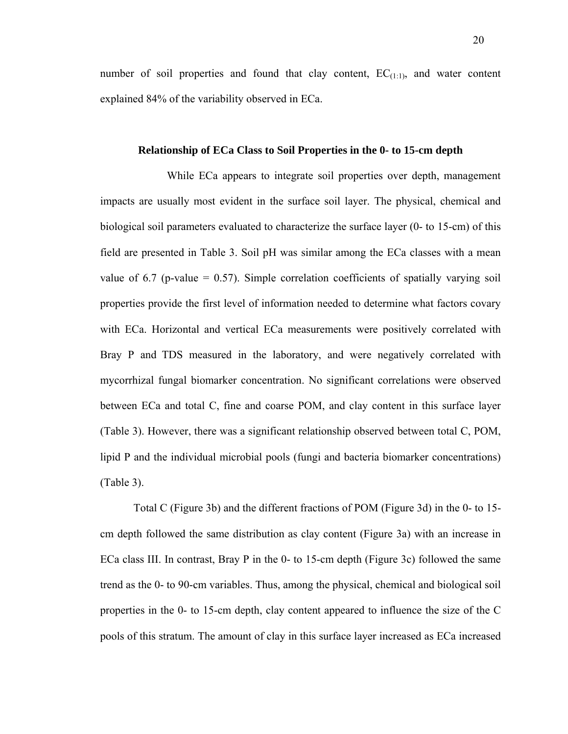number of soil properties and found that clay content, $EC_{(1:1)}$, and water content explained 84% of the variability observed in ECa.

### Relationship of ECa Class to Soil Properties in the 0- to 15-cm depth

While ECa appears to integrate soil properties over depth, management impacts are usually most evident in the surface soil layer. The physical, chemical and biological soil parameters evaluated to characterize the surface layer (0- to 15-cm) of this field are presented in Table 3. Soil pH was similar among the ECa classes with a mean value of 6.7 (p-value = 0.57). Simple correlation coefficients of spatially varying soil properties provide the first level of information needed to determine what factors covary with ECa. Horizontal and vertical ECa measurements were positively correlated with Bray P and TDS measured in the laboratory, and were negatively correlated with mycorrhizal fungal biomarker concentration. No significant correlations were observed between ECa and total C, fine and coarse POM, and clay content in this surface layer (Table 3). However, there was a significant relationship observed between total C, POM, lipid P and the individual microbial pools (fungi and bacteria biomarker concentrations) (Table 3).

Total C (Figure 3b) and the different fractions of POM (Figure 3d) in the 0- to 15-cm depth followed the same distribution as clay content (Figure 3a) with an increase in ECa class III. In contrast, Bray P in the 0- to 15-cm depth (Figure 3c) followed the same trend as the 0- to 90-cm variables. Thus, among the physical, chemical and biological soil properties in the 0- to 15-cm depth, clay content appeared to influence the size of the C pools of this stratum. The amount of clay in this surface layer increased as ECa increased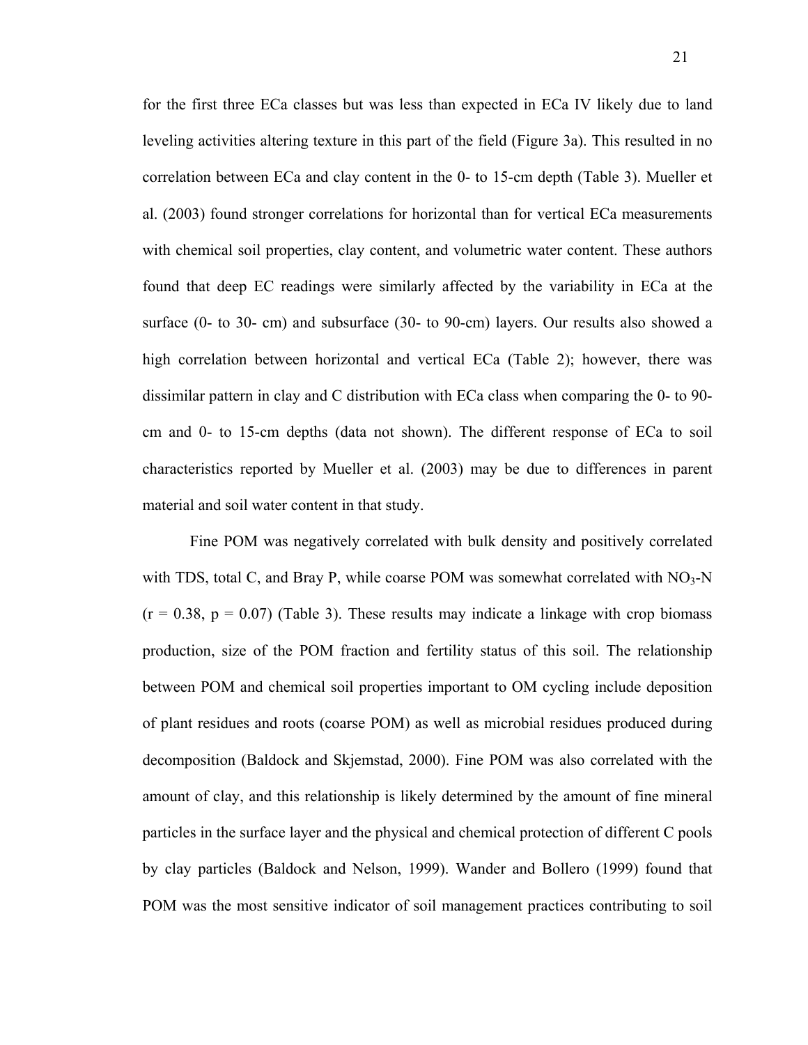for the first three ECa classes but was less than expected in ECa IV likely due to land leveling activities altering texture in this part of the field (Figure 3a). This resulted in no correlation between ECa and clay content in the 0- to 15-cm depth (Table 3). Mueller et al. (2003) found stronger correlations for horizontal than for vertical ECa measurements with chemical soil properties, clay content, and volumetric water content. These authors found that deep EC readings were similarly affected by the variability in ECa at the surface (0- to 30- cm) and subsurface (30- to 90-cm) layers. Our results also showed a high correlation between horizontal and vertical ECa (Table 2); however, there was dissimilar pattern in clay and C distribution with ECa class when comparing the 0- to 90-cm and 0- to 15-cm depths (data not shown). The different response of ECa to soil characteristics reported by Mueller et al. (2003) may be due to differences in parent material and soil water content in that study.

Fine POM was negatively correlated with bulk density and positively correlated with TDS, total C, and Bray P, while coarse POM was somewhat correlated with $NO_3$-N ($r = 0.38$, $p = 0.07$) (Table 3). These results may indicate a linkage with crop biomass production, size of the POM fraction and fertility status of this soil. The relationship between POM and chemical soil properties important to OM cycling include deposition of plant residues and roots (coarse POM) as well as microbial residues produced during decomposition (Baldock and Skjemstad, 2000). Fine POM was also correlated with the amount of clay, and this relationship is likely determined by the amount of fine mineral particles in the surface layer and the physical and chemical protection of different C pools by clay particles (Baldock and Nelson, 1999). Wander and Bollero (1999) found that POM was the most sensitive indicator of soil management practices contributing to soil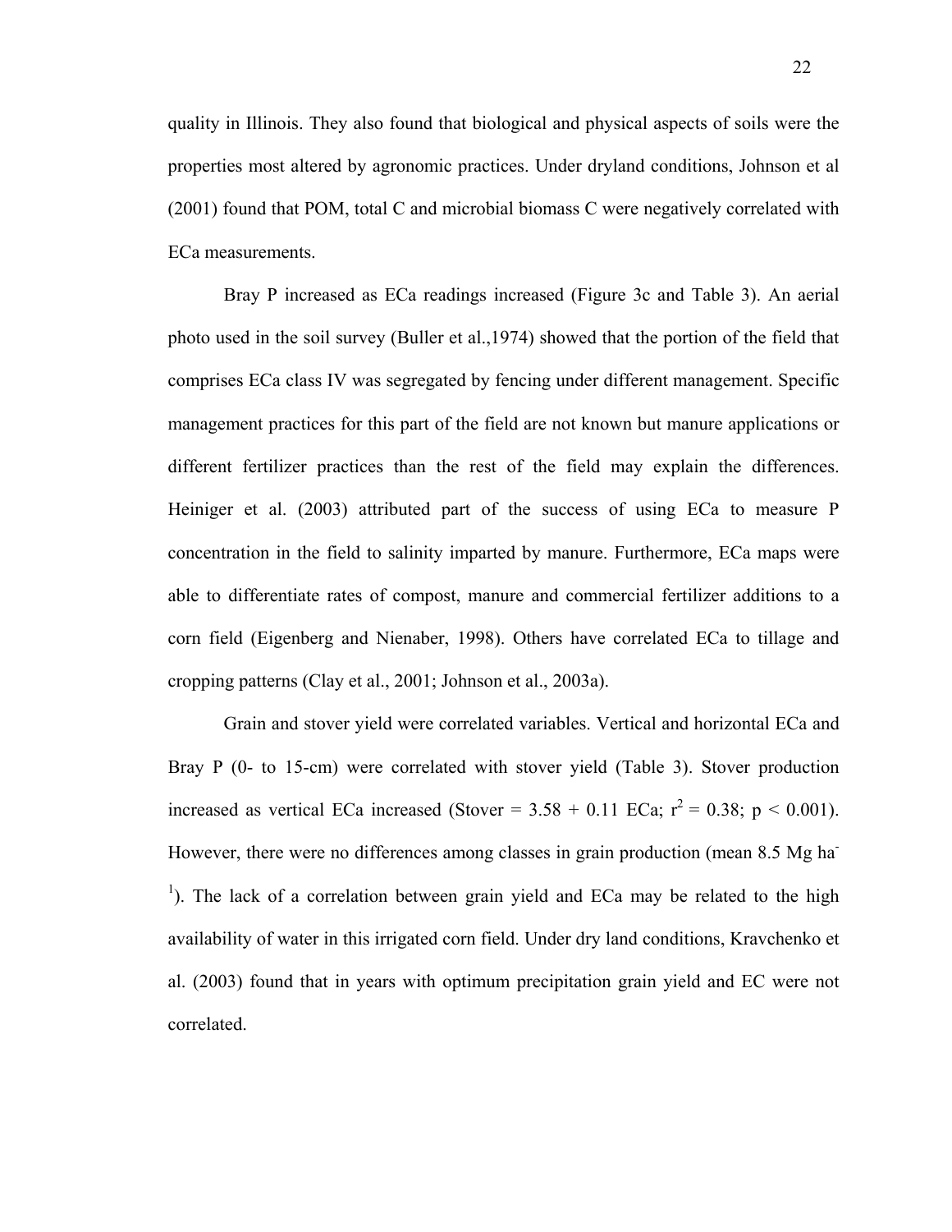quality in Illinois. They also found that biological and physical aspects of soils were the properties most altered by agronomic practices. Under dryland conditions, Johnson et al (2001) found that POM, total C and microbial biomass C were negatively correlated with ECa measurements.

Bray P increased as ECa readings increased (Figure 3c and Table 3). An aerial photo used in the soil survey (Buller et al.,1974) showed that the portion of the field that comprises ECa class IV was segregated by fencing under different management. Specific management practices for this part of the field are not known but manure applications or different fertilizer practices than the rest of the field may explain the differences. Heiniger et al. (2003) attributed part of the success of using ECa to measure P concentration in the field to salinity imparted by manure. Furthermore, ECa maps were able to differentiate rates of compost, manure and commercial fertilizer additions to a corn field (Eigenberg and Nienaber, 1998). Others have correlated ECa to tillage and cropping patterns (Clay et al., 2001; Johnson et al., 2003a).

Grain and stover yield were correlated variables. Vertical and horizontal ECa and Bray P (0- to 15-cm) were correlated with stover yield (Table 3). Stover production increased as vertical ECa increased (Stover = 3.58 + 0.11 ECa; $r^2 = 0.38$; $p < 0.001$). However, there were no differences among classes in grain production (mean 8.5 Mg $ha^{-1}$). The lack of a correlation between grain yield and ECa may be related to the high availability of water in this irrigated corn field. Under dry land conditions, Kravchenko et al. (2003) found that in years with optimum precipitation grain yield and EC were not correlated.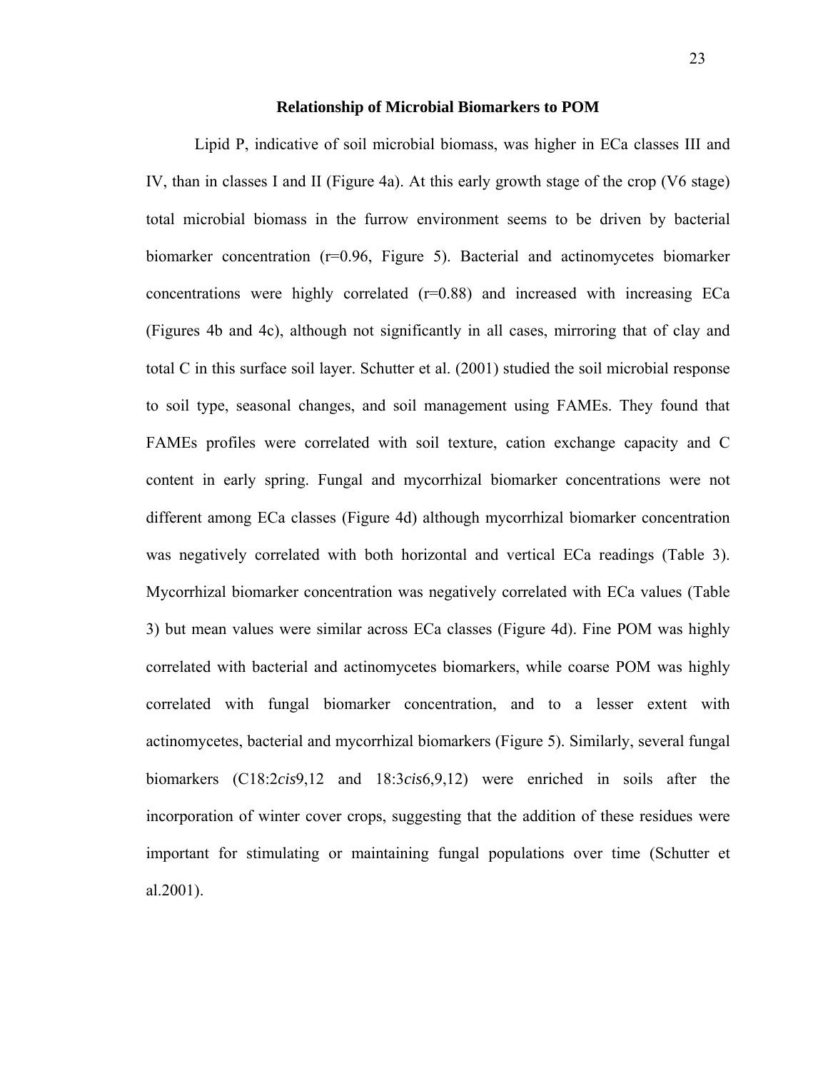### Relationship of Microbial Biomarkers to POM

Lipid P, indicative of soil microbial biomass, was higher in ECa classes III and IV, than in classes I and II (Figure 4a). At this early growth stage of the crop (V6 stage) total microbial biomass in the furrow environment seems to be driven by bacterial biomarker concentration (r=0.96, Figure 5). Bacterial and actinomycetes biomarker concentrations were highly correlated (r=0.88) and increased with increasing ECa (Figures 4b and 4c), although not significantly in all cases, mirroring that of clay and total C in this surface soil layer. Schutter et al. (2001) studied the soil microbial response to soil type, seasonal changes, and soil management using FAMEs. They found that FAMEs profiles were correlated with soil texture, cation exchange capacity and C content in early spring. Fungal and mycorrhizal biomarker concentrations were not different among ECa classes (Figure 4d) although mycorrhizal biomarker concentration was negatively correlated with both horizontal and vertical ECa readings (Table 3). Mycorrhizal biomarker concentration was negatively correlated with ECa values (Table 3) but mean values were similar across ECa classes (Figure 4d). Fine POM was highly correlated with bacterial and actinomycetes biomarkers, while coarse POM was highly correlated with fungal biomarker concentration, and to a lesser extent with actinomycetes, bacterial and mycorrhizal biomarkers (Figure 5). Similarly, several fungal biomarkers (C18:2*cis*9,12 and 18:3*cis*6,9,12) were enriched in soils after the incorporation of winter cover crops, suggesting that the addition of these residues were important for stimulating or maintaining fungal populations over time (Schutter et al.2001).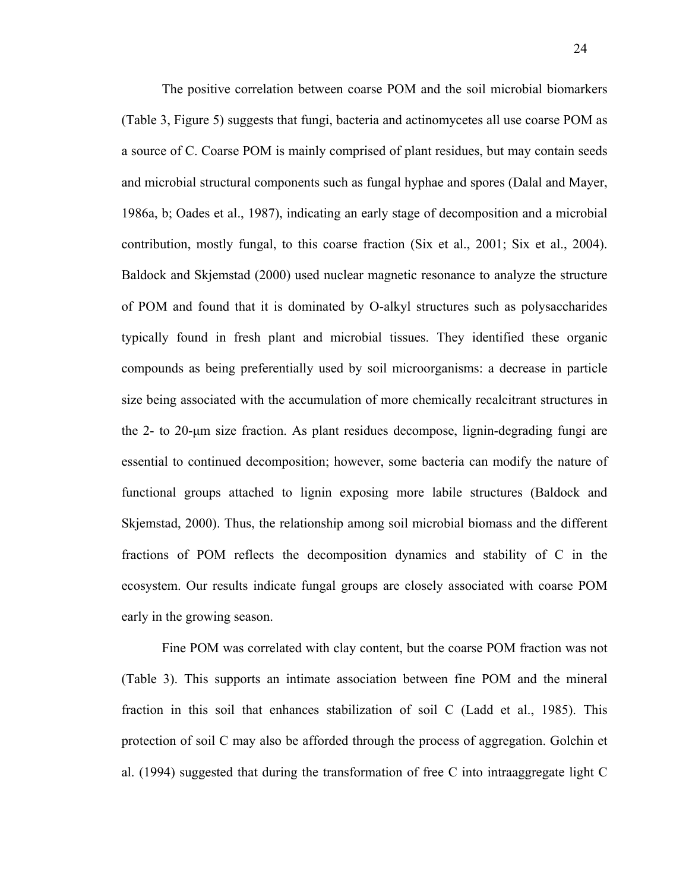The positive correlation between coarse POM and the soil microbial biomarkers (Table 3, Figure 5) suggests that fungi, bacteria and actinomycetes all use coarse POM as a source of C. Coarse POM is mainly comprised of plant residues, but may contain seeds and microbial structural components such as fungal hyphae and spores (Dalal and Mayer, 1986a, b; Oades et al., 1987), indicating an early stage of decomposition and a microbial contribution, mostly fungal, to this coarse fraction (Six et al., 2001; Six et al., 2004). Baldock and Skjemstad (2000) used nuclear magnetic resonance to analyze the structure of POM and found that it is dominated by O-alkyl structures such as polysaccharides typically found in fresh plant and microbial tissues. They identified these organic compounds as being preferentially used by soil microorganisms: a decrease in particle size being associated with the accumulation of more chemically recalcitrant structures in the 2- to 20-μm size fraction. As plant residues decompose, lignin-degrading fungi are essential to continued decomposition; however, some bacteria can modify the nature of functional groups attached to lignin exposing more labile structures (Baldock and Skjemstad, 2000). Thus, the relationship among soil microbial biomass and the different fractions of POM reflects the decomposition dynamics and stability of C in the ecosystem. Our results indicate fungal groups are closely associated with coarse POM early in the growing season.

Fine POM was correlated with clay content, but the coarse POM fraction was not (Table 3). This supports an intimate association between fine POM and the mineral fraction in this soil that enhances stabilization of soil C (Ladd et al., 1985). This protection of soil C may also be afforded through the process of aggregation. Golchin et al. (1994) suggested that during the transformation of free C into intraaggregate light C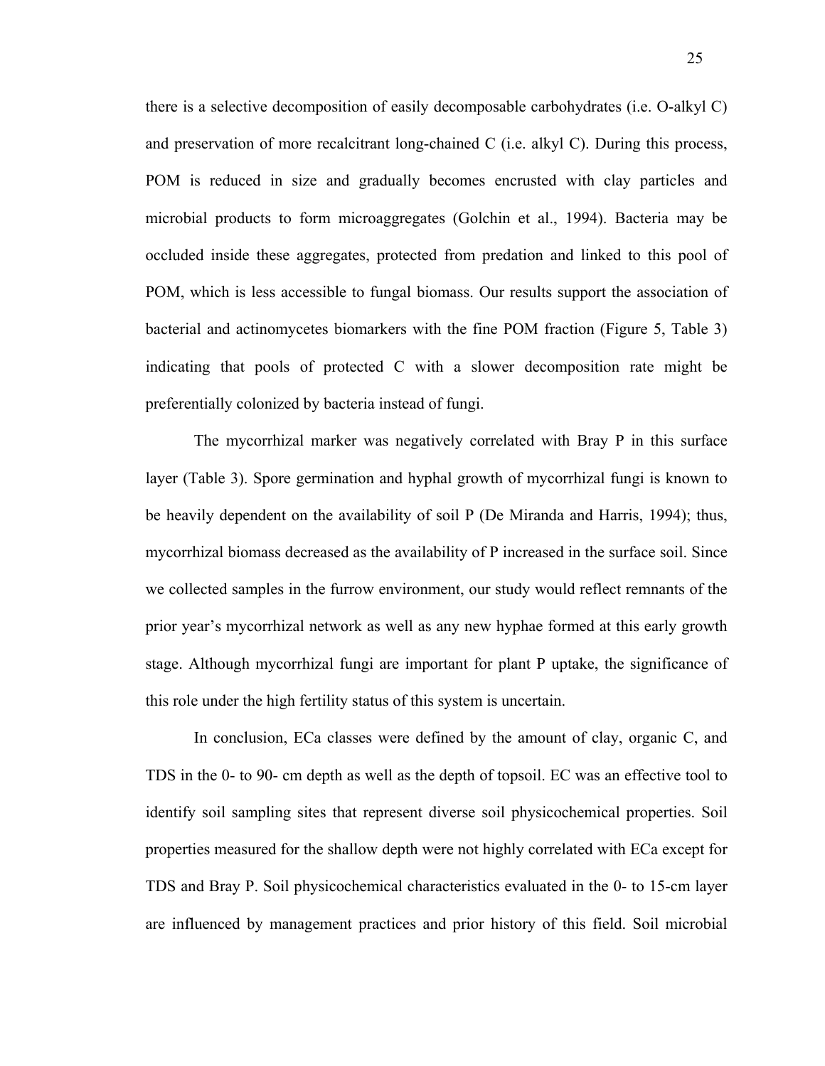there is a selective decomposition of easily decomposable carbohydrates (i.e. O-alkyl C) and preservation of more recalcitrant long-chained C (i.e. alkyl C). During this process, POM is reduced in size and gradually becomes encrusted with clay particles and microbial products to form microaggregates (Golchin et al., 1994). Bacteria may be occluded inside these aggregates, protected from predation and linked to this pool of POM, which is less accessible to fungal biomass. Our results support the association of bacterial and actinomycetes biomarkers with the fine POM fraction (Figure 5, Table 3) indicating that pools of protected C with a slower decomposition rate might be preferentially colonized by bacteria instead of fungi.

The mycorrhizal marker was negatively correlated with Bray P in this surface layer (Table 3). Spore germination and hyphal growth of mycorrhizal fungi is known to be heavily dependent on the availability of soil P (De Miranda and Harris, 1994); thus, mycorrhizal biomass decreased as the availability of P increased in the surface soil. Since we collected samples in the furrow environment, our study would reflect remnants of the prior year's mycorrhizal network as well as any new hyphae formed at this early growth stage. Although mycorrhizal fungi are important for plant P uptake, the significance of this role under the high fertility status of this system is uncertain.

In conclusion, ECa classes were defined by the amount of clay, organic C, and TDS in the 0- to 90- cm depth as well as the depth of topsoil. EC was an effective tool to identify soil sampling sites that represent diverse soil physicochemical properties. Soil properties measured for the shallow depth were not highly correlated with ECa except for TDS and Bray P. Soil physicochemical characteristics evaluated in the 0- to 15-cm layer are influenced by management practices and prior history of this field. Soil microbial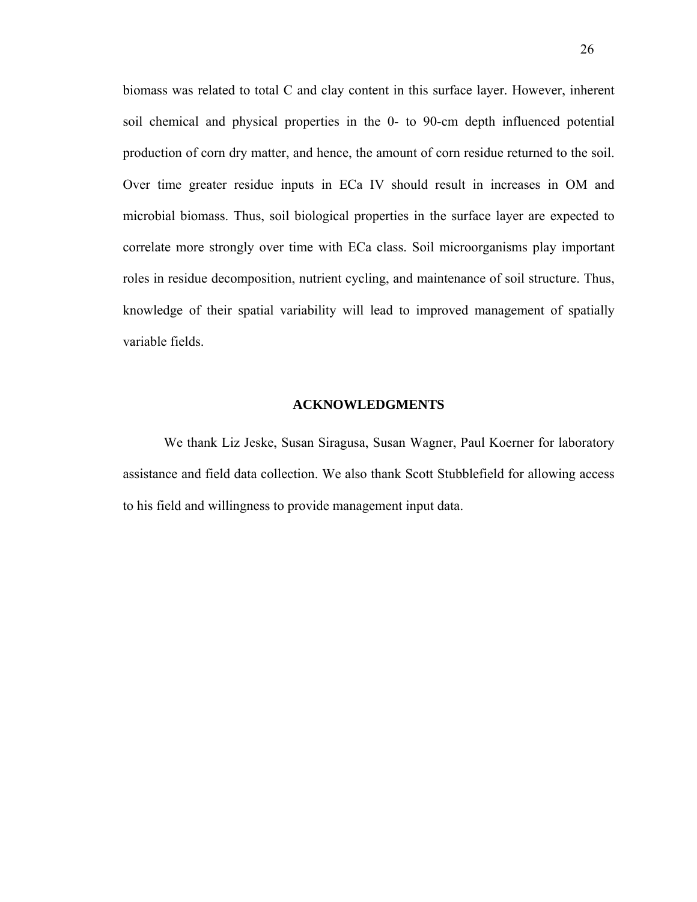biomass was related to total C and clay content in this surface layer. However, inherent soil chemical and physical properties in the 0- to 90-cm depth influenced potential production of corn dry matter, and hence, the amount of corn residue returned to the soil. Over time greater residue inputs in ECa IV should result in increases in OM and microbial biomass. Thus, soil biological properties in the surface layer are expected to correlate more strongly over time with ECa class. Soil microorganisms play important roles in residue decomposition, nutrient cycling, and maintenance of soil structure. Thus, knowledge of their spatial variability will lead to improved management of spatially variable fields.

## ACKNOWLEDGMENTS

We thank Liz Jeske, Susan Siragusa, Susan Wagner, Paul Koerner for laboratory assistance and field data collection. We also thank Scott Stubblefield for allowing access to his field and willingness to provide management input data.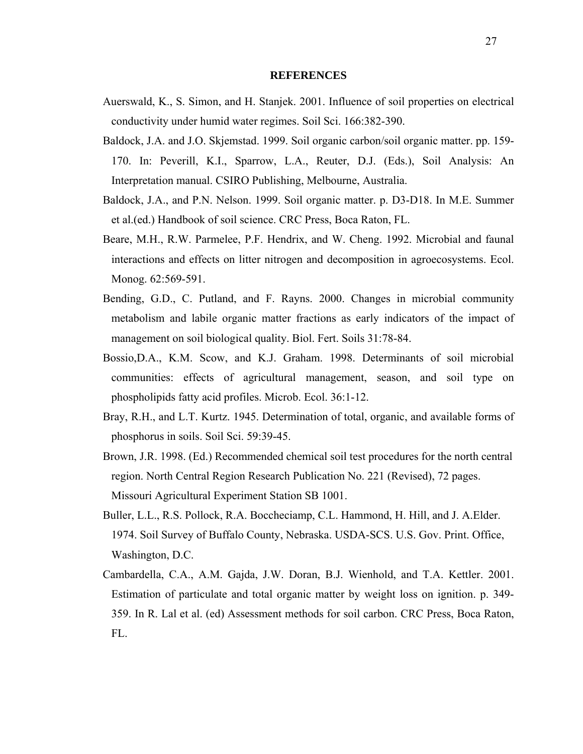## REFERENCES

Auerswald, K., S. Simon, and H. Stanjek. 2001. Influence of soil properties on electrical conductivity under humid water regimes. Soil Sci. 166:382-390.

Baldock, J.A. and J.O. Skjemstad. 1999. Soil organic carbon/soil organic matter. pp. 159-170. In: Peverill, K.I., Sparrow, L.A., Reuter, D.J. (Eds.), Soil Analysis: An Interpretation manual. CSIRO Publishing, Melbourne, Australia.

Baldock, J.A., and P.N. Nelson. 1999. Soil organic matter. p. D3-D18. In M.E. Summer et al.(ed.) Handbook of soil science. CRC Press, Boca Raton, FL.

Beare, M.H., R.W. Parmelee, P.F. Hendrix, and W. Cheng. 1992. Microbial and faunal interactions and effects on litter nitrogen and decomposition in agroecosystems. Ecol. Monog. 62:569-591.

Bending, G.D., C. Putland, and F. Rayns. 2000. Changes in microbial community metabolism and labile organic matter fractions as early indicators of the impact of management on soil biological quality. Biol. Fert. Soils 31:78-84.

Bossio,D.A., K.M. Scow, and K.J. Graham. 1998. Determinants of soil microbial communities: effects of agricultural management, season, and soil type on phospholipids fatty acid profiles. Microb. Ecol. 36:1-12.

Bray, R.H., and L.T. Kurtz. 1945. Determination of total, organic, and available forms of phosphorus in soils. Soil Sci. 59:39-45.

Brown, J.R. 1998. (Ed.) Recommended chemical soil test procedures for the north central region. North Central Region Research Publication No. 221 (Revised), 72 pages. Missouri Agricultural Experiment Station SB 1001.

Buller, L.L., R.S. Pollock, R.A. Boccheciamp, C.L. Hammond, H. Hill, and J. A.Elder. 1974. Soil Survey of Buffalo County, Nebraska. USDA-SCS. U.S. Gov. Print. Office, Washington, D.C.

Cambardella, C.A., A.M. Gajda, J.W. Doran, B.J. Wienhold, and T.A. Kettler. 2001. Estimation of particulate and total organic matter by weight loss on ignition. p. 349-359. In R. Lal et al. (ed) Assessment methods for soil carbon. CRC Press, Boca Raton, FL.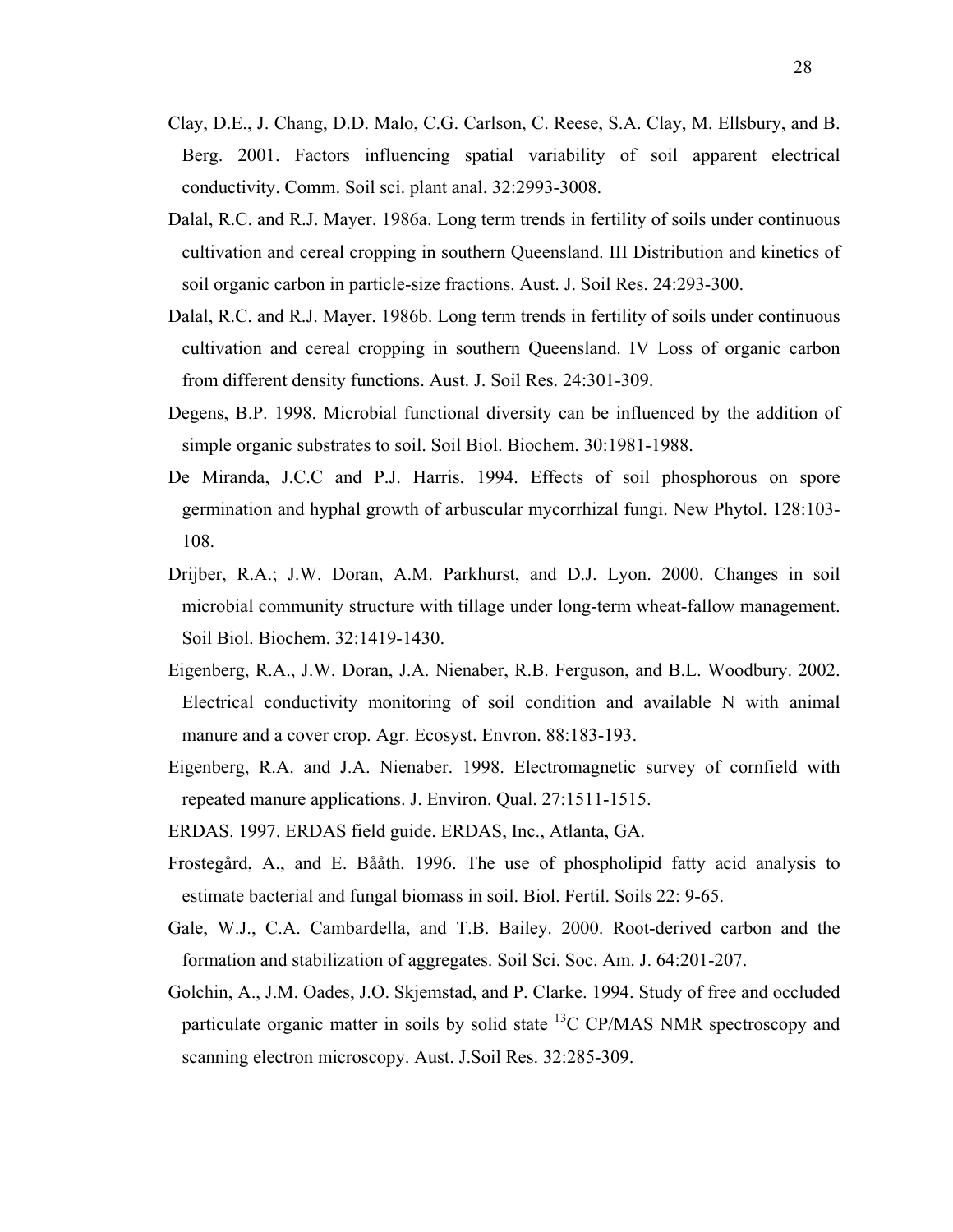Clay, D.E., J. Chang, D.D. Malo, C.G. Carlson, C. Reese, S.A. Clay, M. Ellsbury, and B. Berg. 2001. Factors influencing spatial variability of soil apparent electrical conductivity. Comm. Soil sci. plant anal. 32:2993-3008.

Dalal, R.C. and R.J. Mayer. 1986a. Long term trends in fertility of soils under continuous cultivation and cereal cropping in southern Queensland. III Distribution and kinetics of soil organic carbon in particle-size fractions. Aust. J. Soil Res. 24:293-300.

Dalal, R.C. and R.J. Mayer. 1986b. Long term trends in fertility of soils under continuous cultivation and cereal cropping in southern Queensland. IV Loss of organic carbon from different density functions. Aust. J. Soil Res. 24:301-309.

Degens, B.P. 1998. Microbial functional diversity can be influenced by the addition of simple organic substrates to soil. Soil Biol. Biochem. 30:1981-1988.

De Miranda, J.C.C and P.J. Harris. 1994. Effects of soil phosphorous on spore germination and hyphal growth of arbuscular mycorrhizal fungi. New Phytol. 128:103-108.

Drijber, R.A.; J.W. Doran, A.M. Parkhurst, and D.J. Lyon. 2000. Changes in soil microbial community structure with tillage under long-term wheat-fallow management. Soil Biol. Biochem. 32:1419-1430.

Eigenberg, R.A., J.W. Doran, J.A. Nienaber, R.B. Ferguson, and B.L. Woodbury. 2002. Electrical conductivity monitoring of soil condition and available N with animal manure and a cover crop. Agr. Ecosyst. Envron. 88:183-193.

Eigenberg, R.A. and J.A. Nienaber. 1998. Electromagnetic survey of cornfield with repeated manure applications. J. Environ. Qual. 27:1511-1515.

ERDAS. 1997. ERDAS field guide. ERDAS, Inc., Atlanta, GA.

Frostegård, A., and E. Bååth. 1996. The use of phospholipid fatty acid analysis to estimate bacterial and fungal biomass in soil. Biol. Fertil. Soils 22: 9-65.

Gale, W.J., C.A. Cambardella, and T.B. Bailey. 2000. Root-derived carbon and the formation and stabilization of aggregates. Soil Sci. Soc. Am. J. 64:201-207.

Golchin, A., J.M. Oades, J.O. Skjemstad, and P. Clarke. 1994. Study of free and occluded particulate organic matter in soils by solid state $^{13}C$ CP/MAS NMR spectroscopy and scanning electron microscopy. Aust. J.Soil Res. 32:285-309.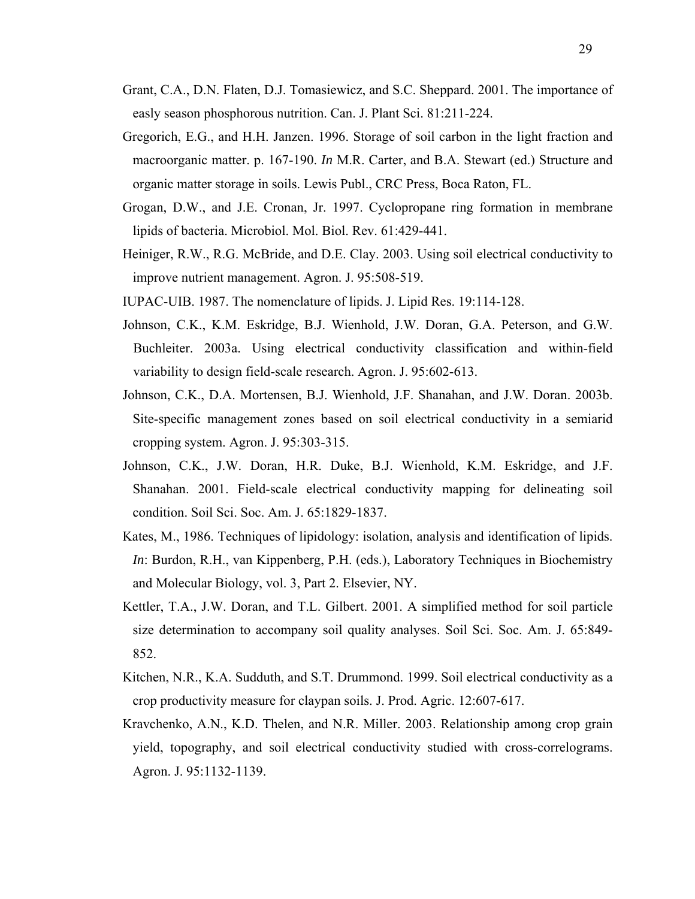Grant, C.A., D.N. Flaten, D.J. Tomasiewicz, and S.C. Sheppard. 2001. The importance of easly season phosphorous nutrition. Can. J. Plant Sci. 81:211-224.

Gregorich, E.G., and H.H. Janzen. 1996. Storage of soil carbon in the light fraction and macroorganic matter. p. 167-190. *In* M.R. Carter, and B.A. Stewart (ed.) Structure and organic matter storage in soils. Lewis Publ., CRC Press, Boca Raton, FL.

Grogan, D.W., and J.E. Cronan, Jr. 1997. Cyclopropane ring formation in membrane lipids of bacteria. Microbiol. Mol. Biol. Rev. 61:429-441.

Heiniger, R.W., R.G. McBride, and D.E. Clay. 2003. Using soil electrical conductivity to improve nutrient management. Agron. J. 95:508-519.

IUPAC-UIB. 1987. The nomenclature of lipids. J. Lipid Res. 19:114-128.

Johnson, C.K., K.M. Eskridge, B.J. Wienhold, J.W. Doran, G.A. Peterson, and G.W. Buchleiter. 2003a. Using electrical conductivity classification and within-field variability to design field-scale research. Agron. J. 95:602-613.

Johnson, C.K., D.A. Mortensen, B.J. Wienhold, J.F. Shanahan, and J.W. Doran. 2003b. Site-specific management zones based on soil electrical conductivity in a semiarid cropping system. Agron. J. 95:303-315.

Johnson, C.K., J.W. Doran, H.R. Duke, B.J. Wienhold, K.M. Eskridge, and J.F. Shanahan. 2001. Field-scale electrical conductivity mapping for delineating soil condition. Soil Sci. Soc. Am. J. 65:1829-1837.

Kates, M., 1986. Techniques of lipidology: isolation, analysis and identification of lipids. *In*: Burdon, R.H., van Kippenberg, P.H. (eds.), Laboratory Techniques in Biochemistry and Molecular Biology, vol. 3, Part 2. Elsevier, NY.

Kettler, T.A., J.W. Doran, and T.L. Gilbert. 2001. A simplified method for soil particle size determination to accompany soil quality analyses. Soil Sci. Soc. Am. J. 65:849-852.

Kitchen, N.R., K.A. Sudduth, and S.T. Drummond. 1999. Soil electrical conductivity as a crop productivity measure for claypan soils. J. Prod. Agric. 12:607-617.

Kravchenko, A.N., K.D. Thelen, and N.R. Miller. 2003. Relationship among crop grain yield, topography, and soil electrical conductivity studied with cross-correlograms. Agron. J. 95:1132-1139.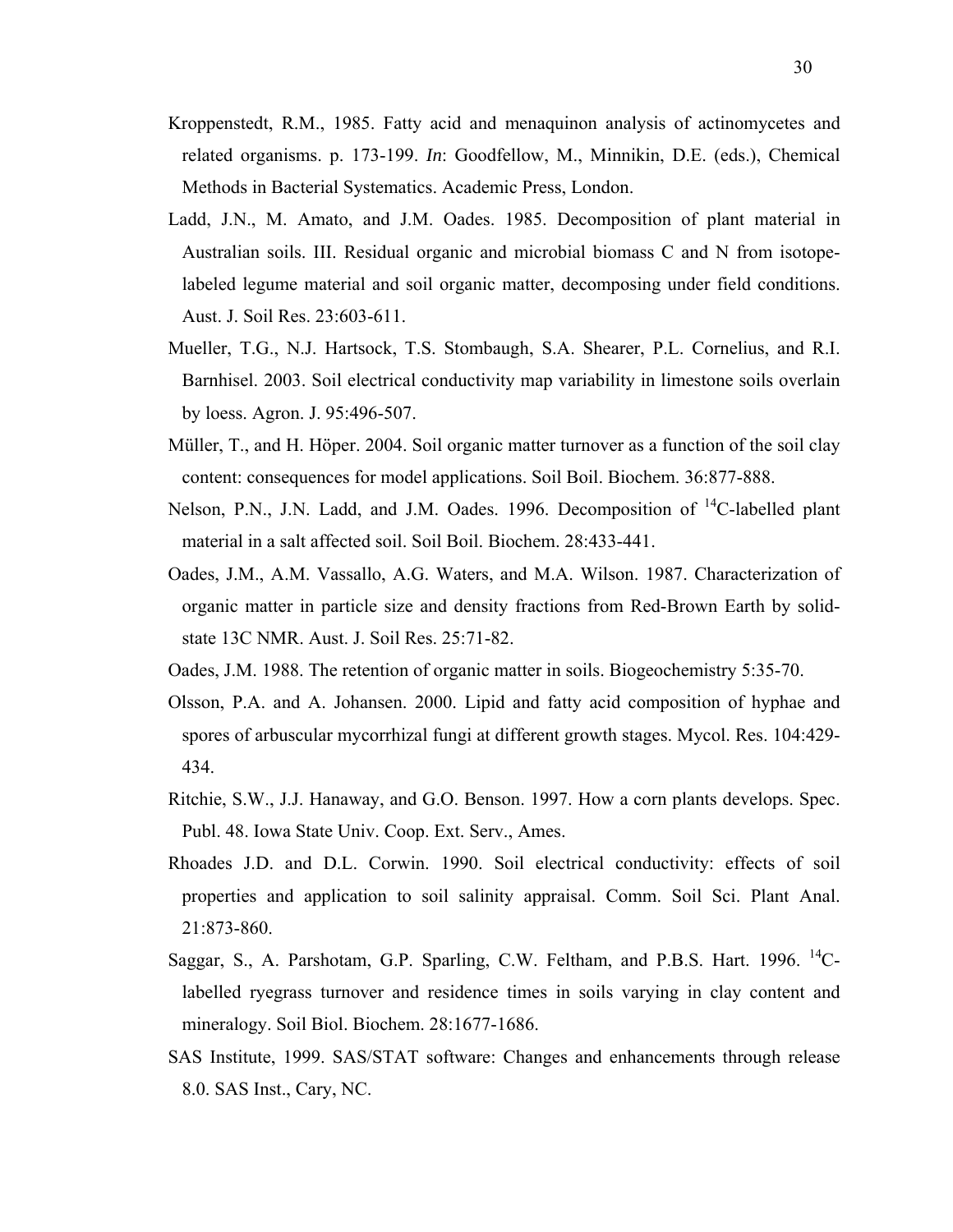Kroppenstedt, R.M., 1985. Fatty acid and menaquinon analysis of actinomycetes and related organisms. p. 173-199. *In*: Goodfellow, M., Minnikin, D.E. (eds.), Chemical Methods in Bacterial Systematics. Academic Press, London.

Ladd, J.N., M. Amato, and J.M. Oades. 1985. Decomposition of plant material in Australian soils. III. Residual organic and microbial biomass C and N from isotope-labeled legume material and soil organic matter, decomposing under field conditions. Aust. J. Soil Res. 23:603-611.

Mueller, T.G., N.J. Hartsock, T.S. Stombaugh, S.A. Shearer, P.L. Cornelius, and R.I. Barnhisel. 2003. Soil electrical conductivity map variability in limestone soils overlain by loess. Agron. J. 95:496-507.

Müller, T., and H. Höper. 2004. Soil organic matter turnover as a function of the soil clay content: consequences for model applications. Soil Boil. Biochem. 36:877-888.

Nelson, P.N., J.N. Ladd, and J.M. Oades. 1996. Decomposition of $^{14}C$-labelled plant material in a salt affected soil. Soil Boil. Biochem. 28:433-441.

Oades, J.M., A.M. Vassallo, A.G. Waters, and M.A. Wilson. 1987. Characterization of organic matter in particle size and density fractions from Red-Brown Earth by solid-state 13C NMR. Aust. J. Soil Res. 25:71-82.

Oades, J.M. 1988. The retention of organic matter in soils. Biogeochemistry 5:35-70.

Olsson, P.A. and A. Johansen. 2000. Lipid and fatty acid composition of hyphae and spores of arbuscular mycorrhizal fungi at different growth stages. Mycol. Res. 104:429-434.

Ritchie, S.W., J.J. Hanaway, and G.O. Benson. 1997. How a corn plants develops. Spec. Publ. 48. Iowa State Univ. Coop. Ext. Serv., Ames.

Rhoades J.D. and D.L. Corwin. 1990. Soil electrical conductivity: effects of soil properties and application to soil salinity appraisal. Comm. Soil Sci. Plant Anal. 21:873-860.

Saggar, S., A. Parshotam, G.P. Sparling, C.W. Feltham, and P.B.S. Hart. 1996. $^{14}C$-labelled ryegrass turnover and residence times in soils varying in clay content and mineralogy. Soil Biol. Biochem. 28:1677-1686.

SAS Institute, 1999. SAS/STAT software: Changes and enhancements through release 8.0. SAS Inst., Cary, NC.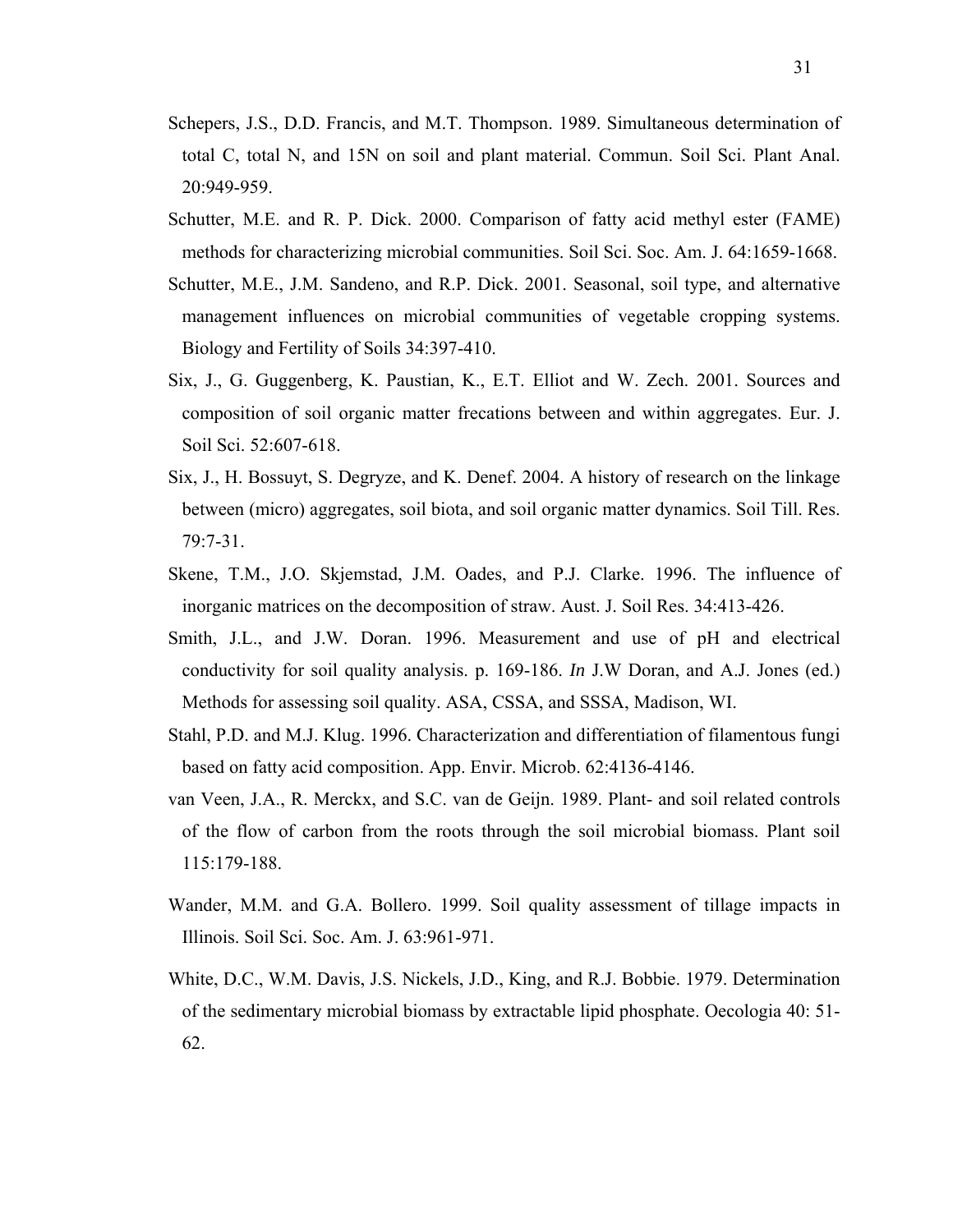Schepers, J.S., D.D. Francis, and M.T. Thompson. 1989. Simultaneous determination of total C, total N, and 15N on soil and plant material. Commun. Soil Sci. Plant Anal. 20:949-959.

Schutter, M.E. and R. P. Dick. 2000. Comparison of fatty acid methyl ester (FAME) methods for characterizing microbial communities. Soil Sci. Soc. Am. J. 64:1659-1668.

Schutter, M.E., J.M. Sandeno, and R.P. Dick. 2001. Seasonal, soil type, and alternative management influences on microbial communities of vegetable cropping systems. Biology and Fertility of Soils 34:397-410.

Six, J., G. Guggenberg, K. Paustian, K., E.T. Elliot and W. Zech. 2001. Sources and composition of soil organic matter frecations between and within aggregates. Eur. J. Soil Sci. 52:607-618.

Six, J., H. Bossuyt, S. Degryze, and K. Denef. 2004. A history of research on the linkage between (micro) aggregates, soil biota, and soil organic matter dynamics. Soil Till. Res. 79:7-31.

Skene, T.M., J.O. Skjemstad, J.M. Oades, and P.J. Clarke. 1996. The influence of inorganic matrices on the decomposition of straw. Aust. J. Soil Res. 34:413-426.

Smith, J.L., and J.W. Doran. 1996. Measurement and use of pH and electrical conductivity for soil quality analysis. p. 169-186. *In* J.W Doran, and A.J. Jones (ed.) Methods for assessing soil quality. ASA, CSSA, and SSSA, Madison, WI.

Stahl, P.D. and M.J. Klug. 1996. Characterization and differentiation of filamentous fungi based on fatty acid composition. App. Envir. Microb. 62:4136-4146.

van Veen, J.A., R. Merckx, and S.C. van de Geijn. 1989. Plant- and soil related controls of the flow of carbon from the roots through the soil microbial biomass. Plant soil 115:179-188.

Wander, M.M. and G.A. Bollero. 1999. Soil quality assessment of tillage impacts in Illinois. Soil Sci. Soc. Am. J. 63:961-971.

White, D.C., W.M. Davis, J.S. Nickels, J.D., King, and R.J. Bobbie. 1979. Determination of the sedimentary microbial biomass by extractable lipid phosphate. Oecologia 40: 51-62.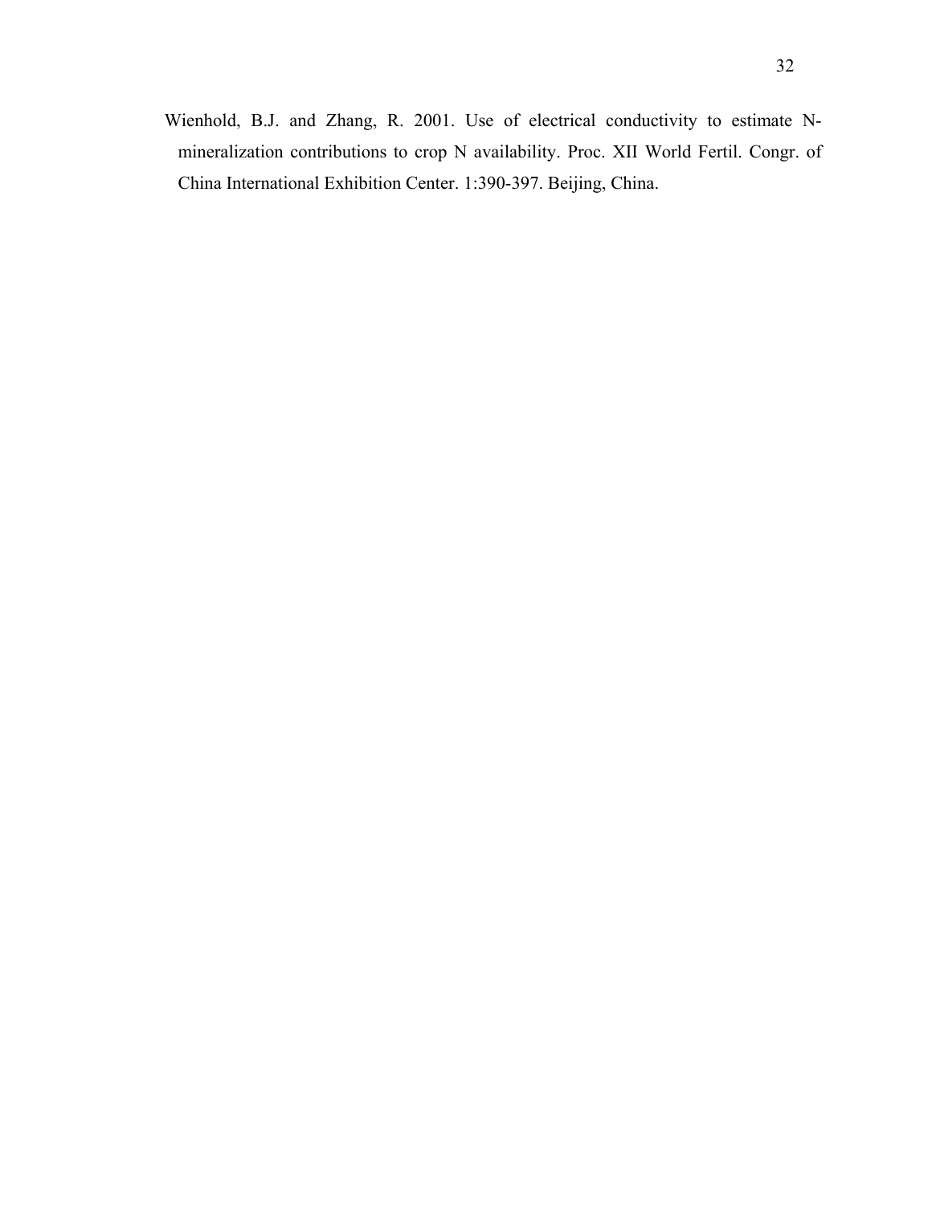Wienhold, B.J. and Zhang, R. 2001. Use of electrical conductivity to estimate N-mineralization contributions to crop N availability. Proc. XII World Fertil. Congr. of China International Exhibition Center. 1:390-397. Beijing, China.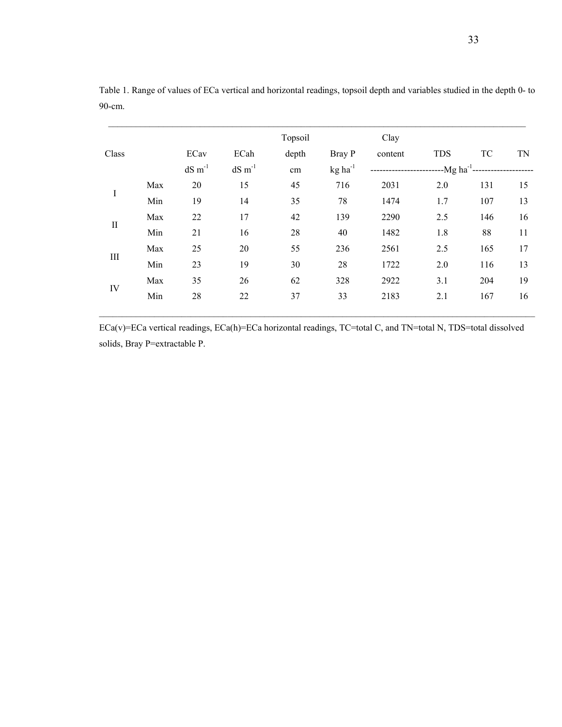Table 1. Range of values of ECa vertical and horizontal readings, topsoil depth and variables studied in the depth 0- to 90-cm.

| Class | | ECav | ECah | Topsoil depth | Bray P | Clay content | TDS | TC | TN |
|---|---|---|---|---|---|---|---|---|---|
| | | dS $m^{-1}$ | dS $m^{-1}$ | cm | kg $ha^{-1}$ | ------------------------Mg $ha^{-1}$ | -------------------- | | |
| I | Max | 20 | 15 | 45 | 716 | 2031 | 2.0 | 131 | 15 |
| | Min | 19 | 14 | 35 | 78 | 1474 | 1.7 | 107 | 13 |
| II | Max | 22 | 17 | 42 | 139 | 2290 | 2.5 | 146 | 16 |
| | Min | 21 | 16 | 28 | 40 | 1482 | 1.8 | 88 | 11 |
| III | Max | 25 | 20 | 55 | 236 | 2561 | 2.5 | 165 | 17 |
| | Min | 23 | 19 | 30 | 28 | 1722 | 2.0 | 116 | 13 |
| IV | Max | 35 | 26 | 62 | 328 | 2922 | 3.1 | 204 | 19 |
| | Min | 28 | 22 | 37 | 33 | 2183 | 2.1 | 167 | 16 |

ECa(v)=ECa vertical readings, ECa(h)=ECa horizontal readings, TC=total C, and TN=total N, TDS=total dissolved solids, Bray P=extractable P.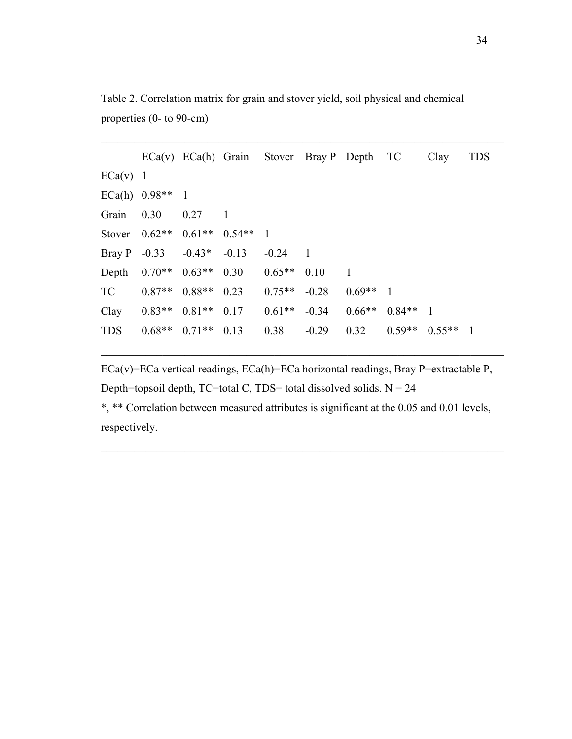Table 2. Correlation matrix for grain and stover yield, soil physical and chemical properties (0- to 90-cm)

| | ECa(v) | ECa(h) | Grain | Stover | Bray P | Depth | TC | Clay | TDS |
|---|---|---|---|---|---|---|---|---|---|
| ECa(v) | 1 | | | | | | | | |
| ECa(h) | 0.98** | 1 | | | | | | | |
| Grain | 0.30 | 0.27 | 1 | | | | | | |
| Stover | 0.62** | 0.61** | 0.54** | 1 | | | | | |
| Bray P | -0.33 | -0.43* | -0.13 | -0.24 | 1 | | | | |
| Depth | 0.70** | 0.63** | 0.30 | 0.65** | 0.10 | 1 | | | |
| TC | 0.87** | 0.88** | 0.23 | 0.75** | -0.28 | 0.69** | 1 | | |
| Clay | 0.83** | 0.81** | 0.17 | 0.61** | -0.34 | 0.66** | 0.84** | 1 | |
| TDS | 0.68** | 0.71** | 0.13 | 0.38 | -0.29 | 0.32 | 0.59** | 0.55** | 1 |

ECa(v)=ECa vertical readings, ECa(h)=ECa horizontal readings, Bray P=extractable P, Depth=topsoil depth, TC=total C, TDS= total dissolved solids. N = 24

*, ** Correlation between measured attributes is significant at the 0.05 and 0.01 levels, respectively.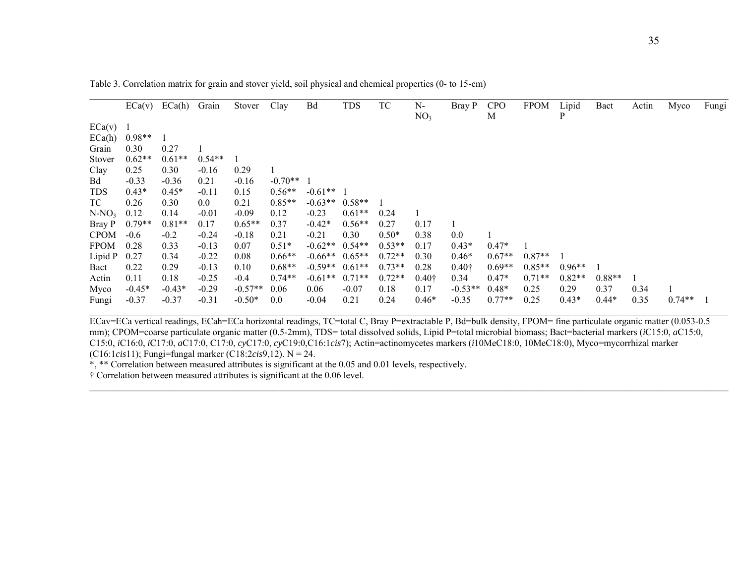Table 3. Correlation matrix for grain and stover yield, soil physical and chemical properties (0- to 15-cm)

| | ECa(v) | ECa(h) | Grain | Stover | Clay | Bd | TDS | TC | $N\text{-}NO_3$ | Bray P | CPOM | FPOM | Lipid P | Bact | Actin | Myco | Fungi |
|---|---|---|---|---|---|---|---|---|---|---|---|---|---|---|---|---|---|
| ECa(v) | 1 | | | | | | | | | | | | | | | | |
| ECa(h) | 0.98** | 1 | | | | | | | | | | | | | | | |
| Grain | 0.30 | 0.27 | 1 | | | | | | | | | | | | | | |
| Stover | 0.62** | 0.61** | 0.54** | 1 | | | | | | | | | | | | | |
| Clay | 0.25 | 0.30 | -0.16 | 0.29 | 1 | | | | | | | | | | | | |
| Bd | -0.33 | -0.36 | 0.21 | -0.16 | -0.70** | 1 | | | | | | | | | | | |
| TDS | 0.43* | 0.45* | -0.11 | 0.15 | 0.56** | -0.61** | 1 | | | | | | | | | | |
| TC | 0.26 | 0.30 | 0.0 | 0.21 | 0.85** | -0.63** | 0.58** | 1 | | | | | | | | | |
| $N\text{-}NO_3$ | 0.12 | 0.14 | -0.01 | -0.09 | 0.12 | -0.23 | 0.61** | 0.24 | 1 | | | | | | | | |
| Bray P | 0.79** | 0.81** | 0.17 | 0.65** | 0.37 | -0.42* | 0.56** | 0.27 | 0.17 | 1 | | | | | | | |
| CPOM | -0.6 | -0.2 | -0.24 | -0.18 | 0.21 | -0.21 | 0.30 | 0.50* | 0.38 | 0.0 | 1 | | | | | | |
| FPOM | 0.28 | 0.33 | -0.13 | 0.07 | 0.51* | -0.62** | 0.54** | 0.53** | 0.17 | 0.43* | 0.47* | 1 | | | | | |
| Lipid P | 0.27 | 0.34 | -0.22 | 0.08 | 0.66** | -0.66** | 0.65** | 0.72** | 0.30 | 0.46* | 0.67** | 0.87** | 1 | | | | |
| Bact | 0.22 | 0.29 | -0.13 | 0.10 | 0.68** | -0.59** | 0.61** | 0.73** | 0.28 | 0.40† | 0.69** | 0.85** | 0.96** | 1 | | | |
| Actin | 0.11 | 0.18 | -0.25 | -0.4 | 0.74** | -0.61** | 0.71** | 0.72** | 0.40† | 0.34 | 0.47* | 0.71** | 0.82** | 0.88** | 1 | | |
| Myco | -0.45* | -0.43* | -0.29 | -0.57** | 0.06 | 0.06 | -0.07 | 0.18 | 0.17 | -0.53** | 0.48* | 0.25 | 0.29 | 0.37 | 0.34 | 1 | |
| Fungi | -0.37 | -0.37 | -0.31 | -0.50* | 0.0 | -0.04 | 0.21 | 0.24 | 0.46* | -0.35 | 0.77** | 0.25 | 0.43* | 0.44* | 0.35 | 0.74** | 1 |

ECav=ECa vertical readings, ECah=ECa horizontal readings, TC=total C, Bray P=extractable P, Bd=bulk density, FPOM= fine particulate organic matter (0.053-0.5 mm); CPOM=coarse particulate organic matter (0.5-2mm), TDS= total dissolved solids, Lipid P=total microbial biomass; Bact=bacterial markers (*i*C15:0, *a*C15:0, C15:0, *i*C16:0, *i*C17:0, *a*C17:0, C17:0, *cy*C17:0, *cy*C19:0,C16:1*cis*7); Actin=actinomycetes markers (*i*10MeC18:0, 10MeC18:0), Myco=mycorrhizal marker (C16:1*cis*11); Fungi=fungal marker (C18:2*cis*9,12). N = 24.

*, ** Correlation between measured attributes is significant at the 0.05 and 0.01 levels, respectively.

† Correlation between measured attributes is significant at the 0.06 level.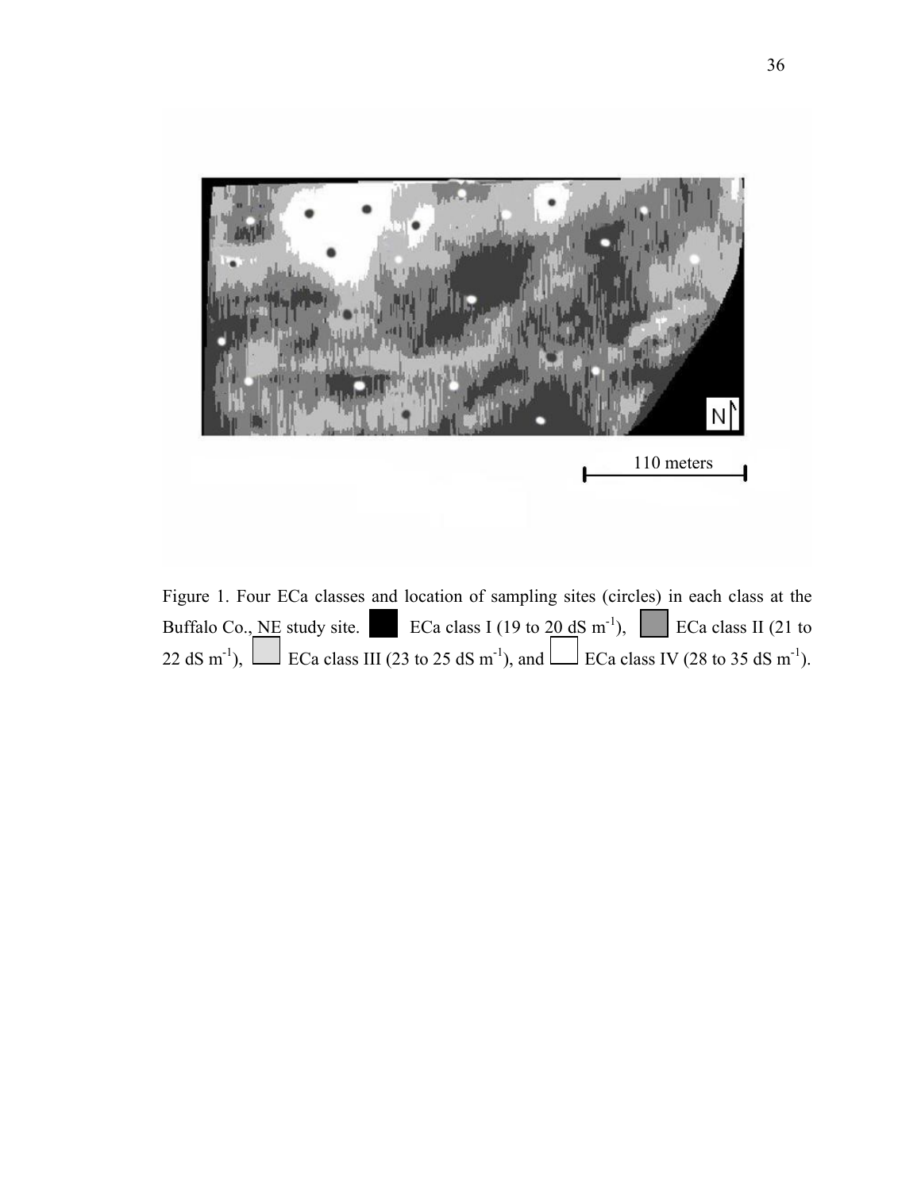110 meters

Figure 1. Four ECa classes and location of sampling sites (circles) in each class at the Buffalo Co., NE study site. ■ ECa class I (19 to 20 dS $m^{-1}$), ■ ECa class II (21 to 22 dS $m^{-1}$), □ ECa class III (23 to 25 dS $m^{-1}$), and □ ECa class IV (28 to 35 dS $m^{-1}$).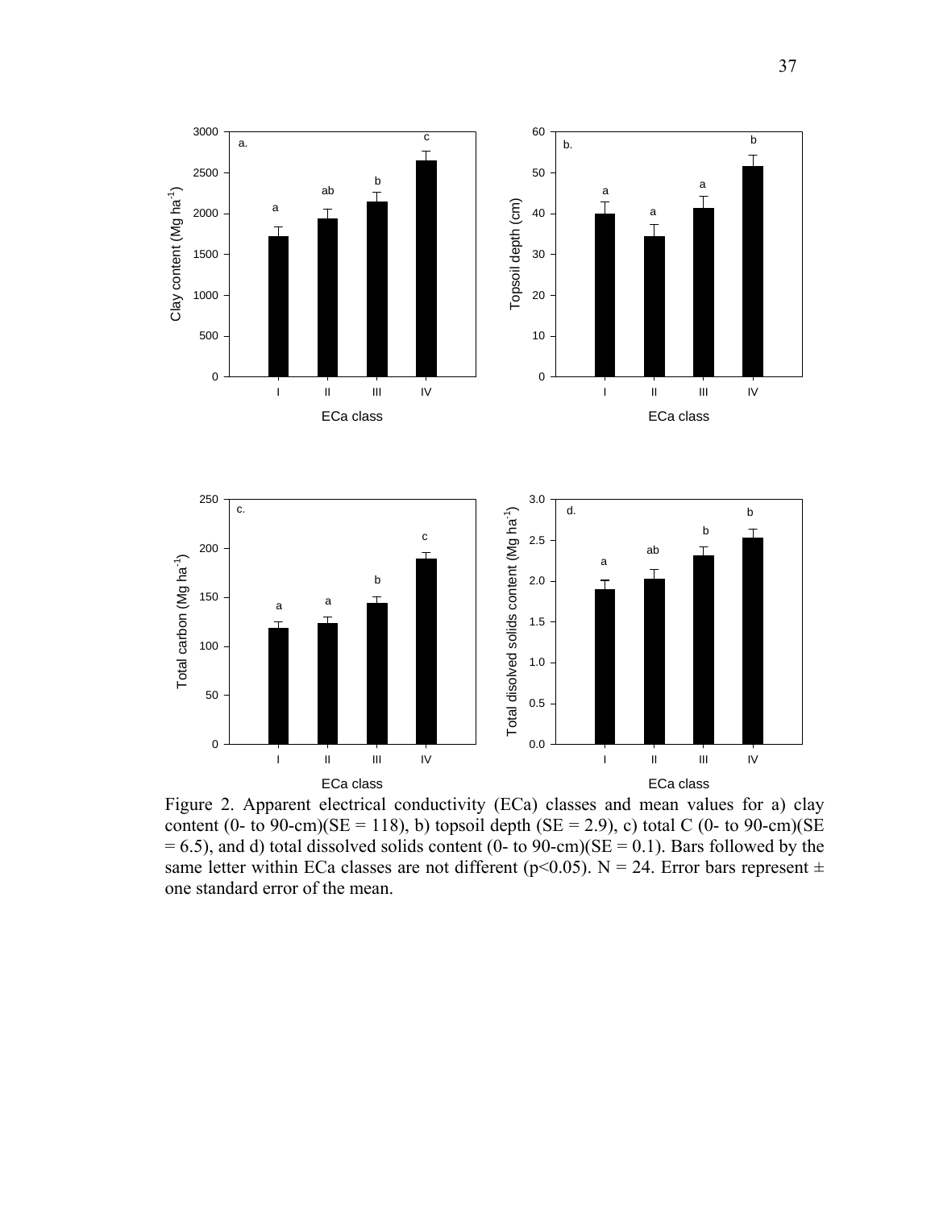Figure 2. Apparent electrical conductivity (ECa) classes and mean values for a) clay content (0- to 90-cm)(SE = 118), b) topsoil depth (SE = 2.9), c) total C (0- to 90-cm)(SE = 6.5), and d) total dissolved solids content (0- to 90-cm)(SE = 0.1). Bars followed by the same letter within ECa classes are not different ($p<0.05$). N = 24. Error bars represent ± one standard error of the mean.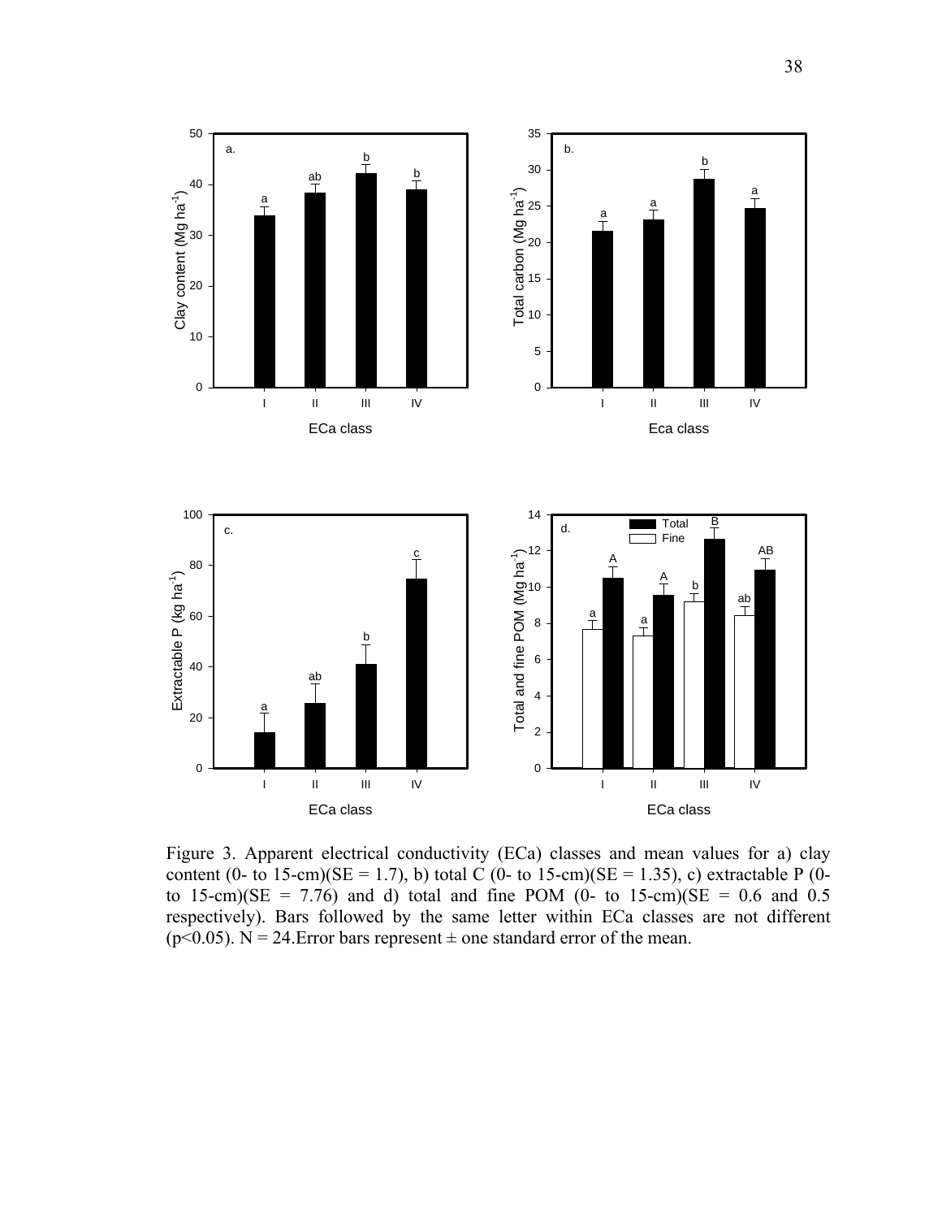Figure 3. Apparent electrical conductivity (ECa) classes and mean values for a) clay content (0- to 15-cm)(SE = 1.7), b) total C (0- to 15-cm)(SE = 1.35), c) extractable P (0- to 15-cm)(SE = 7.76) and d) total and fine POM (0- to 15-cm)(SE = 0.6 and 0.5 respectively). Bars followed by the same letter within ECa classes are not different ($p<0.05$). N = 24.Error bars represent ± one standard error of the mean.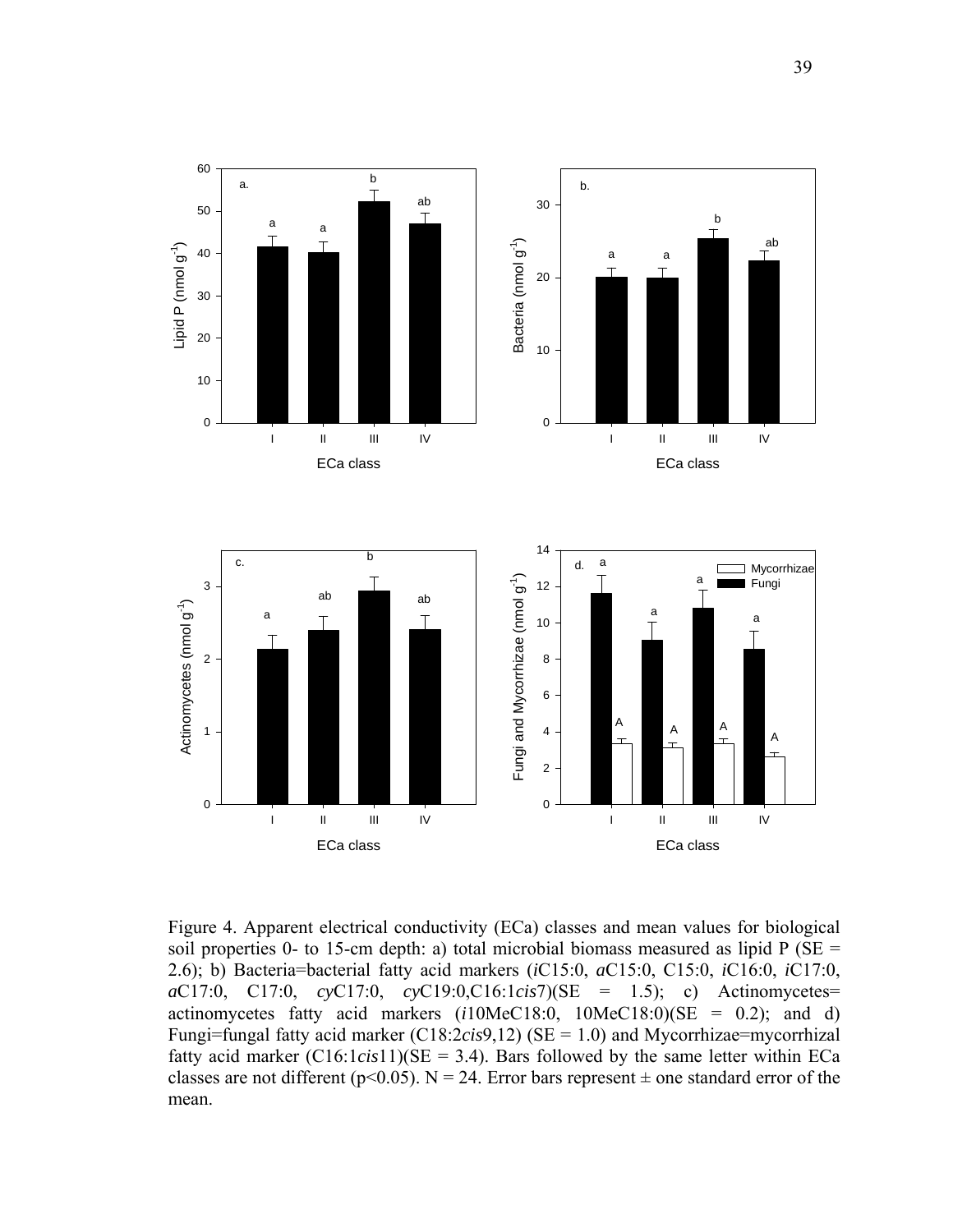Figure 4. Apparent electrical conductivity (ECa) classes and mean values for biological soil properties 0- to 15-cm depth: a) total microbial biomass measured as lipid P (SE = 2.6); b) Bacteria=bacterial fatty acid markers (*i*C15:0, *a*C15:0, C15:0, *i*C16:0, *i*C17:0, *a*C17:0, C17:0, *cy*C17:0, *cy*C19:0,C16:1*cis*7)(SE = 1.5); c) Actinomycetes= actinomycetes fatty acid markers (*i*10MeC18:0, 10MeC18:0)(SE = 0.2); and d) Fungi=fungal fatty acid marker (C18:2*cis*9,12) (SE = 1.0) and Mycorrhizae=mycorrhizal fatty acid marker (C16:1*cis*11)(SE = 3.4). Bars followed by the same letter within ECa classes are not different ($p<0.05$). N = 24. Error bars represent ± one standard error of the mean.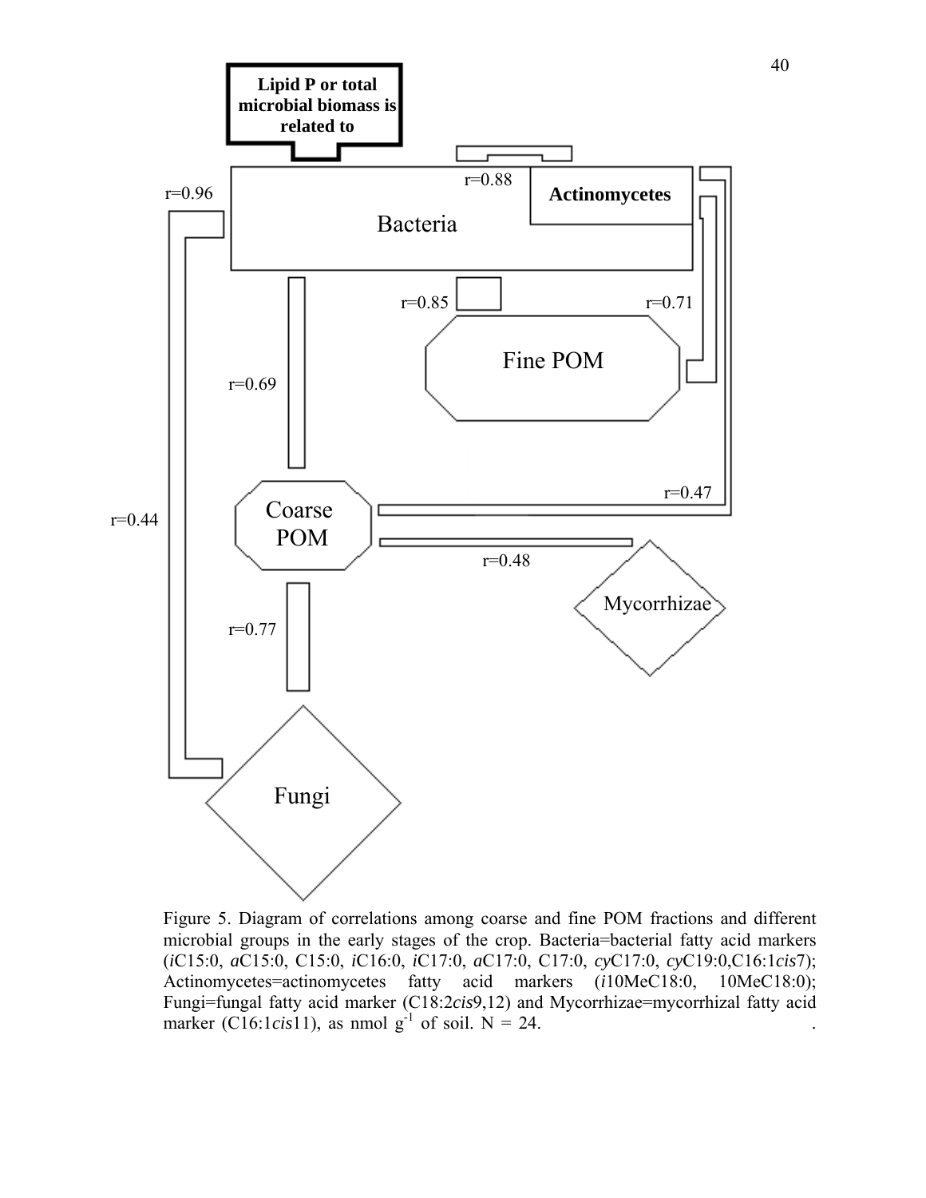Lipid P or total microbial biomass is related to

Bacteria

Actinomycetes

r=0.88

r=0.96

r=0.85

r=0.71

Fine POM

r=0.69

r=0.47

Coarse POM

r=0.44

r=0.48

Mycorrhizae

r=0.77

Fungi

Figure 5. Diagram of correlations among coarse and fine POM fractions and different microbial groups in the early stages of the crop. Bacteria=bacterial fatty acid markers (*i*C15:0, *a*C15:0, C15:0, *i*C16:0, *i*C17:0, *a*C17:0, C17:0, *cy*C17:0, *cy*C19:0,C16:1*cis*7); Actinomycetes=actinomycetes fatty acid markers (*i*10MeC18:0, 10MeC18:0); Fungi=fungal fatty acid marker (C18:2*cis*9,12) and Mycorrhizae=mycorrhizal fatty acid marker (C16:1*cis*11), as nmol $g^{-1}$ of soil. N = 24.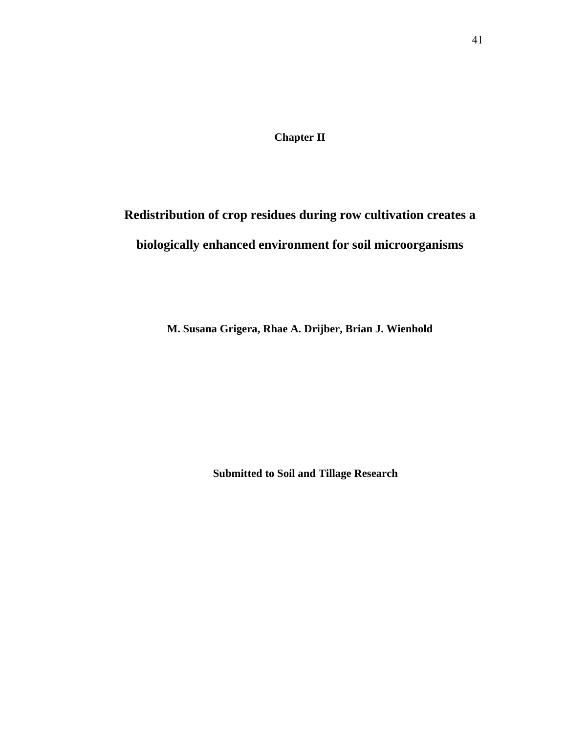# Chapter II

## Redistribution of crop residues during row cultivation creates a biologically enhanced environment for soil microorganisms

**M. Susana Grigera, Rhae A. Drijber, Brian J. Wienhold**

**Submitted to Soil and Tillage Research**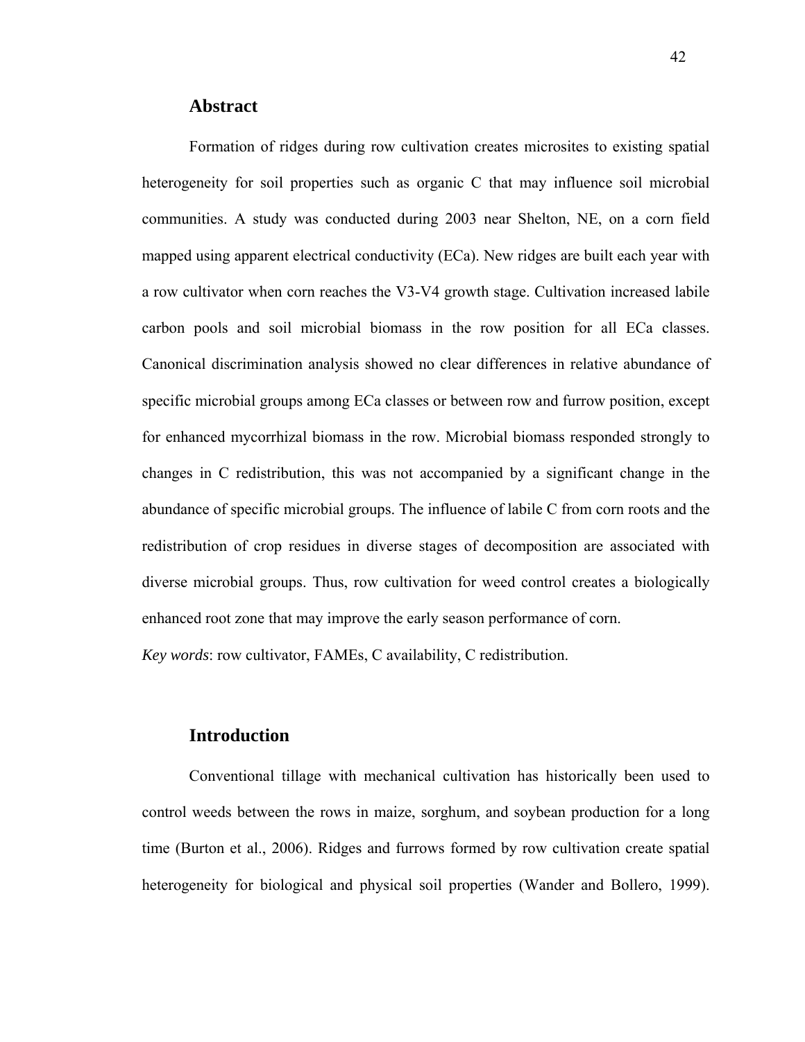## Abstract

Formation of ridges during row cultivation creates microsites to existing spatial heterogeneity for soil properties such as organic C that may influence soil microbial communities. A study was conducted during 2003 near Shelton, NE, on a corn field mapped using apparent electrical conductivity (ECa). New ridges are built each year with a row cultivator when corn reaches the V3-V4 growth stage. Cultivation increased labile carbon pools and soil microbial biomass in the row position for all ECa classes. Canonical discrimination analysis showed no clear differences in relative abundance of specific microbial groups among ECa classes or between row and furrow position, except for enhanced mycorrhizal biomass in the row. Microbial biomass responded strongly to changes in C redistribution, this was not accompanied by a significant change in the abundance of specific microbial groups. The influence of labile C from corn roots and the redistribution of crop residues in diverse stages of decomposition are associated with diverse microbial groups. Thus, row cultivation for weed control creates a biologically enhanced root zone that may improve the early season performance of corn.

*Key words*: row cultivator, FAMEs, C availability, C redistribution.

## Introduction

Conventional tillage with mechanical cultivation has historically been used to control weeds between the rows in maize, sorghum, and soybean production for a long time (Burton et al., 2006). Ridges and furrows formed by row cultivation create spatial heterogeneity for biological and physical soil properties (Wander and Bollero, 1999).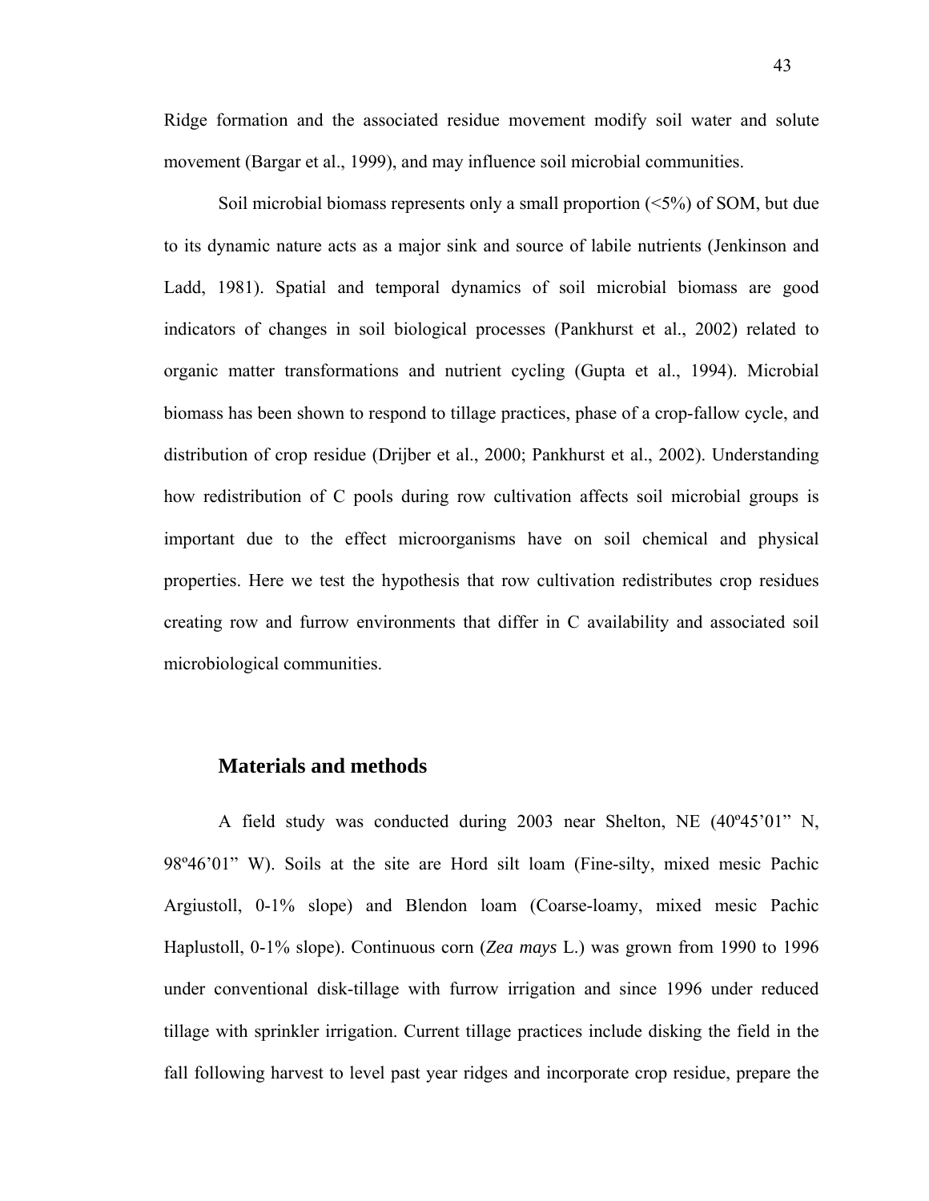Ridge formation and the associated residue movement modify soil water and solute movement (Bargar et al., 1999), and may influence soil microbial communities.

Soil microbial biomass represents only a small proportion (<5%) of SOM, but due to its dynamic nature acts as a major sink and source of labile nutrients (Jenkinson and Ladd, 1981). Spatial and temporal dynamics of soil microbial biomass are good indicators of changes in soil biological processes (Pankhurst et al., 2002) related to organic matter transformations and nutrient cycling (Gupta et al., 1994). Microbial biomass has been shown to respond to tillage practices, phase of a crop-fallow cycle, and distribution of crop residue (Drijber et al., 2000; Pankhurst et al., 2002). Understanding how redistribution of C pools during row cultivation affects soil microbial groups is important due to the effect microorganisms have on soil chemical and physical properties. Here we test the hypothesis that row cultivation redistributes crop residues creating row and furrow environments that differ in C availability and associated soil microbiological communities.

## Materials and methods

A field study was conducted during 2003 near Shelton, NE (40º45'01" N, 98º46'01" W). Soils at the site are Hord silt loam (Fine-silty, mixed mesic Pachic Argiustoll, 0-1% slope) and Blendon loam (Coarse-loamy, mixed mesic Pachic Haplustoll, 0-1% slope). Continuous corn (*Zea mays* L.) was grown from 1990 to 1996 under conventional disk-tillage with furrow irrigation and since 1996 under reduced tillage with sprinkler irrigation. Current tillage practices include disking the field in the fall following harvest to level past year ridges and incorporate crop residue, prepare the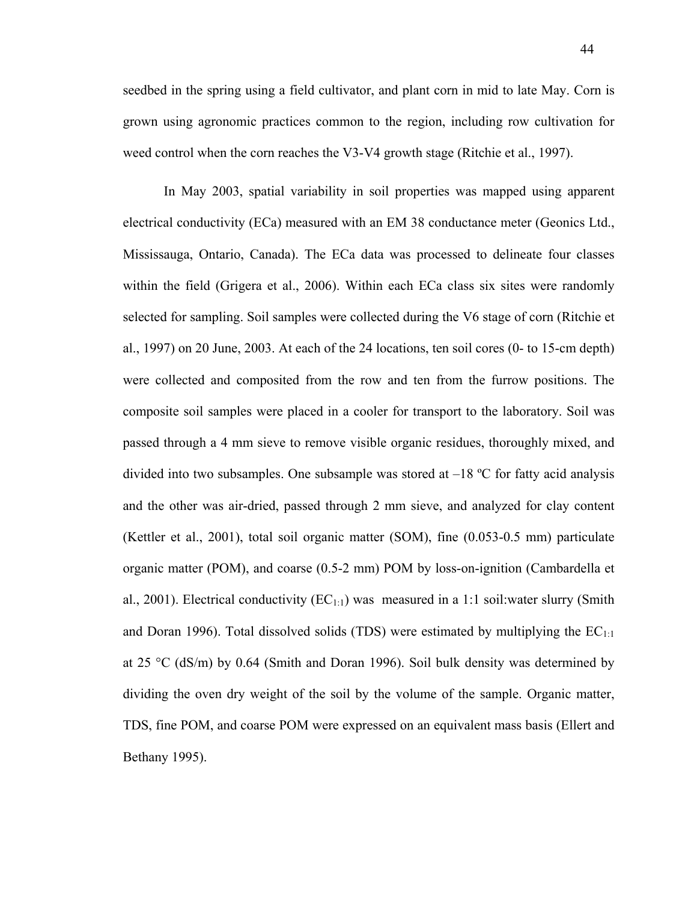seedbed in the spring using a field cultivator, and plant corn in mid to late May. Corn is grown using agronomic practices common to the region, including row cultivation for weed control when the corn reaches the V3-V4 growth stage (Ritchie et al., 1997).

In May 2003, spatial variability in soil properties was mapped using apparent electrical conductivity (ECa) measured with an EM 38 conductance meter (Geonics Ltd., Mississauga, Ontario, Canada). The ECa data was processed to delineate four classes within the field (Grigera et al., 2006). Within each ECa class six sites were randomly selected for sampling. Soil samples were collected during the V6 stage of corn (Ritchie et al., 1997) on 20 June, 2003. At each of the 24 locations, ten soil cores (0- to 15-cm depth) were collected and composited from the row and ten from the furrow positions. The composite soil samples were placed in a cooler for transport to the laboratory. Soil was passed through a 4 mm sieve to remove visible organic residues, thoroughly mixed, and divided into two subsamples. One subsample was stored at –18 ºC for fatty acid analysis and the other was air-dried, passed through 2 mm sieve, and analyzed for clay content (Kettler et al., 2001), total soil organic matter (SOM), fine (0.053-0.5 mm) particulate organic matter (POM), and coarse (0.5-2 mm) POM by loss-on-ignition (Cambardella et al., 2001). Electrical conductivity ($EC_{1:1}$) was measured in a 1:1 soil:water slurry (Smith and Doran 1996). Total dissolved solids (TDS) were estimated by multiplying the $EC_{1:1}$ at 25 °C (dS/m) by 0.64 (Smith and Doran 1996). Soil bulk density was determined by dividing the oven dry weight of the soil by the volume of the sample. Organic matter, TDS, fine POM, and coarse POM were expressed on an equivalent mass basis (Ellert and Bethany 1995).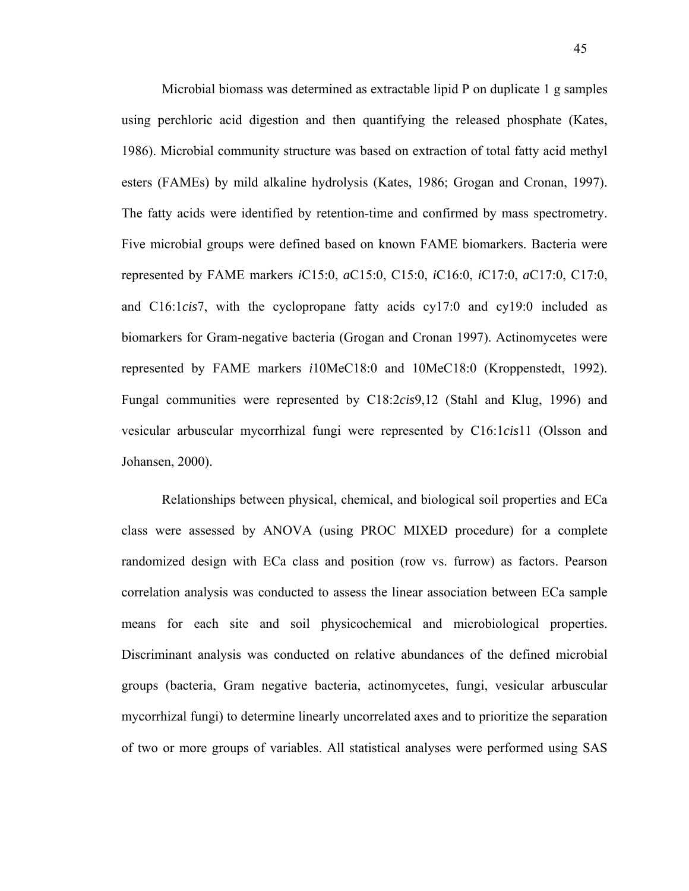Microbial biomass was determined as extractable lipid P on duplicate 1 g samples using perchloric acid digestion and then quantifying the released phosphate (Kates, 1986). Microbial community structure was based on extraction of total fatty acid methyl esters (FAMEs) by mild alkaline hydrolysis (Kates, 1986; Grogan and Cronan, 1997). The fatty acids were identified by retention-time and confirmed by mass spectrometry. Five microbial groups were defined based on known FAME biomarkers. Bacteria were represented by FAME markers *i*C15:0, *a*C15:0, C15:0, *i*C16:0, *i*C17:0, *a*C17:0, C17:0, and C16:1*cis*7, with the cyclopropane fatty acids cy17:0 and cy19:0 included as biomarkers for Gram-negative bacteria (Grogan and Cronan 1997). Actinomycetes were represented by FAME markers *i*10MeC18:0 and 10MeC18:0 (Kroppenstedt, 1992). Fungal communities were represented by C18:2*cis*9,12 (Stahl and Klug, 1996) and vesicular arbuscular mycorrhizal fungi were represented by C16:1*cis*11 (Olsson and Johansen, 2000).

Relationships between physical, chemical, and biological soil properties and ECa class were assessed by ANOVA (using PROC MIXED procedure) for a complete randomized design with ECa class and position (row vs. furrow) as factors. Pearson correlation analysis was conducted to assess the linear association between ECa sample means for each site and soil physicochemical and microbiological properties. Discriminant analysis was conducted on relative abundances of the defined microbial groups (bacteria, Gram negative bacteria, actinomycetes, fungi, vesicular arbuscular mycorrhizal fungi) to determine linearly uncorrelated axes and to prioritize the separation of two or more groups of variables. All statistical analyses were performed using SAS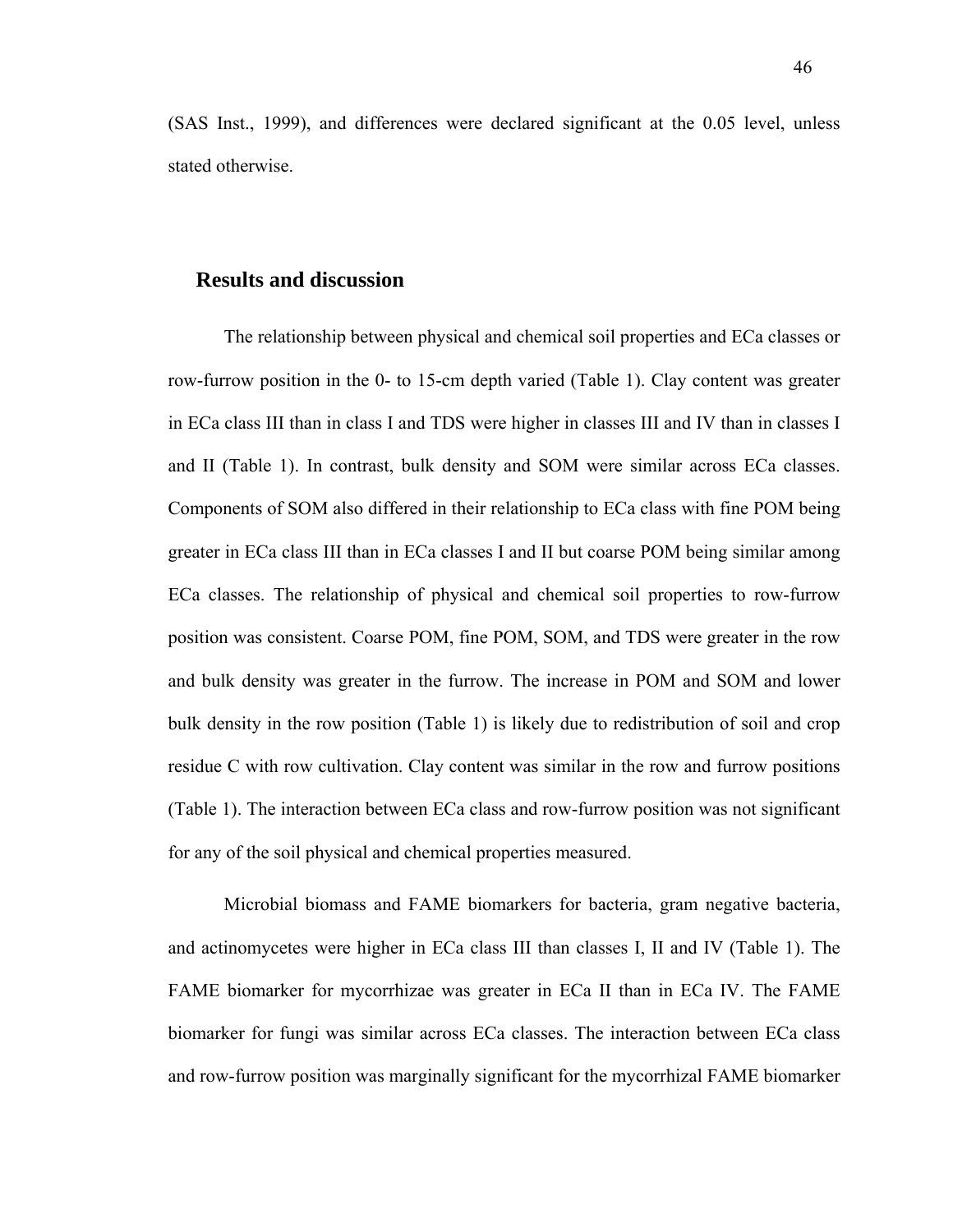(SAS Inst., 1999), and differences were declared significant at the 0.05 level, unless stated otherwise.

## Results and discussion

The relationship between physical and chemical soil properties and ECa classes or row-furrow position in the 0- to 15-cm depth varied (Table 1). Clay content was greater in ECa class III than in class I and TDS were higher in classes III and IV than in classes I and II (Table 1). In contrast, bulk density and SOM were similar across ECa classes. Components of SOM also differed in their relationship to ECa class with fine POM being greater in ECa class III than in ECa classes I and II but coarse POM being similar among ECa classes. The relationship of physical and chemical soil properties to row-furrow position was consistent. Coarse POM, fine POM, SOM, and TDS were greater in the row and bulk density was greater in the furrow. The increase in POM and SOM and lower bulk density in the row position (Table 1) is likely due to redistribution of soil and crop residue C with row cultivation. Clay content was similar in the row and furrow positions (Table 1). The interaction between ECa class and row-furrow position was not significant for any of the soil physical and chemical properties measured.

Microbial biomass and FAME biomarkers for bacteria, gram negative bacteria, and actinomycetes were higher in ECa class III than classes I, II and IV (Table 1). The FAME biomarker for mycorrhizae was greater in ECa II than in ECa IV. The FAME biomarker for fungi was similar across ECa classes. The interaction between ECa class and row-furrow position was marginally significant for the mycorrhizal FAME biomarker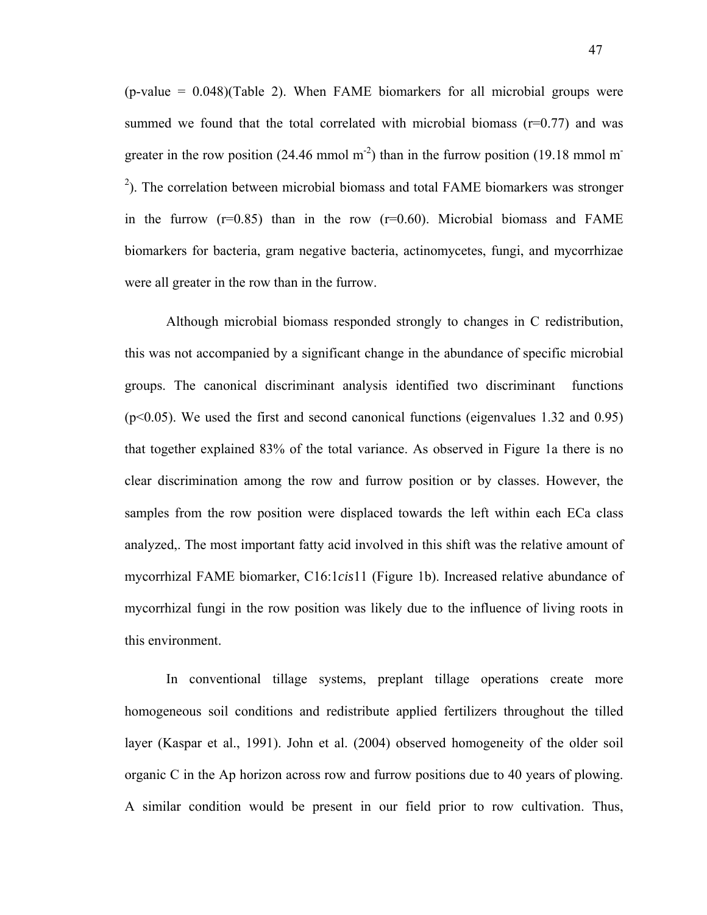(p-value = 0.048)(Table 2). When FAME biomarkers for all microbial groups were summed we found that the total correlated with microbial biomass (r=0.77) and was greater in the row position (24.46 mmol $m^{-2}$) than in the furrow position (19.18 mmol $m^{-2}$). The correlation between microbial biomass and total FAME biomarkers was stronger in the furrow (r=0.85) than in the row (r=0.60). Microbial biomass and FAME biomarkers for bacteria, gram negative bacteria, actinomycetes, fungi, and mycorrhizae were all greater in the row than in the furrow.

Although microbial biomass responded strongly to changes in C redistribution, this was not accompanied by a significant change in the abundance of specific microbial groups. The canonical discriminant analysis identified two discriminant functions ($p<0.05$). We used the first and second canonical functions (eigenvalues 1.32 and 0.95) that together explained 83% of the total variance. As observed in Figure 1a there is no clear discrimination among the row and furrow position or by classes. However, the samples from the row position were displaced towards the left within each ECa class analyzed,. The most important fatty acid involved in this shift was the relative amount of mycorrhizal FAME biomarker, C16:1*cis*11 (Figure 1b). Increased relative abundance of mycorrhizal fungi in the row position was likely due to the influence of living roots in this environment.

In conventional tillage systems, preplant tillage operations create more homogeneous soil conditions and redistribute applied fertilizers throughout the tilled layer (Kaspar et al., 1991). John et al. (2004) observed homogeneity of the older soil organic C in the Ap horizon across row and furrow positions due to 40 years of plowing. A similar condition would be present in our field prior to row cultivation. Thus,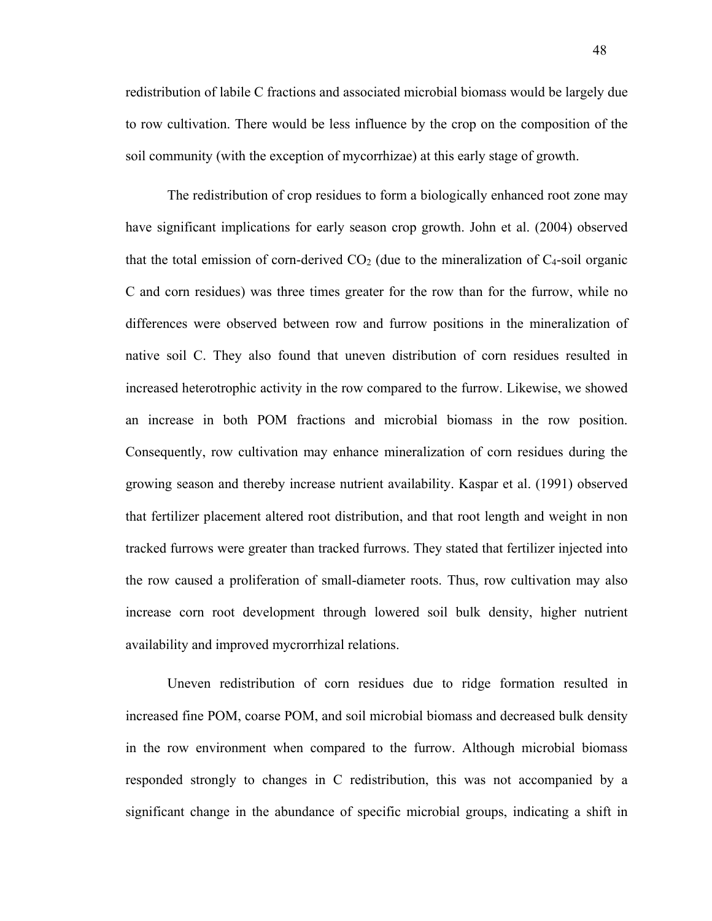redistribution of labile C fractions and associated microbial biomass would be largely due to row cultivation. There would be less influence by the crop on the composition of the soil community (with the exception of mycorrhizae) at this early stage of growth.

The redistribution of crop residues to form a biologically enhanced root zone may have significant implications for early season crop growth. John et al. (2004) observed that the total emission of corn-derived $CO_2$ (due to the mineralization of $C_4$-soil organic C and corn residues) was three times greater for the row than for the furrow, while no differences were observed between row and furrow positions in the mineralization of native soil C. They also found that uneven distribution of corn residues resulted in increased heterotrophic activity in the row compared to the furrow. Likewise, we showed an increase in both POM fractions and microbial biomass in the row position. Consequently, row cultivation may enhance mineralization of corn residues during the growing season and thereby increase nutrient availability. Kaspar et al. (1991) observed that fertilizer placement altered root distribution, and that root length and weight in non tracked furrows were greater than tracked furrows. They stated that fertilizer injected into the row caused a proliferation of small-diameter roots. Thus, row cultivation may also increase corn root development through lowered soil bulk density, higher nutrient availability and improved mycrorrhizal relations.

Uneven redistribution of corn residues due to ridge formation resulted in increased fine POM, coarse POM, and soil microbial biomass and decreased bulk density in the row environment when compared to the furrow. Although microbial biomass responded strongly to changes in C redistribution, this was not accompanied by a significant change in the abundance of specific microbial groups, indicating a shift in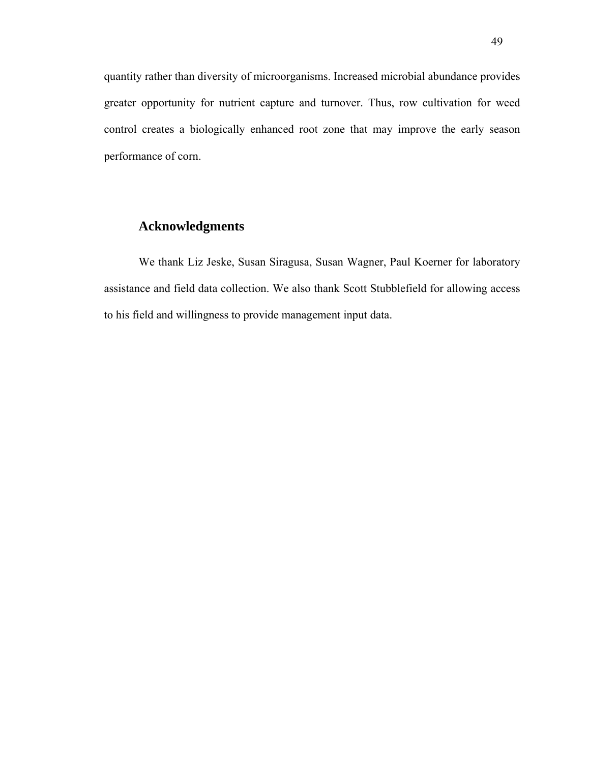quantity rather than diversity of microorganisms. Increased microbial abundance provides greater opportunity for nutrient capture and turnover. Thus, row cultivation for weed control creates a biologically enhanced root zone that may improve the early season performance of corn.

## Acknowledgments

We thank Liz Jeske, Susan Siragusa, Susan Wagner, Paul Koerner for laboratory assistance and field data collection. We also thank Scott Stubblefield for allowing access to his field and willingness to provide management input data.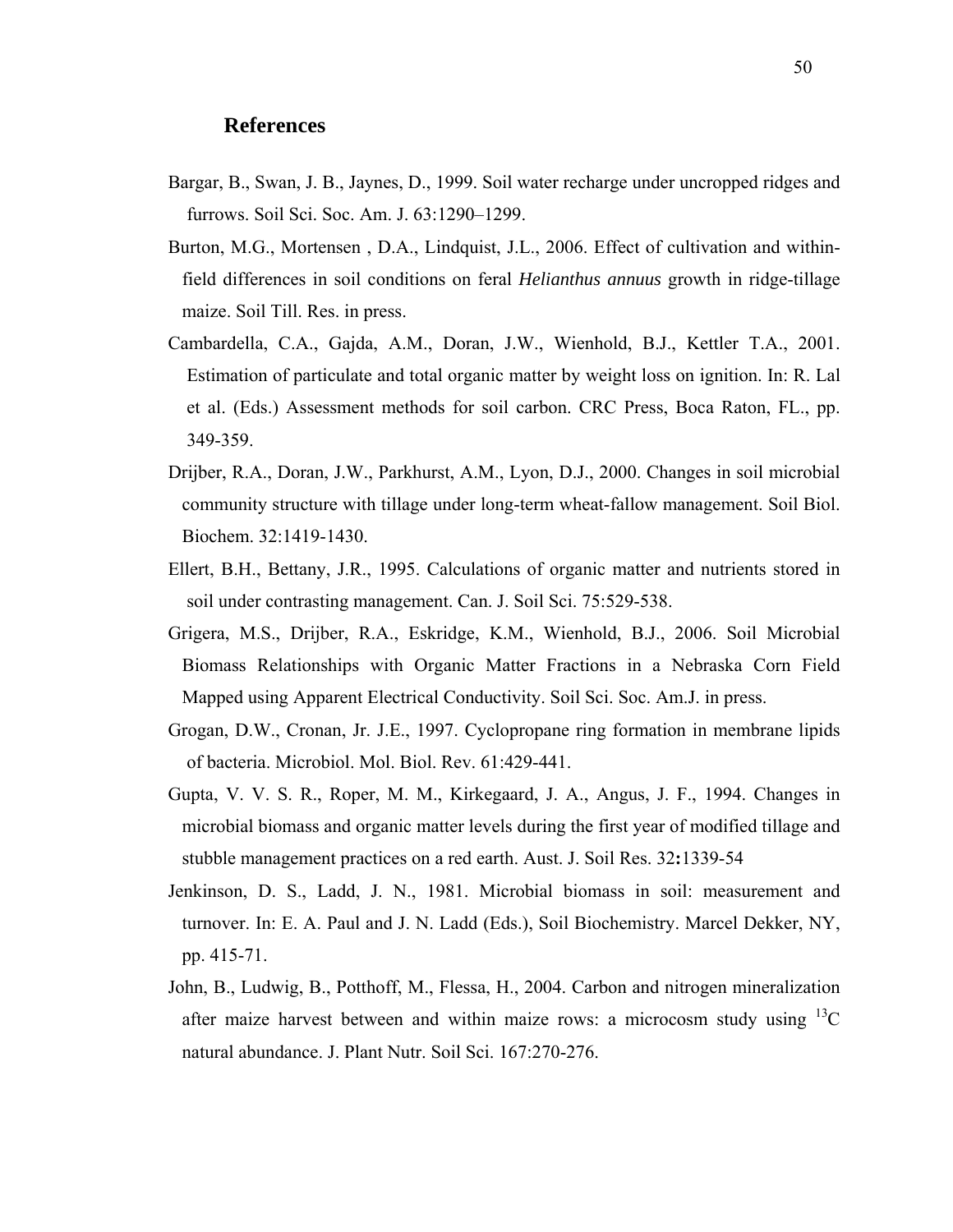## References

Bargar, B., Swan, J. B., Jaynes, D., 1999. Soil water recharge under uncropped ridges and furrows. Soil Sci. Soc. Am. J. 63:1290–1299.

Burton, M.G., Mortensen , D.A., Lindquist, J.L., 2006. Effect of cultivation and within-field differences in soil conditions on feral *Helianthus annuus* growth in ridge-tillage maize. Soil Till. Res. in press.

Cambardella, C.A., Gajda, A.M., Doran, J.W., Wienhold, B.J., Kettler T.A., 2001. Estimation of particulate and total organic matter by weight loss on ignition. In: R. Lal et al. (Eds.) Assessment methods for soil carbon. CRC Press, Boca Raton, FL., pp. 349-359.

Drijber, R.A., Doran, J.W., Parkhurst, A.M., Lyon, D.J., 2000. Changes in soil microbial community structure with tillage under long-term wheat-fallow management. Soil Biol. Biochem. 32:1419-1430.

Ellert, B.H., Bettany, J.R., 1995. Calculations of organic matter and nutrients stored in soil under contrasting management. Can. J. Soil Sci. 75:529-538.

Grigera, M.S., Drijber, R.A., Eskridge, K.M., Wienhold, B.J., 2006. Soil Microbial Biomass Relationships with Organic Matter Fractions in a Nebraska Corn Field Mapped using Apparent Electrical Conductivity. Soil Sci. Soc. Am.J. in press.

Grogan, D.W., Cronan, Jr. J.E., 1997. Cyclopropane ring formation in membrane lipids of bacteria. Microbiol. Mol. Biol. Rev. 61:429-441.

Gupta, V. V. S. R., Roper, M. M., Kirkegaard, J. A., Angus, J. F., 1994. Changes in microbial biomass and organic matter levels during the first year of modified tillage and stubble management practices on a red earth. Aust. J. Soil Res. 32**:**1339-54

Jenkinson, D. S., Ladd, J. N., 1981. Microbial biomass in soil: measurement and turnover. In: E. A. Paul and J. N. Ladd (Eds.), Soil Biochemistry. Marcel Dekker, NY, pp. 415-71.

John, B., Ludwig, B., Potthoff, M., Flessa, H., 2004. Carbon and nitrogen mineralization after maize harvest between and within maize rows: a microcosm study using $^{13}C$ natural abundance. J. Plant Nutr. Soil Sci. 167:270-276.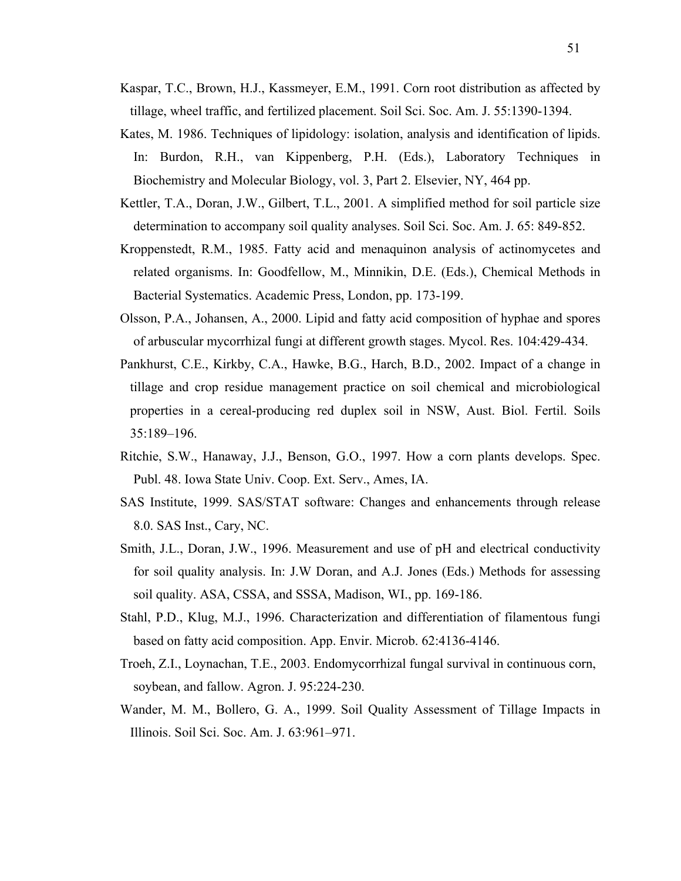Kaspar, T.C., Brown, H.J., Kassmeyer, E.M., 1991. Corn root distribution as affected by tillage, wheel traffic, and fertilized placement. Soil Sci. Soc. Am. J. 55:1390-1394.

Kates, M. 1986. Techniques of lipidology: isolation, analysis and identification of lipids. In: Burdon, R.H., van Kippenberg, P.H. (Eds.), Laboratory Techniques in Biochemistry and Molecular Biology, vol. 3, Part 2. Elsevier, NY, 464 pp.

Kettler, T.A., Doran, J.W., Gilbert, T.L., 2001. A simplified method for soil particle size determination to accompany soil quality analyses. Soil Sci. Soc. Am. J. 65: 849-852.

Kroppenstedt, R.M., 1985. Fatty acid and menaquinon analysis of actinomycetes and related organisms. In: Goodfellow, M., Minnikin, D.E. (Eds.), Chemical Methods in Bacterial Systematics. Academic Press, London, pp. 173-199.

Olsson, P.A., Johansen, A., 2000. Lipid and fatty acid composition of hyphae and spores of arbuscular mycorrhizal fungi at different growth stages. Mycol. Res. 104:429-434.

Pankhurst, C.E., Kirkby, C.A., Hawke, B.G., Harch, B.D., 2002. Impact of a change in tillage and crop residue management practice on soil chemical and microbiological properties in a cereal-producing red duplex soil in NSW, Aust. Biol. Fertil. Soils 35:189–196.

Ritchie, S.W., Hanaway, J.J., Benson, G.O., 1997. How a corn plants develops. Spec. Publ. 48. Iowa State Univ. Coop. Ext. Serv., Ames, IA.

SAS Institute, 1999. SAS/STAT software: Changes and enhancements through release 8.0. SAS Inst., Cary, NC.

Smith, J.L., Doran, J.W., 1996. Measurement and use of pH and electrical conductivity for soil quality analysis. In: J.W Doran, and A.J. Jones (Eds.) Methods for assessing soil quality. ASA, CSSA, and SSSA, Madison, WI., pp. 169-186.

Stahl, P.D., Klug, M.J., 1996. Characterization and differentiation of filamentous fungi based on fatty acid composition. App. Envir. Microb. 62:4136-4146.

Troeh, Z.I., Loynachan, T.E., 2003. Endomycorrhizal fungal survival in continuous corn, soybean, and fallow. Agron. J. 95:224-230.

Wander, M. M., Bollero, G. A., 1999. Soil Quality Assessment of Tillage Impacts in Illinois. Soil Sci. Soc. Am. J. 63:961–971.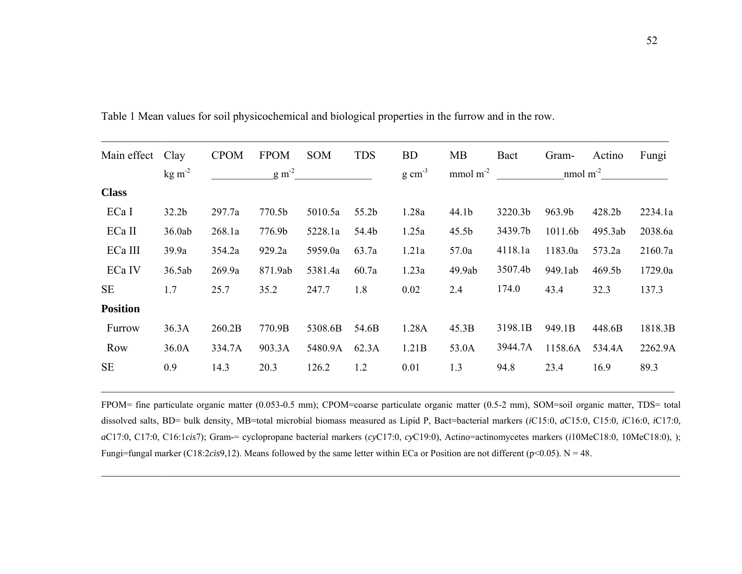Table 1 Mean values for soil physicochemical and biological properties in the furrow and in the row.

| Main effect | Clay | CPOM | FPOM | SOM | TDS | BD | MB | Bact | Gram- | Actino | Fungi |
|---|---|---|---|---|---|---|---|---|---|---|---|
| | kg $m^{-2}$ | g $m^{-2}$ | | | | g $cm^{-3}$ | mmol $m^{-2}$ | nmol $m^{-2}$ | | | |
| **Class** | | | | | | | | | | | |
| ECa I | 32.2b | 297.7a | 770.5b | 5010.5a | 55.2b | 1.28a | 44.1b | 3220.3b | 963.9b | 428.2b | 2234.1a |
| ECa II | 36.0ab | 268.1a | 776.9b | 5228.1a | 54.4b | 1.25a | 45.5b | 3439.7b | 1011.6b | 495.3ab | 2038.6a |
| ECa III | 39.9a | 354.2a | 929.2a | 5959.0a | 63.7a | 1.21a | 57.0a | 4118.1a | 1183.0a | 573.2a | 2160.7a |
| ECa IV | 36.5ab | 269.9a | 871.9ab | 5381.4a | 60.7a | 1.23a | 49.9ab | 3507.4b | 949.1ab | 469.5b | 1729.0a |
| SE | 1.7 | 25.7 | 35.2 | 247.7 | 1.8 | 0.02 | 2.4 | 174.0 | 43.4 | 32.3 | 137.3 |
| **Position** | | | | | | | | | | | |
| Furrow | 36.3A | 260.2B | 770.9B | 5308.6B | 54.6B | 1.28A | 45.3B | 3198.1B | 949.1B | 448.6B | 1818.3B |
| Row | 36.0A | 334.7A | 903.3A | 5480.9A | 62.3A | 1.21B | 53.0A | 3944.7A | 1158.6A | 534.4A | 2262.9A |
| SE | 0.9 | 14.3 | 20.3 | 126.2 | 1.2 | 0.01 | 1.3 | 94.8 | 23.4 | 16.9 | 89.3 |

FPOM= fine particulate organic matter (0.053-0.5 mm); CPOM=coarse particulate organic matter (0.5-2 mm), SOM=soil organic matter, TDS= total dissolved salts, BD= bulk density, MB=total microbial biomass measured as Lipid P, Bact=bacterial markers (*i*C15:0, *a*C15:0, C15:0, *i*C16:0, *i*C17:0, *a*C17:0, C17:0, C16:1*cis*7); Gram-= cyclopropane bacterial markers (*cy*C17:0, *cy*C19:0), Actino=actinomycetes markers (*i*10MeC18:0, 10MeC18:0), ); Fungi=fungal marker (C18:2*cis*9,12). Means followed by the same letter within ECa or Position are not different ($p<0.05$). N = 48.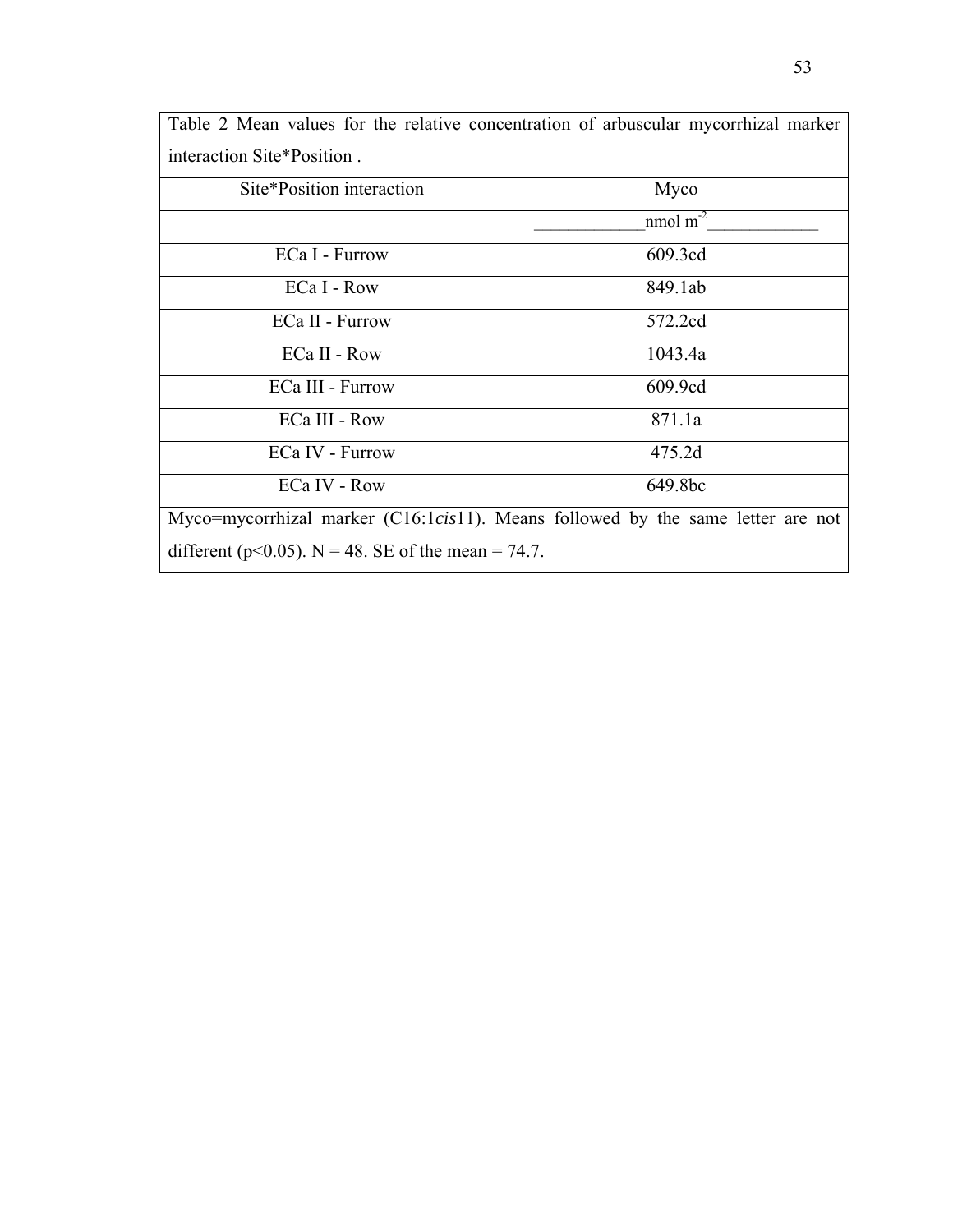Table 2 Mean values for the relative concentration of arbuscular mycorrhizal marker interaction Site*Position .

| Site*Position interaction | Myco |
|---|---|
| | _____________nmol $m^{-2}$_____________ |
| ECa I - Furrow | 609.3cd |
| ECa I - Row | 849.1ab |
| ECa II - Furrow | 572.2cd |
| ECa II - Row | 1043.4a |
| ECa III - Furrow | 609.9cd |
| ECa III - Row | 871.1a |
| ECa IV - Furrow | 475.2d |
| ECa IV - Row | 649.8bc |

Myco=mycorrhizal marker (C16:1*cis*11). Means followed by the same letter are not different ($p<0.05$). N = 48. SE of the mean = 74.7.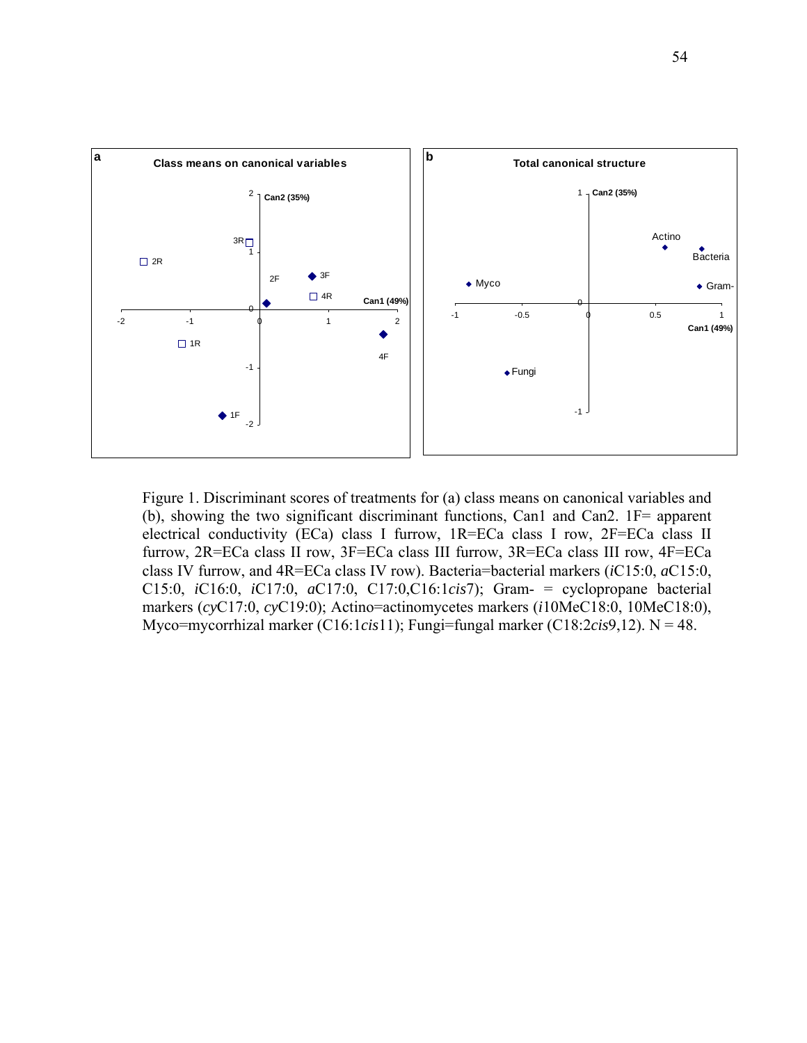Figure 1. Discriminant scores of treatments for (a) class means on canonical variables and (b), showing the two significant discriminant functions, Can1 and Can2. 1F= apparent electrical conductivity (ECa) class I furrow, 1R=ECa class I row, 2F=ECa class II furrow, 2R=ECa class II row, 3F=ECa class III furrow, 3R=ECa class III row, 4F=ECa class IV furrow, and 4R=ECa class IV row). Bacteria=bacterial markers (*i*C15:0, *a*C15:0, C15:0, *i*C16:0, *i*C17:0, *a*C17:0, C17:0,C16:1*cis*7); Gram- = cyclopropane bacterial markers (*cy*C17:0, *cy*C19:0); Actino=actinomycetes markers (*i*10MeC18:0, 10MeC18:0), Myco=mycorrhizal marker (C16:1*cis*11); Fungi=fungal marker (C18:2*cis*9,12). N = 48.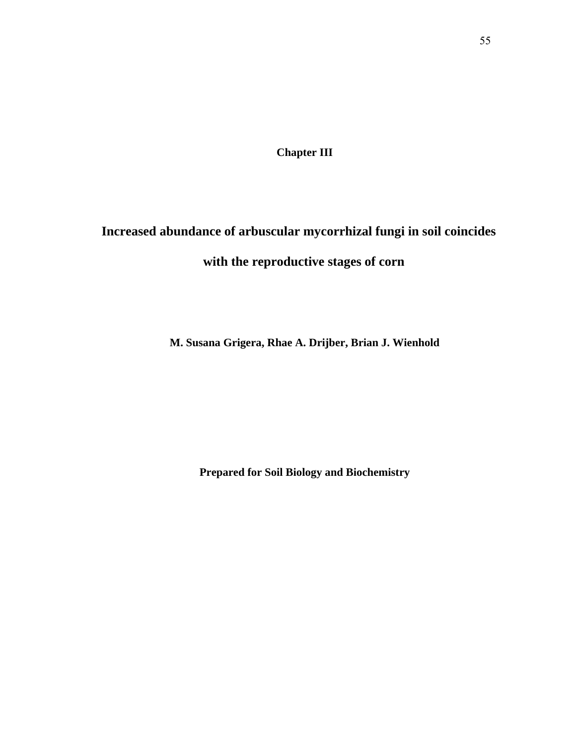# Chapter III

## Increased abundance of arbuscular mycorrhizal fungi in soil coincides with the reproductive stages of corn

**M. Susana Grigera, Rhae A. Drijber, Brian J. Wienhold**

**Prepared for Soil Biology and Biochemistry**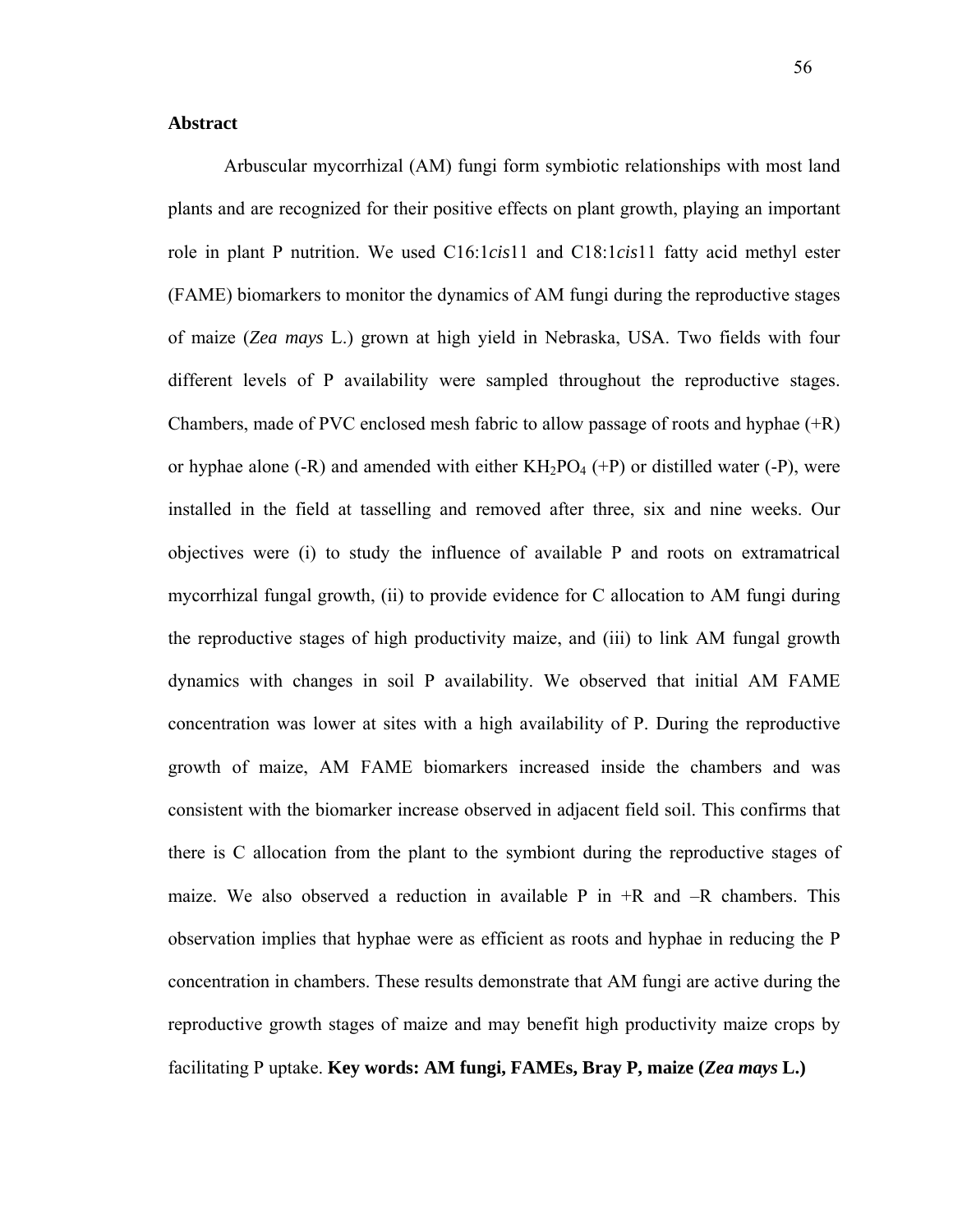## Abstract

Arbuscular mycorrhizal (AM) fungi form symbiotic relationships with most land plants and are recognized for their positive effects on plant growth, playing an important role in plant P nutrition. We used C16:1*cis*11 and C18:1*cis*11 fatty acid methyl ester (FAME) biomarkers to monitor the dynamics of AM fungi during the reproductive stages of maize (*Zea mays* L.) grown at high yield in Nebraska, USA. Two fields with four different levels of P availability were sampled throughout the reproductive stages. Chambers, made of PVC enclosed mesh fabric to allow passage of roots and hyphae (+R) or hyphae alone (-R) and amended with either $KH_2PO_4$ (+P) or distilled water (-P), were installed in the field at tasselling and removed after three, six and nine weeks. Our objectives were (i) to study the influence of available P and roots on extramatrical mycorrhizal fungal growth, (ii) to provide evidence for C allocation to AM fungi during the reproductive stages of high productivity maize, and (iii) to link AM fungal growth dynamics with changes in soil P availability. We observed that initial AM FAME concentration was lower at sites with a high availability of P. During the reproductive growth of maize, AM FAME biomarkers increased inside the chambers and was consistent with the biomarker increase observed in adjacent field soil. This confirms that there is C allocation from the plant to the symbiont during the reproductive stages of maize. We also observed a reduction in available P in +R and –R chambers. This observation implies that hyphae were as efficient as roots and hyphae in reducing the P concentration in chambers. These results demonstrate that AM fungi are active during the reproductive growth stages of maize and may benefit high productivity maize crops by facilitating P uptake. **Key words: AM fungi, FAMEs, Bray P, maize (*Zea mays* L.)**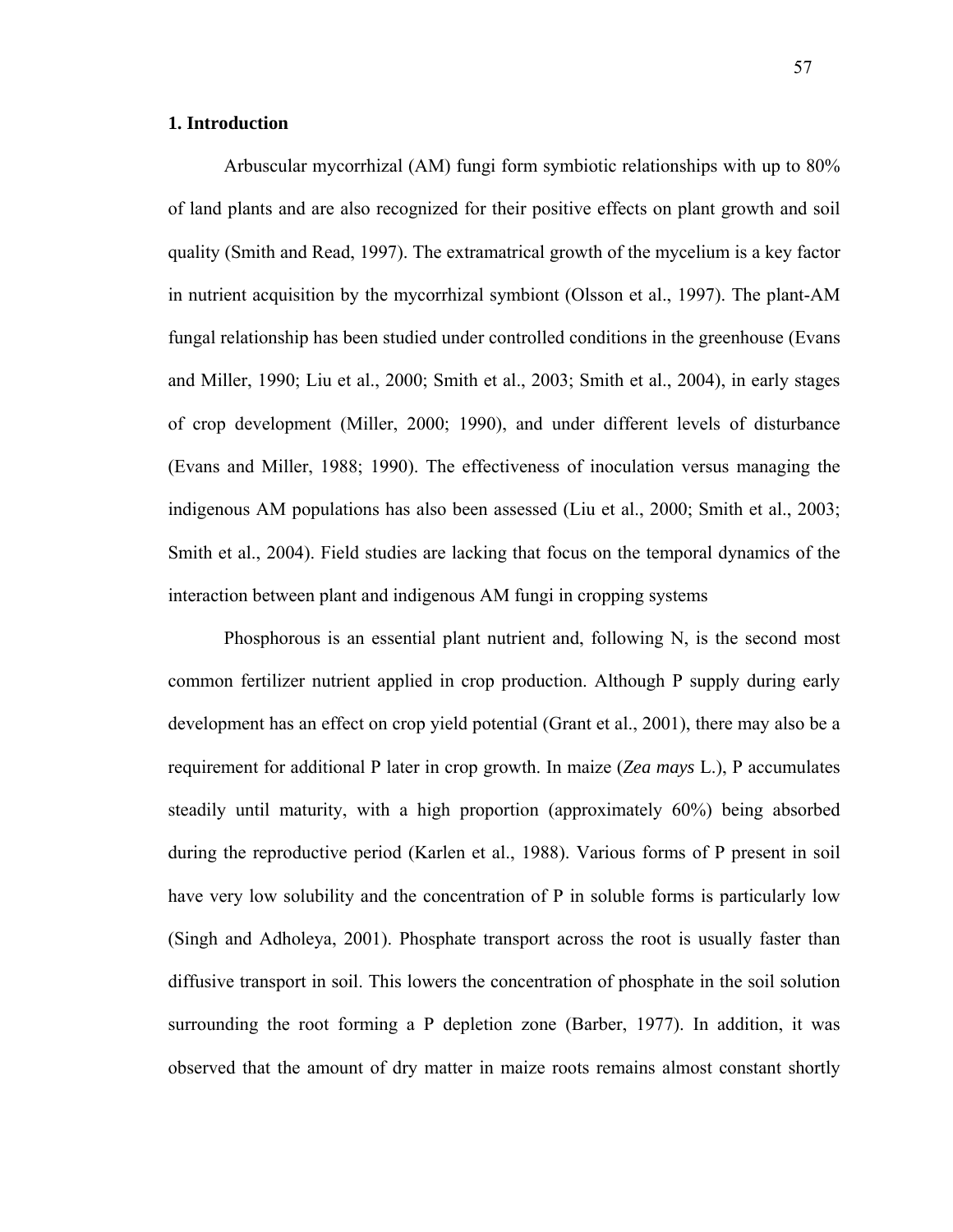## 1. Introduction

Arbuscular mycorrhizal (AM) fungi form symbiotic relationships with up to 80% of land plants and are also recognized for their positive effects on plant growth and soil quality (Smith and Read, 1997). The extramatrical growth of the mycelium is a key factor in nutrient acquisition by the mycorrhizal symbiont (Olsson et al., 1997). The plant-AM fungal relationship has been studied under controlled conditions in the greenhouse (Evans and Miller, 1990; Liu et al., 2000; Smith et al., 2003; Smith et al., 2004), in early stages of crop development (Miller, 2000; 1990), and under different levels of disturbance (Evans and Miller, 1988; 1990). The effectiveness of inoculation versus managing the indigenous AM populations has also been assessed (Liu et al., 2000; Smith et al., 2003; Smith et al., 2004). Field studies are lacking that focus on the temporal dynamics of the interaction between plant and indigenous AM fungi in cropping systems

Phosphorous is an essential plant nutrient and, following N, is the second most common fertilizer nutrient applied in crop production. Although P supply during early development has an effect on crop yield potential (Grant et al., 2001), there may also be a requirement for additional P later in crop growth. In maize (*Zea mays* L.), P accumulates steadily until maturity, with a high proportion (approximately 60%) being absorbed during the reproductive period (Karlen et al., 1988). Various forms of P present in soil have very low solubility and the concentration of P in soluble forms is particularly low (Singh and Adholeya, 2001). Phosphate transport across the root is usually faster than diffusive transport in soil. This lowers the concentration of phosphate in the soil solution surrounding the root forming a P depletion zone (Barber, 1977). In addition, it was observed that the amount of dry matter in maize roots remains almost constant shortly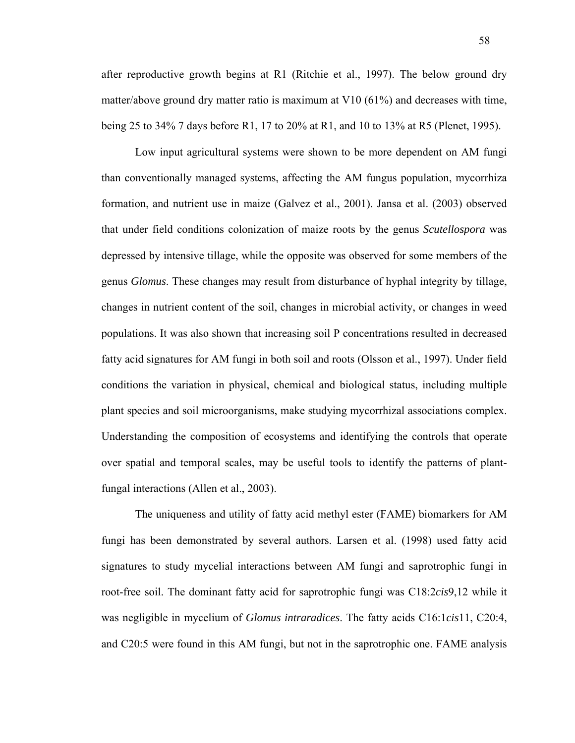after reproductive growth begins at R1 (Ritchie et al., 1997). The below ground dry matter/above ground dry matter ratio is maximum at V10 (61%) and decreases with time, being 25 to 34% 7 days before R1, 17 to 20% at R1, and 10 to 13% at R5 (Plenet, 1995).

Low input agricultural systems were shown to be more dependent on AM fungi than conventionally managed systems, affecting the AM fungus population, mycorrhiza formation, and nutrient use in maize (Galvez et al., 2001). Jansa et al. (2003) observed that under field conditions colonization of maize roots by the genus *Scutellospora* was depressed by intensive tillage, while the opposite was observed for some members of the genus *Glomus*. These changes may result from disturbance of hyphal integrity by tillage, changes in nutrient content of the soil, changes in microbial activity, or changes in weed populations. It was also shown that increasing soil P concentrations resulted in decreased fatty acid signatures for AM fungi in both soil and roots (Olsson et al., 1997). Under field conditions the variation in physical, chemical and biological status, including multiple plant species and soil microorganisms, make studying mycorrhizal associations complex. Understanding the composition of ecosystems and identifying the controls that operate over spatial and temporal scales, may be useful tools to identify the patterns of plant-fungal interactions (Allen et al., 2003).

The uniqueness and utility of fatty acid methyl ester (FAME) biomarkers for AM fungi has been demonstrated by several authors. Larsen et al. (1998) used fatty acid signatures to study mycelial interactions between AM fungi and saprotrophic fungi in root-free soil. The dominant fatty acid for saprotrophic fungi was C18:2*cis*9,12 while it was negligible in mycelium of *Glomus intraradices*. The fatty acids C16:1*cis*11, C20:4, and C20:5 were found in this AM fungi, but not in the saprotrophic one. FAME analysis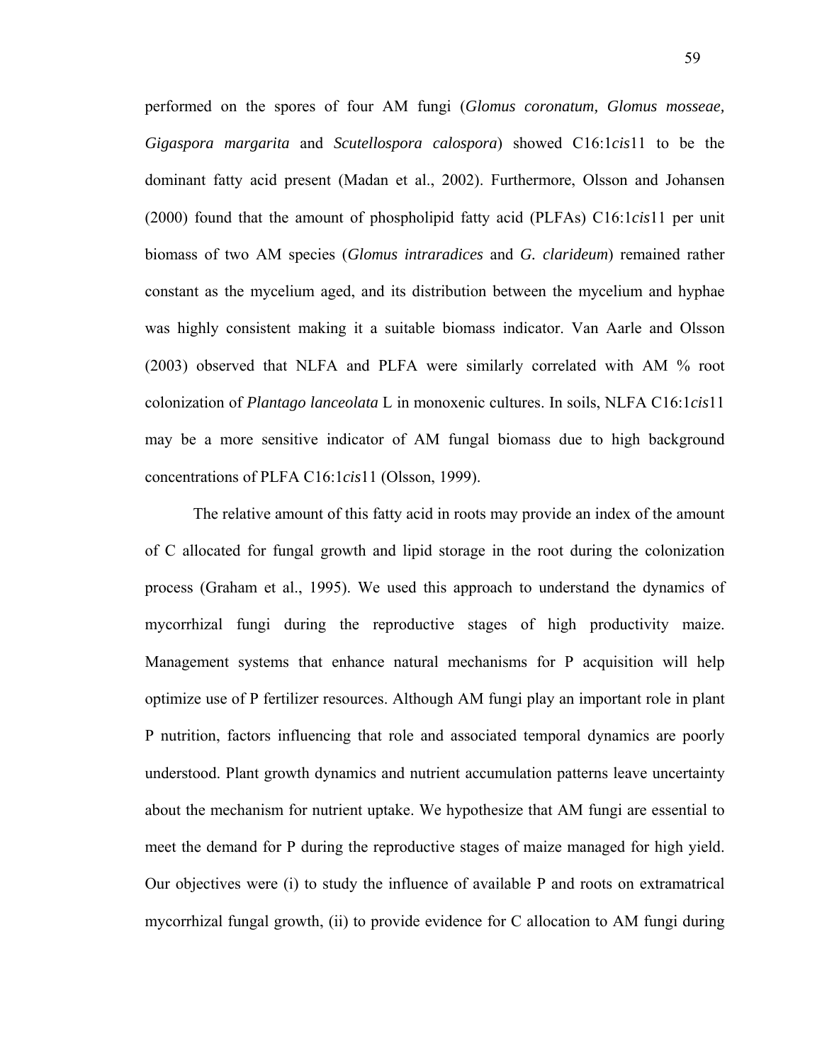performed on the spores of four AM fungi (*Glomus coronatum, Glomus mosseae, Gigaspora margarita* and *Scutellospora calospora*) showed C16:1*cis*11 to be the dominant fatty acid present (Madan et al., 2002). Furthermore, Olsson and Johansen (2000) found that the amount of phospholipid fatty acid (PLFAs) C16:1*cis*11 per unit biomass of two AM species (*Glomus intraradices* and *G. clarideum*) remained rather constant as the mycelium aged, and its distribution between the mycelium and hyphae was highly consistent making it a suitable biomass indicator. Van Aarle and Olsson (2003) observed that NLFA and PLFA were similarly correlated with AM % root colonization of *Plantago lanceolata* L in monoxenic cultures. In soils, NLFA C16:1*cis*11 may be a more sensitive indicator of AM fungal biomass due to high background concentrations of PLFA C16:1*cis*11 (Olsson, 1999).

The relative amount of this fatty acid in roots may provide an index of the amount of C allocated for fungal growth and lipid storage in the root during the colonization process (Graham et al., 1995). We used this approach to understand the dynamics of mycorrhizal fungi during the reproductive stages of high productivity maize. Management systems that enhance natural mechanisms for P acquisition will help optimize use of P fertilizer resources. Although AM fungi play an important role in plant P nutrition, factors influencing that role and associated temporal dynamics are poorly understood. Plant growth dynamics and nutrient accumulation patterns leave uncertainty about the mechanism for nutrient uptake. We hypothesize that AM fungi are essential to meet the demand for P during the reproductive stages of maize managed for high yield. Our objectives were (i) to study the influence of available P and roots on extramatrical mycorrhizal fungal growth, (ii) to provide evidence for C allocation to AM fungi during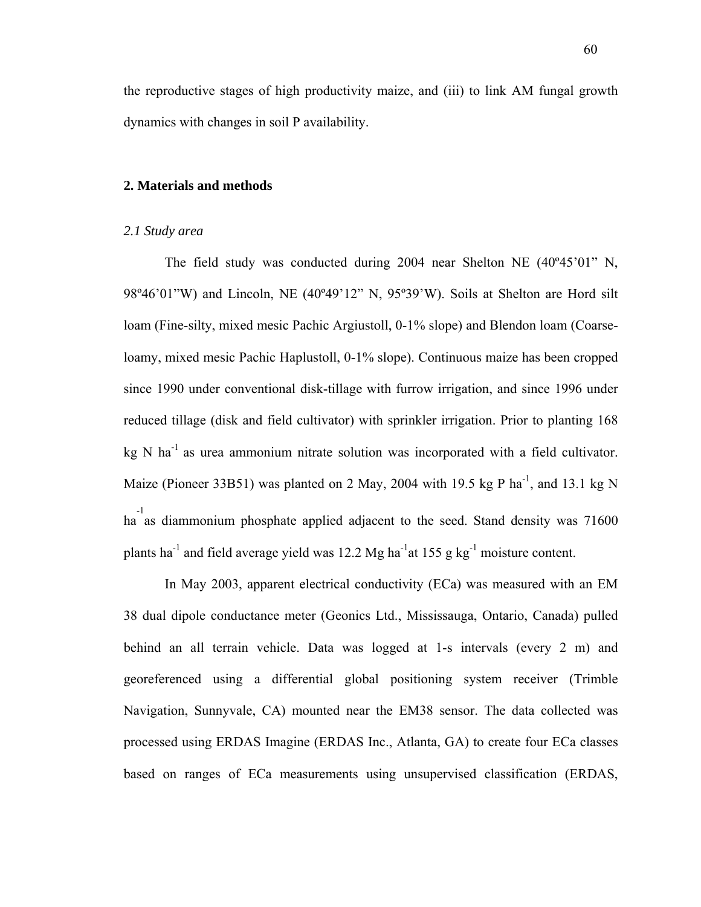the reproductive stages of high productivity maize, and (iii) to link AM fungal growth dynamics with changes in soil P availability.

## 2. Materials and methods

### *2.1 Study area*

The field study was conducted during 2004 near Shelton NE (40º45'01" N, 98º46'01"W) and Lincoln, NE (40º49'12" N, 95º39'W). Soils at Shelton are Hord silt loam (Fine-silty, mixed mesic Pachic Argiustoll, 0-1% slope) and Blendon loam (Coarse-loamy, mixed mesic Pachic Haplustoll, 0-1% slope). Continuous maize has been cropped since 1990 under conventional disk-tillage with furrow irrigation, and since 1996 under reduced tillage (disk and field cultivator) with sprinkler irrigation. Prior to planting 168 kg N $ha^{-1}$ as urea ammonium nitrate solution was incorporated with a field cultivator. Maize (Pioneer 33B51) was planted on 2 May, 2004 with 19.5 kg P $ha^{-1}$, and 13.1 kg N $ha^{-1}$ as diammonium phosphate applied adjacent to the seed. Stand density was 71600 plants $ha^{-1}$ and field average yield was 12.2 Mg $ha^{-1}$ at 155 g $kg^{-1}$ moisture content.

In May 2003, apparent electrical conductivity (ECa) was measured with an EM 38 dual dipole conductance meter (Geonics Ltd., Mississauga, Ontario, Canada) pulled behind an all terrain vehicle. Data was logged at 1-s intervals (every 2 m) and georeferenced using a differential global positioning system receiver (Trimble Navigation, Sunnyvale, CA) mounted near the EM38 sensor. The data collected was processed using ERDAS Imagine (ERDAS Inc., Atlanta, GA) to create four ECa classes based on ranges of ECa measurements using unsupervised classification (ERDAS,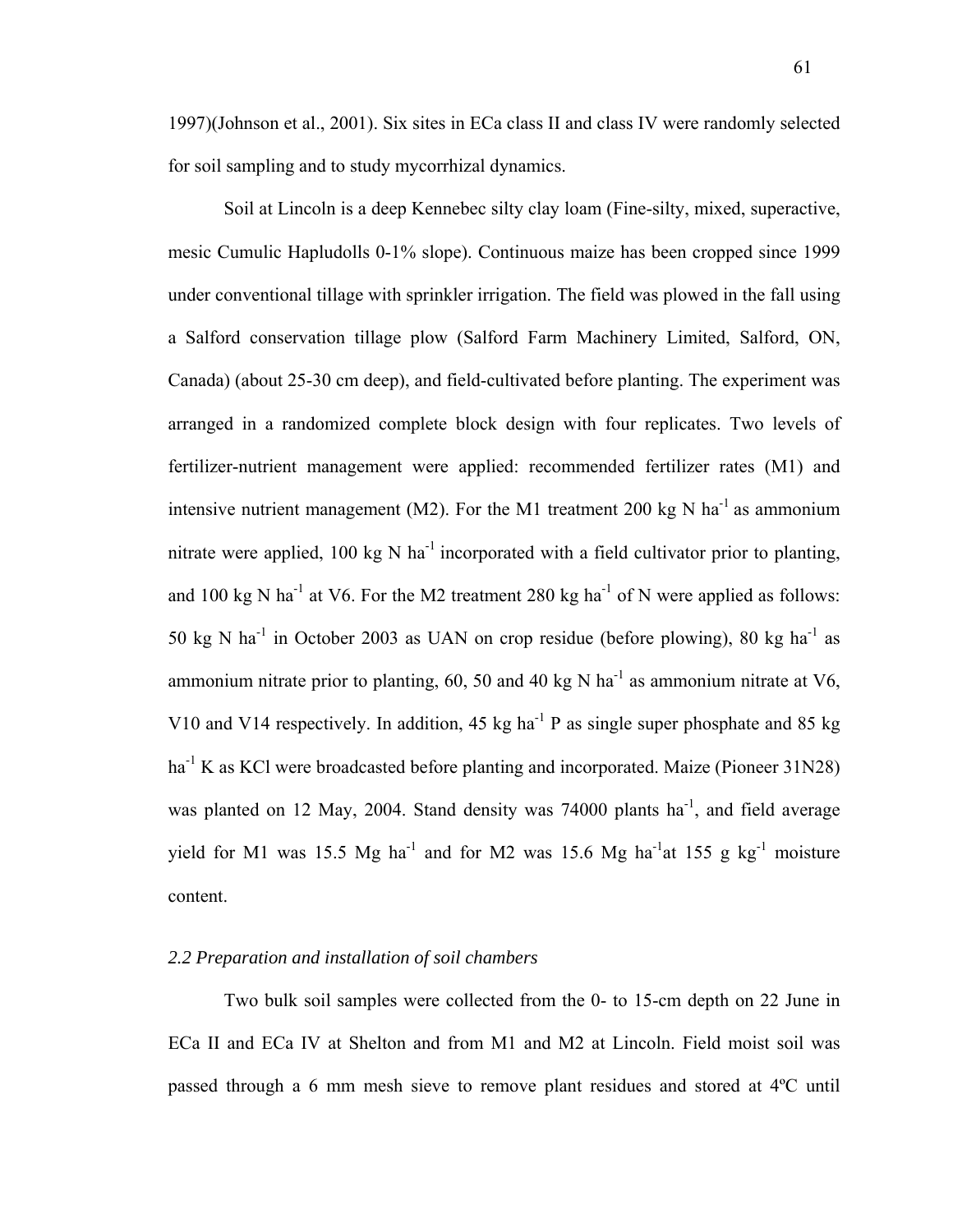1997)(Johnson et al., 2001). Six sites in ECa class II and class IV were randomly selected for soil sampling and to study mycorrhizal dynamics.

Soil at Lincoln is a deep Kennebec silty clay loam (Fine-silty, mixed, superactive, mesic Cumulic Hapludolls 0-1% slope). Continuous maize has been cropped since 1999 under conventional tillage with sprinkler irrigation. The field was plowed in the fall using a Salford conservation tillage plow (Salford Farm Machinery Limited, Salford, ON, Canada) (about 25-30 cm deep), and field-cultivated before planting. The experiment was arranged in a randomized complete block design with four replicates. Two levels of fertilizer-nutrient management were applied: recommended fertilizer rates (M1) and intensive nutrient management (M2). For the M1 treatment 200 kg N $ha^{-1}$ as ammonium nitrate were applied, 100 kg N $ha^{-1}$ incorporated with a field cultivator prior to planting, and 100 kg N $ha^{-1}$ at V6. For the M2 treatment 280 kg $ha^{-1}$ of N were applied as follows: 50 kg N $ha^{-1}$ in October 2003 as UAN on crop residue (before plowing), 80 kg $ha^{-1}$ as ammonium nitrate prior to planting, 60, 50 and 40 kg N $ha^{-1}$ as ammonium nitrate at V6, V10 and V14 respectively. In addition, 45 kg $ha^{-1}$ P as single super phosphate and 85 kg $ha^{-1}$ K as KCl were broadcasted before planting and incorporated. Maize (Pioneer 31N28) was planted on 12 May, 2004. Stand density was 74000 plants $ha^{-1}$, and field average yield for M1 was 15.5 Mg $ha^{-1}$ and for M2 was 15.6 Mg $ha^{-1}$at 155 g $kg^{-1}$ moisture content.

### *2.2 Preparation and installation of soil chambers*

Two bulk soil samples were collected from the 0- to 15-cm depth on 22 June in ECa II and ECa IV at Shelton and from M1 and M2 at Lincoln. Field moist soil was passed through a 6 mm mesh sieve to remove plant residues and stored at 4ºC until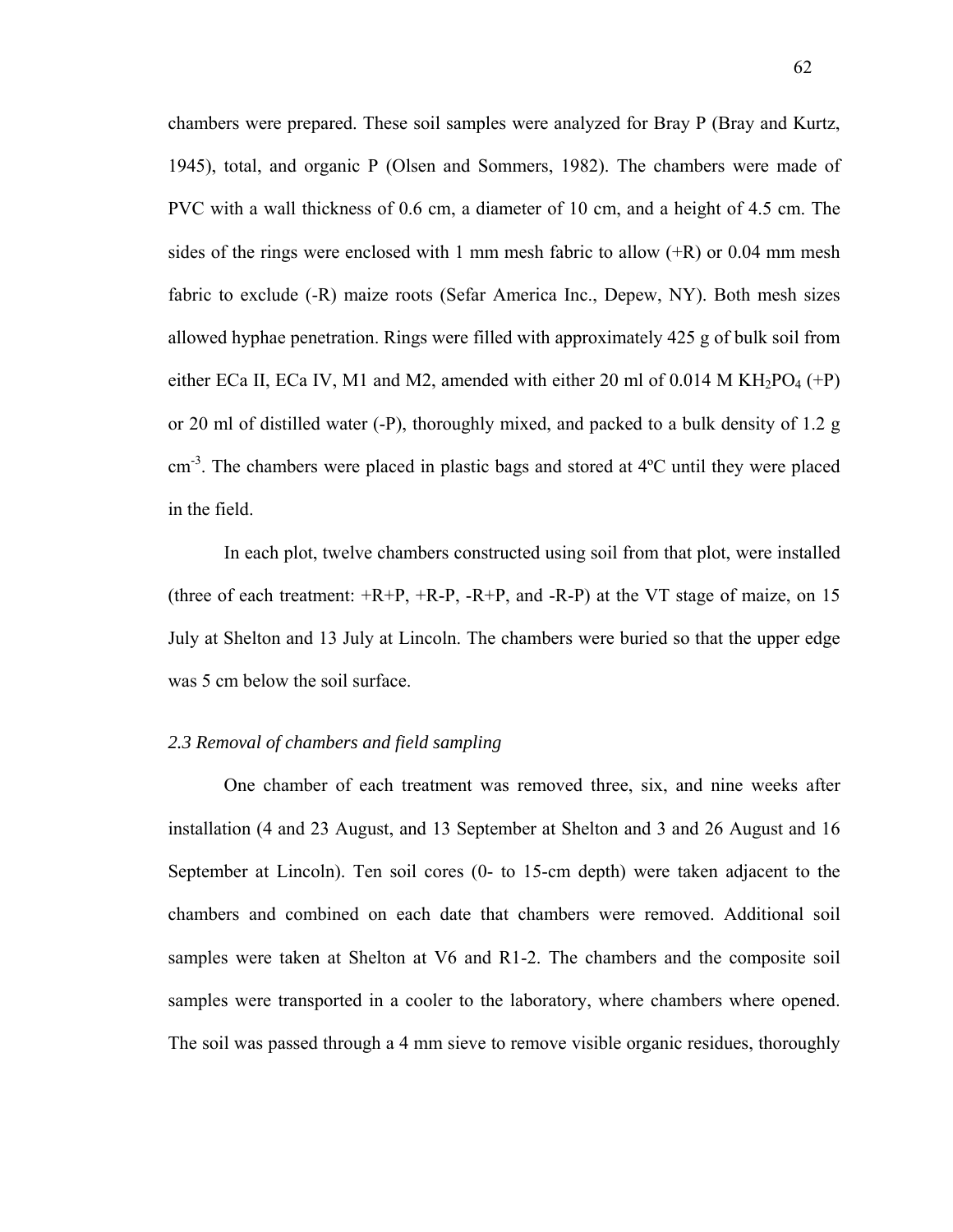chambers were prepared. These soil samples were analyzed for Bray P (Bray and Kurtz, 1945), total, and organic P (Olsen and Sommers, 1982). The chambers were made of PVC with a wall thickness of 0.6 cm, a diameter of 10 cm, and a height of 4.5 cm. The sides of the rings were enclosed with 1 mm mesh fabric to allow (+R) or 0.04 mm mesh fabric to exclude (-R) maize roots (Sefar America Inc., Depew, NY). Both mesh sizes allowed hyphae penetration. Rings were filled with approximately 425 g of bulk soil from either ECa II, ECa IV, M1 and M2, amended with either 20 ml of 0.014 M $KH_2PO_4$ (+P) or 20 ml of distilled water (-P), thoroughly mixed, and packed to a bulk density of 1.2 g $cm^{-3}$. The chambers were placed in plastic bags and stored at 4ºC until they were placed in the field.

In each plot, twelve chambers constructed using soil from that plot, were installed (three of each treatment: +R+P, +R-P, -R+P, and -R-P) at the VT stage of maize, on 15 July at Shelton and 13 July at Lincoln. The chambers were buried so that the upper edge was 5 cm below the soil surface.

### *2.3 Removal of chambers and field sampling*

One chamber of each treatment was removed three, six, and nine weeks after installation (4 and 23 August, and 13 September at Shelton and 3 and 26 August and 16 September at Lincoln). Ten soil cores (0- to 15-cm depth) were taken adjacent to the chambers and combined on each date that chambers were removed. Additional soil samples were taken at Shelton at V6 and R1-2. The chambers and the composite soil samples were transported in a cooler to the laboratory, where chambers where opened. The soil was passed through a 4 mm sieve to remove visible organic residues, thoroughly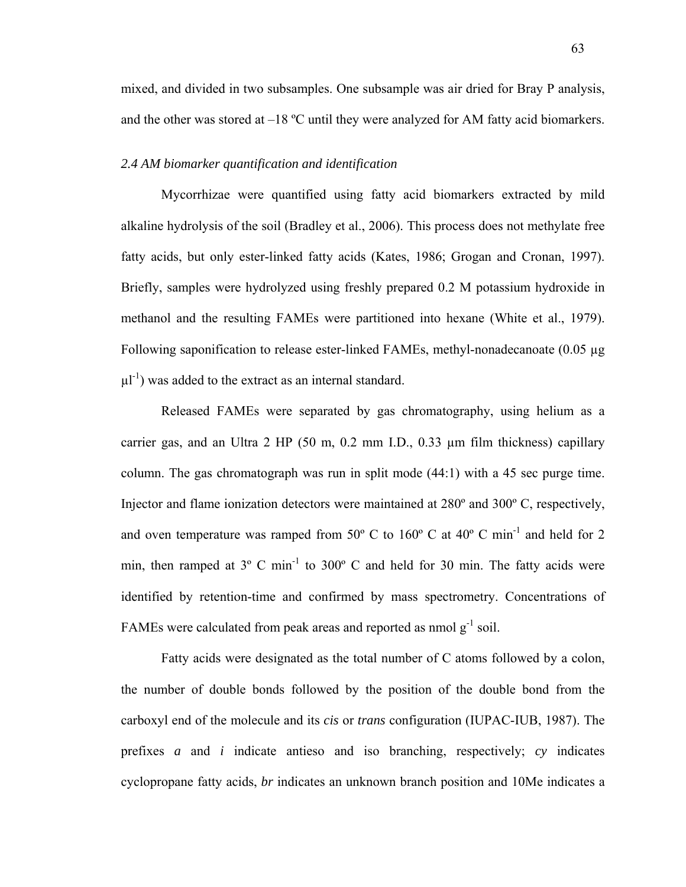mixed, and divided in two subsamples. One subsample was air dried for Bray P analysis, and the other was stored at –18 ºC until they were analyzed for AM fatty acid biomarkers.

### *2.4 AM biomarker quantification and identification*

Mycorrhizae were quantified using fatty acid biomarkers extracted by mild alkaline hydrolysis of the soil (Bradley et al., 2006). This process does not methylate free fatty acids, but only ester-linked fatty acids (Kates, 1986; Grogan and Cronan, 1997). Briefly, samples were hydrolyzed using freshly prepared 0.2 M potassium hydroxide in methanol and the resulting FAMEs were partitioned into hexane (White et al., 1979). Following saponification to release ester-linked FAMEs, methyl-nonadecanoate (0.05 µg $\mu l^{-1}$) was added to the extract as an internal standard.

Released FAMEs were separated by gas chromatography, using helium as a carrier gas, and an Ultra 2 HP (50 m, 0.2 mm I.D., 0.33 µm film thickness) capillary column. The gas chromatograph was run in split mode (44:1) with a 45 sec purge time. Injector and flame ionization detectors were maintained at 280º and 300º C, respectively, and oven temperature was ramped from 50º C to 160º C at 40º C $min^{-1}$ and held for 2 min, then ramped at 3º C $min^{-1}$ to 300º C and held for 30 min. The fatty acids were identified by retention-time and confirmed by mass spectrometry. Concentrations of FAMEs were calculated from peak areas and reported as nmol $g^{-1}$ soil.

Fatty acids were designated as the total number of C atoms followed by a colon, the number of double bonds followed by the position of the double bond from the carboxyl end of the molecule and its *cis* or *trans* configuration (IUPAC-IUB, 1987). The prefixes *a* and *i* indicate antieso and iso branching, respectively; *cy* indicates cyclopropane fatty acids, *br* indicates an unknown branch position and 10Me indicates a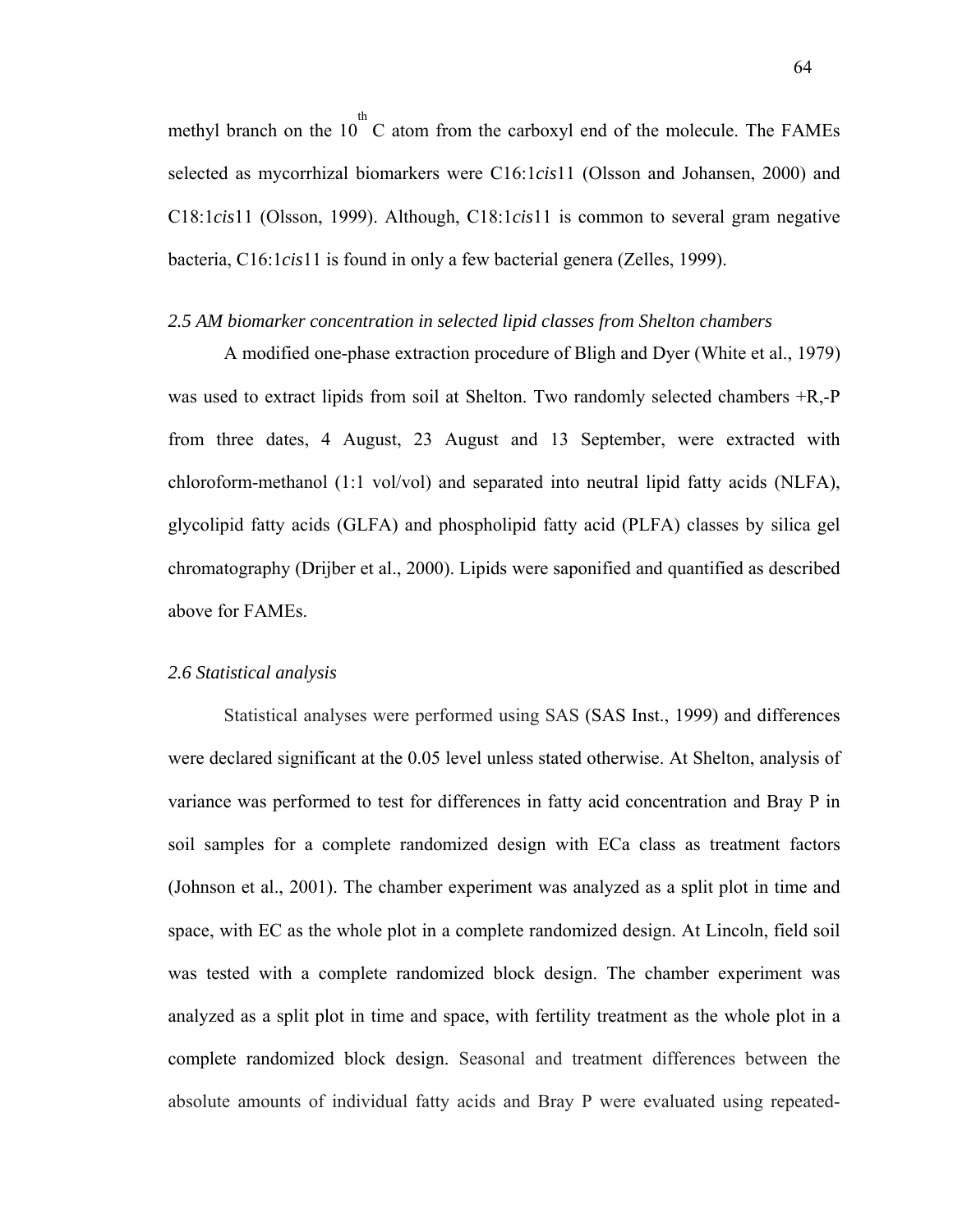methyl branch on the $10^{th}$ C atom from the carboxyl end of the molecule. The FAMEs selected as mycorrhizal biomarkers were C16:1*cis*11 (Olsson and Johansen, 2000) and C18:1*cis*11 (Olsson, 1999). Although, C18:1*cis*11 is common to several gram negative bacteria, C16:1*cis*11 is found in only a few bacterial genera (Zelles, 1999).

*2.5 AM biomarker concentration in selected lipid classes from Shelton chambers*

A modified one-phase extraction procedure of Bligh and Dyer (White et al., 1979) was used to extract lipids from soil at Shelton. Two randomly selected chambers +R,-P from three dates, 4 August, 23 August and 13 September, were extracted with chloroform-methanol (1:1 vol/vol) and separated into neutral lipid fatty acids (NLFA), glycolipid fatty acids (GLFA) and phospholipid fatty acid (PLFA) classes by silica gel chromatography (Drijber et al., 2000). Lipids were saponified and quantified as described above for FAMEs.

*2.6 Statistical analysis*

Statistical analyses were performed using SAS (SAS Inst., 1999) and differences were declared significant at the 0.05 level unless stated otherwise. At Shelton, analysis of variance was performed to test for differences in fatty acid concentration and Bray P in soil samples for a complete randomized design with ECa class as treatment factors (Johnson et al., 2001). The chamber experiment was analyzed as a split plot in time and space, with EC as the whole plot in a complete randomized design. At Lincoln, field soil was tested with a complete randomized block design. The chamber experiment was analyzed as a split plot in time and space, with fertility treatment as the whole plot in a complete randomized block design. Seasonal and treatment differences between the absolute amounts of individual fatty acids and Bray P were evaluated using repeated-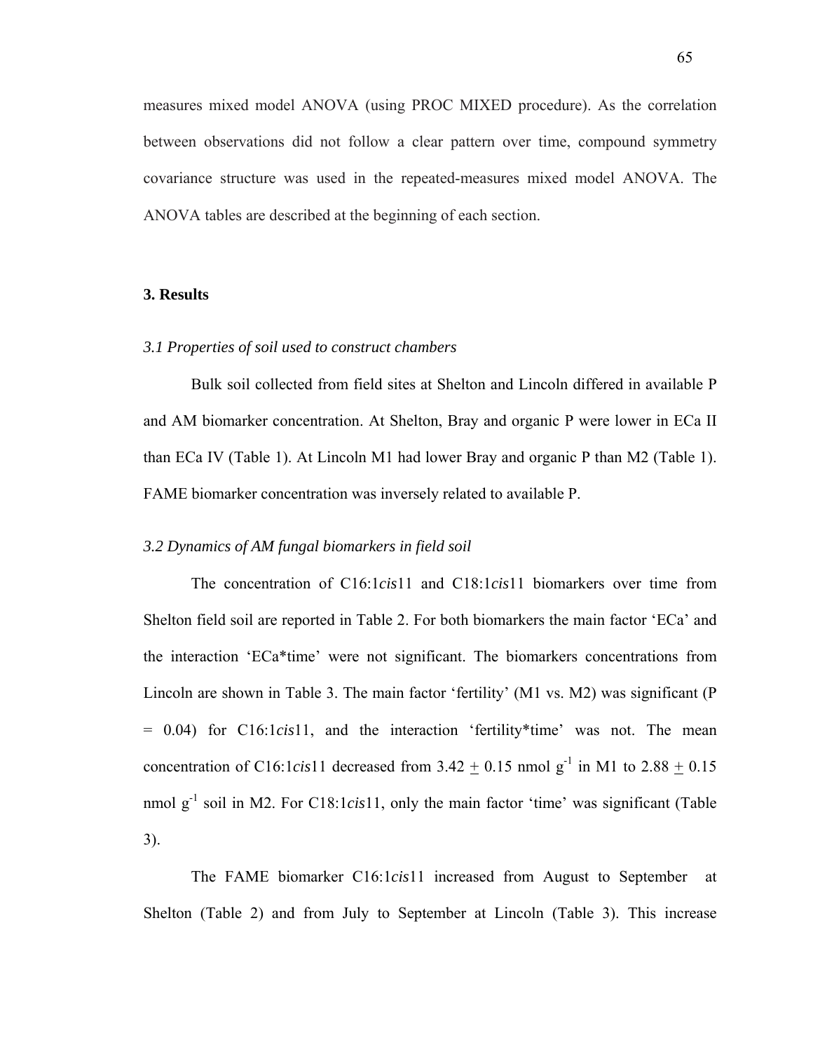measures mixed model ANOVA (using PROC MIXED procedure). As the correlation between observations did not follow a clear pattern over time, compound symmetry covariance structure was used in the repeated-measures mixed model ANOVA. The ANOVA tables are described at the beginning of each section.

## 3. Results

### *3.1 Properties of soil used to construct chambers*

Bulk soil collected from field sites at Shelton and Lincoln differed in available P and AM biomarker concentration. At Shelton, Bray and organic P were lower in ECa II than ECa IV (Table 1). At Lincoln M1 had lower Bray and organic P than M2 (Table 1). FAME biomarker concentration was inversely related to available P.

### *3.2 Dynamics of AM fungal biomarkers in field soil*

The concentration of C16:1*cis*11 and C18:1*cis*11 biomarkers over time from Shelton field soil are reported in Table 2. For both biomarkers the main factor 'ECa' and the interaction 'ECa*time' were not significant. The biomarkers concentrations from Lincoln are shown in Table 3. The main factor 'fertility' (M1 vs. M2) was significant ($P = 0.04$) for C16:1*cis*11, and the interaction 'fertility*time' was not. The mean concentration of C16:1*cis*11 decreased from $3.42 \pm 0.15$ nmol $g^{-1}$ in M1 to $2.88 \pm 0.15$ nmol $g^{-1}$ soil in M2. For C18:1*cis*11, only the main factor 'time' was significant (Table 3).

The FAME biomarker C16:1*cis*11 increased from August to September at Shelton (Table 2) and from July to September at Lincoln (Table 3). This increase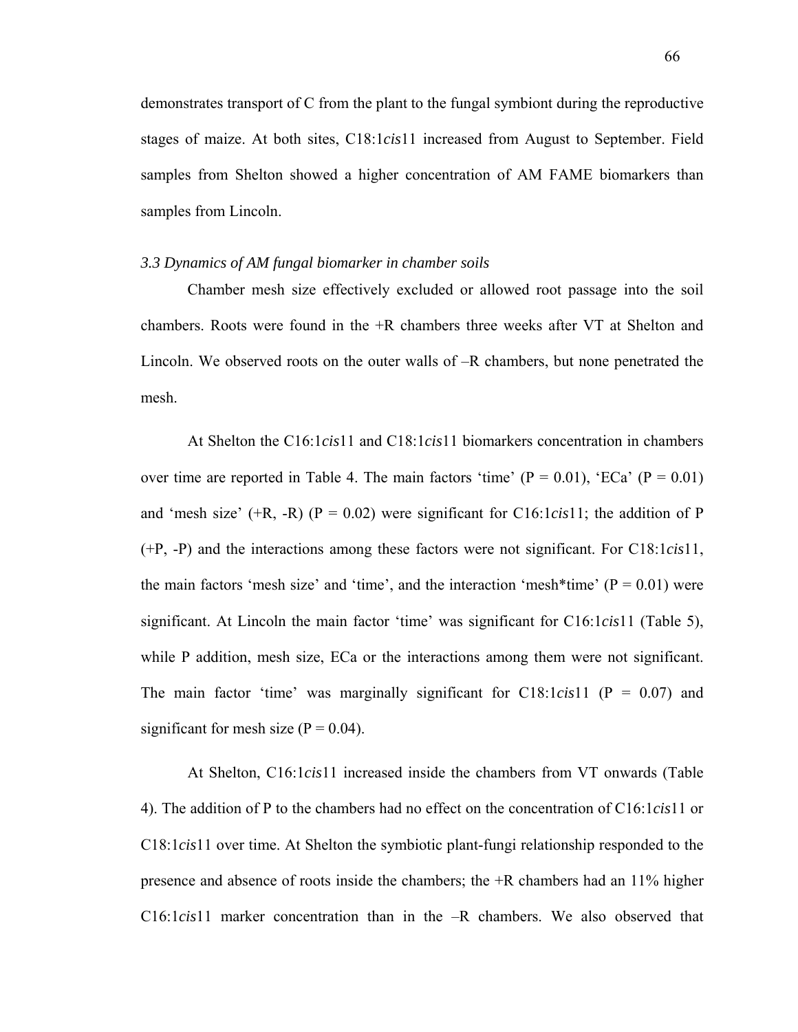demonstrates transport of C from the plant to the fungal symbiont during the reproductive stages of maize. At both sites, C18:1*cis*11 increased from August to September. Field samples from Shelton showed a higher concentration of AM FAME biomarkers than samples from Lincoln.

### *3.3 Dynamics of AM fungal biomarker in chamber soils*

Chamber mesh size effectively excluded or allowed root passage into the soil chambers. Roots were found in the +R chambers three weeks after VT at Shelton and Lincoln. We observed roots on the outer walls of –R chambers, but none penetrated the mesh.

At Shelton the C16:1*cis*11 and C18:1*cis*11 biomarkers concentration in chambers over time are reported in Table 4. The main factors 'time' ($P = 0.01$), 'ECa' ($P = 0.01$) and 'mesh size' (+R, -R) ($P = 0.02$) were significant for C16:1*cis*11; the addition of P (+P, -P) and the interactions among these factors were not significant. For C18:1*cis*11, the main factors 'mesh size' and 'time', and the interaction 'mesh*time' ($P = 0.01$) were significant. At Lincoln the main factor 'time' was significant for C16:1*cis*11 (Table 5), while P addition, mesh size, ECa or the interactions among them were not significant. The main factor 'time' was marginally significant for C18:1*cis*11 ($P = 0.07$) and significant for mesh size ($P = 0.04$).

At Shelton, C16:1*cis*11 increased inside the chambers from VT onwards (Table 4). The addition of P to the chambers had no effect on the concentration of C16:1*cis*11 or C18:1*cis*11 over time. At Shelton the symbiotic plant-fungi relationship responded to the presence and absence of roots inside the chambers; the +R chambers had an 11% higher C16:1*cis*11 marker concentration than in the –R chambers. We also observed that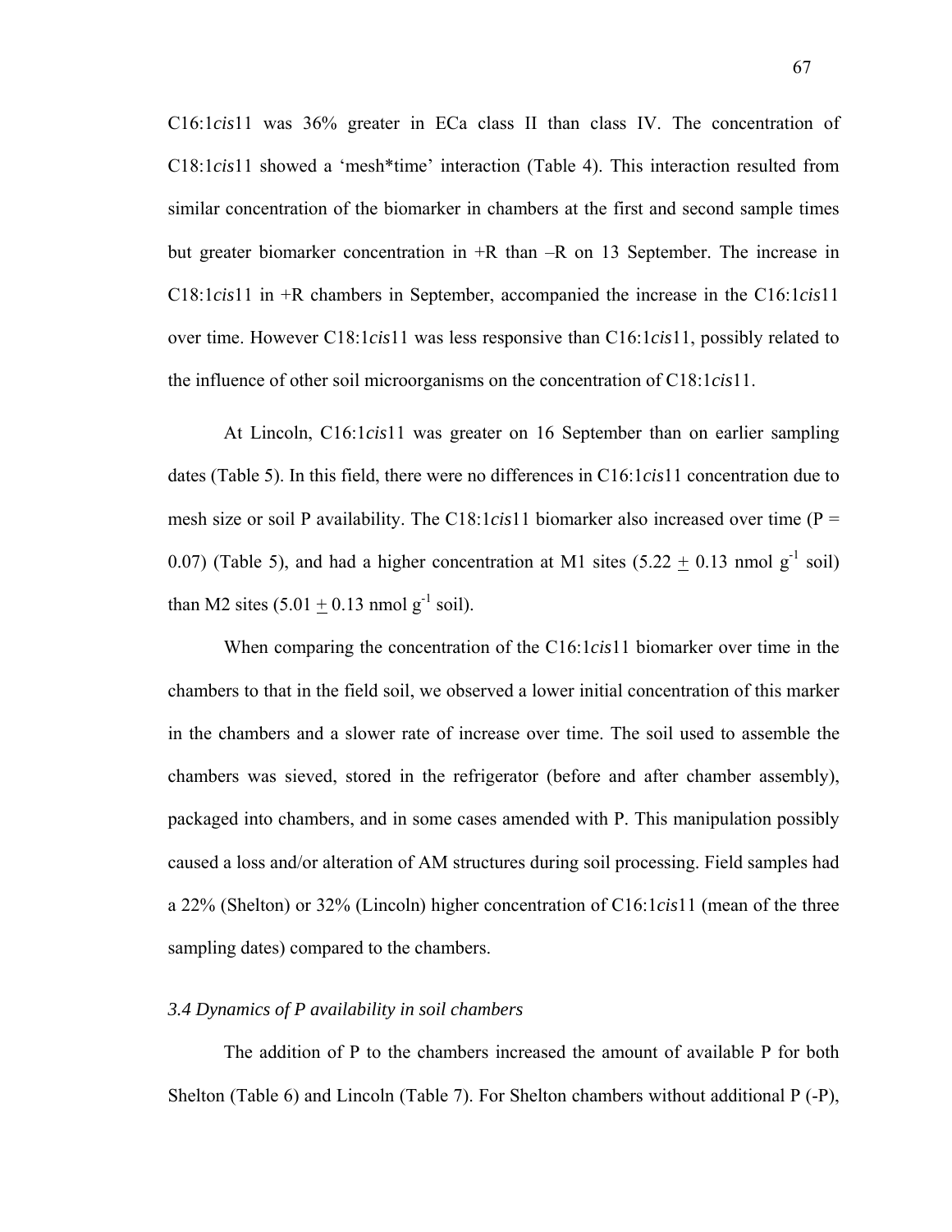C16:1*cis*11 was 36% greater in ECa class II than class IV. The concentration of C18:1*cis*11 showed a 'mesh*time' interaction (Table 4). This interaction resulted from similar concentration of the biomarker in chambers at the first and second sample times but greater biomarker concentration in +R than –R on 13 September. The increase in C18:1*cis*11 in +R chambers in September, accompanied the increase in the C16:1*cis*11 over time. However C18:1*cis*11 was less responsive than C16:1*cis*11, possibly related to the influence of other soil microorganisms on the concentration of C18:1*cis*11.

At Lincoln, C16:1*cis*11 was greater on 16 September than on earlier sampling dates (Table 5). In this field, there were no differences in C16:1*cis*11 concentration due to mesh size or soil P availability. The C18:1*cis*11 biomarker also increased over time ($P = 0.07$) (Table 5), and had a higher concentration at M1 sites ($5.22 \pm 0.13$ nmol $g^{-1}$ soil) than M2 sites ($5.01 \pm 0.13$ nmol $g^{-1}$ soil).

When comparing the concentration of the C16:1*cis*11 biomarker over time in the chambers to that in the field soil, we observed a lower initial concentration of this marker in the chambers and a slower rate of increase over time. The soil used to assemble the chambers was sieved, stored in the refrigerator (before and after chamber assembly), packaged into chambers, and in some cases amended with P. This manipulation possibly caused a loss and/or alteration of AM structures during soil processing. Field samples had a 22% (Shelton) or 32% (Lincoln) higher concentration of C16:1*cis*11 (mean of the three sampling dates) compared to the chambers.

### *3.4 Dynamics of P availability in soil chambers*

The addition of P to the chambers increased the amount of available P for both Shelton (Table 6) and Lincoln (Table 7). For Shelton chambers without additional P (-P),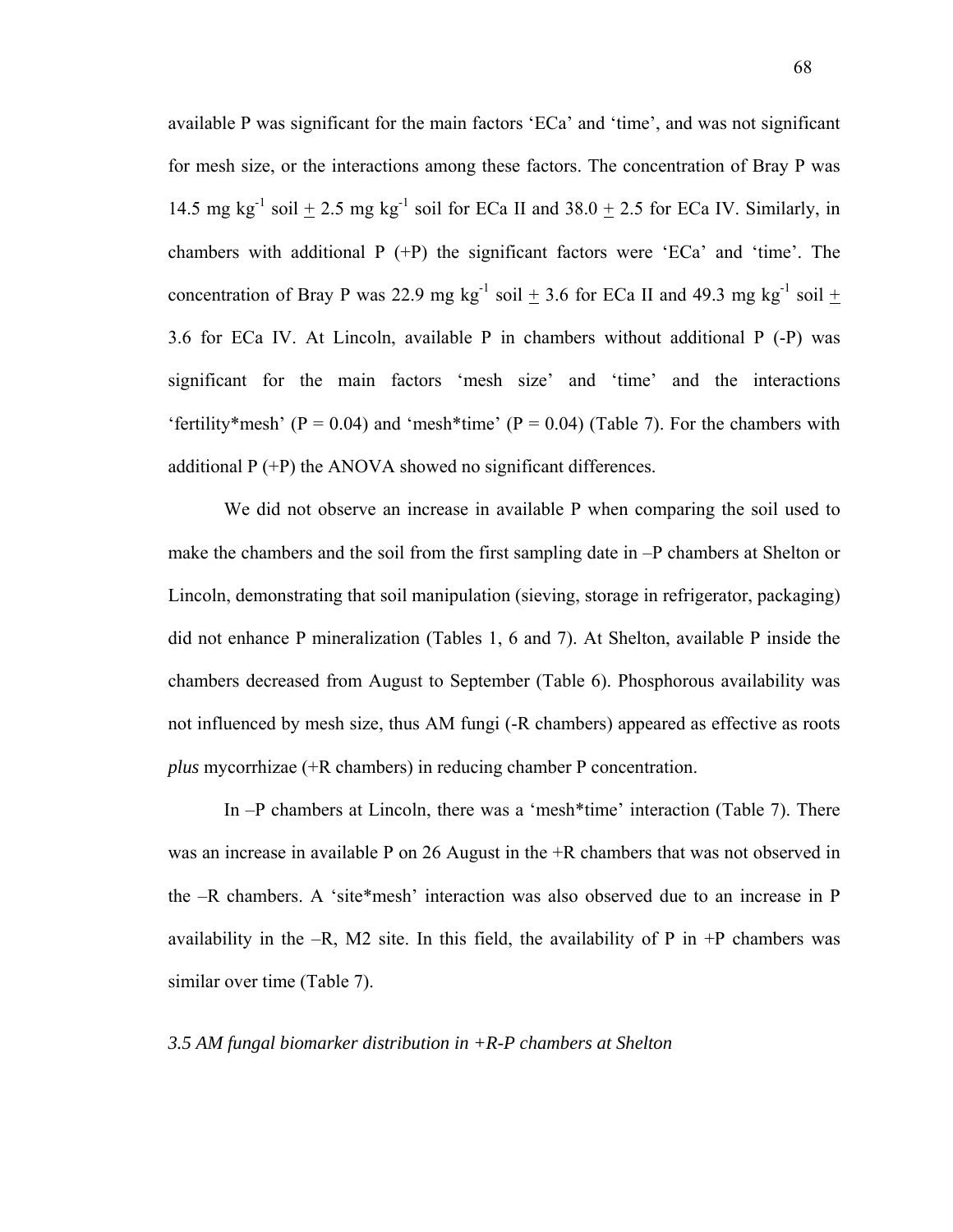available P was significant for the main factors 'ECa' and 'time', and was not significant for mesh size, or the interactions among these factors. The concentration of Bray P was 14.5 mg $kg^{-1}$ soil $\pm$ 2.5 mg $kg^{-1}$ soil for ECa II and 38.0 $\pm$ 2.5 for ECa IV. Similarly, in chambers with additional P (+P) the significant factors were 'ECa' and 'time'. The concentration of Bray P was 22.9 mg $kg^{-1}$ soil $\pm$ 3.6 for ECa II and 49.3 mg $kg^{-1}$ soil $\pm$ 3.6 for ECa IV. At Lincoln, available P in chambers without additional P (-P) was significant for the main factors 'mesh size' and 'time' and the interactions 'fertility*mesh' ($P = 0.04$) and 'mesh*time' ($P = 0.04$) (Table 7). For the chambers with additional P (+P) the ANOVA showed no significant differences.

We did not observe an increase in available P when comparing the soil used to make the chambers and the soil from the first sampling date in –P chambers at Shelton or Lincoln, demonstrating that soil manipulation (sieving, storage in refrigerator, packaging) did not enhance P mineralization (Tables 1, 6 and 7). At Shelton, available P inside the chambers decreased from August to September (Table 6). Phosphorous availability was not influenced by mesh size, thus AM fungi (-R chambers) appeared as effective as roots *plus* mycorrhizae (+R chambers) in reducing chamber P concentration.

In –P chambers at Lincoln, there was a 'mesh*time' interaction (Table 7). There was an increase in available P on 26 August in the +R chambers that was not observed in the –R chambers. A 'site*mesh' interaction was also observed due to an increase in P availability in the –R, M2 site. In this field, the availability of P in +P chambers was similar over time (Table 7).

*3.5 AM fungal biomarker distribution in +R-P chambers at Shelton*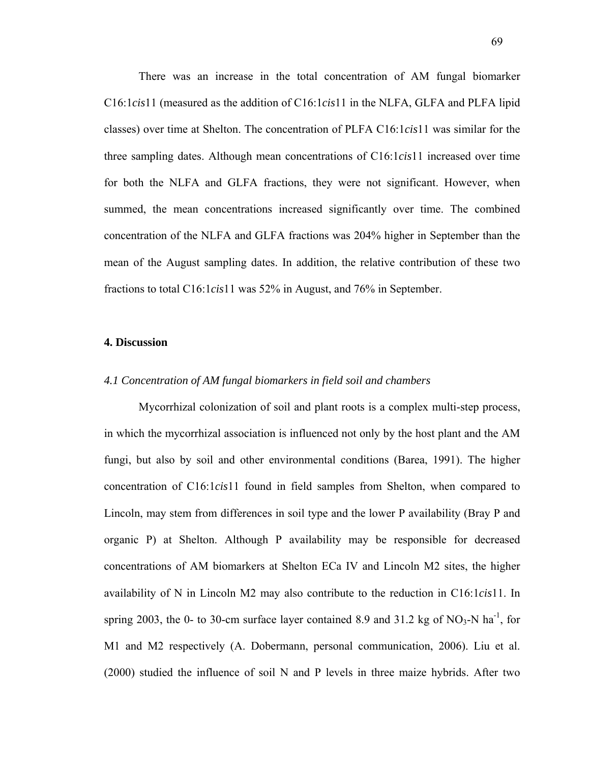There was an increase in the total concentration of AM fungal biomarker C16:1*cis*11 (measured as the addition of C16:1*cis*11 in the NLFA, GLFA and PLFA lipid classes) over time at Shelton. The concentration of PLFA C16:1*cis*11 was similar for the three sampling dates. Although mean concentrations of C16:1*cis*11 increased over time for both the NLFA and GLFA fractions, they were not significant. However, when summed, the mean concentrations increased significantly over time. The combined concentration of the NLFA and GLFA fractions was 204% higher in September than the mean of the August sampling dates. In addition, the relative contribution of these two fractions to total C16:1*cis*11 was 52% in August, and 76% in September.

## 4. Discussion

### *4.1 Concentration of AM fungal biomarkers in field soil and chambers*

Mycorrhizal colonization of soil and plant roots is a complex multi-step process, in which the mycorrhizal association is influenced not only by the host plant and the AM fungi, but also by soil and other environmental conditions (Barea, 1991). The higher concentration of C16:1*cis*11 found in field samples from Shelton, when compared to Lincoln, may stem from differences in soil type and the lower P availability (Bray P and organic P) at Shelton. Although P availability may be responsible for decreased concentrations of AM biomarkers at Shelton ECa IV and Lincoln M2 sites, the higher availability of N in Lincoln M2 may also contribute to the reduction in C16:1*cis*11. In spring 2003, the 0- to 30-cm surface layer contained 8.9 and 31.2 kg of $NO_3$-N $ha^{-1}$, for M1 and M2 respectively (A. Dobermann, personal communication, 2006). Liu et al. (2000) studied the influence of soil N and P levels in three maize hybrids. After two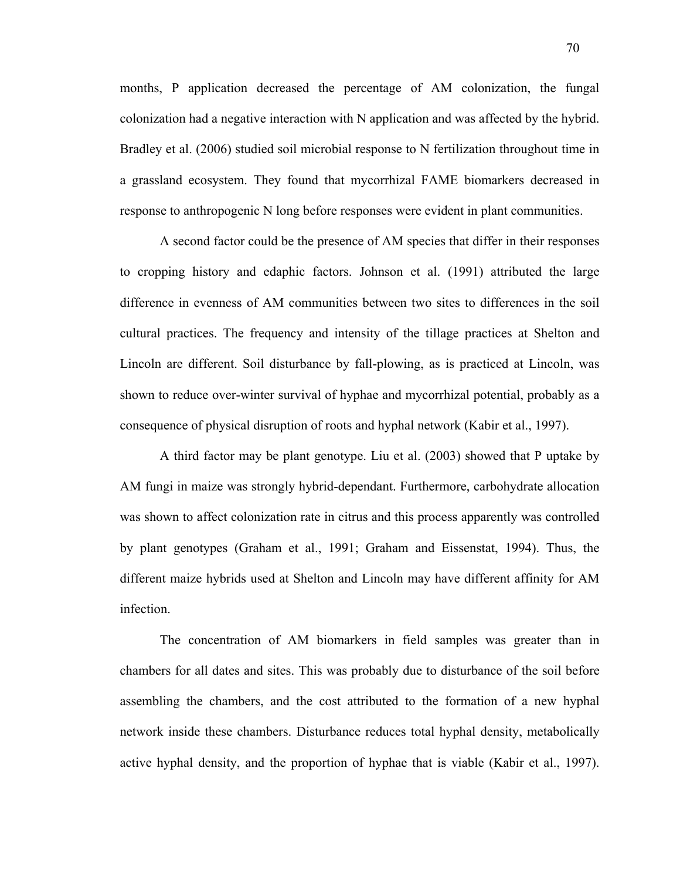months, P application decreased the percentage of AM colonization, the fungal colonization had a negative interaction with N application and was affected by the hybrid. Bradley et al. (2006) studied soil microbial response to N fertilization throughout time in a grassland ecosystem. They found that mycorrhizal FAME biomarkers decreased in response to anthropogenic N long before responses were evident in plant communities.

A second factor could be the presence of AM species that differ in their responses to cropping history and edaphic factors. Johnson et al. (1991) attributed the large difference in evenness of AM communities between two sites to differences in the soil cultural practices. The frequency and intensity of the tillage practices at Shelton and Lincoln are different. Soil disturbance by fall-plowing, as is practiced at Lincoln, was shown to reduce over-winter survival of hyphae and mycorrhizal potential, probably as a consequence of physical disruption of roots and hyphal network (Kabir et al., 1997).

A third factor may be plant genotype. Liu et al. (2003) showed that P uptake by AM fungi in maize was strongly hybrid-dependant. Furthermore, carbohydrate allocation was shown to affect colonization rate in citrus and this process apparently was controlled by plant genotypes (Graham et al., 1991; Graham and Eissenstat, 1994). Thus, the different maize hybrids used at Shelton and Lincoln may have different affinity for AM infection.

The concentration of AM biomarkers in field samples was greater than in chambers for all dates and sites. This was probably due to disturbance of the soil before assembling the chambers, and the cost attributed to the formation of a new hyphal network inside these chambers. Disturbance reduces total hyphal density, metabolically active hyphal density, and the proportion of hyphae that is viable (Kabir et al., 1997).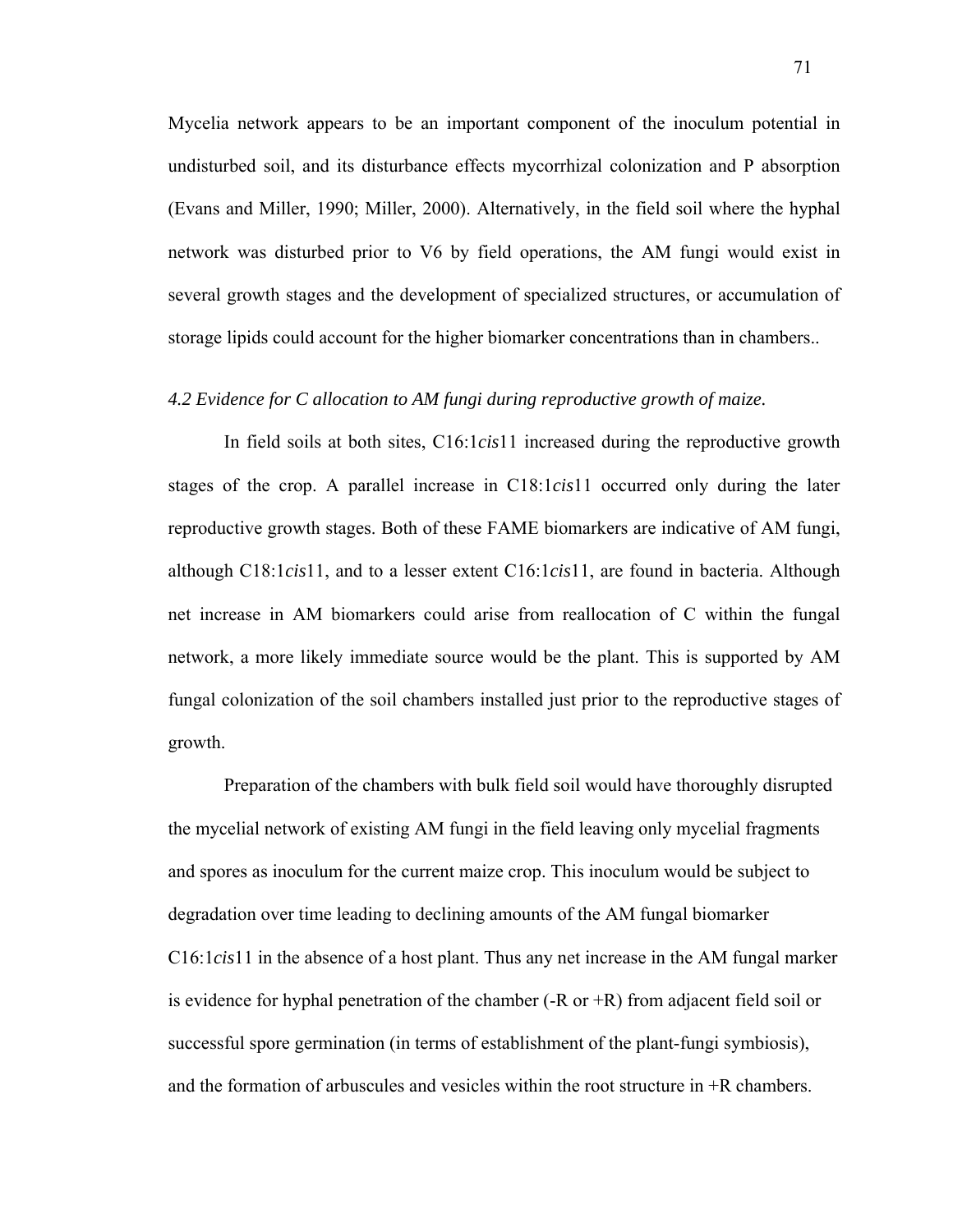Mycelia network appears to be an important component of the inoculum potential in undisturbed soil, and its disturbance effects mycorrhizal colonization and P absorption (Evans and Miller, 1990; Miller, 2000). Alternatively, in the field soil where the hyphal network was disturbed prior to V6 by field operations, the AM fungi would exist in several growth stages and the development of specialized structures, or accumulation of storage lipids could account for the higher biomarker concentrations than in chambers..

### *4.2 Evidence for C allocation to AM fungi during reproductive growth of maize.*

In field soils at both sites, C16:1*cis*11 increased during the reproductive growth stages of the crop. A parallel increase in C18:1*cis*11 occurred only during the later reproductive growth stages. Both of these FAME biomarkers are indicative of AM fungi, although C18:1*cis*11, and to a lesser extent C16:1*cis*11, are found in bacteria. Although net increase in AM biomarkers could arise from reallocation of C within the fungal network, a more likely immediate source would be the plant. This is supported by AM fungal colonization of the soil chambers installed just prior to the reproductive stages of growth.

Preparation of the chambers with bulk field soil would have thoroughly disrupted the mycelial network of existing AM fungi in the field leaving only mycelial fragments and spores as inoculum for the current maize crop. This inoculum would be subject to degradation over time leading to declining amounts of the AM fungal biomarker C16:1*cis*11 in the absence of a host plant. Thus any net increase in the AM fungal marker is evidence for hyphal penetration of the chamber (-R or +R) from adjacent field soil or successful spore germination (in terms of establishment of the plant-fungi symbiosis), and the formation of arbuscules and vesicles within the root structure in +R chambers.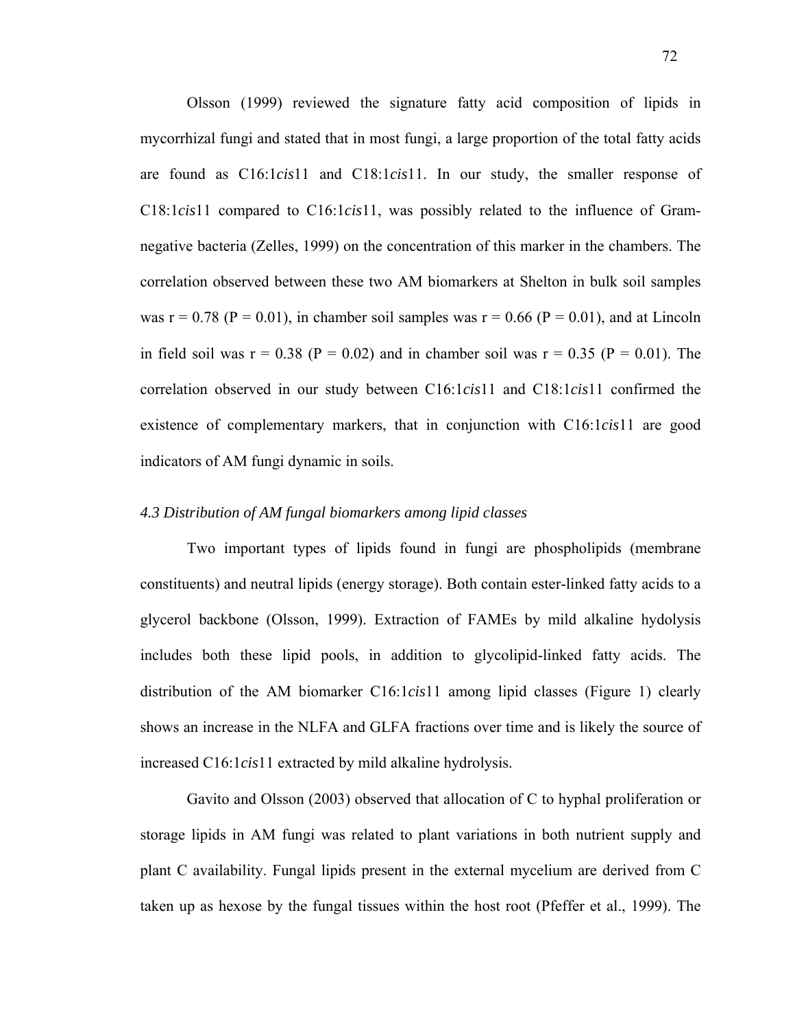Olsson (1999) reviewed the signature fatty acid composition of lipids in mycorrhizal fungi and stated that in most fungi, a large proportion of the total fatty acids are found as C16:1*cis*11 and C18:1*cis*11. In our study, the smaller response of C18:1*cis*11 compared to C16:1*cis*11, was possibly related to the influence of Gram-negative bacteria (Zelles, 1999) on the concentration of this marker in the chambers. The correlation observed between these two AM biomarkers at Shelton in bulk soil samples was $r = 0.78$ ($P = 0.01$), in chamber soil samples was $r = 0.66$ ($P = 0.01$), and at Lincoln in field soil was $r = 0.38$ ($P = 0.02$) and in chamber soil was $r = 0.35$ ($P = 0.01$). The correlation observed in our study between C16:1*cis*11 and C18:1*cis*11 confirmed the existence of complementary markers, that in conjunction with C16:1*cis*11 are good indicators of AM fungi dynamic in soils.

### *4.3 Distribution of AM fungal biomarkers among lipid classes*

Two important types of lipids found in fungi are phospholipids (membrane constituents) and neutral lipids (energy storage). Both contain ester-linked fatty acids to a glycerol backbone (Olsson, 1999). Extraction of FAMEs by mild alkaline hydolysis includes both these lipid pools, in addition to glycolipid-linked fatty acids. The distribution of the AM biomarker C16:1*cis*11 among lipid classes (Figure 1) clearly shows an increase in the NLFA and GLFA fractions over time and is likely the source of increased C16:1*cis*11 extracted by mild alkaline hydrolysis.

Gavito and Olsson (2003) observed that allocation of C to hyphal proliferation or storage lipids in AM fungi was related to plant variations in both nutrient supply and plant C availability. Fungal lipids present in the external mycelium are derived from C taken up as hexose by the fungal tissues within the host root (Pfeffer et al., 1999). The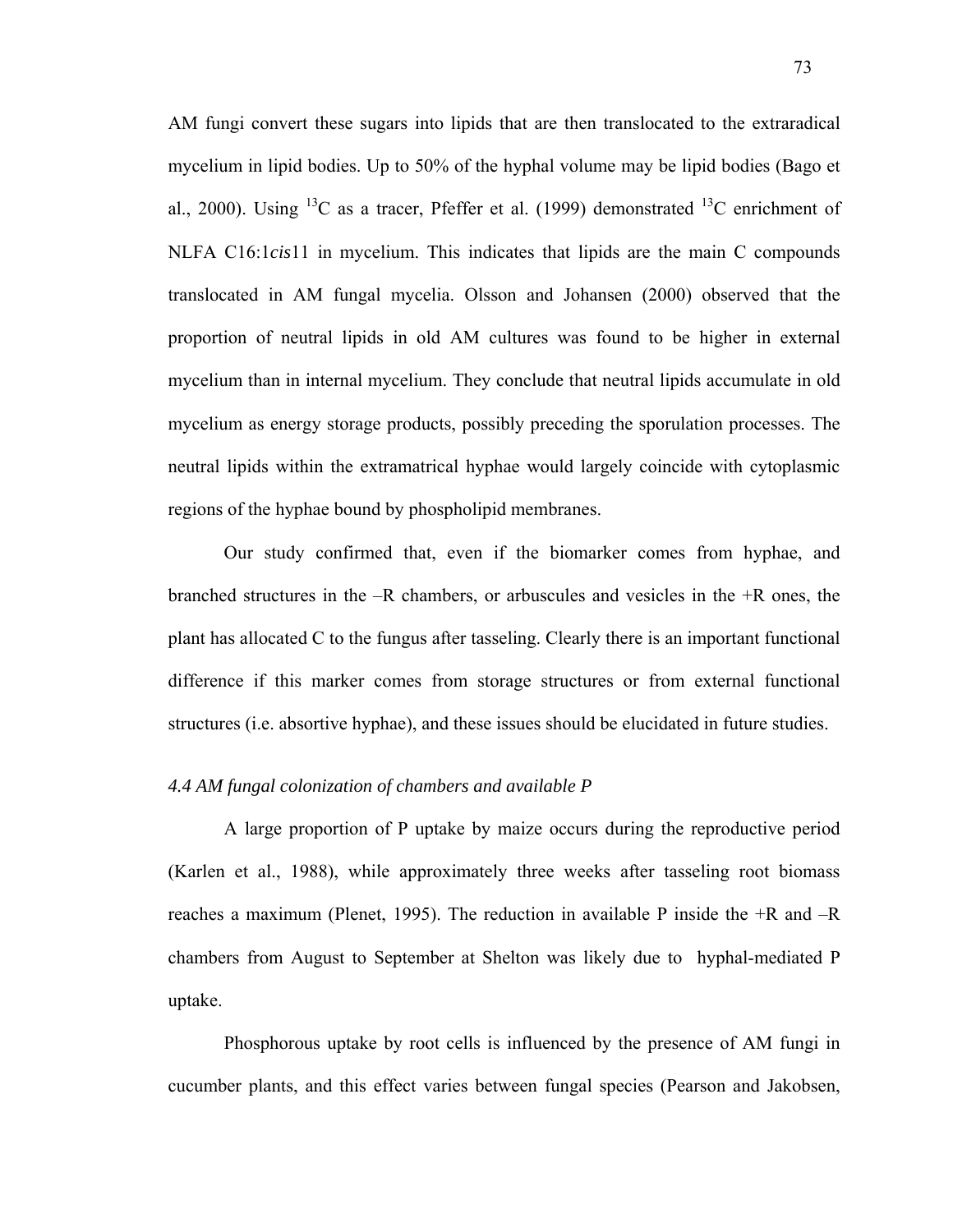AM fungi convert these sugars into lipids that are then translocated to the extraradical mycelium in lipid bodies. Up to 50% of the hyphal volume may be lipid bodies (Bago et al., 2000). Using $^{13}C$ as a tracer, Pfeffer et al. (1999) demonstrated $^{13}C$ enrichment of NLFA C16:1*cis*11 in mycelium. This indicates that lipids are the main C compounds translocated in AM fungal mycelia. Olsson and Johansen (2000) observed that the proportion of neutral lipids in old AM cultures was found to be higher in external mycelium than in internal mycelium. They conclude that neutral lipids accumulate in old mycelium as energy storage products, possibly preceding the sporulation processes. The neutral lipids within the extramatrical hyphae would largely coincide with cytoplasmic regions of the hyphae bound by phospholipid membranes.

Our study confirmed that, even if the biomarker comes from hyphae, and branched structures in the –R chambers, or arbuscules and vesicles in the +R ones, the plant has allocated C to the fungus after tasseling. Clearly there is an important functional difference if this marker comes from storage structures or from external functional structures (i.e. absortive hyphae), and these issues should be elucidated in future studies.

### *4.4 AM fungal colonization of chambers and available P*

A large proportion of P uptake by maize occurs during the reproductive period (Karlen et al., 1988), while approximately three weeks after tasseling root biomass reaches a maximum (Plenet, 1995). The reduction in available P inside the +R and –R chambers from August to September at Shelton was likely due to hyphal-mediated P uptake.

Phosphorous uptake by root cells is influenced by the presence of AM fungi in cucumber plants, and this effect varies between fungal species (Pearson and Jakobsen,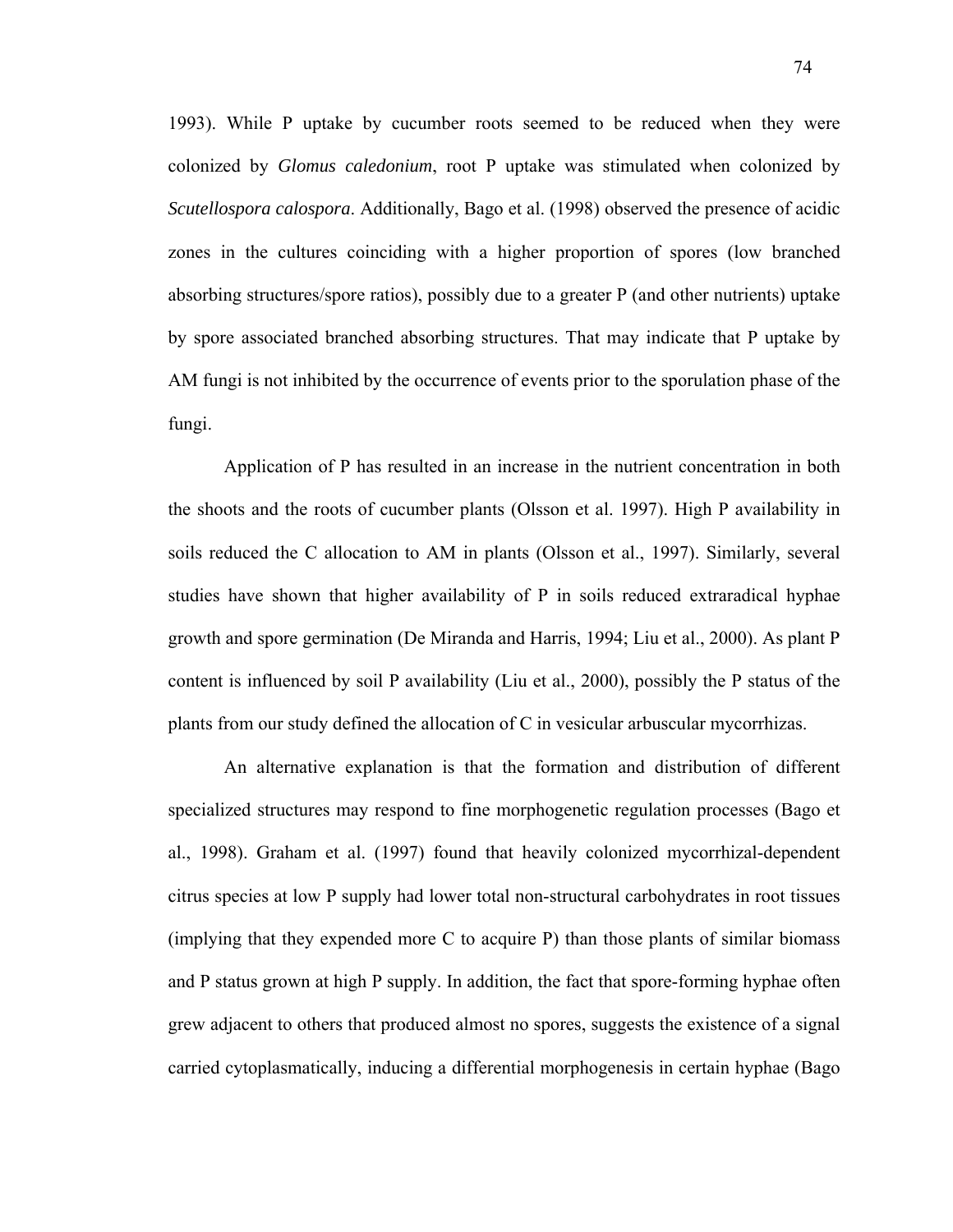1993). While P uptake by cucumber roots seemed to be reduced when they were colonized by *Glomus caledonium*, root P uptake was stimulated when colonized by *Scutellospora calospora*. Additionally, Bago et al. (1998) observed the presence of acidic zones in the cultures coinciding with a higher proportion of spores (low branched absorbing structures/spore ratios), possibly due to a greater P (and other nutrients) uptake by spore associated branched absorbing structures. That may indicate that P uptake by AM fungi is not inhibited by the occurrence of events prior to the sporulation phase of the fungi.

Application of P has resulted in an increase in the nutrient concentration in both the shoots and the roots of cucumber plants (Olsson et al. 1997). High P availability in soils reduced the C allocation to AM in plants (Olsson et al., 1997). Similarly, several studies have shown that higher availability of P in soils reduced extraradical hyphae growth and spore germination (De Miranda and Harris, 1994; Liu et al., 2000). As plant P content is influenced by soil P availability (Liu et al., 2000), possibly the P status of the plants from our study defined the allocation of C in vesicular arbuscular mycorrhizas.

An alternative explanation is that the formation and distribution of different specialized structures may respond to fine morphogenetic regulation processes (Bago et al., 1998). Graham et al. (1997) found that heavily colonized mycorrhizal-dependent citrus species at low P supply had lower total non-structural carbohydrates in root tissues (implying that they expended more C to acquire P) than those plants of similar biomass and P status grown at high P supply. In addition, the fact that spore-forming hyphae often grew adjacent to others that produced almost no spores, suggests the existence of a signal carried cytoplasmatically, inducing a differential morphogenesis in certain hyphae (Bago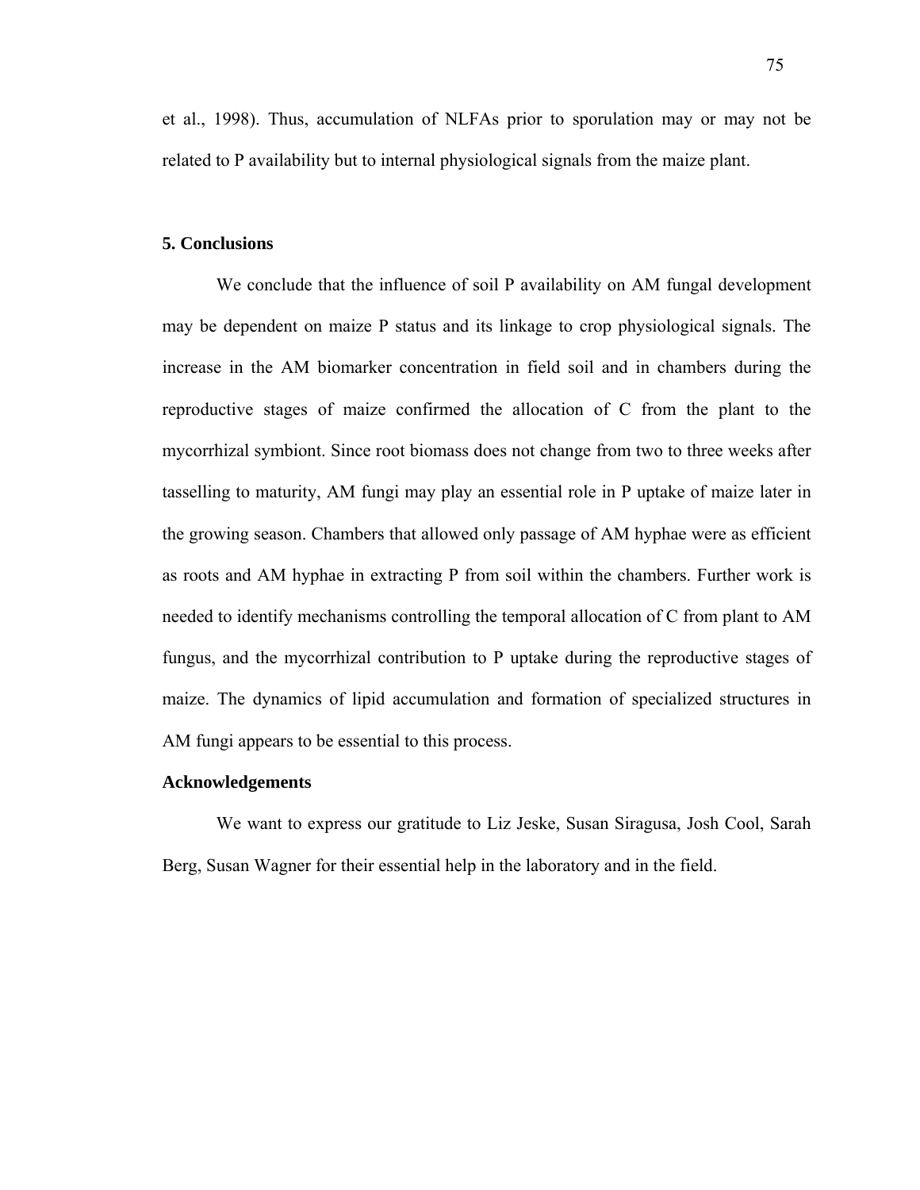et al., 1998). Thus, accumulation of NLFAs prior to sporulation may or may not be related to P availability but to internal physiological signals from the maize plant.

**5. Conclusions**

We conclude that the influence of soil P availability on AM fungal development may be dependent on maize P status and its linkage to crop physiological signals. The increase in the AM biomarker concentration in field soil and in chambers during the reproductive stages of maize confirmed the allocation of C from the plant to the mycorrhizal symbiont. Since root biomass does not change from two to three weeks after tasselling to maturity, AM fungi may play an essential role in P uptake of maize later in the growing season. Chambers that allowed only passage of AM hyphae were as efficient as roots and AM hyphae in extracting P from soil within the chambers. Further work is needed to identify mechanisms controlling the temporal allocation of C from plant to AM fungus, and the mycorrhizal contribution to P uptake during the reproductive stages of maize. The dynamics of lipid accumulation and formation of specialized structures in AM fungi appears to be essential to this process.

**Acknowledgements**

We want to express our gratitude to Liz Jeske, Susan Siragusa, Josh Cool, Sarah Berg, Susan Wagner for their essential help in the laboratory and in the field.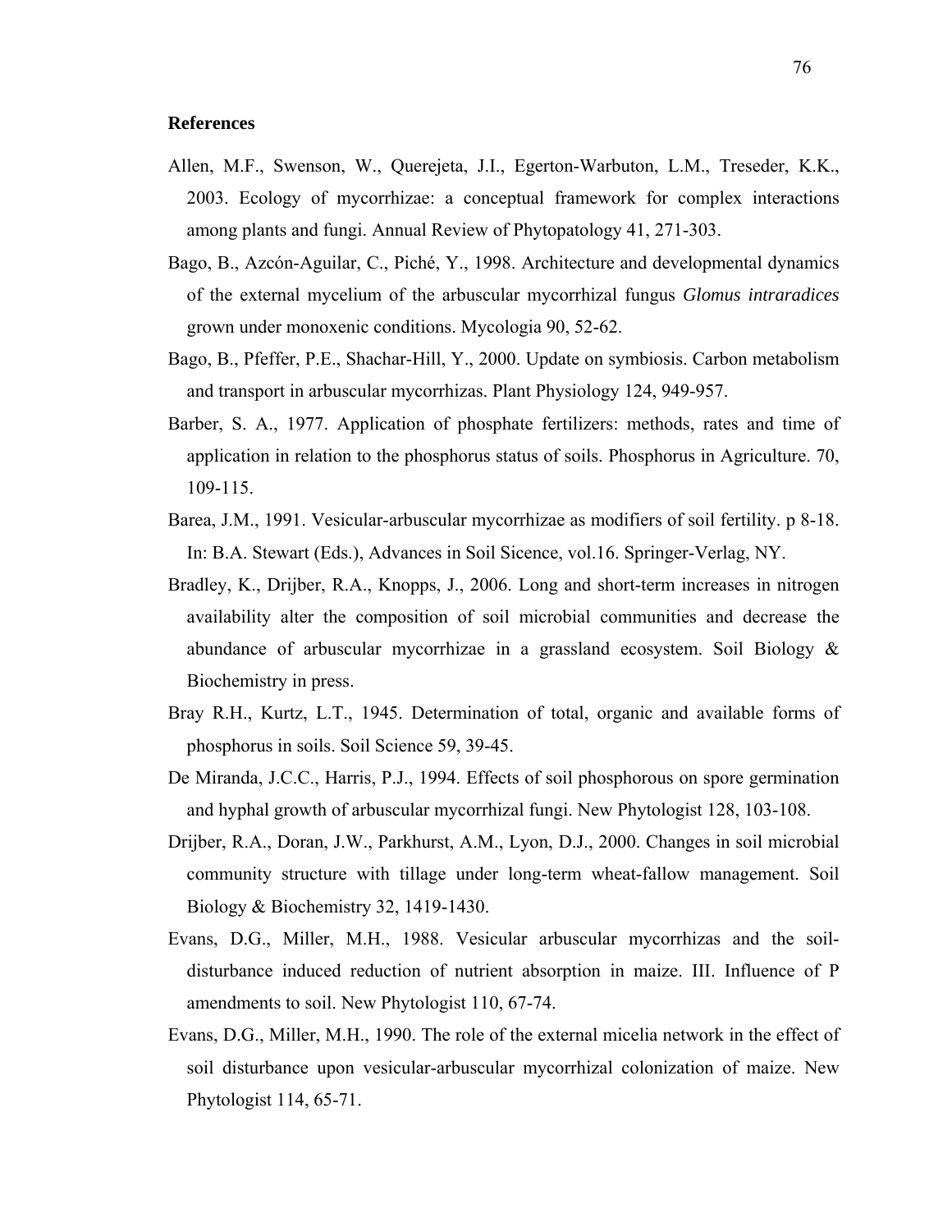**References**

Allen, M.F., Swenson, W., Querejeta, J.I., Egerton-Warbuton, L.M., Treseder, K.K., 2003. Ecology of mycorrhizae: a conceptual framework for complex interactions among plants and fungi. Annual Review of Phytopatology 41, 271-303.

Bago, B., Azcón-Aguilar, C., Piché, Y., 1998. Architecture and developmental dynamics of the external mycelium of the arbuscular mycorrhizal fungus *Glomus intraradices* grown under monoxenic conditions. Mycologia 90, 52-62.

Bago, B., Pfeffer, P.E., Shachar-Hill, Y., 2000. Update on symbiosis. Carbon metabolism and transport in arbuscular mycorrhizas. Plant Physiology 124, 949-957.

Barber, S. A., 1977. Application of phosphate fertilizers: methods, rates and time of application in relation to the phosphorus status of soils. Phosphorus in Agriculture. 70, 109-115.

Barea, J.M., 1991. Vesicular-arbuscular mycorrhizae as modifiers of soil fertility. p 8-18. In: B.A. Stewart (Eds.), Advances in Soil Sicence, vol.16. Springer-Verlag, NY.

Bradley, K., Drijber, R.A., Knopps, J., 2006. Long and short-term increases in nitrogen availability alter the composition of soil microbial communities and decrease the abundance of arbuscular mycorrhizae in a grassland ecosystem. Soil Biology & Biochemistry in press.

Bray R.H., Kurtz, L.T., 1945. Determination of total, organic and available forms of phosphorus in soils. Soil Science 59, 39-45.

De Miranda, J.C.C., Harris, P.J., 1994. Effects of soil phosphorous on spore germination and hyphal growth of arbuscular mycorrhizal fungi. New Phytologist 128, 103-108.

Drijber, R.A., Doran, J.W., Parkhurst, A.M., Lyon, D.J., 2000. Changes in soil microbial community structure with tillage under long-term wheat-fallow management. Soil Biology & Biochemistry 32, 1419-1430.

Evans, D.G., Miller, M.H., 1988. Vesicular arbuscular mycorrhizas and the soil-disturbance induced reduction of nutrient absorption in maize. III. Influence of P amendments to soil. New Phytologist 110, 67-74.

Evans, D.G., Miller, M.H., 1990. The role of the external micelia network in the effect of soil disturbance upon vesicular-arbuscular mycorrhizal colonization of maize. New Phytologist 114, 65-71.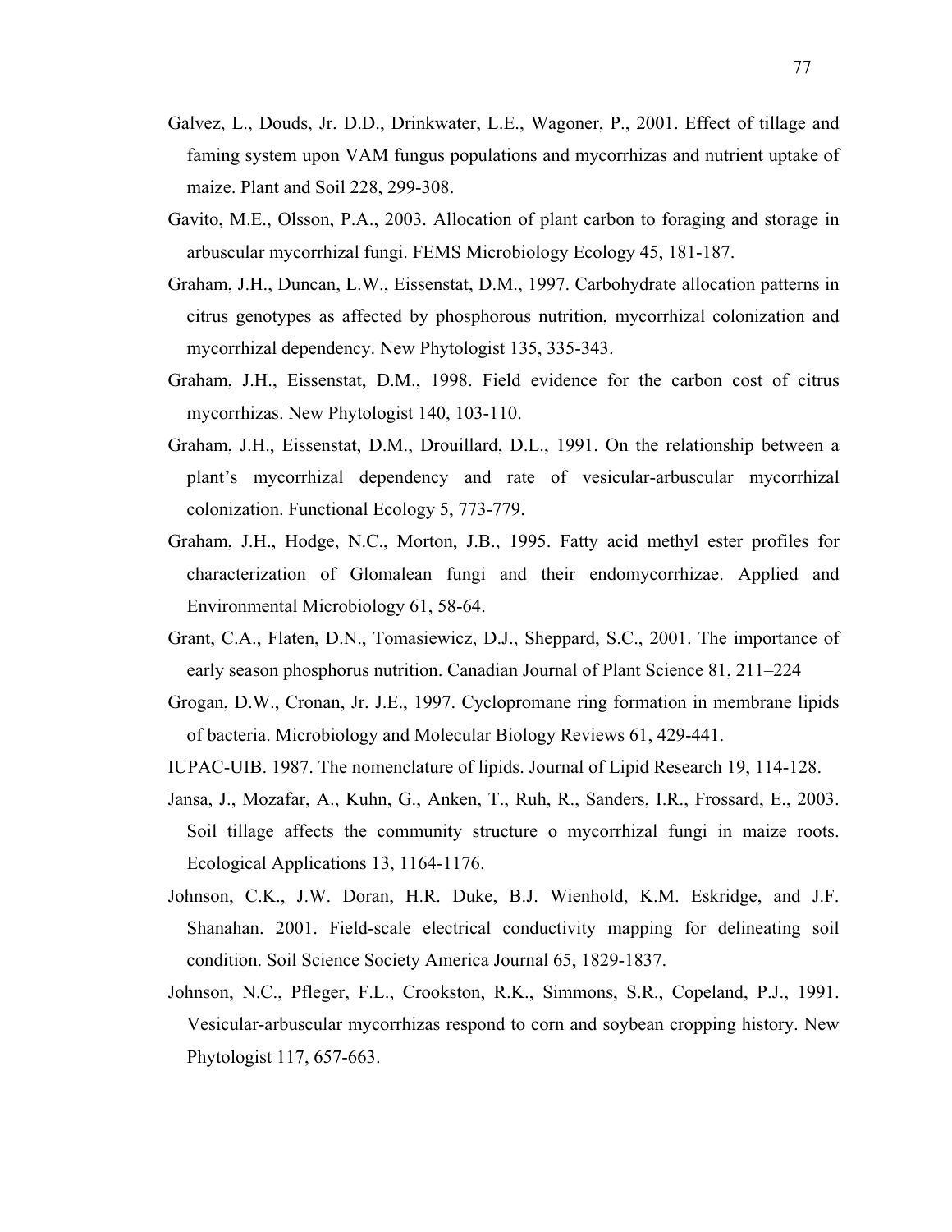Galvez, L., Douds, Jr. D.D., Drinkwater, L.E., Wagoner, P., 2001. Effect of tillage and faming system upon VAM fungus populations and mycorrhizas and nutrient uptake of maize. Plant and Soil 228, 299-308.

Gavito, M.E., Olsson, P.A., 2003. Allocation of plant carbon to foraging and storage in arbuscular mycorrhizal fungi. FEMS Microbiology Ecology 45, 181-187.

Graham, J.H., Duncan, L.W., Eissenstat, D.M., 1997. Carbohydrate allocation patterns in citrus genotypes as affected by phosphorous nutrition, mycorrhizal colonization and mycorrhizal dependency. New Phytologist 135, 335-343.

Graham, J.H., Eissenstat, D.M., 1998. Field evidence for the carbon cost of citrus mycorrhizas. New Phytologist 140, 103-110.

Graham, J.H., Eissenstat, D.M., Drouillard, D.L., 1991. On the relationship between a plant's mycorrhizal dependency and rate of vesicular-arbuscular mycorrhizal colonization. Functional Ecology 5, 773-779.

Graham, J.H., Hodge, N.C., Morton, J.B., 1995. Fatty acid methyl ester profiles for characterization of Glomalean fungi and their endomycorrhizae. Applied and Environmental Microbiology 61, 58-64.

Grant, C.A., Flaten, D.N., Tomasiewicz, D.J., Sheppard, S.C., 2001. The importance of early season phosphorus nutrition. Canadian Journal of Plant Science 81, 211–224

Grogan, D.W., Cronan, Jr. J.E., 1997. Cyclopromane ring formation in membrane lipids of bacteria. Microbiology and Molecular Biology Reviews 61, 429-441.

IUPAC-UIB. 1987. The nomenclature of lipids. Journal of Lipid Research 19, 114-128.

Jansa, J., Mozafar, A., Kuhn, G., Anken, T., Ruh, R., Sanders, I.R., Frossard, E., 2003. Soil tillage affects the community structure o mycorrhizal fungi in maize roots. Ecological Applications 13, 1164-1176.

Johnson, C.K., J.W. Doran, H.R. Duke, B.J. Wienhold, K.M. Eskridge, and J.F. Shanahan. 2001. Field-scale electrical conductivity mapping for delineating soil condition. Soil Science Society America Journal 65, 1829-1837.

Johnson, N.C., Pfleger, F.L., Crookston, R.K., Simmons, S.R., Copeland, P.J., 1991. Vesicular-arbuscular mycorrhizas respond to corn and soybean cropping history. New Phytologist 117, 657-663.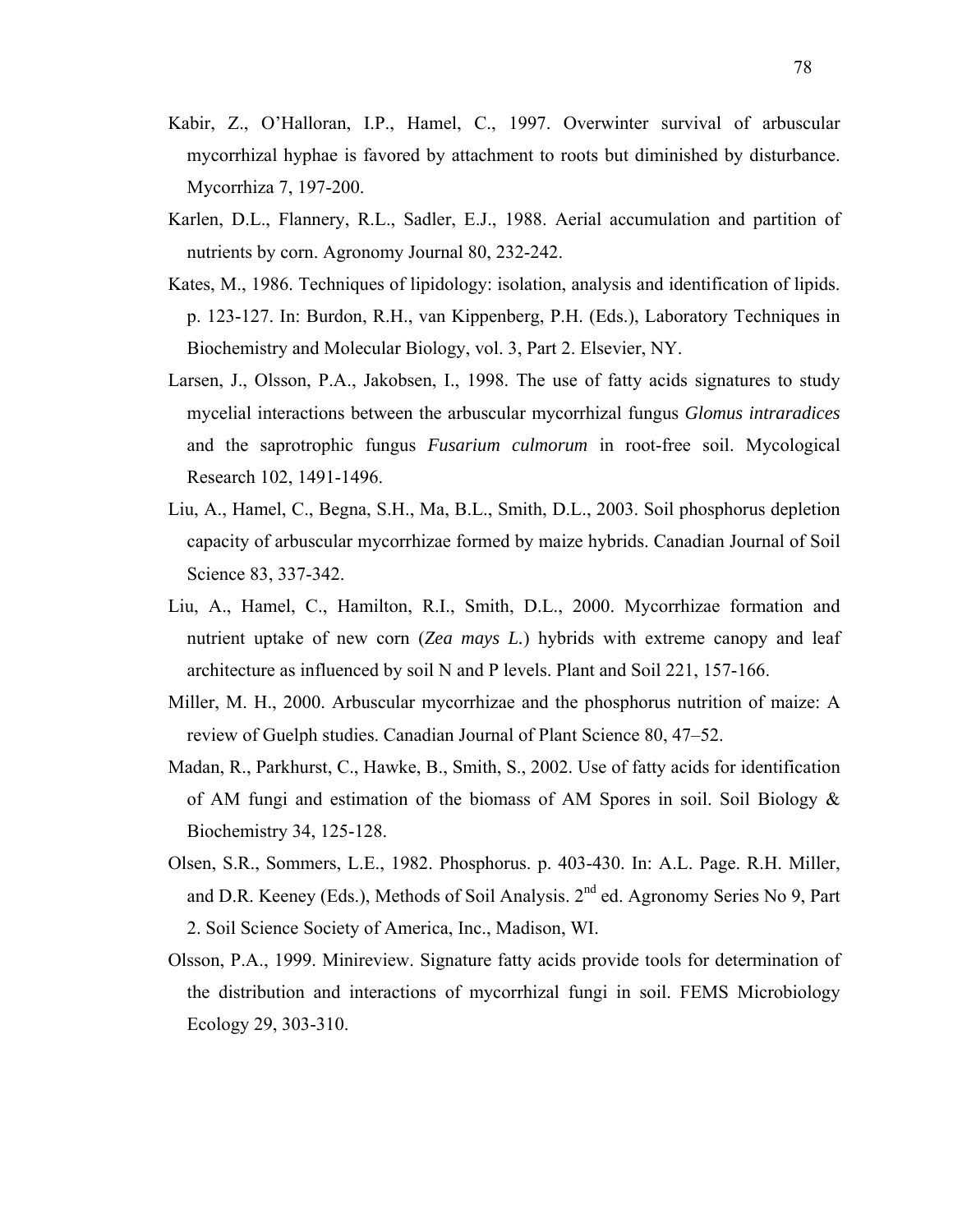Kabir, Z., O'Halloran, I.P., Hamel, C., 1997. Overwinter survival of arbuscular mycorrhizal hyphae is favored by attachment to roots but diminished by disturbance. Mycorrhiza 7, 197-200.

Karlen, D.L., Flannery, R.L., Sadler, E.J., 1988. Aerial accumulation and partition of nutrients by corn. Agronomy Journal 80, 232-242.

Kates, M., 1986. Techniques of lipidology: isolation, analysis and identification of lipids. p. 123-127. In: Burdon, R.H., van Kippenberg, P.H. (Eds.), Laboratory Techniques in Biochemistry and Molecular Biology, vol. 3, Part 2. Elsevier, NY.

Larsen, J., Olsson, P.A., Jakobsen, I., 1998. The use of fatty acids signatures to study mycelial interactions between the arbuscular mycorrhizal fungus *Glomus intraradices* and the saprotrophic fungus *Fusarium culmorum* in root-free soil. Mycological Research 102, 1491-1496.

Liu, A., Hamel, C., Begna, S.H., Ma, B.L., Smith, D.L., 2003. Soil phosphorus depletion capacity of arbuscular mycorrhizae formed by maize hybrids. Canadian Journal of Soil Science 83, 337-342.

Liu, A., Hamel, C., Hamilton, R.I., Smith, D.L., 2000. Mycorrhizae formation and nutrient uptake of new corn (*Zea mays L.*) hybrids with extreme canopy and leaf architecture as influenced by soil N and P levels. Plant and Soil 221, 157-166.

Miller, M. H., 2000. Arbuscular mycorrhizae and the phosphorus nutrition of maize: A review of Guelph studies. Canadian Journal of Plant Science 80, 47–52.

Madan, R., Parkhurst, C., Hawke, B., Smith, S., 2002. Use of fatty acids for identification of AM fungi and estimation of the biomass of AM Spores in soil. Soil Biology & Biochemistry 34, 125-128.

Olsen, S.R., Sommers, L.E., 1982. Phosphorus. p. 403-430. In: A.L. Page. R.H. Miller, and D.R. Keeney (Eds.), Methods of Soil Analysis. 2nd ed. Agronomy Series No 9, Part 2. Soil Science Society of America, Inc., Madison, WI.

Olsson, P.A., 1999. Minireview. Signature fatty acids provide tools for determination of the distribution and interactions of mycorrhizal fungi in soil. FEMS Microbiology Ecology 29, 303-310.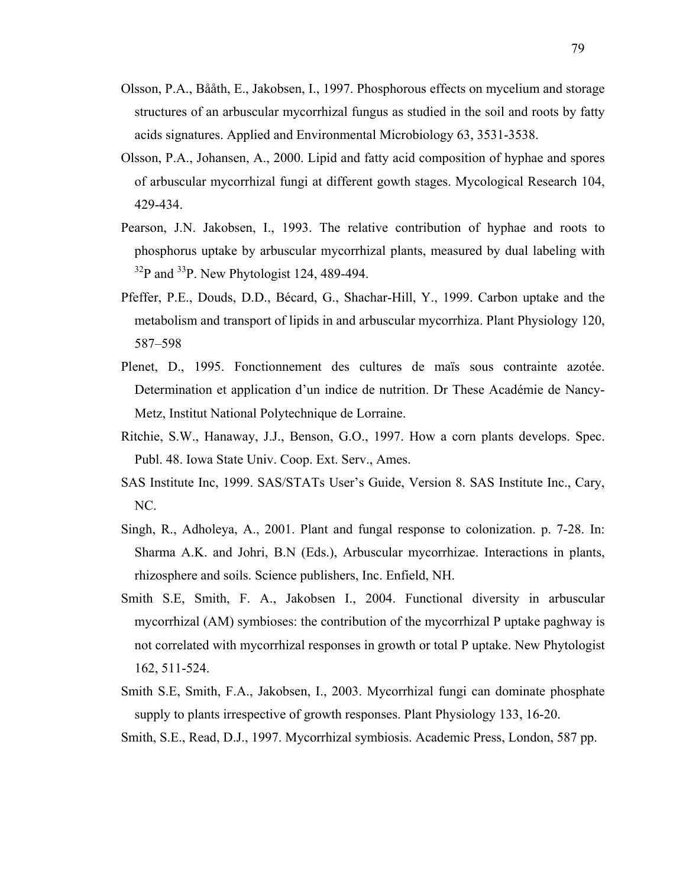Olsson, P.A., Bååth, E., Jakobsen, I., 1997. Phosphorous effects on mycelium and storage structures of an arbuscular mycorrhizal fungus as studied in the soil and roots by fatty acids signatures. Applied and Environmental Microbiology 63, 3531-3538.

Olsson, P.A., Johansen, A., 2000. Lipid and fatty acid composition of hyphae and spores of arbuscular mycorrhizal fungi at different gowth stages. Mycological Research 104, 429-434.

Pearson, J.N. Jakobsen, I., 1993. The relative contribution of hyphae and roots to phosphorus uptake by arbuscular mycorrhizal plants, measured by dual labeling with $^{32}P$ and $^{33}P$. New Phytologist 124, 489-494.

Pfeffer, P.E., Douds, D.D., Bécard, G., Shachar-Hill, Y., 1999. Carbon uptake and the metabolism and transport of lipids in and arbuscular mycorrhiza. Plant Physiology 120, 587–598

Plenet, D., 1995. Fonctionnement des cultures de maïs sous contrainte azotée. Determination et application d'un indice de nutrition. Dr These Académie de Nancy-Metz, Institut National Polytechnique de Lorraine.

Ritchie, S.W., Hanaway, J.J., Benson, G.O., 1997. How a corn plants develops. Spec. Publ. 48. Iowa State Univ. Coop. Ext. Serv., Ames.

SAS Institute Inc, 1999. SAS/STATs User's Guide, Version 8. SAS Institute Inc., Cary, NC.

Singh, R., Adholeya, A., 2001. Plant and fungal response to colonization. p. 7-28. In: Sharma A.K. and Johri, B.N (Eds.), Arbuscular mycorrhizae. Interactions in plants, rhizosphere and soils. Science publishers, Inc. Enfield, NH.

Smith S.E, Smith, F. A., Jakobsen I., 2004. Functional diversity in arbuscular mycorrhizal (AM) symbioses: the contribution of the mycorrhizal P uptake paghway is not correlated with mycorrhizal responses in growth or total P uptake. New Phytologist 162, 511-524.

Smith S.E, Smith, F.A., Jakobsen, I., 2003. Mycorrhizal fungi can dominate phosphate supply to plants irrespective of growth responses. Plant Physiology 133, 16-20.

Smith, S.E., Read, D.J., 1997. Mycorrhizal symbiosis. Academic Press, London, 587 pp.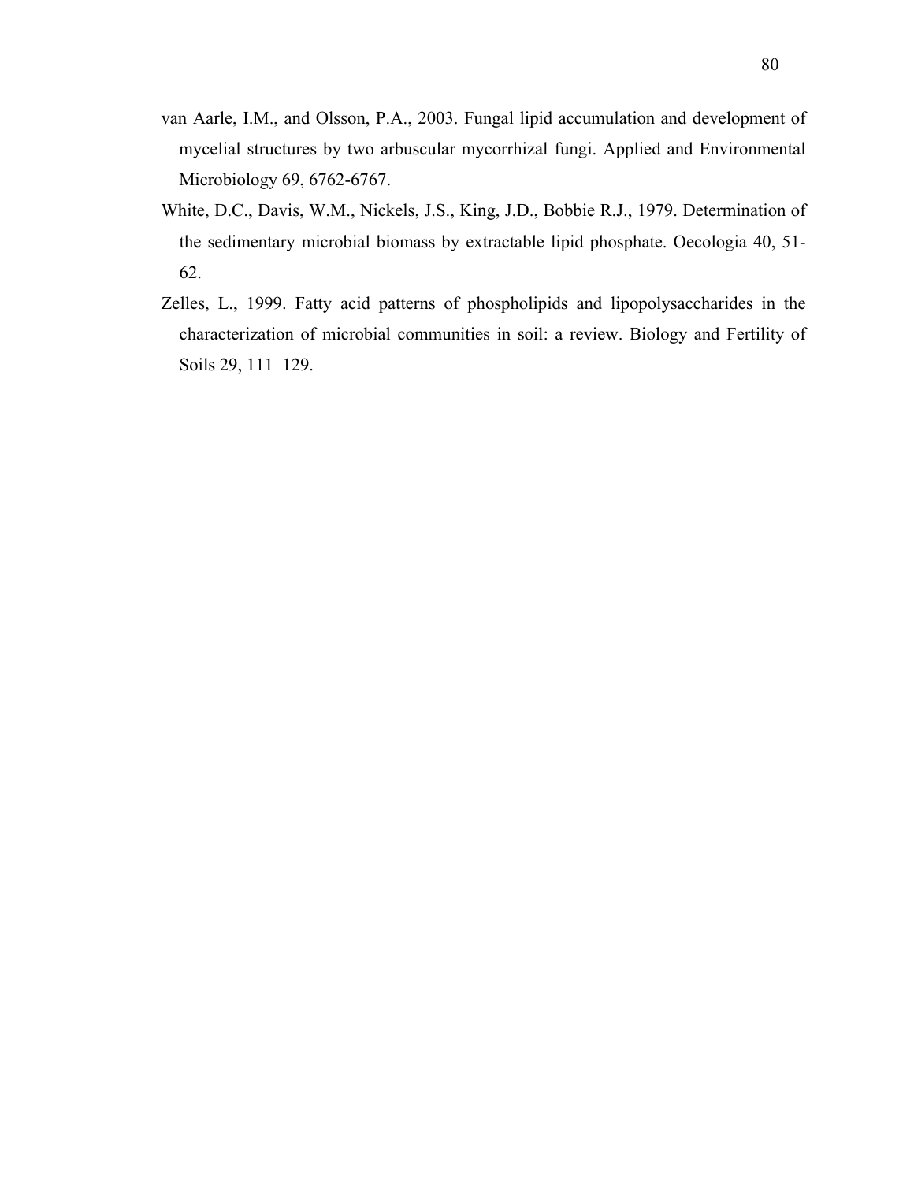van Aarle, I.M., and Olsson, P.A., 2003. Fungal lipid accumulation and development of mycelial structures by two arbuscular mycorrhizal fungi. Applied and Environmental Microbiology 69, 6762-6767.

White, D.C., Davis, W.M., Nickels, J.S., King, J.D., Bobbie R.J., 1979. Determination of the sedimentary microbial biomass by extractable lipid phosphate. Oecologia 40, 51-62.

Zelles, L., 1999. Fatty acid patterns of phospholipids and lipopolysaccharides in the characterization of microbial communities in soil: a review. Biology and Fertility of Soils 29, 111–129.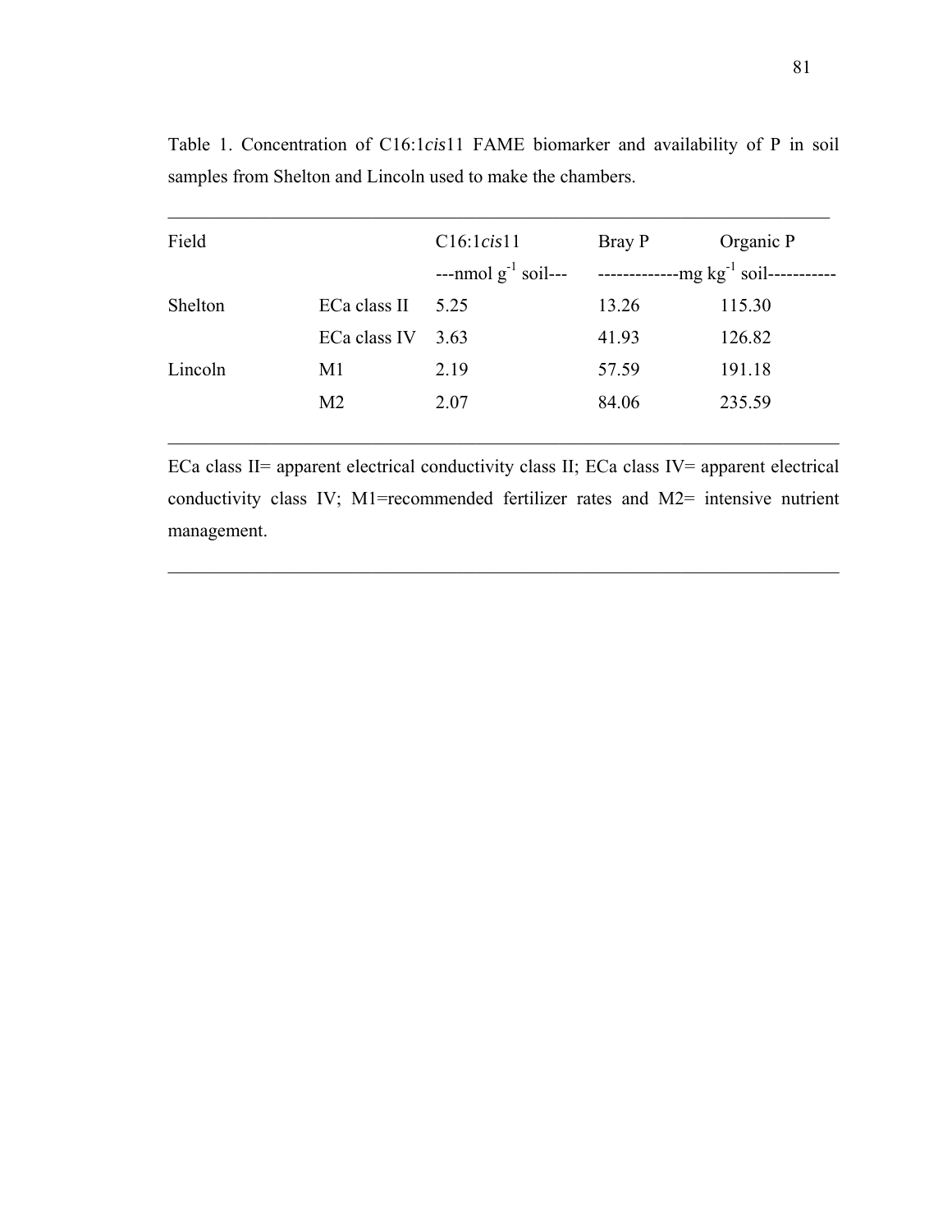Table 1. Concentration of C16:1*cis*11 FAME biomarker and availability of P in soil samples from Shelton and Lincoln used to make the chambers.

| Field | | C16:1*cis*11 | Bray P | Organic P |
|---|---|---|---|---|
| | | ---nmol $g^{-1}$ soil--- | -------------mg $kg^{-1}$ soil----------- | |
| Shelton | ECa class II | 5.25 | 13.26 | 115.30 |
| | ECa class IV | 3.63 | 41.93 | 126.82 |
| Lincoln | M1 | 2.19 | 57.59 | 191.18 |
| | M2 | 2.07 | 84.06 | 235.59 |

ECa class II= apparent electrical conductivity class II; ECa class IV= apparent electrical conductivity class IV; M1=recommended fertilizer rates and M2= intensive nutrient management.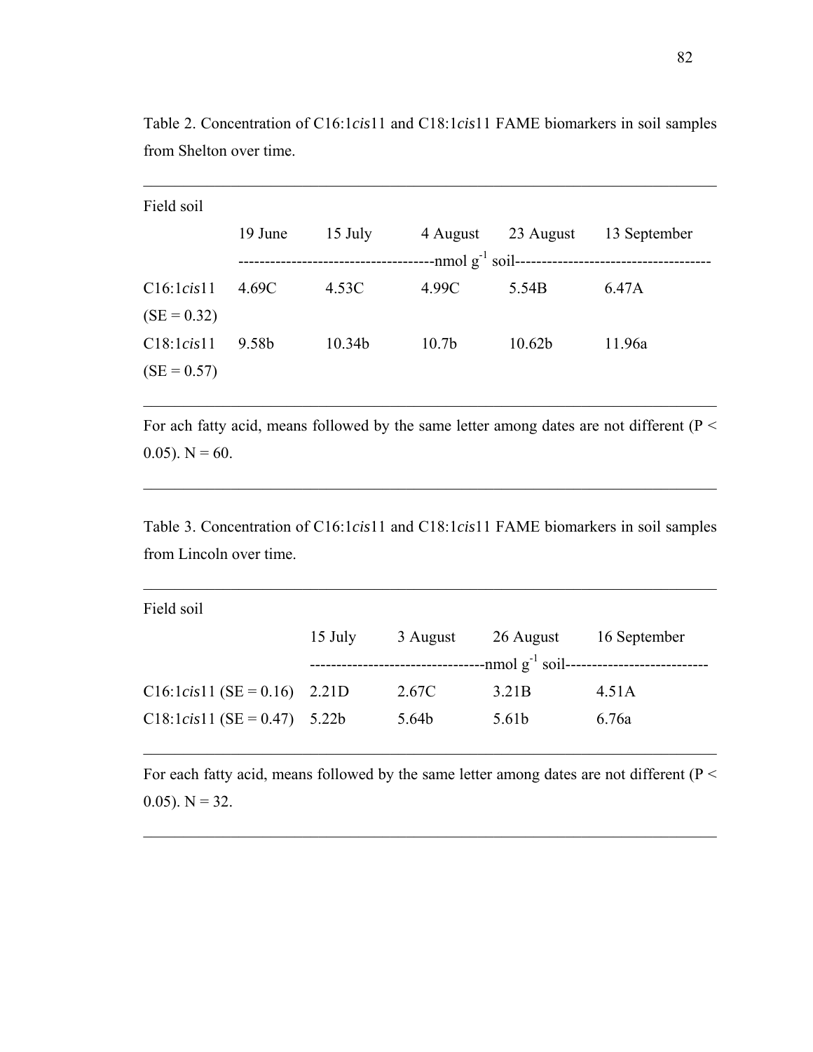Table 2. Concentration of C16:1*cis*11 and C18:1*cis*11 FAME biomarkers in soil samples from Shelton over time.

| Field soil | 19 June | 15 July | 4 August | 23 August | 13 September |
|---|---|---|---|---|---|
| | ------------------------------------nmol $g^{-1}$ soil------------------------------------ | | | | |
| C16:1*cis*11 (SE = 0.32) | 4.69C | 4.53C | 4.99C | 5.54B | 6.47A |
| C18:1*cis*11 (SE = 0.57) | 9.58b | 10.34b | 10.7b | 10.62b | 11.96a |

For ach fatty acid, means followed by the same letter among dates are not different ($P < 0.05$). N = 60.

Table 3. Concentration of C16:1*cis*11 and C18:1*cis*11 FAME biomarkers in soil samples from Lincoln over time.

| Field soil | 15 July | 3 August | 26 August | 16 September |
|---|---|---|---|---|
| | --------------------------------nmol $g^{-1}$ soil-------------------------- | | | |
| C16:1*cis*11 (SE = 0.16) | 2.21D | 2.67C | 3.21B | 4.51A |
| C18:1*cis*11 (SE = 0.47) | 5.22b | 5.64b | 5.61b | 6.76a |

For each fatty acid, means followed by the same letter among dates are not different ($P < 0.05$). N = 32.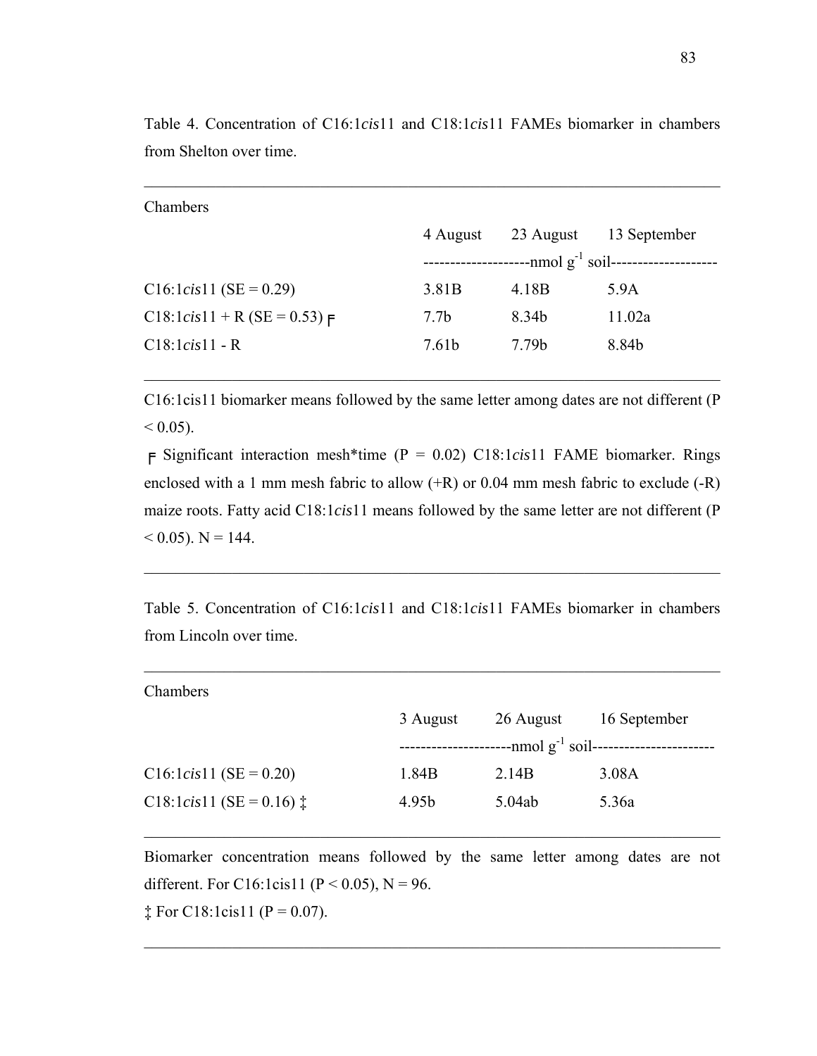Table 4. Concentration of C16:1*cis*11 and C18:1*cis*11 FAMEs biomarker in chambers from Shelton over time.

| Chambers | 4 August | 23 August | 13 September |
|---|---|---|---|
| | --------------------nmol $g^{-1}$ soil-------------------- | | |
| C16:1*cis*11 (SE = 0.29) | 3.81B | 4.18B | 5.9A |
| C18:1*cis*11 + R (SE = 0.53) Ϝ | 7.7b | 8.34b | 11.02a |
| C18:1*cis*11 - R | 7.61b | 7.79b | 8.84b |

C16:1cis11 biomarker means followed by the same letter among dates are not different ($P < 0.05$).

Ϝ Significant interaction mesh*time ($P = 0.02$) C18:1*cis*11 FAME biomarker. Rings enclosed with a 1 mm mesh fabric to allow (+R) or 0.04 mm mesh fabric to exclude (-R) maize roots. Fatty acid C18:1*cis*11 means followed by the same letter are not different ($P < 0.05$). N = 144.

Table 5. Concentration of C16:1*cis*11 and C18:1*cis*11 FAMEs biomarker in chambers from Lincoln over time.

| Chambers | 3 August | 26 August | 16 September |
|---|---|---|---|
| | ---------------------nmol $g^{-1}$ soil---------------------- | | |
| C16:1*cis*11 (SE = 0.20) | 1.84B | 2.14B | 3.08A |
| C18:1*cis*11 (SE = 0.16) ‡ | 4.95b | 5.04ab | 5.36a |

Biomarker concentration means followed by the same letter among dates are not different. For C16:1cis11 ($P < 0.05$), N = 96.

‡ For C18:1cis11 ($P = 0.07$).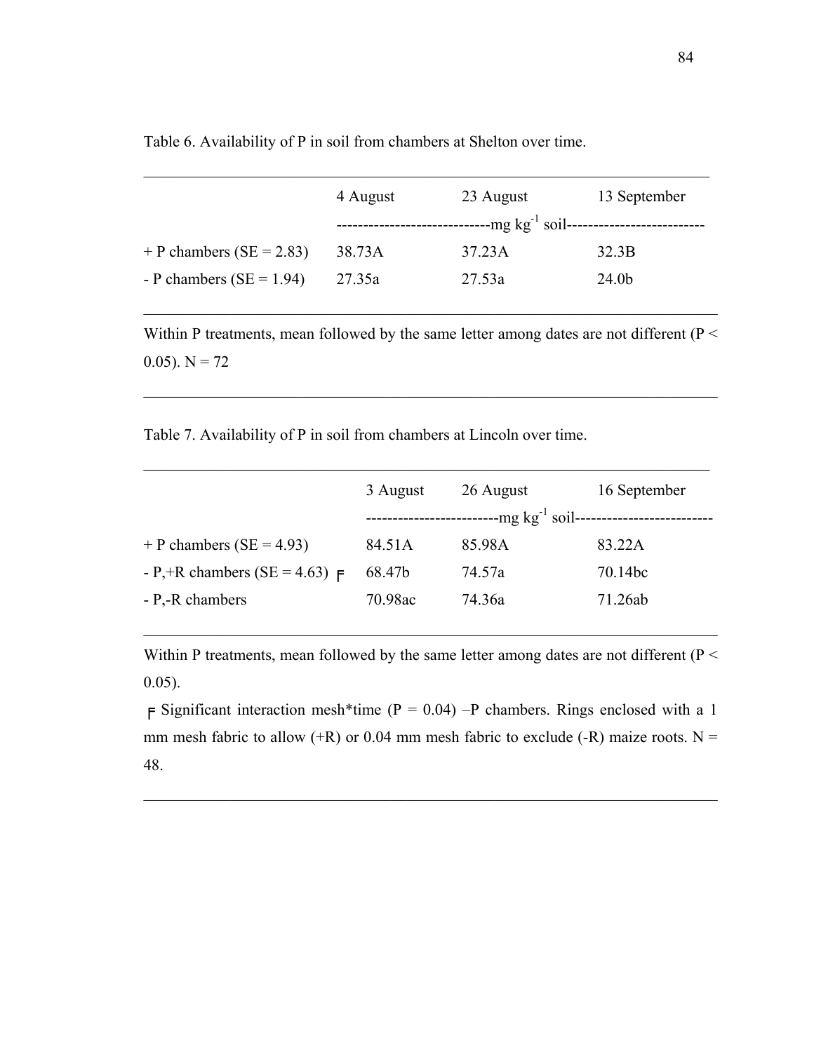Table 6. Availability of P in soil from chambers at Shelton over time.

| | 4 August | 23 August | 13 September |
|---|---|---|---|
| | ---mg $kg^{-1}$ soil--- | | |
| + P chambers (SE = 2.83) | 38.73A | 37.23A | 32.3B |
| - P chambers (SE = 1.94) | 27.35a | 27.53a | 24.0b |

Within P treatments, mean followed by the same letter among dates are not different ($P < 0.05$). N = 72

Table 7. Availability of P in soil from chambers at Lincoln over time.

| | 3 August | 26 August | 16 September |
|---|---|---|---|
| | ---mg $kg^{-1}$ soil--- | | |
| + P chambers (SE = 4.93) | 84.51A | 85.98A | 83.22A |
| - P,+R chambers (SE = 4.63) �together | 68.47b | 74.57a | 70.14bc |
| - P,-R chambers | 70.98ac | 74.36a | 71.26ab |

Within P treatments, mean followed by the same letter among dates are not different ($P < 0.05$).

�together Significant interaction mesh*time ($P = 0.04$) –P chambers. Rings enclosed with a 1 mm mesh fabric to allow (+R) or 0.04 mm mesh fabric to exclude (-R) maize roots. N = 48.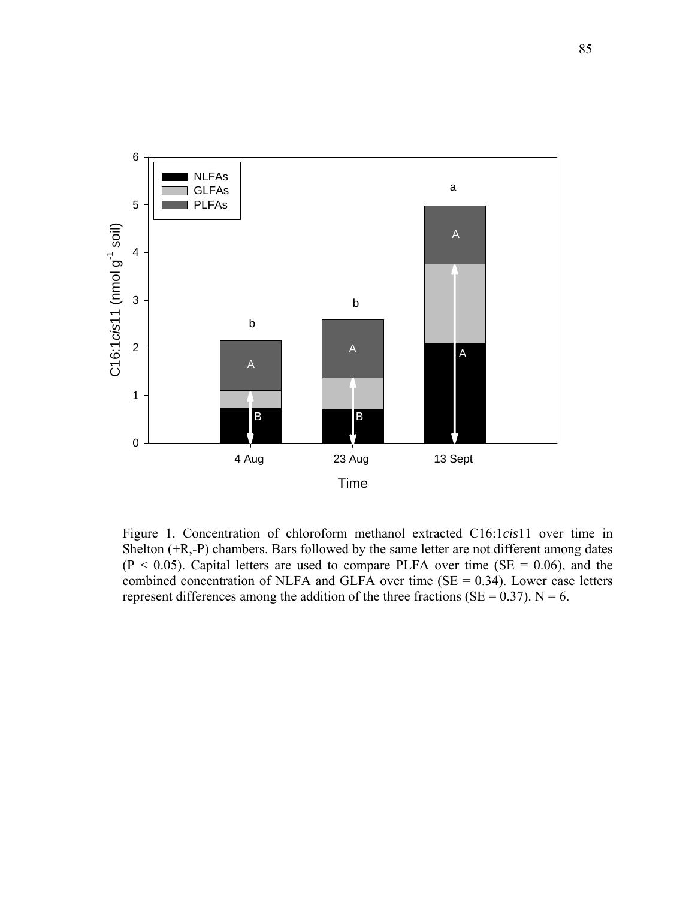Figure 1. Concentration of chloroform methanol extracted C16:1*cis*11 over time in Shelton (+R,-P) chambers. Bars followed by the same letter are not different among dates ($P < 0.05$). Capital letters are used to compare PLFA over time ($SE = 0.06$), and the combined concentration of NLFA and GLFA over time ($SE = 0.34$). Lower case letters represent differences among the addition of the three fractions ($SE = 0.37$). $N = 6$.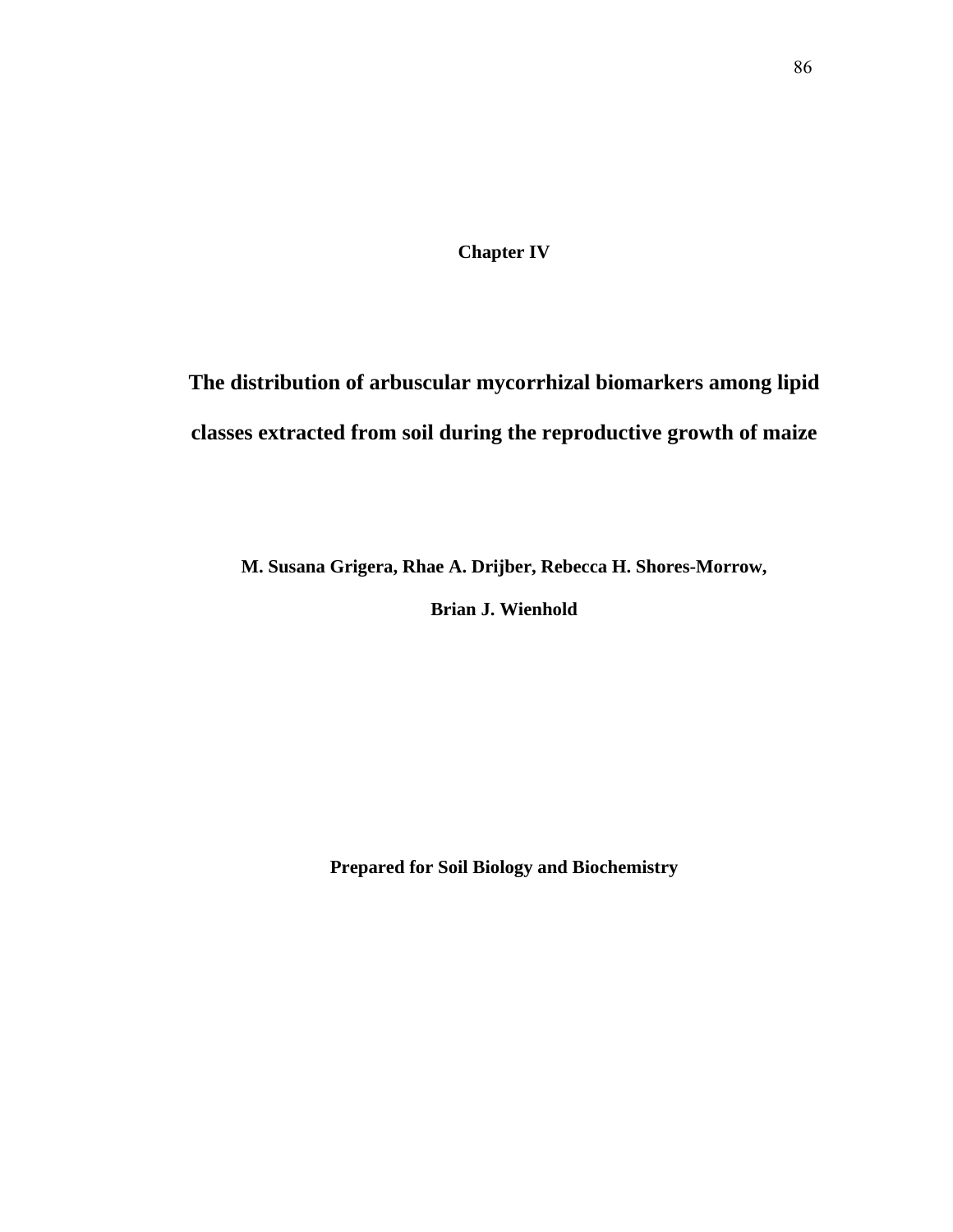# Chapter IV

## The distribution of arbuscular mycorrhizal biomarkers among lipid classes extracted from soil during the reproductive growth of maize

**M. Susana Grigera, Rhae A. Drijber, Rebecca H. Shores-Morrow,**

**Brian J. Wienhold**

**Prepared for Soil Biology and Biochemistry**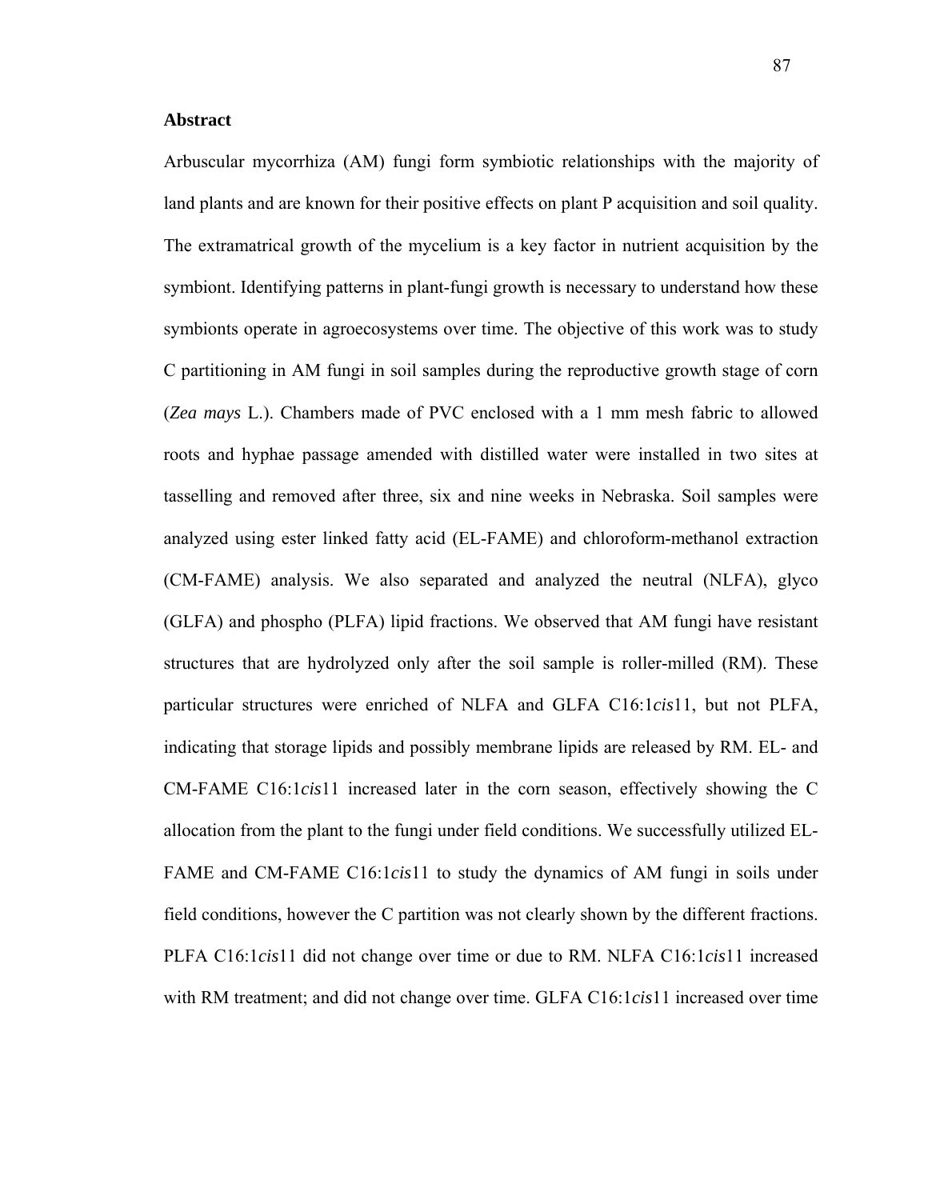**Abstract**

Arbuscular mycorrhiza (AM) fungi form symbiotic relationships with the majority of land plants and are known for their positive effects on plant P acquisition and soil quality. The extramatrical growth of the mycelium is a key factor in nutrient acquisition by the symbiont. Identifying patterns in plant-fungi growth is necessary to understand how these symbionts operate in agroecosystems over time. The objective of this work was to study C partitioning in AM fungi in soil samples during the reproductive growth stage of corn (*Zea mays* L.). Chambers made of PVC enclosed with a 1 mm mesh fabric to allowed roots and hyphae passage amended with distilled water were installed in two sites at tasselling and removed after three, six and nine weeks in Nebraska. Soil samples were analyzed using ester linked fatty acid (EL-FAME) and chloroform-methanol extraction (CM-FAME) analysis. We also separated and analyzed the neutral (NLFA), glyco (GLFA) and phospho (PLFA) lipid fractions. We observed that AM fungi have resistant structures that are hydrolyzed only after the soil sample is roller-milled (RM). These particular structures were enriched of NLFA and GLFA C16:1*cis*11, but not PLFA, indicating that storage lipids and possibly membrane lipids are released by RM. EL- and CM-FAME C16:1*cis*11 increased later in the corn season, effectively showing the C allocation from the plant to the fungi under field conditions. We successfully utilized EL-FAME and CM-FAME C16:1*cis*11 to study the dynamics of AM fungi in soils under field conditions, however the C partition was not clearly shown by the different fractions. PLFA C16:1*cis*11 did not change over time or due to RM. NLFA C16:1*cis*11 increased with RM treatment; and did not change over time. GLFA C16:1*cis*11 increased over time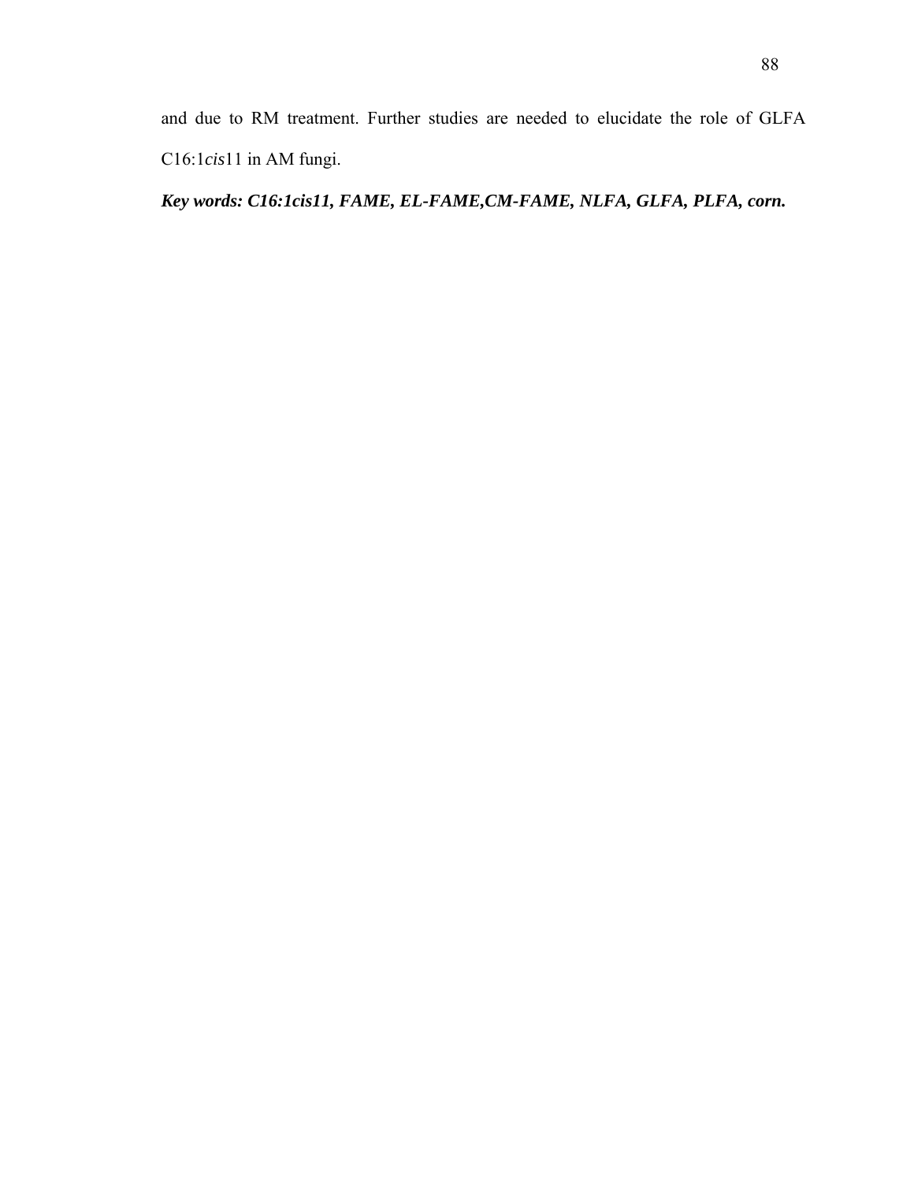and due to RM treatment. Further studies are needed to elucidate the role of GLFA C16:1*cis*11 in AM fungi.

***Key words: C16:1cis11, FAME, EL-FAME,CM-FAME, NLFA, GLFA, PLFA, corn.***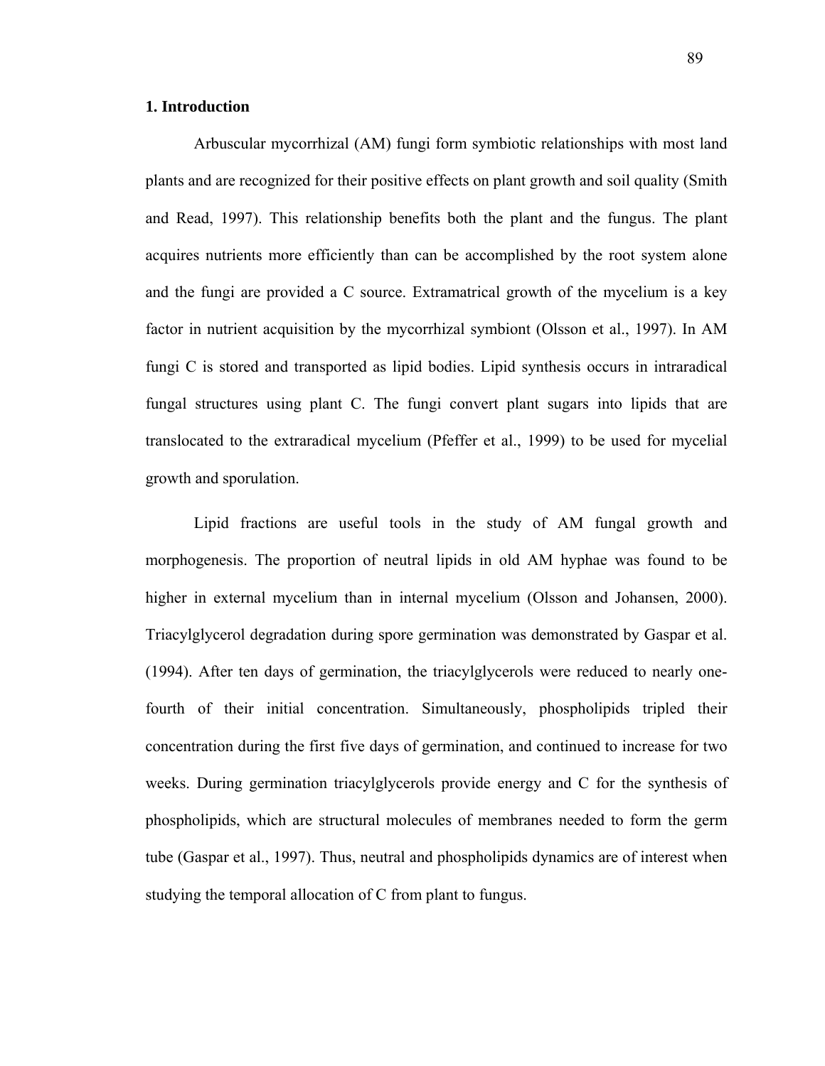## 1. Introduction

Arbuscular mycorrhizal (AM) fungi form symbiotic relationships with most land plants and are recognized for their positive effects on plant growth and soil quality (Smith and Read, 1997). This relationship benefits both the plant and the fungus. The plant acquires nutrients more efficiently than can be accomplished by the root system alone and the fungi are provided a C source. Extramatrical growth of the mycelium is a key factor in nutrient acquisition by the mycorrhizal symbiont (Olsson et al., 1997). In AM fungi C is stored and transported as lipid bodies. Lipid synthesis occurs in intraradical fungal structures using plant C. The fungi convert plant sugars into lipids that are translocated to the extraradical mycelium (Pfeffer et al., 1999) to be used for mycelial growth and sporulation.

Lipid fractions are useful tools in the study of AM fungal growth and morphogenesis. The proportion of neutral lipids in old AM hyphae was found to be higher in external mycelium than in internal mycelium (Olsson and Johansen, 2000). Triacylglycerol degradation during spore germination was demonstrated by Gaspar et al. (1994). After ten days of germination, the triacylglycerols were reduced to nearly one-fourth of their initial concentration. Simultaneously, phospholipids tripled their concentration during the first five days of germination, and continued to increase for two weeks. During germination triacylglycerols provide energy and C for the synthesis of phospholipids, which are structural molecules of membranes needed to form the germ tube (Gaspar et al., 1997). Thus, neutral and phospholipids dynamics are of interest when studying the temporal allocation of C from plant to fungus.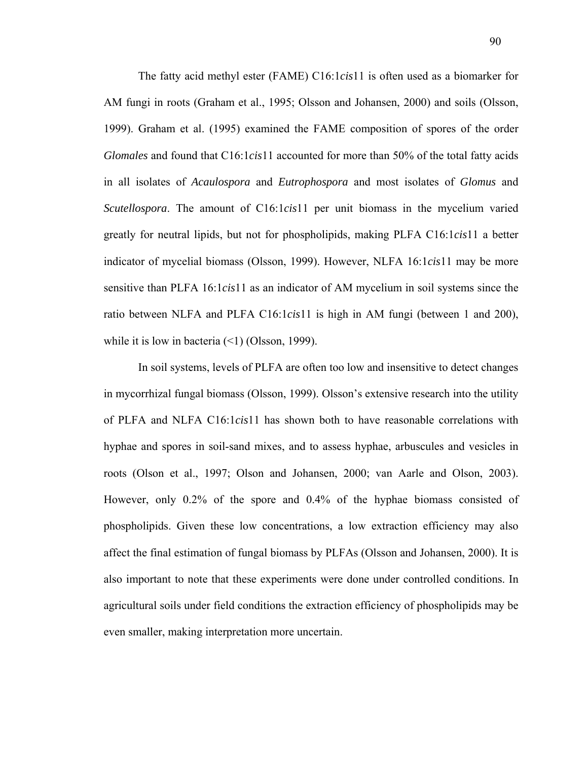The fatty acid methyl ester (FAME) C16:1*cis*11 is often used as a biomarker for AM fungi in roots (Graham et al., 1995; Olsson and Johansen, 2000) and soils (Olsson, 1999). Graham et al. (1995) examined the FAME composition of spores of the order *Glomales* and found that C16:1*cis*11 accounted for more than 50% of the total fatty acids in all isolates of *Acaulospora* and *Eutrophospora* and most isolates of *Glomus* and *Scutellospora*. The amount of C16:1*cis*11 per unit biomass in the mycelium varied greatly for neutral lipids, but not for phospholipids, making PLFA C16:1*cis*11 a better indicator of mycelial biomass (Olsson, 1999). However, NLFA 16:1*cis*11 may be more sensitive than PLFA 16:1*cis*11 as an indicator of AM mycelium in soil systems since the ratio between NLFA and PLFA C16:1*cis*11 is high in AM fungi (between 1 and 200), while it is low in bacteria (<1) (Olsson, 1999).

In soil systems, levels of PLFA are often too low and insensitive to detect changes in mycorrhizal fungal biomass (Olsson, 1999). Olsson's extensive research into the utility of PLFA and NLFA C16:1*cis*11 has shown both to have reasonable correlations with hyphae and spores in soil-sand mixes, and to assess hyphae, arbuscules and vesicles in roots (Olson et al., 1997; Olson and Johansen, 2000; van Aarle and Olson, 2003). However, only 0.2% of the spore and 0.4% of the hyphae biomass consisted of phospholipids. Given these low concentrations, a low extraction efficiency may also affect the final estimation of fungal biomass by PLFAs (Olsson and Johansen, 2000). It is also important to note that these experiments were done under controlled conditions. In agricultural soils under field conditions the extraction efficiency of phospholipids may be even smaller, making interpretation more uncertain.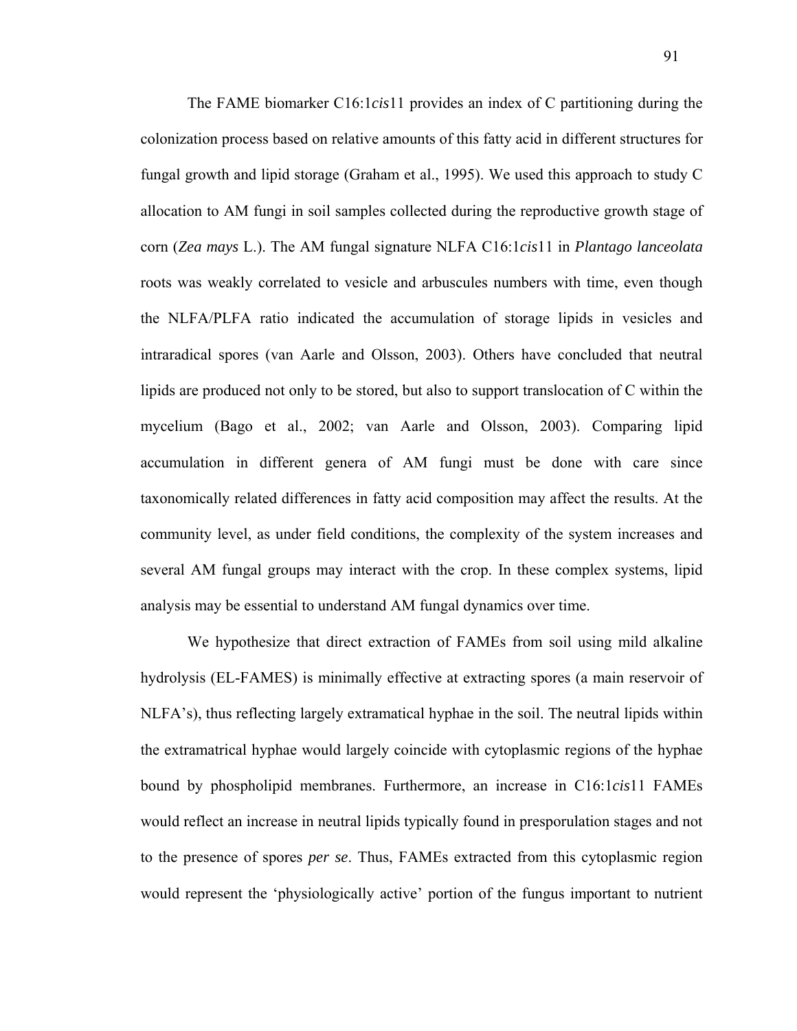The FAME biomarker C16:1*cis*11 provides an index of C partitioning during the colonization process based on relative amounts of this fatty acid in different structures for fungal growth and lipid storage (Graham et al., 1995). We used this approach to study C allocation to AM fungi in soil samples collected during the reproductive growth stage of corn (*Zea mays* L.). The AM fungal signature NLFA C16:1*cis*11 in *Plantago lanceolata* roots was weakly correlated to vesicle and arbuscules numbers with time, even though the NLFA/PLFA ratio indicated the accumulation of storage lipids in vesicles and intraradical spores (van Aarle and Olsson, 2003). Others have concluded that neutral lipids are produced not only to be stored, but also to support translocation of C within the mycelium (Bago et al., 2002; van Aarle and Olsson, 2003). Comparing lipid accumulation in different genera of AM fungi must be done with care since taxonomically related differences in fatty acid composition may affect the results. At the community level, as under field conditions, the complexity of the system increases and several AM fungal groups may interact with the crop. In these complex systems, lipid analysis may be essential to understand AM fungal dynamics over time.

We hypothesize that direct extraction of FAMEs from soil using mild alkaline hydrolysis (EL-FAMES) is minimally effective at extracting spores (a main reservoir of NLFA's), thus reflecting largely extramatical hyphae in the soil. The neutral lipids within the extramatrical hyphae would largely coincide with cytoplasmic regions of the hyphae bound by phospholipid membranes. Furthermore, an increase in C16:1*cis*11 FAMEs would reflect an increase in neutral lipids typically found in presporulation stages and not to the presence of spores *per se*. Thus, FAMEs extracted from this cytoplasmic region would represent the 'physiologically active' portion of the fungus important to nutrient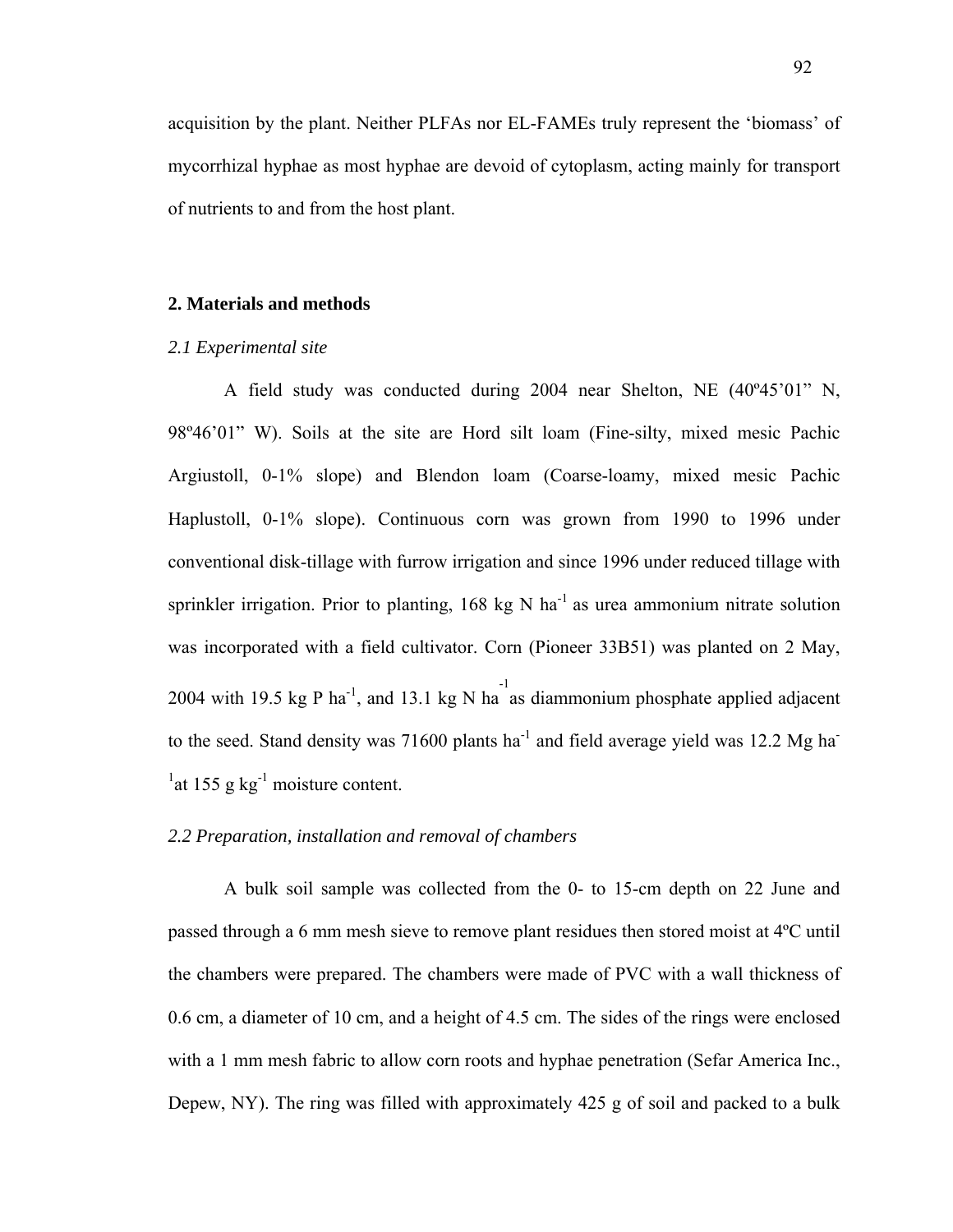acquisition by the plant. Neither PLFAs nor EL-FAMEs truly represent the 'biomass' of mycorrhizal hyphae as most hyphae are devoid of cytoplasm, acting mainly for transport of nutrients to and from the host plant.

## 2. Materials and methods

### *2.1 Experimental site*

A field study was conducted during 2004 near Shelton, NE (40º45'01" N, 98º46'01" W). Soils at the site are Hord silt loam (Fine-silty, mixed mesic Pachic Argiustoll, 0-1% slope) and Blendon loam (Coarse-loamy, mixed mesic Pachic Haplustoll, 0-1% slope). Continuous corn was grown from 1990 to 1996 under conventional disk-tillage with furrow irrigation and since 1996 under reduced tillage with sprinkler irrigation. Prior to planting, 168 kg N $ha^{-1}$ as urea ammonium nitrate solution was incorporated with a field cultivator. Corn (Pioneer 33B51) was planted on 2 May, 2004 with 19.5 kg P $ha^{-1}$, and 13.1 kg N $ha^{-1}$ as diammonium phosphate applied adjacent to the seed. Stand density was 71600 plants $ha^{-1}$ and field average yield was 12.2 Mg $ha^{-1}$ at 155 g $kg^{-1}$ moisture content.

### *2.2 Preparation, installation and removal of chambers*

A bulk soil sample was collected from the 0- to 15-cm depth on 22 June and passed through a 6 mm mesh sieve to remove plant residues then stored moist at 4ºC until the chambers were prepared. The chambers were made of PVC with a wall thickness of 0.6 cm, a diameter of 10 cm, and a height of 4.5 cm. The sides of the rings were enclosed with a 1 mm mesh fabric to allow corn roots and hyphae penetration (Sefar America Inc., Depew, NY). The ring was filled with approximately 425 g of soil and packed to a bulk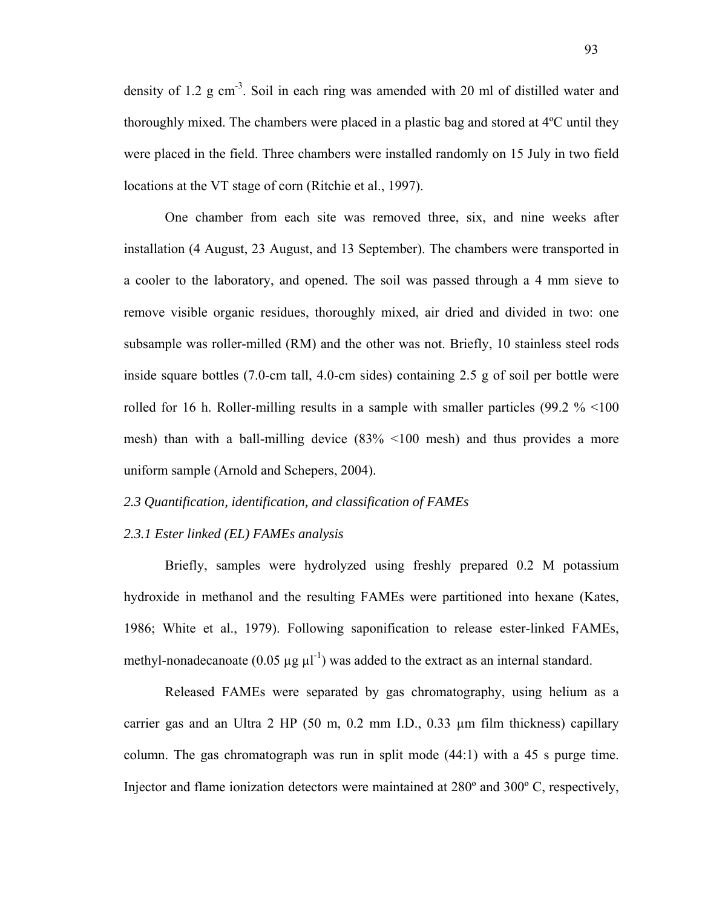density of 1.2 g $cm^{-3}$. Soil in each ring was amended with 20 ml of distilled water and thoroughly mixed. The chambers were placed in a plastic bag and stored at 4ºC until they were placed in the field. Three chambers were installed randomly on 15 July in two field locations at the VT stage of corn (Ritchie et al., 1997).

One chamber from each site was removed three, six, and nine weeks after installation (4 August, 23 August, and 13 September). The chambers were transported in a cooler to the laboratory, and opened. The soil was passed through a 4 mm sieve to remove visible organic residues, thoroughly mixed, air dried and divided in two: one subsample was roller-milled (RM) and the other was not. Briefly, 10 stainless steel rods inside square bottles (7.0-cm tall, 4.0-cm sides) containing 2.5 g of soil per bottle were rolled for 16 h. Roller-milling results in a sample with smaller particles (99.2 % <100 mesh) than with a ball-milling device (83% <100 mesh) and thus provides a more uniform sample (Arnold and Schepers, 2004).

### *2.3 Quantification, identification, and classification of FAMEs*

#### *2.3.1 Ester linked (EL) FAMEs analysis*

Briefly, samples were hydrolyzed using freshly prepared 0.2 M potassium hydroxide in methanol and the resulting FAMEs were partitioned into hexane (Kates, 1986; White et al., 1979). Following saponification to release ester-linked FAMEs, methyl-nonadecanoate (0.05 µg $\mu l^{-1}$) was added to the extract as an internal standard.

Released FAMEs were separated by gas chromatography, using helium as a carrier gas and an Ultra 2 HP (50 m, 0.2 mm I.D., 0.33 µm film thickness) capillary column. The gas chromatograph was run in split mode (44:1) with a 45 s purge time. Injector and flame ionization detectors were maintained at 280º and 300º C, respectively,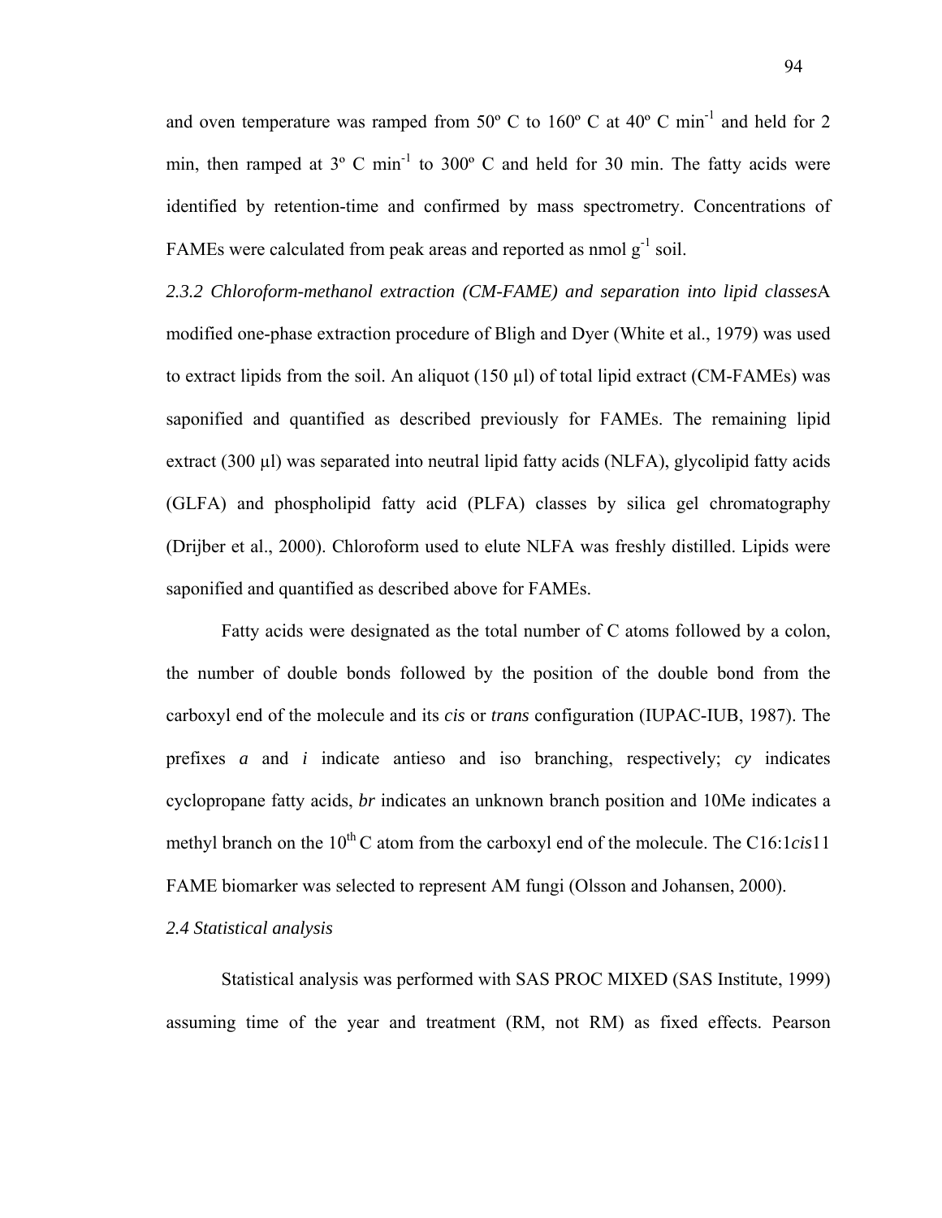and oven temperature was ramped from 50º C to 160º C at 40º C $min^{-1}$ and held for 2 min, then ramped at 3º C $min^{-1}$ to 300º C and held for 30 min. The fatty acids were identified by retention-time and confirmed by mass spectrometry. Concentrations of FAMEs were calculated from peak areas and reported as nmol $g^{-1}$ soil.

*2.3.2 Chloroform-methanol extraction (CM-FAME) and separation into lipid classes*A modified one-phase extraction procedure of Bligh and Dyer (White et al., 1979) was used to extract lipids from the soil. An aliquot (150 μl) of total lipid extract (CM-FAMEs) was saponified and quantified as described previously for FAMEs. The remaining lipid extract (300 μl) was separated into neutral lipid fatty acids (NLFA), glycolipid fatty acids (GLFA) and phospholipid fatty acid (PLFA) classes by silica gel chromatography (Drijber et al., 2000). Chloroform used to elute NLFA was freshly distilled. Lipids were saponified and quantified as described above for FAMEs.

Fatty acids were designated as the total number of C atoms followed by a colon, the number of double bonds followed by the position of the double bond from the carboxyl end of the molecule and its *cis* or *trans* configuration (IUPAC-IUB, 1987). The prefixes *a* and *i* indicate antieso and iso branching, respectively; *cy* indicates cyclopropane fatty acids, *br* indicates an unknown branch position and 10Me indicates a methyl branch on the $10^{th}$ C atom from the carboxyl end of the molecule. The C16:1*cis*11 FAME biomarker was selected to represent AM fungi (Olsson and Johansen, 2000).

*2.4 Statistical analysis*

Statistical analysis was performed with SAS PROC MIXED (SAS Institute, 1999) assuming time of the year and treatment (RM, not RM) as fixed effects. Pearson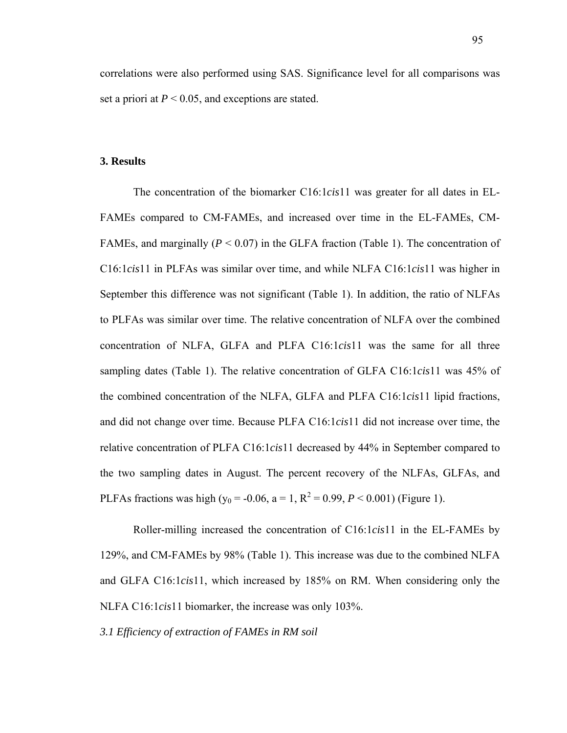correlations were also performed using SAS. Significance level for all comparisons was set a priori at $P < 0.05$, and exceptions are stated.

## 3. Results

The concentration of the biomarker C16:1*cis*11 was greater for all dates in EL-FAMEs compared to CM-FAMEs, and increased over time in the EL-FAMEs, CM-FAMEs, and marginally ($P < 0.07$) in the GLFA fraction (Table 1). The concentration of C16:1*cis*11 in PLFAs was similar over time, and while NLFA C16:1*cis*11 was higher in September this difference was not significant (Table 1). In addition, the ratio of NLFAs to PLFAs was similar over time. The relative concentration of NLFA over the combined concentration of NLFA, GLFA and PLFA C16:1*cis*11 was the same for all three sampling dates (Table 1). The relative concentration of GLFA C16:1*cis*11 was 45% of the combined concentration of the NLFA, GLFA and PLFA C16:1*cis*11 lipid fractions, and did not change over time. Because PLFA C16:1*cis*11 did not increase over time, the relative concentration of PLFA C16:1*cis*11 decreased by 44% in September compared to the two sampling dates in August. The percent recovery of the NLFAs, GLFAs, and PLFAs fractions was high ($y_0 = -0.06$, $a = 1$, $R^2 = 0.99$, $P < 0.001$) (Figure 1).

Roller-milling increased the concentration of C16:1*cis*11 in the EL-FAMEs by 129%, and CM-FAMEs by 98% (Table 1). This increase was due to the combined NLFA and GLFA C16:1*cis*11, which increased by 185% on RM. When considering only the NLFA C16:1*cis*11 biomarker, the increase was only 103%.

### *3.1 Efficiency of extraction of FAMEs in RM soil*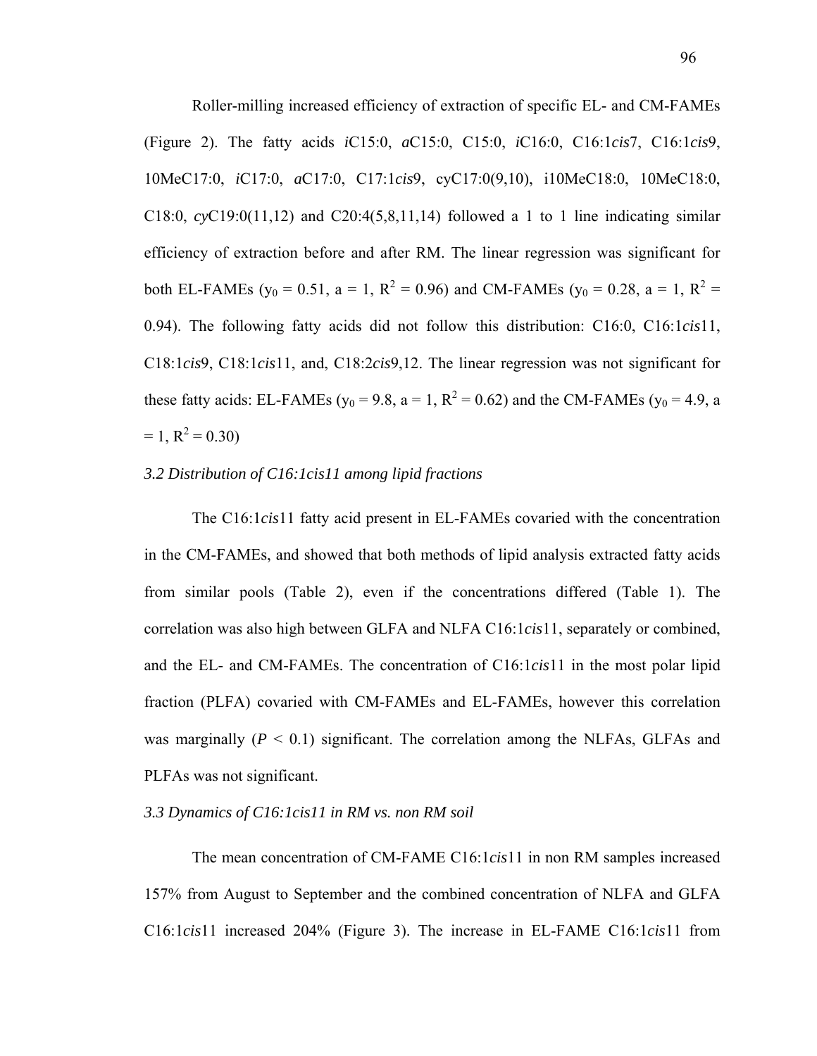Roller-milling increased efficiency of extraction of specific EL- and CM-FAMEs (Figure 2). The fatty acids *i*C15:0, *a*C15:0, C15:0, *i*C16:0, C16:1*cis*7, C16:1*cis*9, 10MeC17:0, *i*C17:0, *a*C17:0, C17:1*cis*9, cyC17:0(9,10), i10MeC18:0, 10MeC18:0, C18:0, *cy*C19:0(11,12) and C20:4(5,8,11,14) followed a 1 to 1 line indicating similar efficiency of extraction before and after RM. The linear regression was significant for both EL-FAMEs ($y_0$ = 0.51, a = 1, $R^2$ = 0.96) and CM-FAMEs ($y_0$ = 0.28, a = 1, $R^2$ = 0.94). The following fatty acids did not follow this distribution: C16:0, C16:1*cis*11, C18:1*cis*9, C18:1*cis*11, and, C18:2*cis*9,12. The linear regression was not significant for these fatty acids: EL-FAMEs ($y_0$ = 9.8, a = 1, $R^2$ = 0.62) and the CM-FAMEs ($y_0$ = 4.9, a = 1, $R^2$ = 0.30)

*3.2 Distribution of C16:1cis11 among lipid fractions*

The C16:1*cis*11 fatty acid present in EL-FAMEs covaried with the concentration in the CM-FAMEs, and showed that both methods of lipid analysis extracted fatty acids from similar pools (Table 2), even if the concentrations differed (Table 1). The correlation was also high between GLFA and NLFA C16:1*cis*11, separately or combined, and the EL- and CM-FAMEs. The concentration of C16:1*cis*11 in the most polar lipid fraction (PLFA) covaried with CM-FAMEs and EL-FAMEs, however this correlation was marginally ($P$ < 0.1) significant. The correlation among the NLFAs, GLFAs and PLFAs was not significant.

*3.3 Dynamics of C16:1cis11 in RM vs. non RM soil*

The mean concentration of CM-FAME C16:1*cis*11 in non RM samples increased 157% from August to September and the combined concentration of NLFA and GLFA C16:1*cis*11 increased 204% (Figure 3). The increase in EL-FAME C16:1*cis*11 from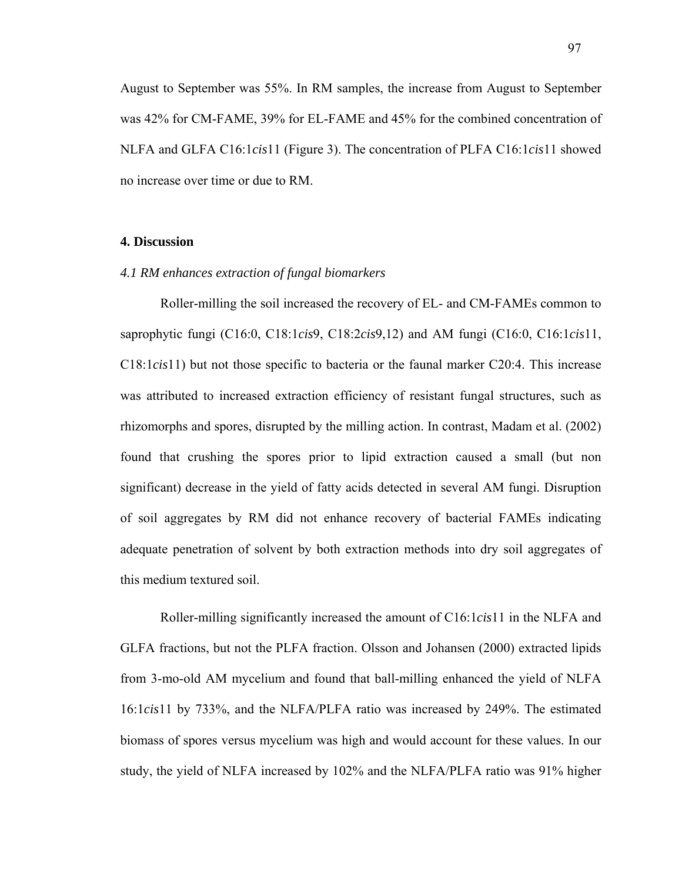August to September was 55%. In RM samples, the increase from August to September was 42% for CM-FAME, 39% for EL-FAME and 45% for the combined concentration of NLFA and GLFA C16:1*cis*11 (Figure 3). The concentration of PLFA C16:1*cis*11 showed no increase over time or due to RM.

## 4. Discussion

### *4.1 RM enhances extraction of fungal biomarkers*

Roller-milling the soil increased the recovery of EL- and CM-FAMEs common to saprophytic fungi (C16:0, C18:1*cis*9, C18:2*cis*9,12) and AM fungi (C16:0, C16:1*cis*11, C18:1*cis*11) but not those specific to bacteria or the faunal marker C20:4. This increase was attributed to increased extraction efficiency of resistant fungal structures, such as rhizomorphs and spores, disrupted by the milling action. In contrast, Madam et al. (2002) found that crushing the spores prior to lipid extraction caused a small (but non significant) decrease in the yield of fatty acids detected in several AM fungi. Disruption of soil aggregates by RM did not enhance recovery of bacterial FAMEs indicating adequate penetration of solvent by both extraction methods into dry soil aggregates of this medium textured soil.

Roller-milling significantly increased the amount of C16:1*cis*11 in the NLFA and GLFA fractions, but not the PLFA fraction. Olsson and Johansen (2000) extracted lipids from 3-mo-old AM mycelium and found that ball-milling enhanced the yield of NLFA 16:1*cis*11 by 733%, and the NLFA/PLFA ratio was increased by 249%. The estimated biomass of spores versus mycelium was high and would account for these values. In our study, the yield of NLFA increased by 102% and the NLFA/PLFA ratio was 91% higher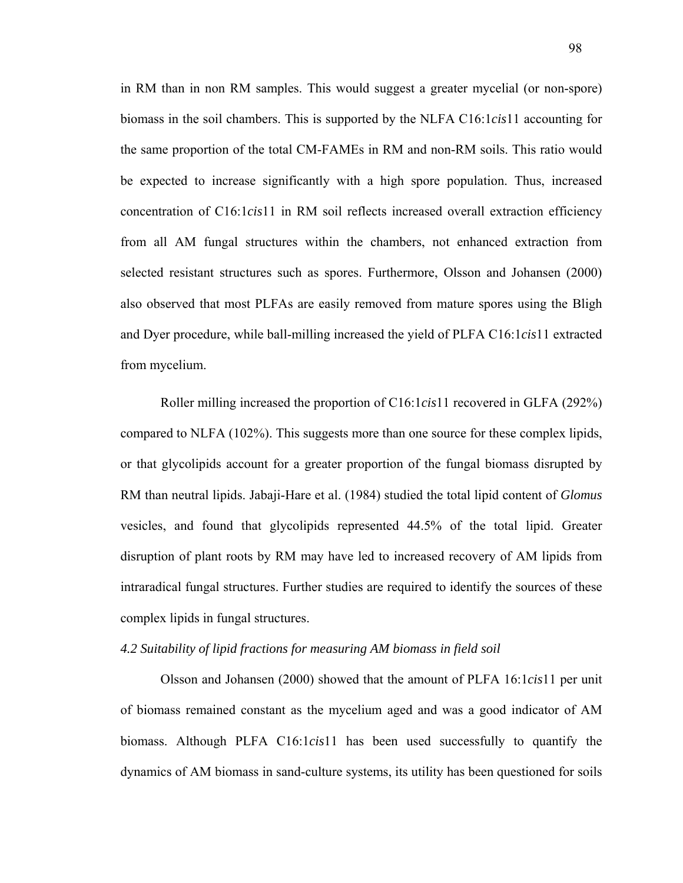in RM than in non RM samples. This would suggest a greater mycelial (or non-spore) biomass in the soil chambers. This is supported by the NLFA C16:1*cis*11 accounting for the same proportion of the total CM-FAMEs in RM and non-RM soils. This ratio would be expected to increase significantly with a high spore population. Thus, increased concentration of C16:1*cis*11 in RM soil reflects increased overall extraction efficiency from all AM fungal structures within the chambers, not enhanced extraction from selected resistant structures such as spores. Furthermore, Olsson and Johansen (2000) also observed that most PLFAs are easily removed from mature spores using the Bligh and Dyer procedure, while ball-milling increased the yield of PLFA C16:1*cis*11 extracted from mycelium.

Roller milling increased the proportion of C16:1*cis*11 recovered in GLFA (292%) compared to NLFA (102%). This suggests more than one source for these complex lipids, or that glycolipids account for a greater proportion of the fungal biomass disrupted by RM than neutral lipids. Jabaji-Hare et al. (1984) studied the total lipid content of *Glomus* vesicles, and found that glycolipids represented 44.5% of the total lipid. Greater disruption of plant roots by RM may have led to increased recovery of AM lipids from intraradical fungal structures. Further studies are required to identify the sources of these complex lipids in fungal structures.

### *4.2 Suitability of lipid fractions for measuring AM biomass in field soil*

Olsson and Johansen (2000) showed that the amount of PLFA 16:1*cis*11 per unit of biomass remained constant as the mycelium aged and was a good indicator of AM biomass. Although PLFA C16:1*cis*11 has been used successfully to quantify the dynamics of AM biomass in sand-culture systems, its utility has been questioned for soils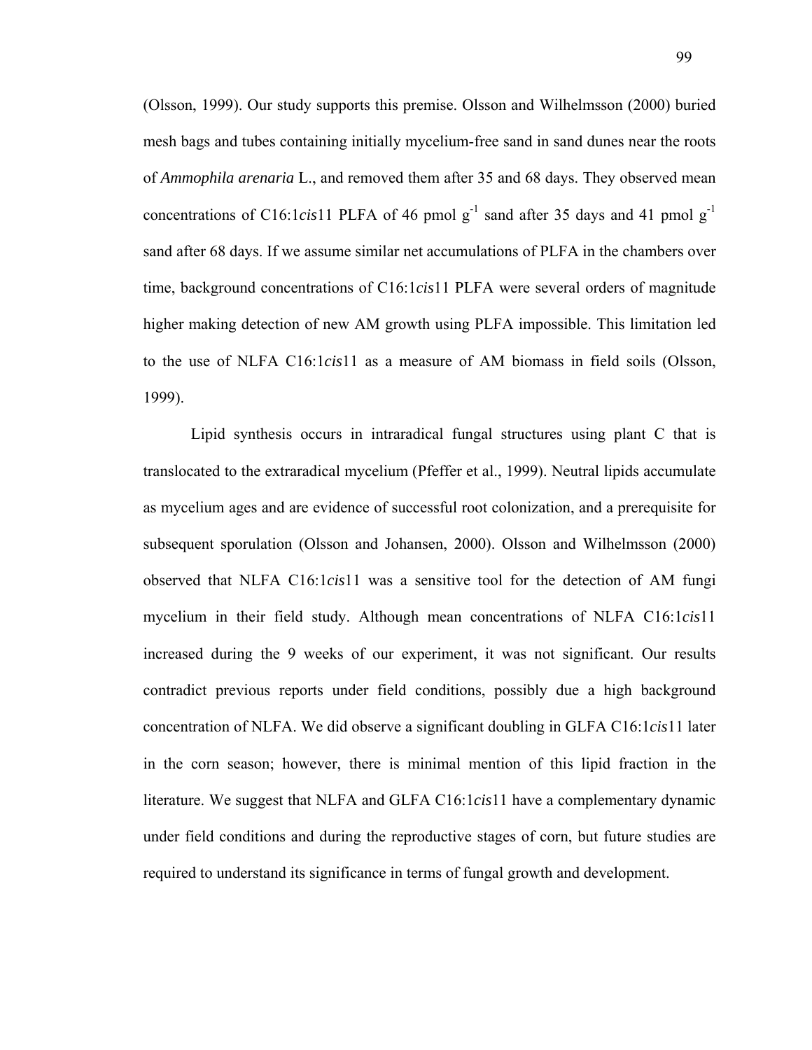(Olsson, 1999). Our study supports this premise. Olsson and Wilhelmsson (2000) buried mesh bags and tubes containing initially mycelium-free sand in sand dunes near the roots of *Ammophila arenaria* L., and removed them after 35 and 68 days. They observed mean concentrations of C16:1*cis*11 PLFA of 46 pmol $g^{-1}$ sand after 35 days and 41 pmol $g^{-1}$ sand after 68 days. If we assume similar net accumulations of PLFA in the chambers over time, background concentrations of C16:1*cis*11 PLFA were several orders of magnitude higher making detection of new AM growth using PLFA impossible. This limitation led to the use of NLFA C16:1*cis*11 as a measure of AM biomass in field soils (Olsson, 1999).

Lipid synthesis occurs in intraradical fungal structures using plant C that is translocated to the extraradical mycelium (Pfeffer et al., 1999). Neutral lipids accumulate as mycelium ages and are evidence of successful root colonization, and a prerequisite for subsequent sporulation (Olsson and Johansen, 2000). Olsson and Wilhelmsson (2000) observed that NLFA C16:1*cis*11 was a sensitive tool for the detection of AM fungi mycelium in their field study. Although mean concentrations of NLFA C16:1*cis*11 increased during the 9 weeks of our experiment, it was not significant. Our results contradict previous reports under field conditions, possibly due a high background concentration of NLFA. We did observe a significant doubling in GLFA C16:1*cis*11 later in the corn season; however, there is minimal mention of this lipid fraction in the literature. We suggest that NLFA and GLFA C16:1*cis*11 have a complementary dynamic under field conditions and during the reproductive stages of corn, but future studies are required to understand its significance in terms of fungal growth and development.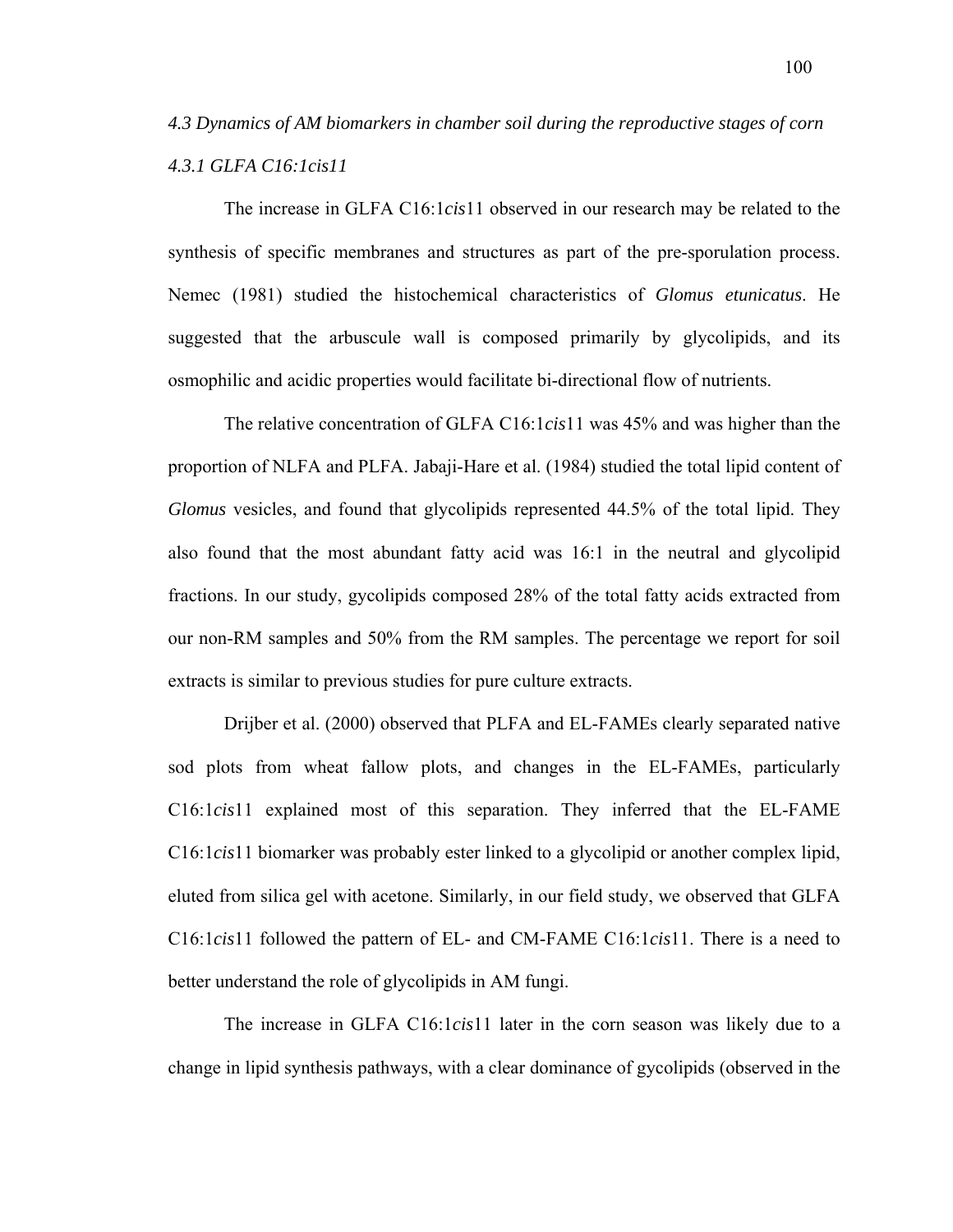### *4.3 Dynamics of AM biomarkers in chamber soil during the reproductive stages of corn*

#### *4.3.1 GLFA C16:1cis11*

The increase in GLFA C16:1*cis*11 observed in our research may be related to the synthesis of specific membranes and structures as part of the pre-sporulation process. Nemec (1981) studied the histochemical characteristics of *Glomus etunicatus*. He suggested that the arbuscule wall is composed primarily by glycolipids, and its osmophilic and acidic properties would facilitate bi-directional flow of nutrients.

The relative concentration of GLFA C16:1*cis*11 was 45% and was higher than the proportion of NLFA and PLFA. Jabaji-Hare et al. (1984) studied the total lipid content of *Glomus* vesicles, and found that glycolipids represented 44.5% of the total lipid. They also found that the most abundant fatty acid was 16:1 in the neutral and glycolipid fractions. In our study, gycolipids composed 28% of the total fatty acids extracted from our non-RM samples and 50% from the RM samples. The percentage we report for soil extracts is similar to previous studies for pure culture extracts.

Drijber et al. (2000) observed that PLFA and EL-FAMEs clearly separated native sod plots from wheat fallow plots, and changes in the EL-FAMEs, particularly C16:1*cis*11 explained most of this separation. They inferred that the EL-FAME C16:1*cis*11 biomarker was probably ester linked to a glycolipid or another complex lipid, eluted from silica gel with acetone. Similarly, in our field study, we observed that GLFA C16:1*cis*11 followed the pattern of EL- and CM-FAME C16:1*cis*11. There is a need to better understand the role of glycolipids in AM fungi.

The increase in GLFA C16:1*cis*11 later in the corn season was likely due to a change in lipid synthesis pathways, with a clear dominance of gycolipids (observed in the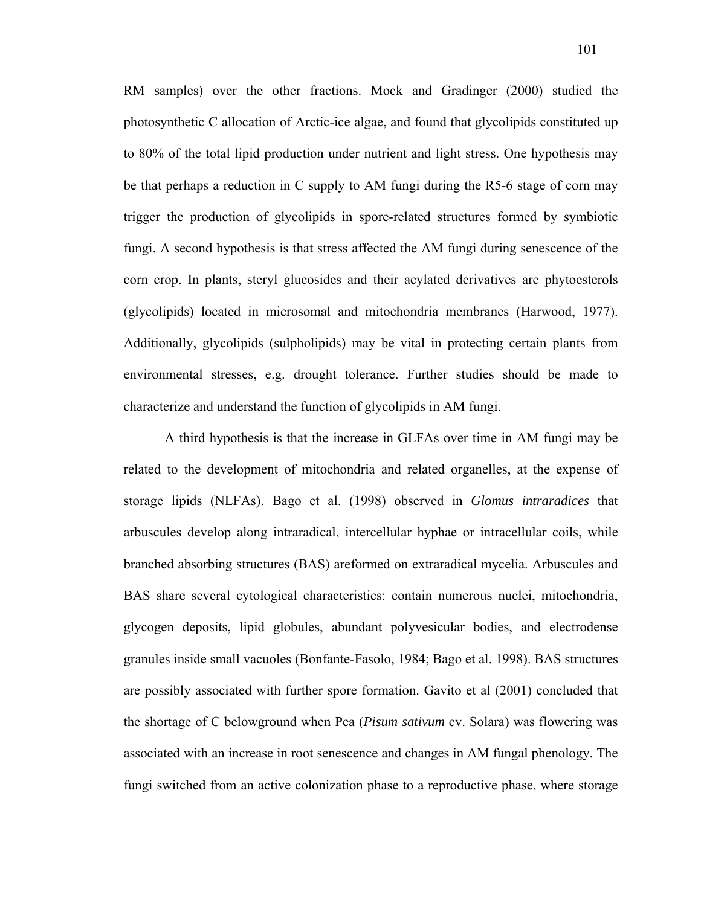RM samples) over the other fractions. Mock and Gradinger (2000) studied the photosynthetic C allocation of Arctic-ice algae, and found that glycolipids constituted up to 80% of the total lipid production under nutrient and light stress. One hypothesis may be that perhaps a reduction in C supply to AM fungi during the R5-6 stage of corn may trigger the production of glycolipids in spore-related structures formed by symbiotic fungi. A second hypothesis is that stress affected the AM fungi during senescence of the corn crop. In plants, steryl glucosides and their acylated derivatives are phytoesterols (glycolipids) located in microsomal and mitochondria membranes (Harwood, 1977). Additionally, glycolipids (sulpholipids) may be vital in protecting certain plants from environmental stresses, e.g. drought tolerance. Further studies should be made to characterize and understand the function of glycolipids in AM fungi.

A third hypothesis is that the increase in GLFAs over time in AM fungi may be related to the development of mitochondria and related organelles, at the expense of storage lipids (NLFAs). Bago et al. (1998) observed in *Glomus intraradices* that arbuscules develop along intraradical, intercellular hyphae or intracellular coils, while branched absorbing structures (BAS) areformed on extraradical mycelia. Arbuscules and BAS share several cytological characteristics: contain numerous nuclei, mitochondria, glycogen deposits, lipid globules, abundant polyvesicular bodies, and electrodense granules inside small vacuoles (Bonfante-Fasolo, 1984; Bago et al. 1998). BAS structures are possibly associated with further spore formation. Gavito et al (2001) concluded that the shortage of C belowground when Pea (*Pisum sativum* cv. Solara) was flowering was associated with an increase in root senescence and changes in AM fungal phenology. The fungi switched from an active colonization phase to a reproductive phase, where storage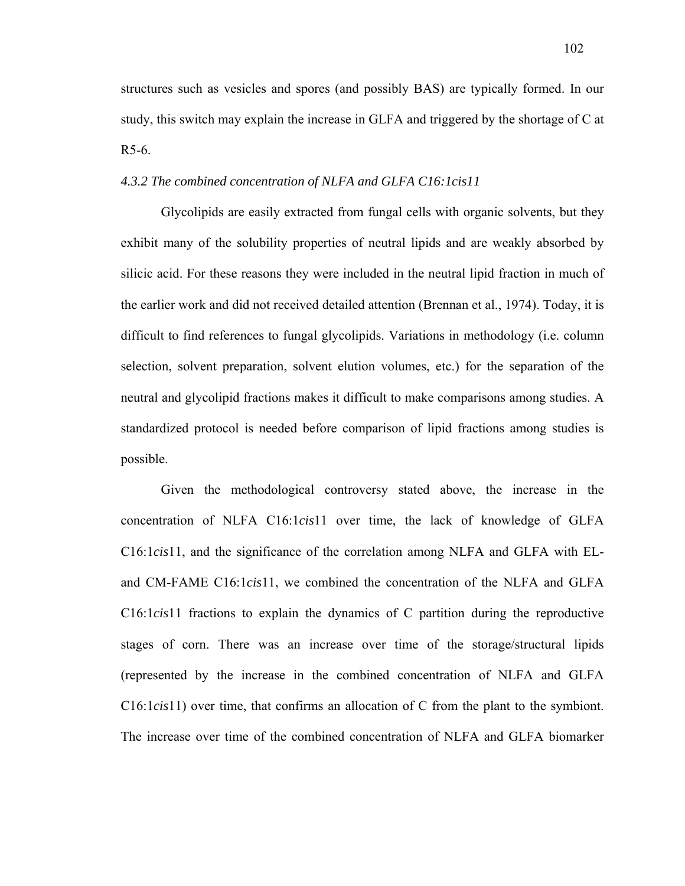structures such as vesicles and spores (and possibly BAS) are typically formed. In our study, this switch may explain the increase in GLFA and triggered by the shortage of C at R5-6.

### *4.3.2 The combined concentration of NLFA and GLFA C16:1cis11*

Glycolipids are easily extracted from fungal cells with organic solvents, but they exhibit many of the solubility properties of neutral lipids and are weakly absorbed by silicic acid. For these reasons they were included in the neutral lipid fraction in much of the earlier work and did not received detailed attention (Brennan et al., 1974). Today, it is difficult to find references to fungal glycolipids. Variations in methodology (i.e. column selection, solvent preparation, solvent elution volumes, etc.) for the separation of the neutral and glycolipid fractions makes it difficult to make comparisons among studies. A standardized protocol is needed before comparison of lipid fractions among studies is possible.

Given the methodological controversy stated above, the increase in the concentration of NLFA C16:1*cis*11 over time, the lack of knowledge of GLFA C16:1*cis*11, and the significance of the correlation among NLFA and GLFA with EL- and CM-FAME C16:1*cis*11, we combined the concentration of the NLFA and GLFA C16:1*cis*11 fractions to explain the dynamics of C partition during the reproductive stages of corn. There was an increase over time of the storage/structural lipids (represented by the increase in the combined concentration of NLFA and GLFA C16:1*cis*11) over time, that confirms an allocation of C from the plant to the symbiont. The increase over time of the combined concentration of NLFA and GLFA biomarker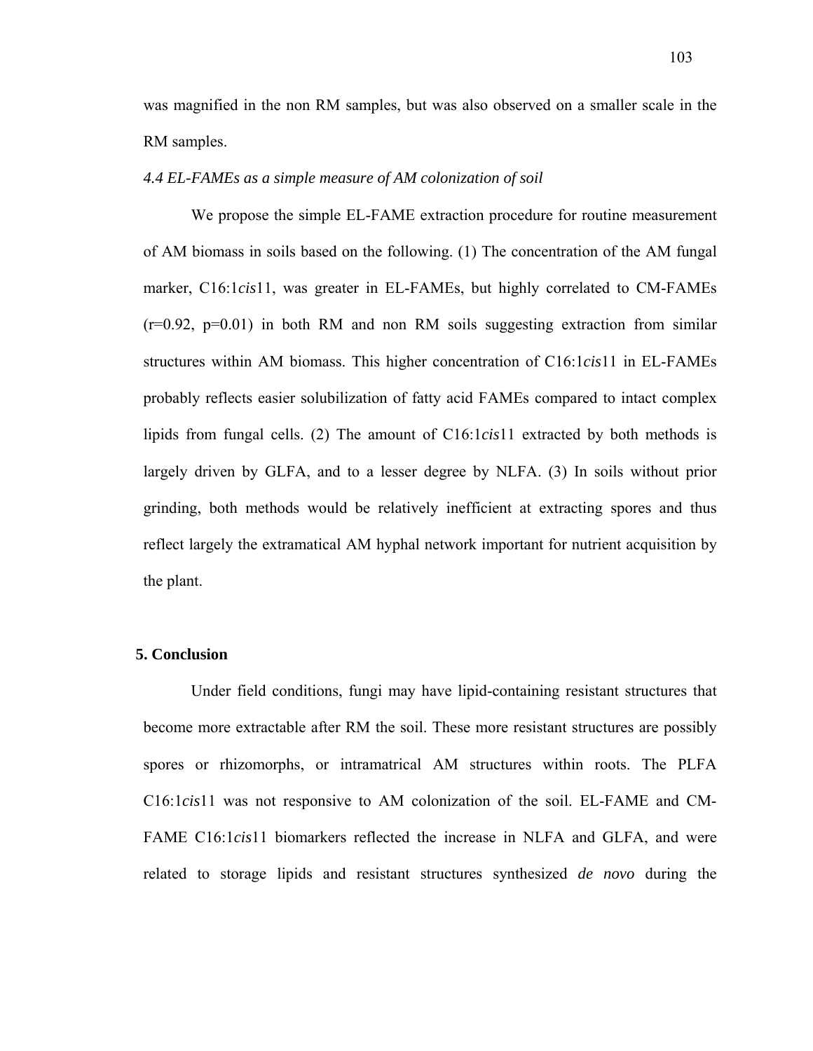was magnified in the non RM samples, but was also observed on a smaller scale in the RM samples.

### *4.4 EL-FAMEs as a simple measure of AM colonization of soil*

We propose the simple EL-FAME extraction procedure for routine measurement of AM biomass in soils based on the following. (1) The concentration of the AM fungal marker, C16:1*cis*11, was greater in EL-FAMEs, but highly correlated to CM-FAMEs ($r=0.92$, $p=0.01$) in both RM and non RM soils suggesting extraction from similar structures within AM biomass. This higher concentration of C16:1*cis*11 in EL-FAMEs probably reflects easier solubilization of fatty acid FAMEs compared to intact complex lipids from fungal cells. (2) The amount of C16:1*cis*11 extracted by both methods is largely driven by GLFA, and to a lesser degree by NLFA. (3) In soils without prior grinding, both methods would be relatively inefficient at extracting spores and thus reflect largely the extramatical AM hyphal network important for nutrient acquisition by the plant.

## 5. Conclusion

Under field conditions, fungi may have lipid-containing resistant structures that become more extractable after RM the soil. These more resistant structures are possibly spores or rhizomorphs, or intramatrical AM structures within roots. The PLFA C16:1*cis*11 was not responsive to AM colonization of the soil. EL-FAME and CM-FAME C16:1*cis*11 biomarkers reflected the increase in NLFA and GLFA, and were related to storage lipids and resistant structures synthesized *de novo* during the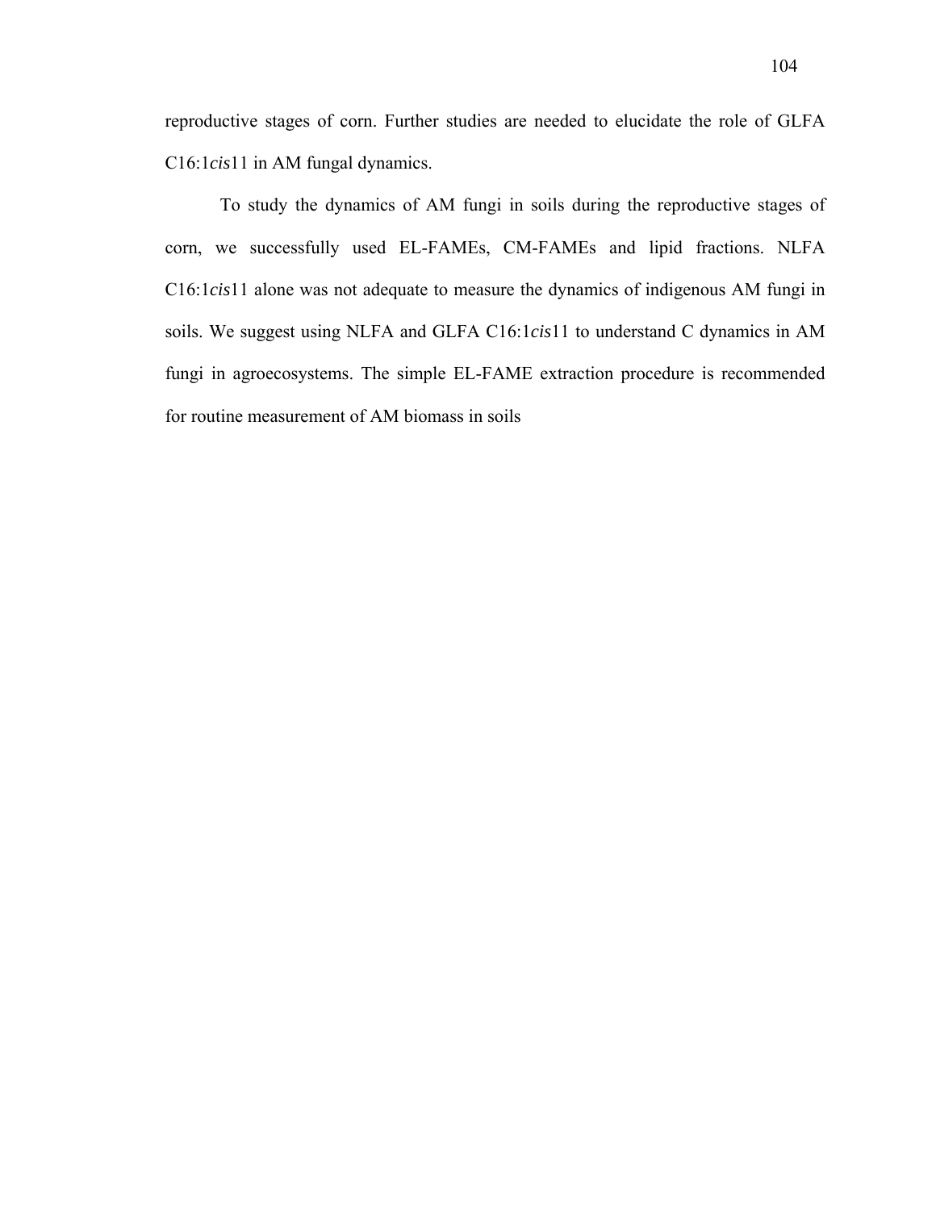reproductive stages of corn. Further studies are needed to elucidate the role of GLFA C16:1*cis*11 in AM fungal dynamics.

To study the dynamics of AM fungi in soils during the reproductive stages of corn, we successfully used EL-FAMEs, CM-FAMEs and lipid fractions. NLFA C16:1*cis*11 alone was not adequate to measure the dynamics of indigenous AM fungi in soils. We suggest using NLFA and GLFA C16:1*cis*11 to understand C dynamics in AM fungi in agroecosystems. The simple EL-FAME extraction procedure is recommended for routine measurement of AM biomass in soils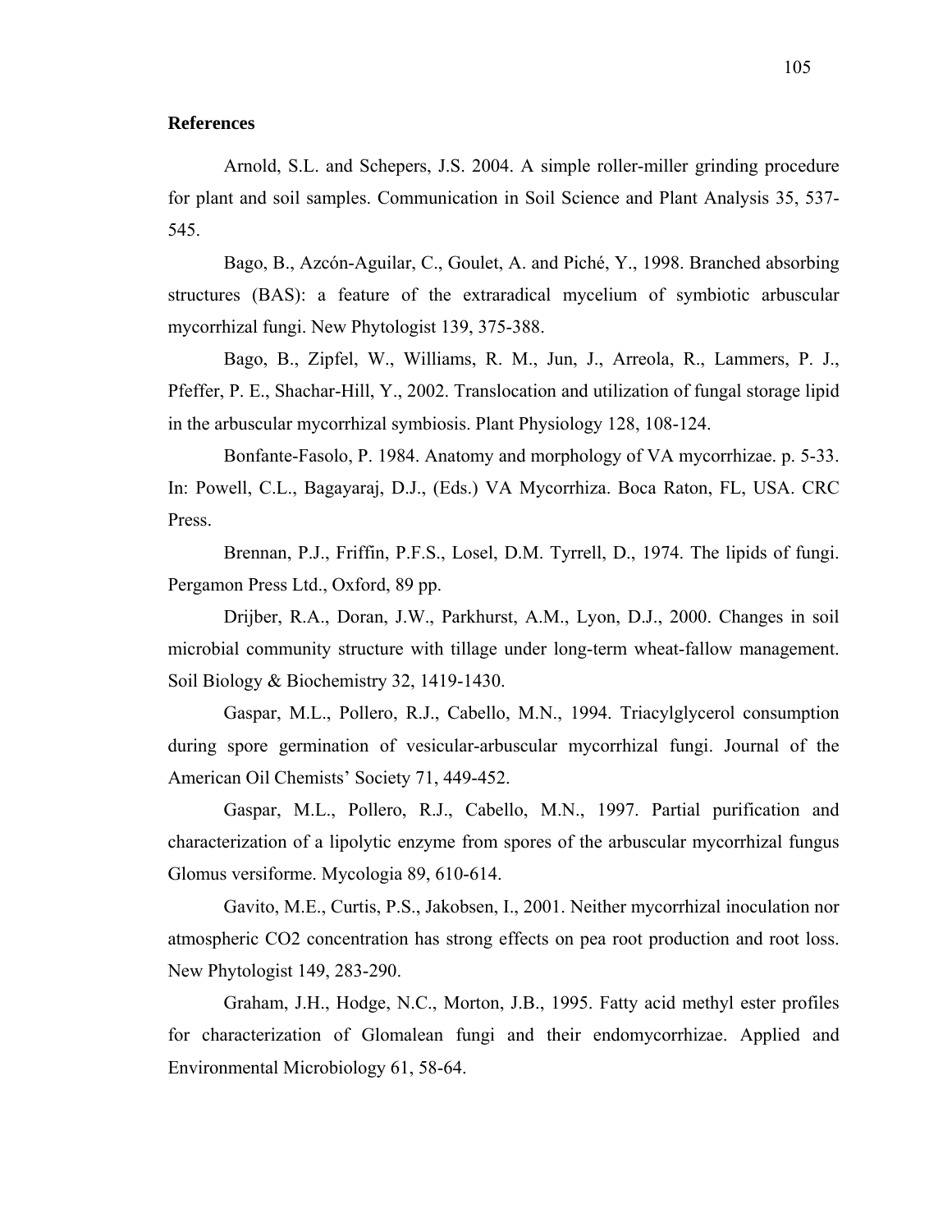## References

Arnold, S.L. and Schepers, J.S. 2004. A simple roller-miller grinding procedure for plant and soil samples. Communication in Soil Science and Plant Analysis 35, 537-545.

Bago, B., Azcón-Aguilar, C., Goulet, A. and Piché, Y., 1998. Branched absorbing structures (BAS): a feature of the extraradical mycelium of symbiotic arbuscular mycorrhizal fungi. New Phytologist 139, 375-388.

Bago, B., Zipfel, W., Williams, R. M., Jun, J., Arreola, R., Lammers, P. J., Pfeffer, P. E., Shachar-Hill, Y., 2002. Translocation and utilization of fungal storage lipid in the arbuscular mycorrhizal symbiosis. Plant Physiology 128, 108-124.

Bonfante-Fasolo, P. 1984. Anatomy and morphology of VA mycorrhizae. p. 5-33. In: Powell, C.L., Bagayaraj, D.J., (Eds.) VA Mycorrhiza. Boca Raton, FL, USA. CRC Press.

Brennan, P.J., Friffin, P.F.S., Losel, D.M. Tyrrell, D., 1974. The lipids of fungi. Pergamon Press Ltd., Oxford, 89 pp.

Drijber, R.A., Doran, J.W., Parkhurst, A.M., Lyon, D.J., 2000. Changes in soil microbial community structure with tillage under long-term wheat-fallow management. Soil Biology & Biochemistry 32, 1419-1430.

Gaspar, M.L., Pollero, R.J., Cabello, M.N., 1994. Triacylglycerol consumption during spore germination of vesicular-arbuscular mycorrhizal fungi. Journal of the American Oil Chemists' Society 71, 449-452.

Gaspar, M.L., Pollero, R.J., Cabello, M.N., 1997. Partial purification and characterization of a lipolytic enzyme from spores of the arbuscular mycorrhizal fungus Glomus versiforme. Mycologia 89, 610-614.

Gavito, M.E., Curtis, P.S., Jakobsen, I., 2001. Neither mycorrhizal inoculation nor atmospheric CO2 concentration has strong effects on pea root production and root loss. New Phytologist 149, 283-290.

Graham, J.H., Hodge, N.C., Morton, J.B., 1995. Fatty acid methyl ester profiles for characterization of Glomalean fungi and their endomycorrhizae. Applied and Environmental Microbiology 61, 58-64.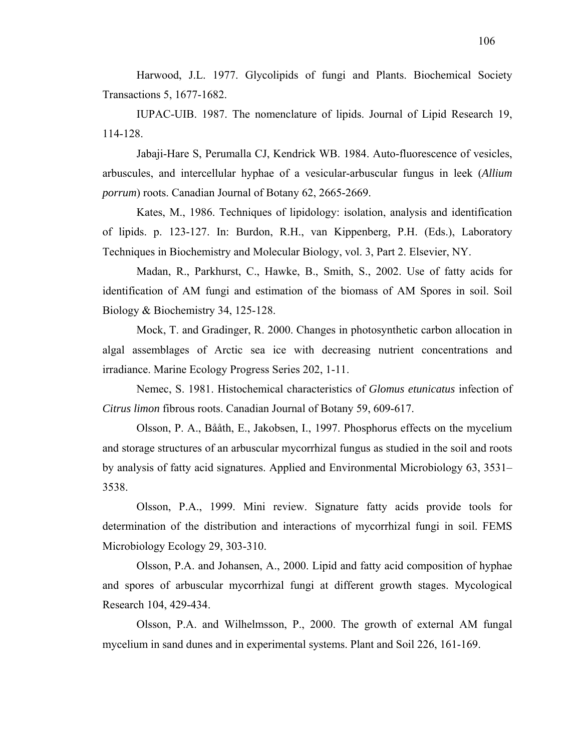Harwood, J.L. 1977. Glycolipids of fungi and Plants. Biochemical Society Transactions 5, 1677-1682.

IUPAC-UIB. 1987. The nomenclature of lipids. Journal of Lipid Research 19, 114-128.

Jabaji-Hare S, Perumalla CJ, Kendrick WB. 1984. Auto-fluorescence of vesicles, arbuscules, and intercellular hyphae of a vesicular-arbuscular fungus in leek (*Allium porrum*) roots. Canadian Journal of Botany 62, 2665-2669.

Kates, M., 1986. Techniques of lipidology: isolation, analysis and identification of lipids. p. 123-127. In: Burdon, R.H., van Kippenberg, P.H. (Eds.), Laboratory Techniques in Biochemistry and Molecular Biology, vol. 3, Part 2. Elsevier, NY.

Madan, R., Parkhurst, C., Hawke, B., Smith, S., 2002. Use of fatty acids for identification of AM fungi and estimation of the biomass of AM Spores in soil. Soil Biology & Biochemistry 34, 125-128.

Mock, T. and Gradinger, R. 2000. Changes in photosynthetic carbon allocation in algal assemblages of Arctic sea ice with decreasing nutrient concentrations and irradiance. Marine Ecology Progress Series 202, 1-11.

Nemec, S. 1981. Histochemical characteristics of *Glomus etunicatus* infection of *Citrus limon* fibrous roots. Canadian Journal of Botany 59, 609-617.

Olsson, P. A., Bååth, E., Jakobsen, I., 1997. Phosphorus effects on the mycelium and storage structures of an arbuscular mycorrhizal fungus as studied in the soil and roots by analysis of fatty acid signatures. Applied and Environmental Microbiology 63, 3531–3538.

Olsson, P.A., 1999. Mini review. Signature fatty acids provide tools for determination of the distribution and interactions of mycorrhizal fungi in soil. FEMS Microbiology Ecology 29, 303-310.

Olsson, P.A. and Johansen, A., 2000. Lipid and fatty acid composition of hyphae and spores of arbuscular mycorrhizal fungi at different growth stages. Mycological Research 104, 429-434.

Olsson, P.A. and Wilhelmsson, P., 2000. The growth of external AM fungal mycelium in sand dunes and in experimental systems. Plant and Soil 226, 161-169.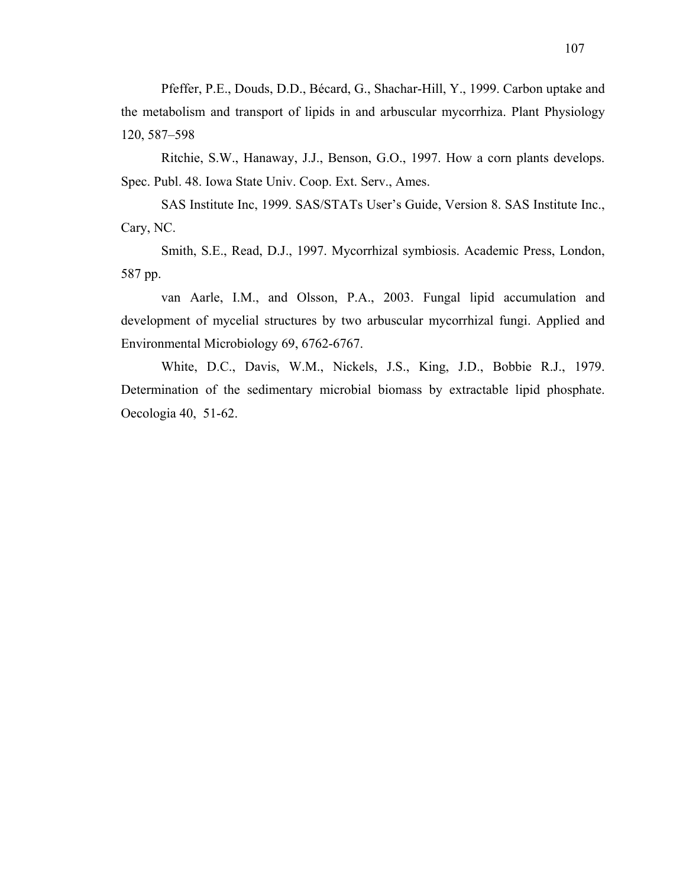Pfeffer, P.E., Douds, D.D., Bécard, G., Shachar-Hill, Y., 1999. Carbon uptake and the metabolism and transport of lipids in and arbuscular mycorrhiza. Plant Physiology 120, 587–598

Ritchie, S.W., Hanaway, J.J., Benson, G.O., 1997. How a corn plants develops. Spec. Publ. 48. Iowa State Univ. Coop. Ext. Serv., Ames.

SAS Institute Inc, 1999. SAS/STATs User's Guide, Version 8. SAS Institute Inc., Cary, NC.

Smith, S.E., Read, D.J., 1997. Mycorrhizal symbiosis. Academic Press, London, 587 pp.

van Aarle, I.M., and Olsson, P.A., 2003. Fungal lipid accumulation and development of mycelial structures by two arbuscular mycorrhizal fungi. Applied and Environmental Microbiology 69, 6762-6767.

White, D.C., Davis, W.M., Nickels, J.S., King, J.D., Bobbie R.J., 1979. Determination of the sedimentary microbial biomass by extractable lipid phosphate. Oecologia 40, 51-62.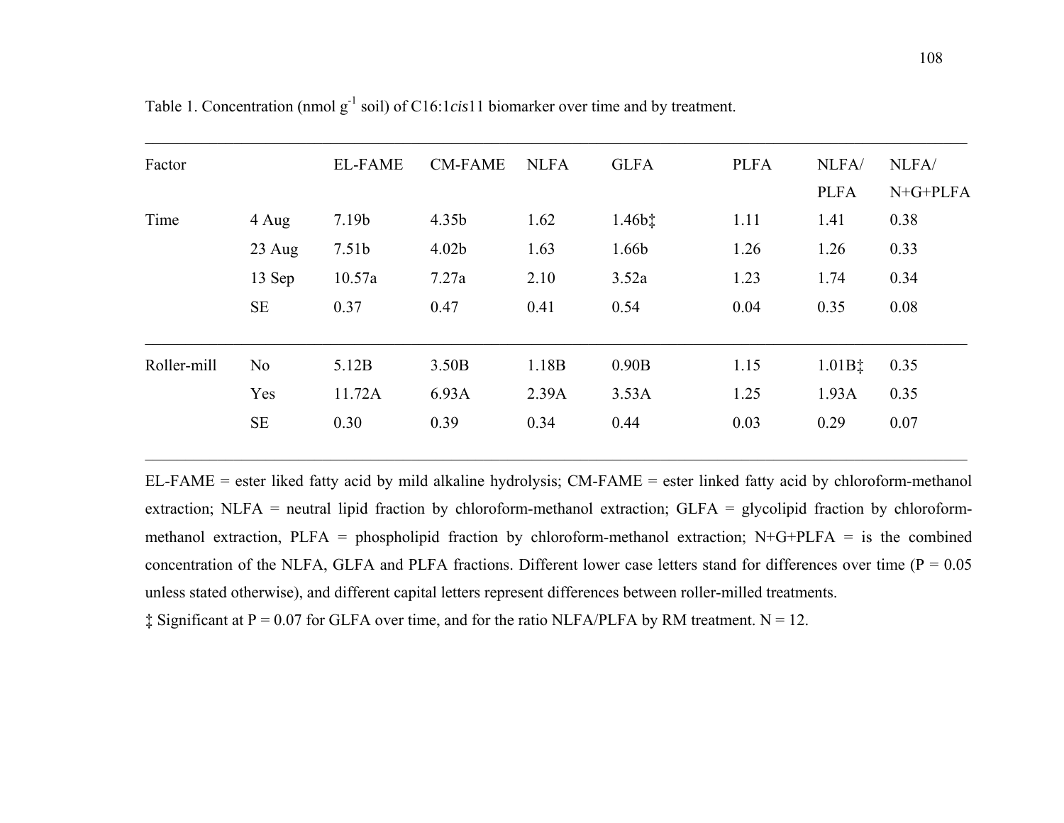Table 1. Concentration (nmol $g^{-1}$ soil) of C16:1*cis*11 biomarker over time and by treatment.

| Factor | | EL-FAME | CM-FAME | NLFA | GLFA | PLFA | NLFA/ PLFA | NLFA/ N+G+PLFA |
|---|---|---|---|---|---|---|---|---|
| Time | 4 Aug | 7.19b | 4.35b | 1.62 | 1.46b‡ | 1.11 | 1.41 | 0.38 |
| | 23 Aug | 7.51b | 4.02b | 1.63 | 1.66b | 1.26 | 1.26 | 0.33 |
| | 13 Sep | 10.57a | 7.27a | 2.10 | 3.52a | 1.23 | 1.74 | 0.34 |
| | SE | 0.37 | 0.47 | 0.41 | 0.54 | 0.04 | 0.35 | 0.08 |
| Roller-mill | No | 5.12B | 3.50B | 1.18B | 0.90B | 1.15 | 1.01B‡ | 0.35 |
| | Yes | 11.72A | 6.93A | 2.39A | 3.53A | 1.25 | 1.93A | 0.35 |
| | SE | 0.30 | 0.39 | 0.34 | 0.44 | 0.03 | 0.29 | 0.07 |

EL-FAME = ester liked fatty acid by mild alkaline hydrolysis; CM-FAME = ester linked fatty acid by chloroform-methanol extraction; NLFA = neutral lipid fraction by chloroform-methanol extraction; GLFA = glycolipid fraction by chloroform-methanol extraction, PLFA = phospholipid fraction by chloroform-methanol extraction; N+G+PLFA = is the combined concentration of the NLFA, GLFA and PLFA fractions. Different lower case letters stand for differences over time ($P = 0.05$ unless stated otherwise), and different capital letters represent differences between roller-milled treatments.

‡ Significant at $P = 0.07$ for GLFA over time, and for the ratio NLFA/PLFA by RM treatment. N = 12.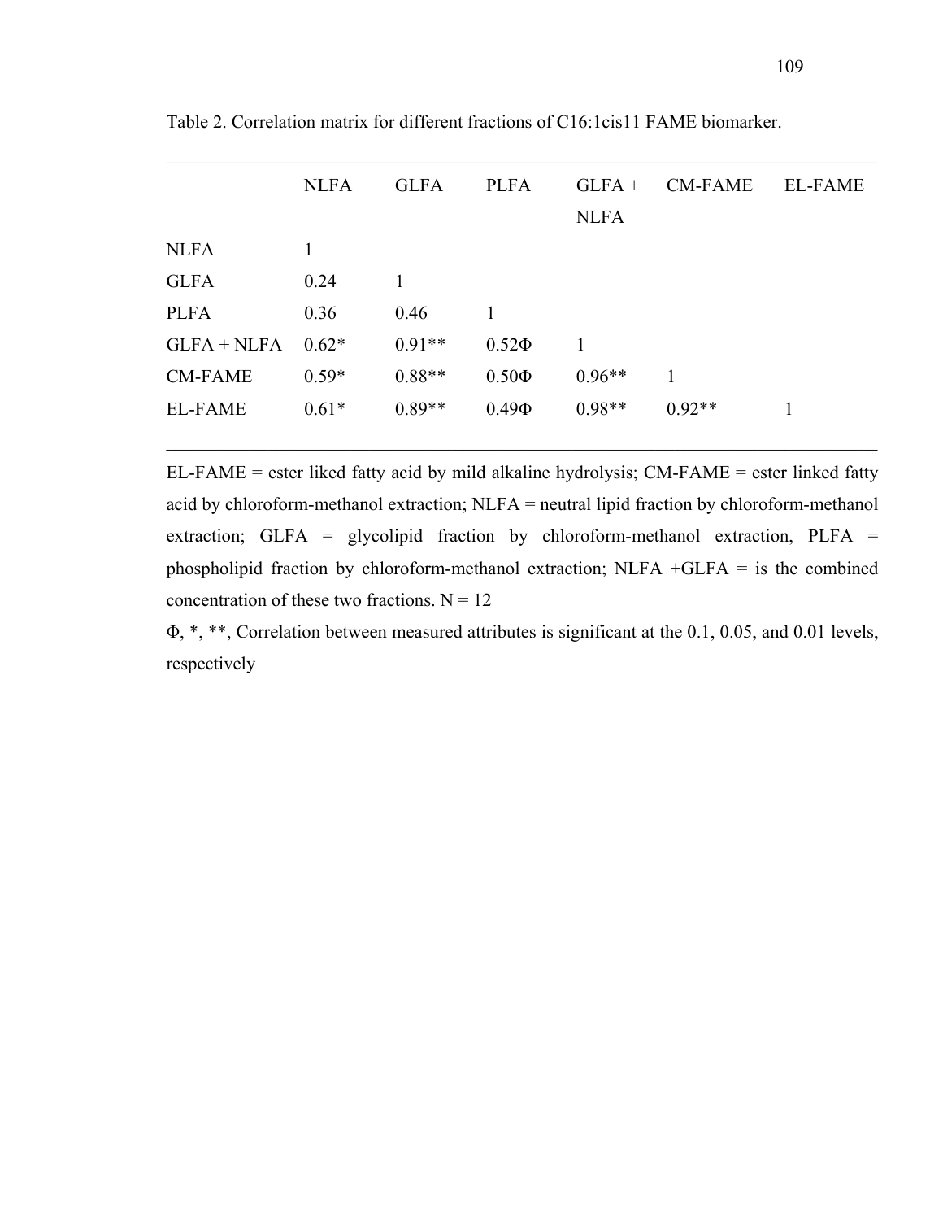Table 2. Correlation matrix for different fractions of C16:1cis11 FAME biomarker.

| | NLFA | GLFA | PLFA | GLFA + NLFA | CM-FAME | EL-FAME |
|---|---|---|---|---|---|---|
| NLFA | 1 | | | | | |
| GLFA | 0.24 | 1 | | | | |
| PLFA | 0.36 | 0.46 | 1 | | | |
| GLFA + NLFA | 0.62* | 0.91** | 0.52Φ | 1 | | |
| CM-FAME | 0.59* | 0.88** | 0.50Φ | 0.96** | 1 | |
| EL-FAME | 0.61* | 0.89** | 0.49Φ | 0.98** | 0.92** | 1 |

EL-FAME = ester liked fatty acid by mild alkaline hydrolysis; CM-FAME = ester linked fatty acid by chloroform-methanol extraction; NLFA = neutral lipid fraction by chloroform-methanol extraction; GLFA = glycolipid fraction by chloroform-methanol extraction, PLFA = phospholipid fraction by chloroform-methanol extraction; NLFA +GLFA = is the combined concentration of these two fractions. N = 12

Φ, *, **, Correlation between measured attributes is significant at the 0.1, 0.05, and 0.01 levels, respectively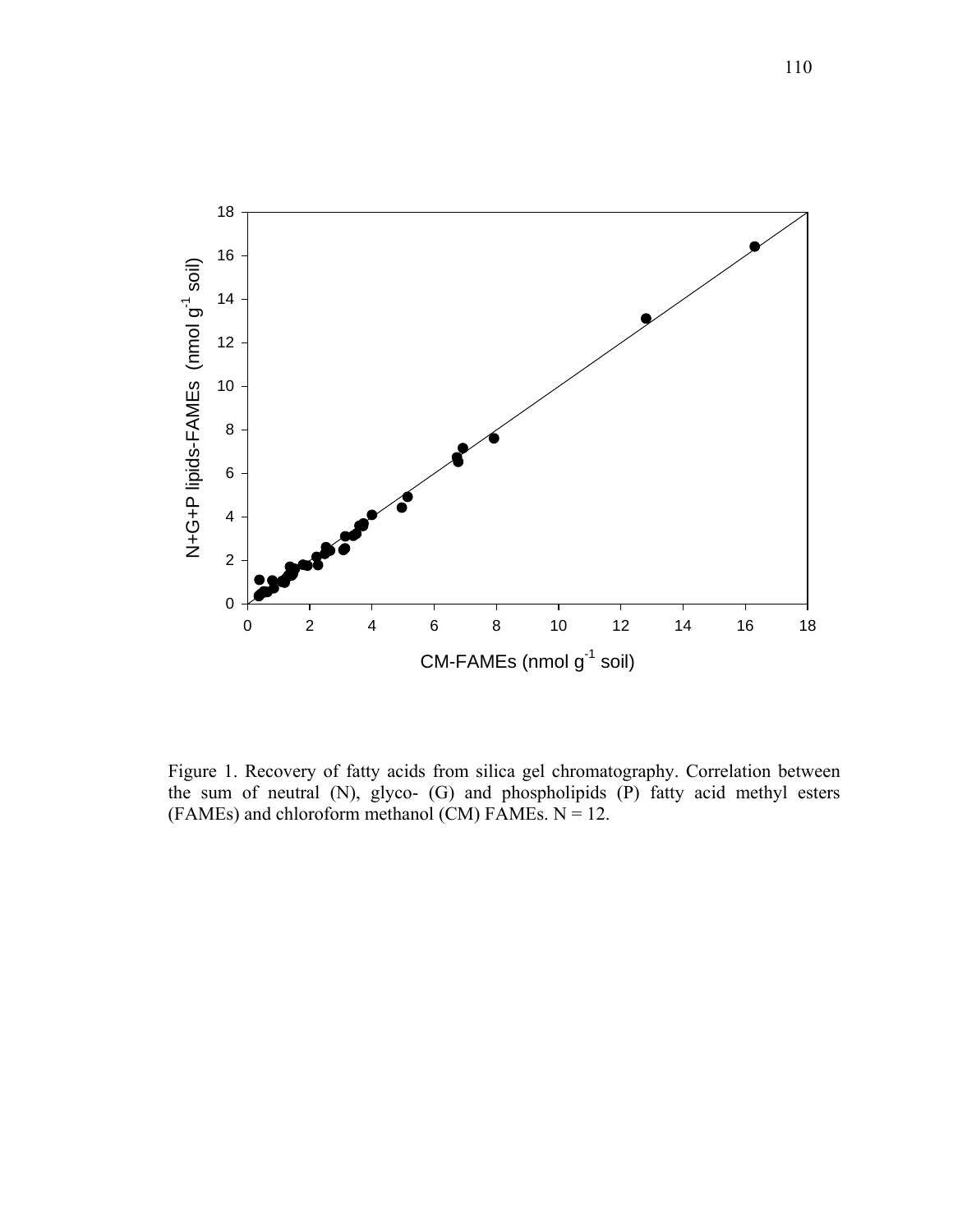Figure 1. Recovery of fatty acids from silica gel chromatography. Correlation between the sum of neutral (N), glyco- (G) and phospholipids (P) fatty acid methyl esters (FAMEs) and chloroform methanol (CM) FAMEs. N = 12.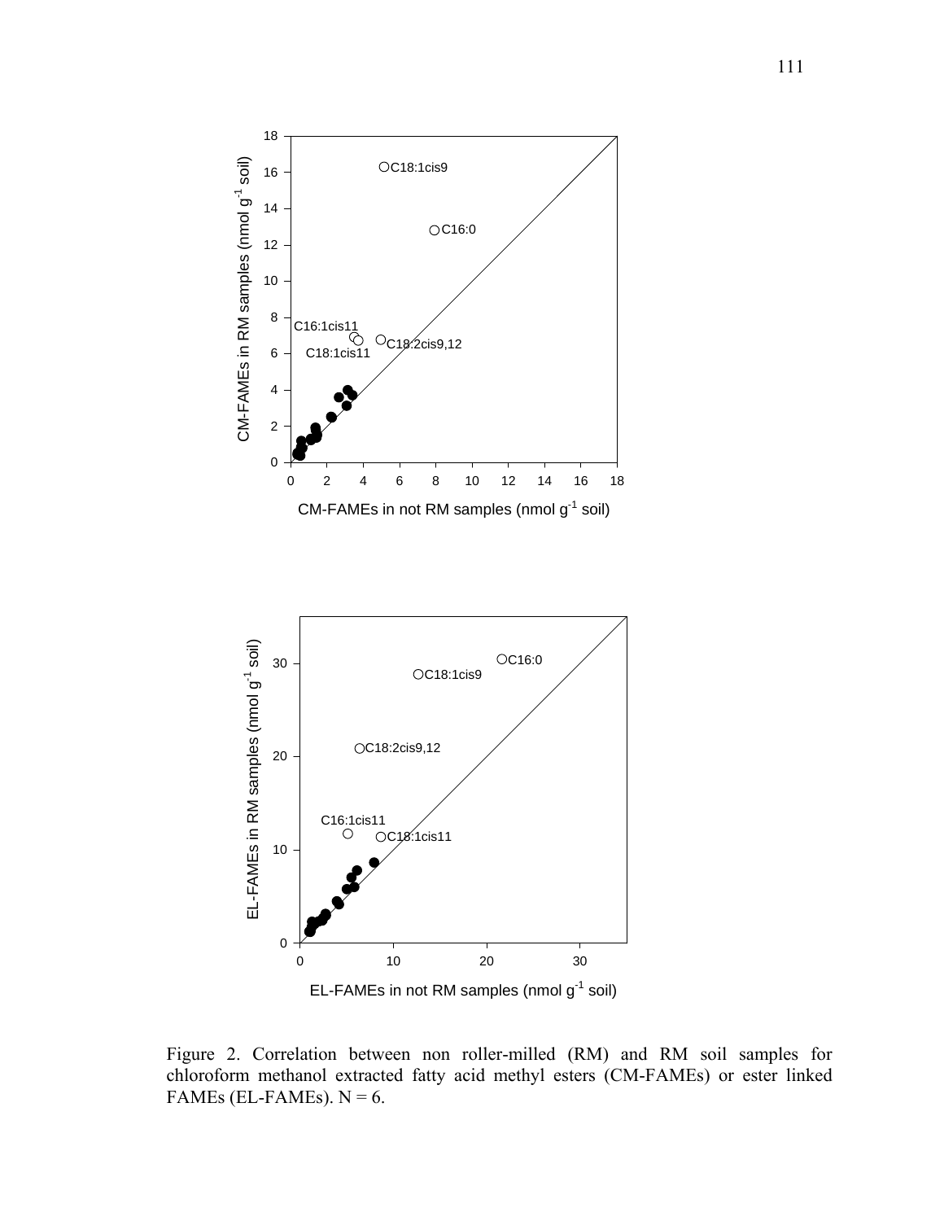Figure 2. Correlation between non roller-milled (RM) and RM soil samples for chloroform methanol extracted fatty acid methyl esters (CM-FAMEs) or ester linked FAMEs (EL-FAMEs). N = 6.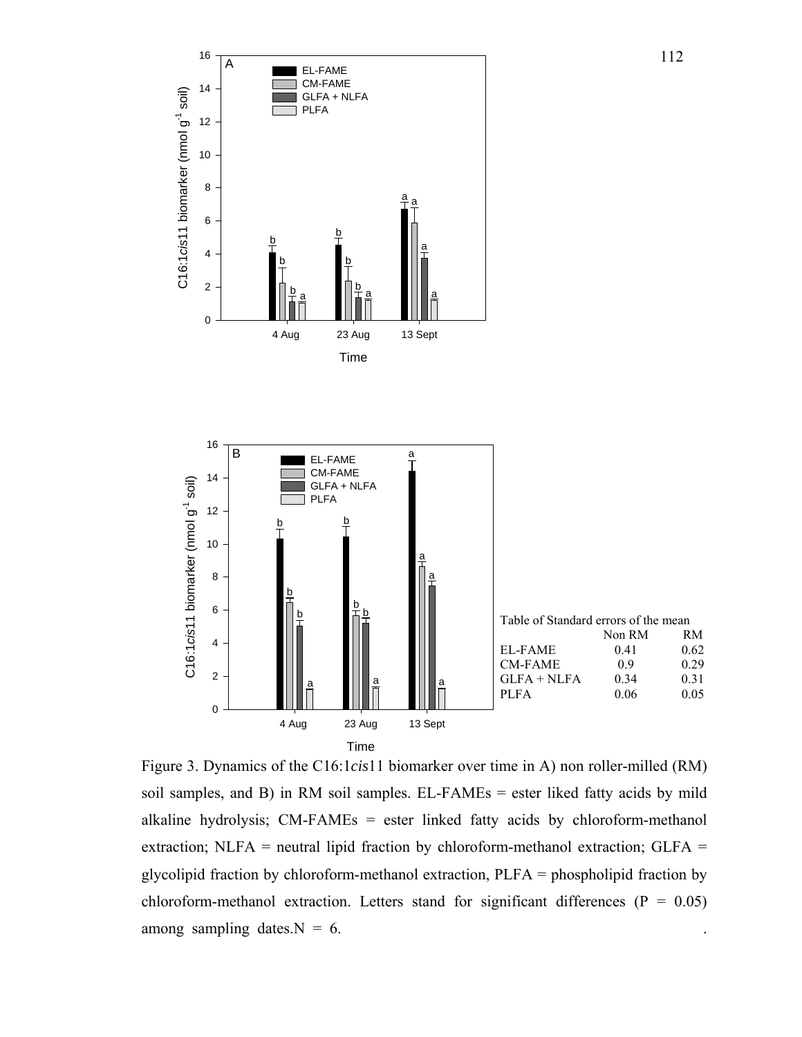Table of Standard errors of the mean

| | Non RM | RM |
|---|---|---|
| EL-FAME | 0.41 | 0.62 |
| CM-FAME | 0.9 | 0.29 |
| GLFA + NLFA | 0.34 | 0.31 |
| PLFA | 0.06 | 0.05 |

Figure 3. Dynamics of the C16:1*cis*11 biomarker over time in A) non roller-milled (RM) soil samples, and B) in RM soil samples. EL-FAMEs = ester liked fatty acids by mild alkaline hydrolysis; CM-FAMEs = ester linked fatty acids by chloroform-methanol extraction; NLFA = neutral lipid fraction by chloroform-methanol extraction; GLFA = glycolipid fraction by chloroform-methanol extraction, PLFA = phospholipid fraction by chloroform-methanol extraction. Letters stand for significant differences ($P = 0.05$) among sampling dates. $N = 6$.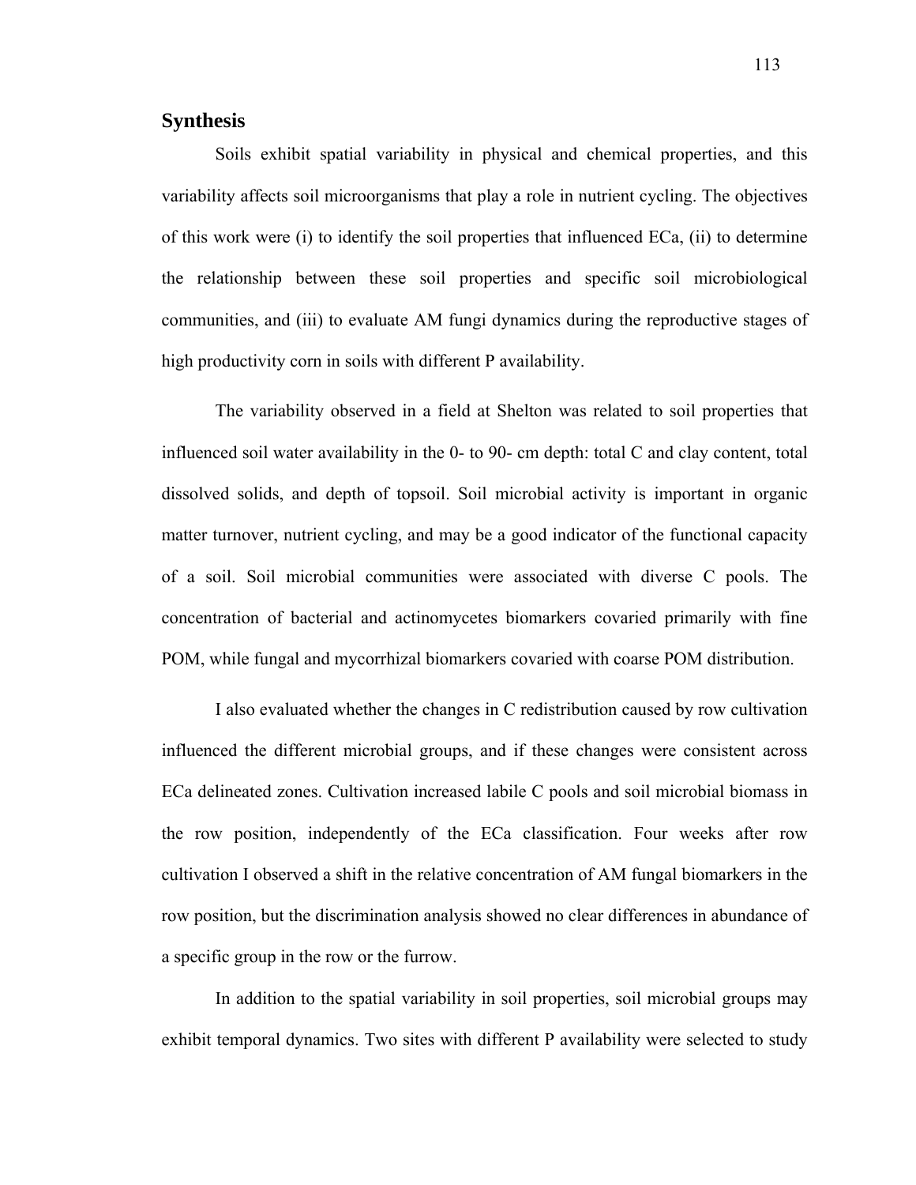## Synthesis

Soils exhibit spatial variability in physical and chemical properties, and this variability affects soil microorganisms that play a role in nutrient cycling. The objectives of this work were (i) to identify the soil properties that influenced ECa, (ii) to determine the relationship between these soil properties and specific soil microbiological communities, and (iii) to evaluate AM fungi dynamics during the reproductive stages of high productivity corn in soils with different P availability.

The variability observed in a field at Shelton was related to soil properties that influenced soil water availability in the 0- to 90- cm depth: total C and clay content, total dissolved solids, and depth of topsoil. Soil microbial activity is important in organic matter turnover, nutrient cycling, and may be a good indicator of the functional capacity of a soil. Soil microbial communities were associated with diverse C pools. The concentration of bacterial and actinomycetes biomarkers covaried primarily with fine POM, while fungal and mycorrhizal biomarkers covaried with coarse POM distribution.

I also evaluated whether the changes in C redistribution caused by row cultivation influenced the different microbial groups, and if these changes were consistent across ECa delineated zones. Cultivation increased labile C pools and soil microbial biomass in the row position, independently of the ECa classification. Four weeks after row cultivation I observed a shift in the relative concentration of AM fungal biomarkers in the row position, but the discrimination analysis showed no clear differences in abundance of a specific group in the row or the furrow.

In addition to the spatial variability in soil properties, soil microbial groups may exhibit temporal dynamics. Two sites with different P availability were selected to study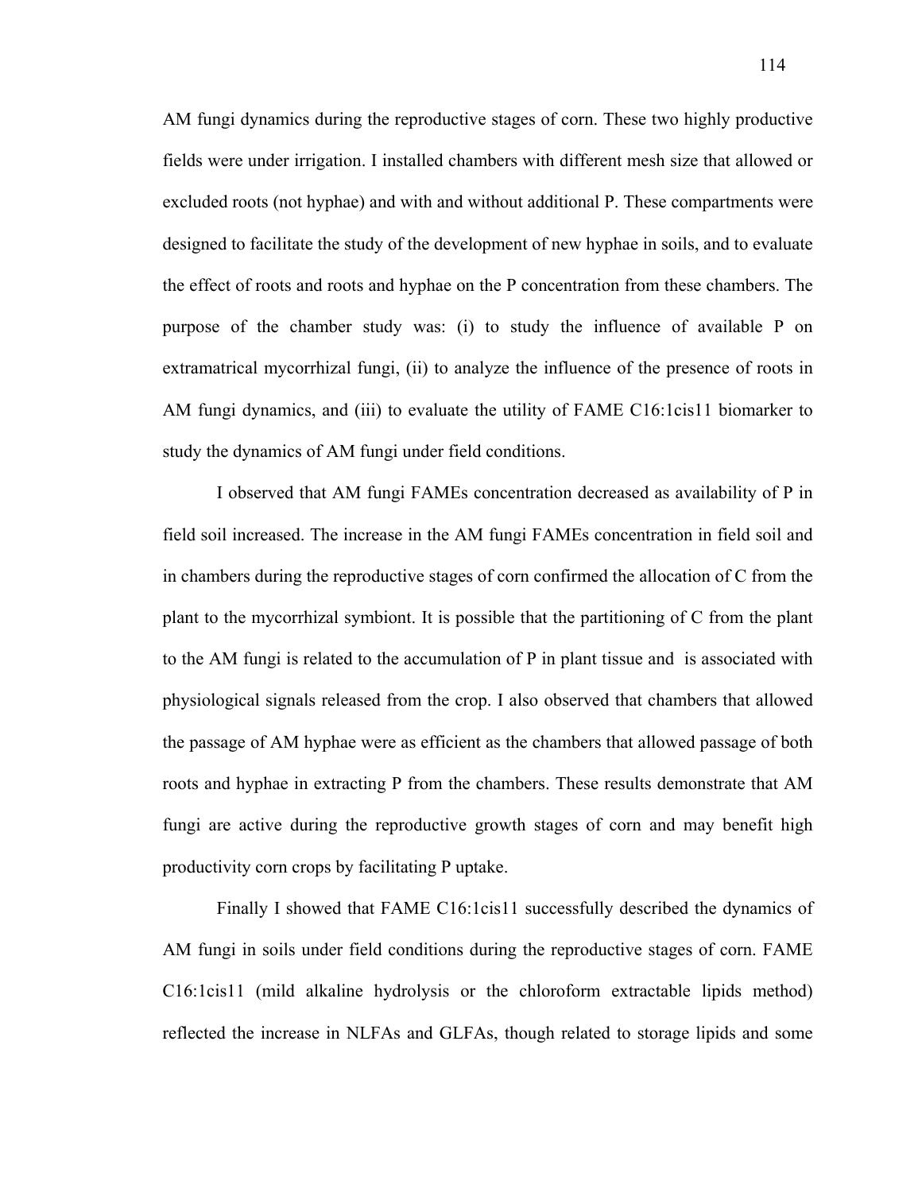AM fungi dynamics during the reproductive stages of corn. These two highly productive fields were under irrigation. I installed chambers with different mesh size that allowed or excluded roots (not hyphae) and with and without additional P. These compartments were designed to facilitate the study of the development of new hyphae in soils, and to evaluate the effect of roots and roots and hyphae on the P concentration from these chambers. The purpose of the chamber study was: (i) to study the influence of available P on extramatrical mycorrhizal fungi, (ii) to analyze the influence of the presence of roots in AM fungi dynamics, and (iii) to evaluate the utility of FAME C16:1cis11 biomarker to study the dynamics of AM fungi under field conditions.

I observed that AM fungi FAMEs concentration decreased as availability of P in field soil increased. The increase in the AM fungi FAMEs concentration in field soil and in chambers during the reproductive stages of corn confirmed the allocation of C from the plant to the mycorrhizal symbiont. It is possible that the partitioning of C from the plant to the AM fungi is related to the accumulation of P in plant tissue and is associated with physiological signals released from the crop. I also observed that chambers that allowed the passage of AM hyphae were as efficient as the chambers that allowed passage of both roots and hyphae in extracting P from the chambers. These results demonstrate that AM fungi are active during the reproductive growth stages of corn and may benefit high productivity corn crops by facilitating P uptake.

Finally I showed that FAME C16:1cis11 successfully described the dynamics of AM fungi in soils under field conditions during the reproductive stages of corn. FAME C16:1cis11 (mild alkaline hydrolysis or the chloroform extractable lipids method) reflected the increase in NLFAs and GLFAs, though related to storage lipids and some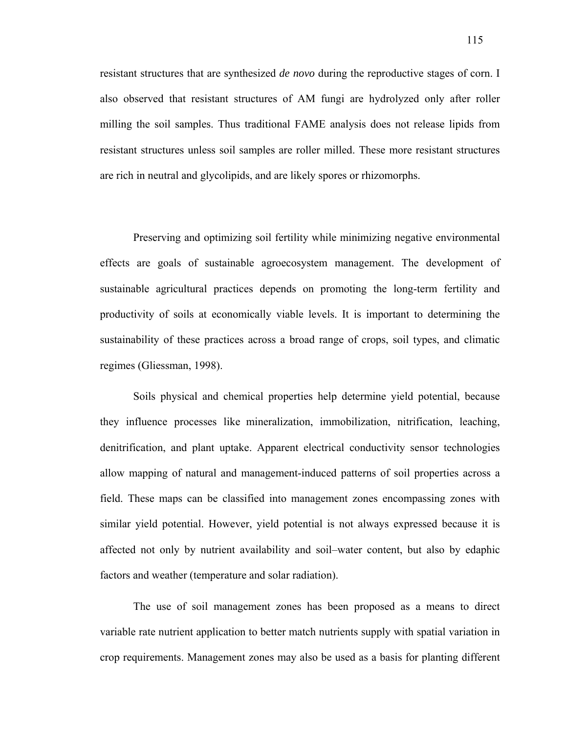resistant structures that are synthesized *de novo* during the reproductive stages of corn. I also observed that resistant structures of AM fungi are hydrolyzed only after roller milling the soil samples. Thus traditional FAME analysis does not release lipids from resistant structures unless soil samples are roller milled. These more resistant structures are rich in neutral and glycolipids, and are likely spores or rhizomorphs.

Preserving and optimizing soil fertility while minimizing negative environmental effects are goals of sustainable agroecosystem management. The development of sustainable agricultural practices depends on promoting the long-term fertility and productivity of soils at economically viable levels. It is important to determining the sustainability of these practices across a broad range of crops, soil types, and climatic regimes (Gliessman, 1998).

Soils physical and chemical properties help determine yield potential, because they influence processes like mineralization, immobilization, nitrification, leaching, denitrification, and plant uptake. Apparent electrical conductivity sensor technologies allow mapping of natural and management-induced patterns of soil properties across a field. These maps can be classified into management zones encompassing zones with similar yield potential. However, yield potential is not always expressed because it is affected not only by nutrient availability and soil–water content, but also by edaphic factors and weather (temperature and solar radiation).

The use of soil management zones has been proposed as a means to direct variable rate nutrient application to better match nutrients supply with spatial variation in crop requirements. Management zones may also be used as a basis for planting different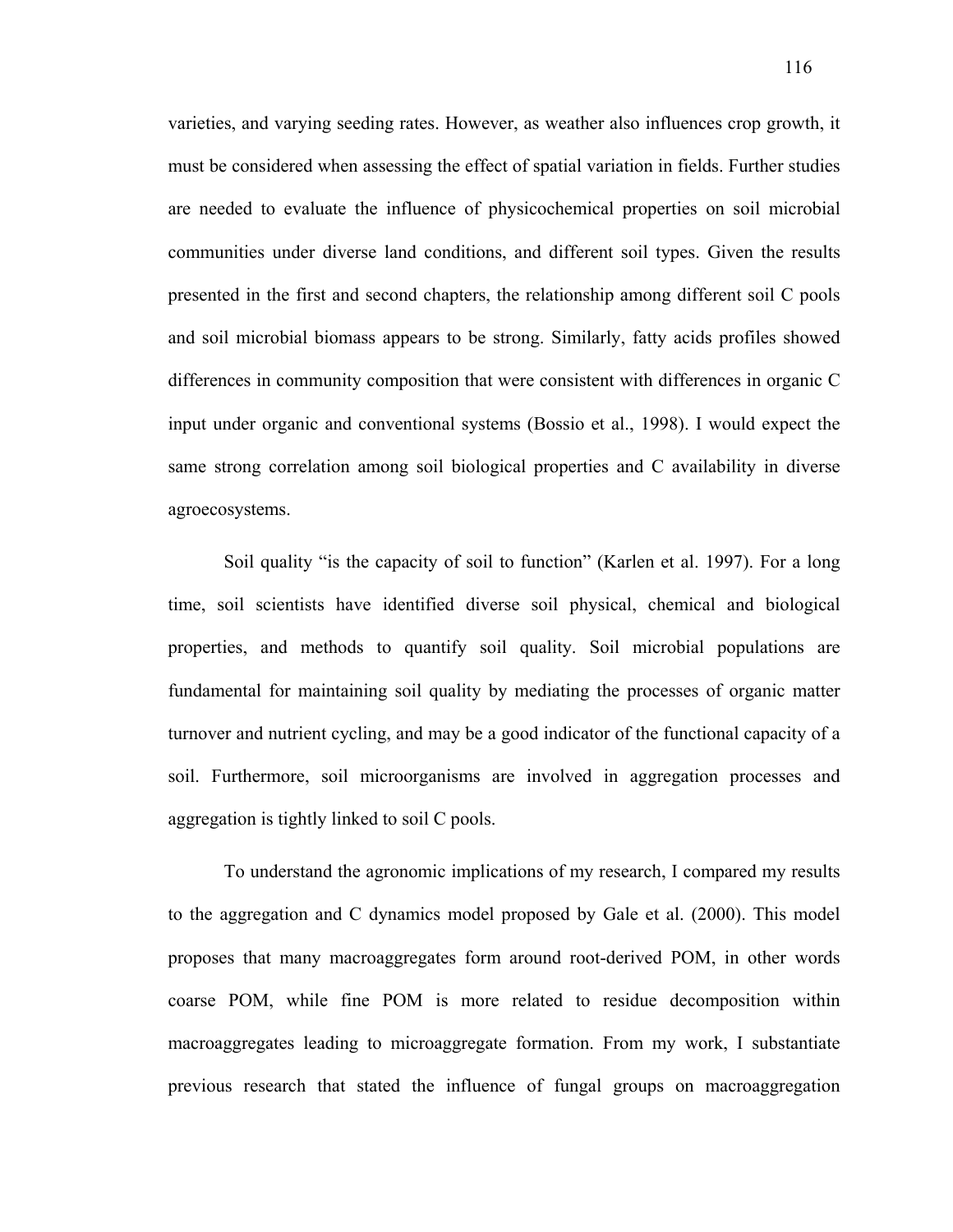varieties, and varying seeding rates. However, as weather also influences crop growth, it must be considered when assessing the effect of spatial variation in fields. Further studies are needed to evaluate the influence of physicochemical properties on soil microbial communities under diverse land conditions, and different soil types. Given the results presented in the first and second chapters, the relationship among different soil C pools and soil microbial biomass appears to be strong. Similarly, fatty acids profiles showed differences in community composition that were consistent with differences in organic C input under organic and conventional systems (Bossio et al., 1998). I would expect the same strong correlation among soil biological properties and C availability in diverse agroecosystems.

Soil quality "is the capacity of soil to function" (Karlen et al. 1997). For a long time, soil scientists have identified diverse soil physical, chemical and biological properties, and methods to quantify soil quality. Soil microbial populations are fundamental for maintaining soil quality by mediating the processes of organic matter turnover and nutrient cycling, and may be a good indicator of the functional capacity of a soil. Furthermore, soil microorganisms are involved in aggregation processes and aggregation is tightly linked to soil C pools.

To understand the agronomic implications of my research, I compared my results to the aggregation and C dynamics model proposed by Gale et al. (2000). This model proposes that many macroaggregates form around root-derived POM, in other words coarse POM, while fine POM is more related to residue decomposition within macroaggregates leading to microaggregate formation. From my work, I substantiate previous research that stated the influence of fungal groups on macroaggregation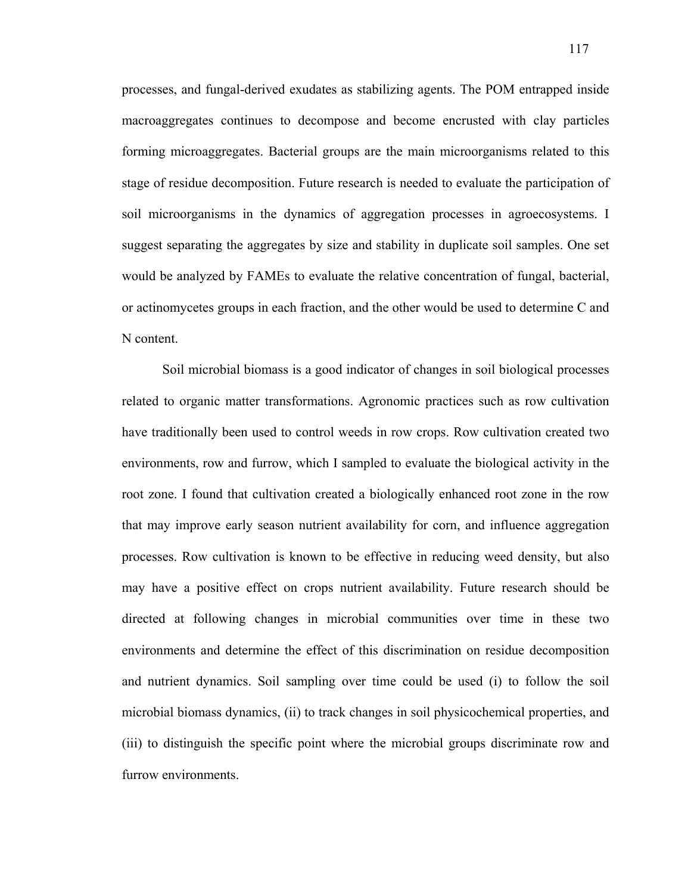processes, and fungal-derived exudates as stabilizing agents. The POM entrapped inside macroaggregates continues to decompose and become encrusted with clay particles forming microaggregates. Bacterial groups are the main microorganisms related to this stage of residue decomposition. Future research is needed to evaluate the participation of soil microorganisms in the dynamics of aggregation processes in agroecosystems. I suggest separating the aggregates by size and stability in duplicate soil samples. One set would be analyzed by FAMEs to evaluate the relative concentration of fungal, bacterial, or actinomycetes groups in each fraction, and the other would be used to determine C and N content.

Soil microbial biomass is a good indicator of changes in soil biological processes related to organic matter transformations. Agronomic practices such as row cultivation have traditionally been used to control weeds in row crops. Row cultivation created two environments, row and furrow, which I sampled to evaluate the biological activity in the root zone. I found that cultivation created a biologically enhanced root zone in the row that may improve early season nutrient availability for corn, and influence aggregation processes. Row cultivation is known to be effective in reducing weed density, but also may have a positive effect on crops nutrient availability. Future research should be directed at following changes in microbial communities over time in these two environments and determine the effect of this discrimination on residue decomposition and nutrient dynamics. Soil sampling over time could be used (i) to follow the soil microbial biomass dynamics, (ii) to track changes in soil physicochemical properties, and (iii) to distinguish the specific point where the microbial groups discriminate row and furrow environments.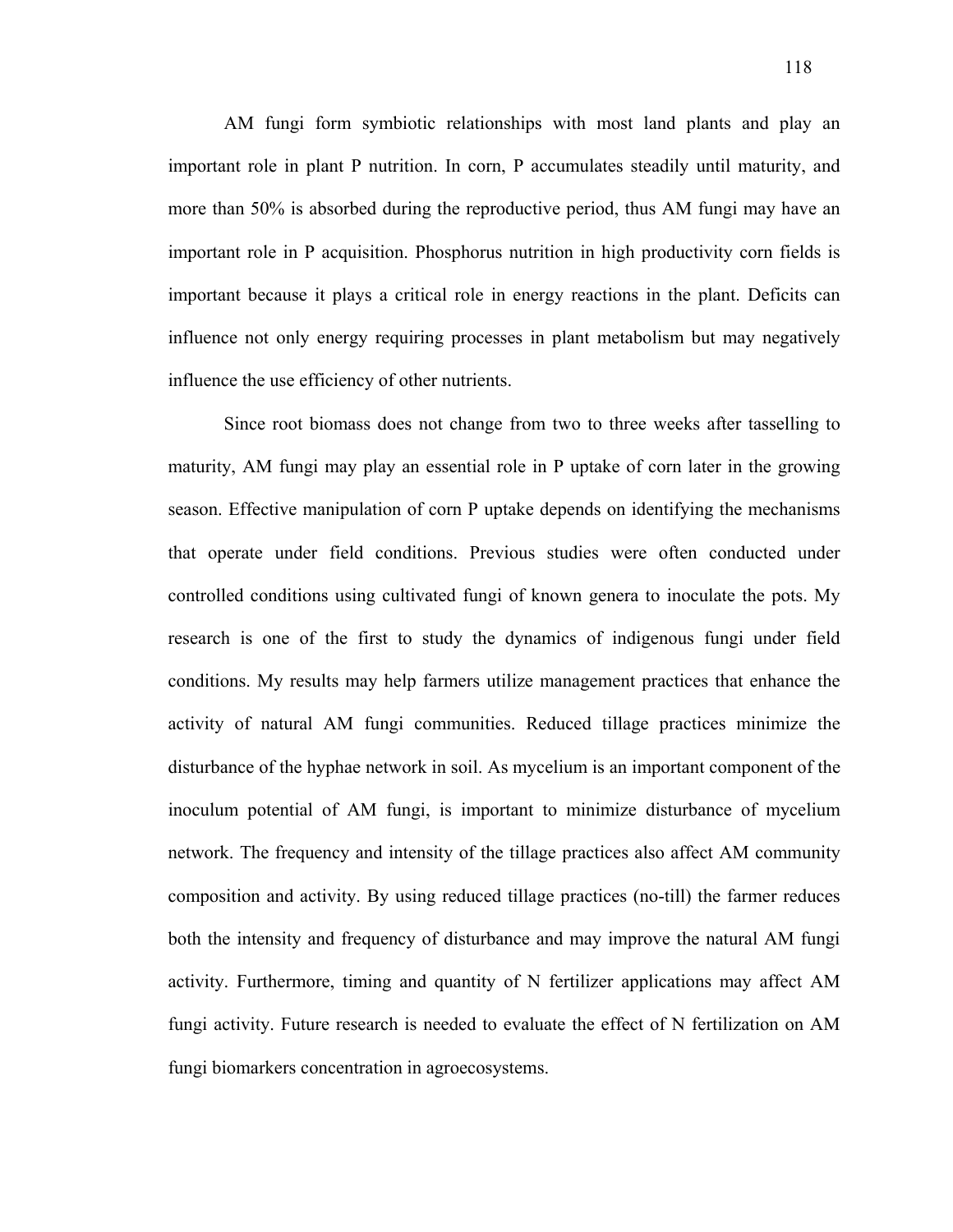AM fungi form symbiotic relationships with most land plants and play an important role in plant P nutrition. In corn, P accumulates steadily until maturity, and more than 50% is absorbed during the reproductive period, thus AM fungi may have an important role in P acquisition. Phosphorus nutrition in high productivity corn fields is important because it plays a critical role in energy reactions in the plant. Deficits can influence not only energy requiring processes in plant metabolism but may negatively influence the use efficiency of other nutrients.

Since root biomass does not change from two to three weeks after tasselling to maturity, AM fungi may play an essential role in P uptake of corn later in the growing season. Effective manipulation of corn P uptake depends on identifying the mechanisms that operate under field conditions. Previous studies were often conducted under controlled conditions using cultivated fungi of known genera to inoculate the pots. My research is one of the first to study the dynamics of indigenous fungi under field conditions. My results may help farmers utilize management practices that enhance the activity of natural AM fungi communities. Reduced tillage practices minimize the disturbance of the hyphae network in soil. As mycelium is an important component of the inoculum potential of AM fungi, is important to minimize disturbance of mycelium network. The frequency and intensity of the tillage practices also affect AM community composition and activity. By using reduced tillage practices (no-till) the farmer reduces both the intensity and frequency of disturbance and may improve the natural AM fungi activity. Furthermore, timing and quantity of N fertilizer applications may affect AM fungi activity. Future research is needed to evaluate the effect of N fertilization on AM fungi biomarkers concentration in agroecosystems.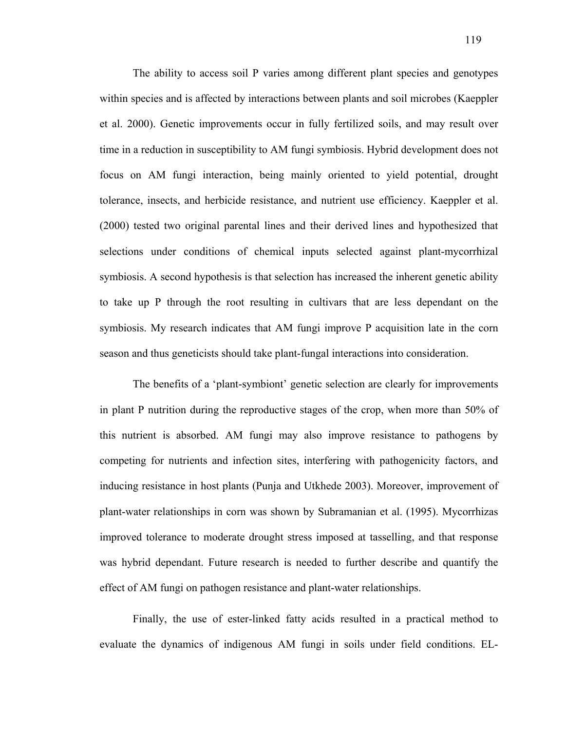The ability to access soil P varies among different plant species and genotypes within species and is affected by interactions between plants and soil microbes (Kaeppler et al. 2000). Genetic improvements occur in fully fertilized soils, and may result over time in a reduction in susceptibility to AM fungi symbiosis. Hybrid development does not focus on AM fungi interaction, being mainly oriented to yield potential, drought tolerance, insects, and herbicide resistance, and nutrient use efficiency. Kaeppler et al. (2000) tested two original parental lines and their derived lines and hypothesized that selections under conditions of chemical inputs selected against plant-mycorrhizal symbiosis. A second hypothesis is that selection has increased the inherent genetic ability to take up P through the root resulting in cultivars that are less dependant on the symbiosis. My research indicates that AM fungi improve P acquisition late in the corn season and thus geneticists should take plant-fungal interactions into consideration.

The benefits of a 'plant-symbiont' genetic selection are clearly for improvements in plant P nutrition during the reproductive stages of the crop, when more than 50% of this nutrient is absorbed. AM fungi may also improve resistance to pathogens by competing for nutrients and infection sites, interfering with pathogenicity factors, and inducing resistance in host plants (Punja and Utkhede 2003). Moreover, improvement of plant-water relationships in corn was shown by Subramanian et al. (1995). Mycorrhizas improved tolerance to moderate drought stress imposed at tasselling, and that response was hybrid dependant. Future research is needed to further describe and quantify the effect of AM fungi on pathogen resistance and plant-water relationships.

Finally, the use of ester-linked fatty acids resulted in a practical method to evaluate the dynamics of indigenous AM fungi in soils under field conditions. EL-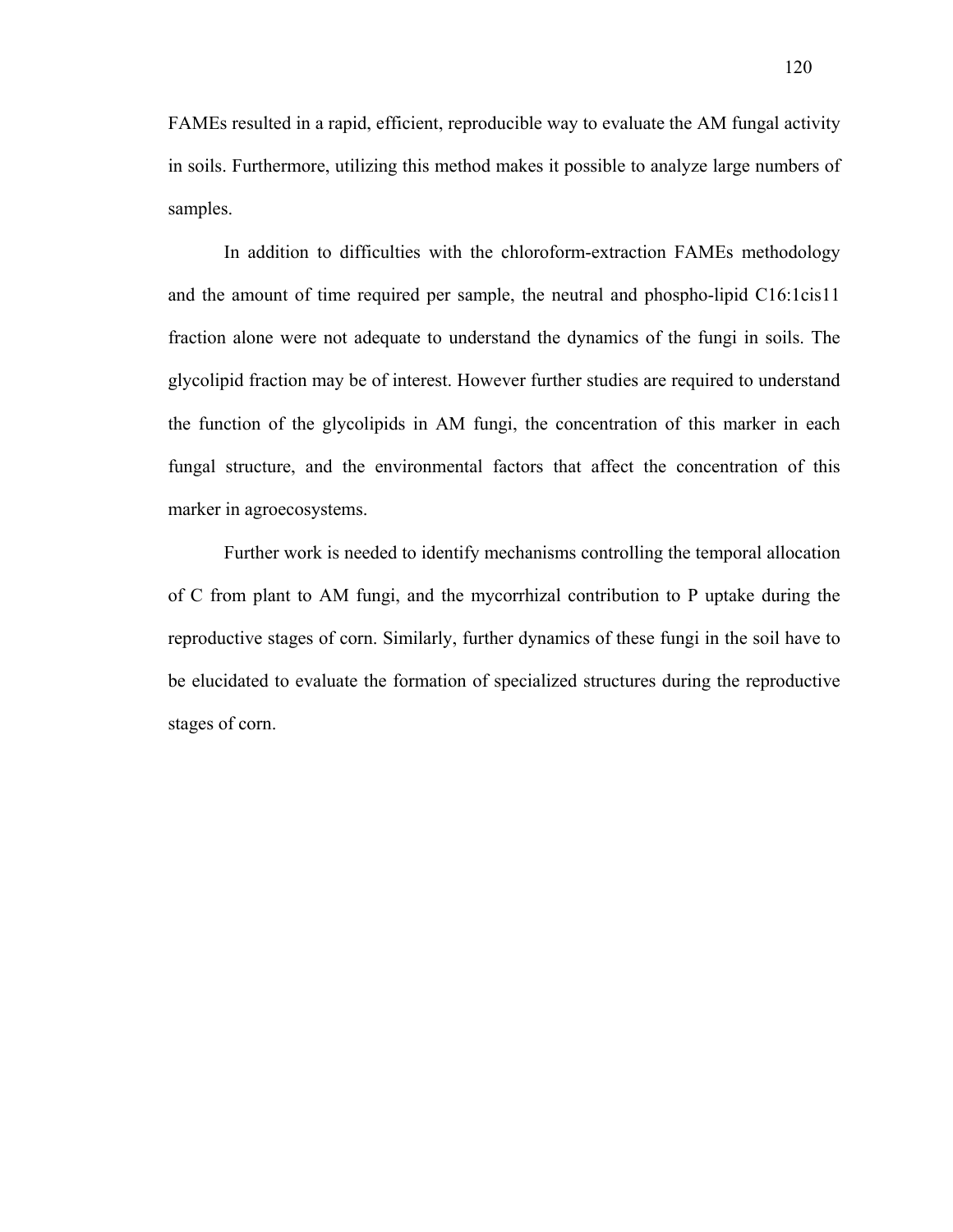FAMEs resulted in a rapid, efficient, reproducible way to evaluate the AM fungal activity in soils. Furthermore, utilizing this method makes it possible to analyze large numbers of samples.

In addition to difficulties with the chloroform-extraction FAMEs methodology and the amount of time required per sample, the neutral and phospho-lipid C16:1cis11 fraction alone were not adequate to understand the dynamics of the fungi in soils. The glycolipid fraction may be of interest. However further studies are required to understand the function of the glycolipids in AM fungi, the concentration of this marker in each fungal structure, and the environmental factors that affect the concentration of this marker in agroecosystems.

Further work is needed to identify mechanisms controlling the temporal allocation of C from plant to AM fungi, and the mycorrhizal contribution to P uptake during the reproductive stages of corn. Similarly, further dynamics of these fungi in the soil have to be elucidated to evaluate the formation of specialized structures during the reproductive stages of corn.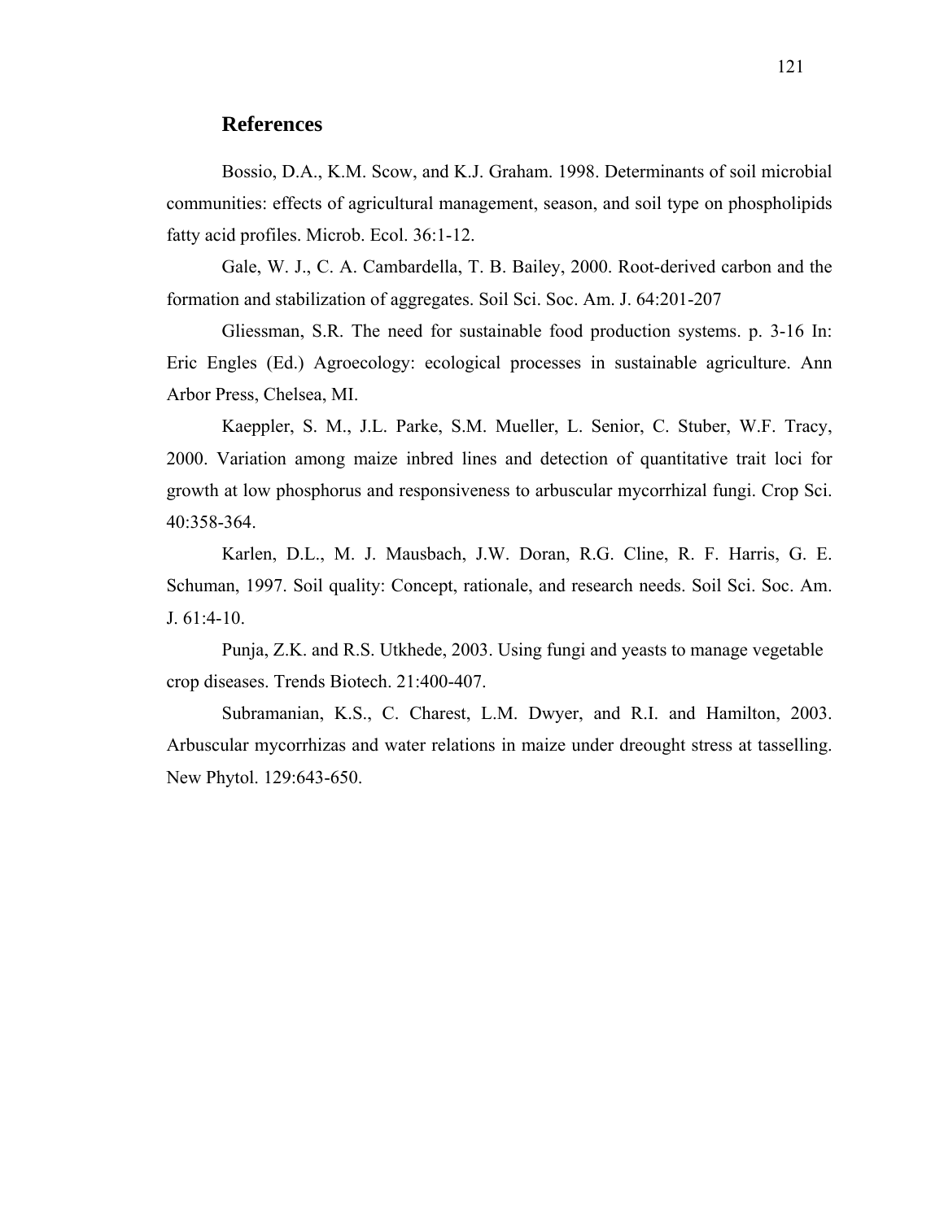## References

Bossio, D.A., K.M. Scow, and K.J. Graham. 1998. Determinants of soil microbial communities: effects of agricultural management, season, and soil type on phospholipids fatty acid profiles. Microb. Ecol. 36:1-12.

Gale, W. J., C. A. Cambardella, T. B. Bailey, 2000. Root-derived carbon and the formation and stabilization of aggregates. Soil Sci. Soc. Am. J. 64:201-207

Gliessman, S.R. The need for sustainable food production systems. p. 3-16 In: Eric Engles (Ed.) Agroecology: ecological processes in sustainable agriculture. Ann Arbor Press, Chelsea, MI.

Kaeppler, S. M., J.L. Parke, S.M. Mueller, L. Senior, C. Stuber, W.F. Tracy, 2000. Variation among maize inbred lines and detection of quantitative trait loci for growth at low phosphorus and responsiveness to arbuscular mycorrhizal fungi. Crop Sci. 40:358-364.

Karlen, D.L., M. J. Mausbach, J.W. Doran, R.G. Cline, R. F. Harris, G. E. Schuman, 1997. Soil quality: Concept, rationale, and research needs. Soil Sci. Soc. Am. J. 61:4-10.

Punja, Z.K. and R.S. Utkhede, 2003. Using fungi and yeasts to manage vegetable crop diseases. Trends Biotech. 21:400-407.

Subramanian, K.S., C. Charest, L.M. Dwyer, and R.I. and Hamilton, 2003. Arbuscular mycorrhizas and water relations in maize under dreought stress at tasselling. New Phytol. 129:643-650.